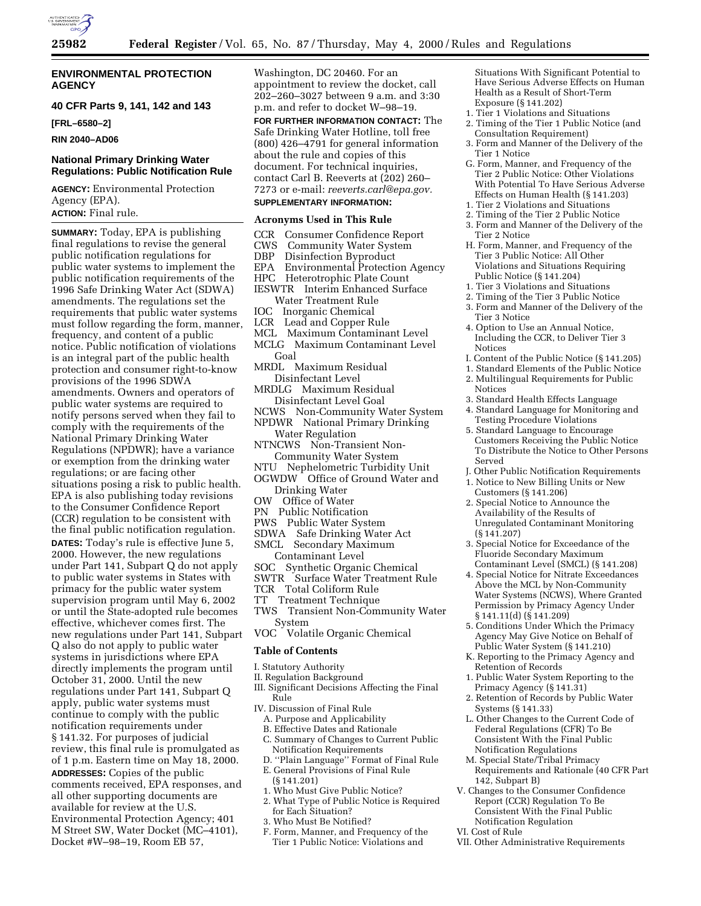## ENVIRONMENTAL PROTECTION AGENCY

### 40 CFR Parts 9, 141, 142 and 143

**[FRL–6580–2]**

**RIN 2040–AD06**

### National Primary Drinking Water Regulations: Public Notification Rule

**AGENCY:** Environmental Protection Agency (EPA).

**ACTION:** Final rule.

**SUMMARY:** Today, EPA is publishing final regulations to revise the general public notification regulations for public water systems to implement the public notification requirements of the 1996 Safe Drinking Water Act (SDWA) amendments. The regulations set the requirements that public water systems must follow regarding the form, manner, frequency, and content of a public notice. Public notification of violations is an integral part of the public health protection and consumer right-to-know provisions of the 1996 SDWA amendments. Owners and operators of public water systems are required to notify persons served when they fail to comply with the requirements of the National Primary Drinking Water Regulations (NPDWR); have a variance or exemption from the drinking water regulations; or are facing other situations posing a risk to public health. EPA is also publishing today revisions to the Consumer Confidence Report (CCR) regulation to be consistent with the final public notification regulation.

**DATES:** Today's rule is effective June 5, 2000. However, the new regulations under Part 141, Subpart Q do not apply to public water systems in States with primacy for the public water system supervision program until May 6, 2002 or until the State-adopted rule becomes effective, whichever comes first. The new regulations under Part 141, Subpart Q also do not apply to public water systems in jurisdictions where EPA directly implements the program until October 31, 2000. Until the new regulations under Part 141, Subpart Q apply, public water systems must continue to comply with the public notification requirements under § 141.32. For purposes of judicial review, this final rule is promulgated as of 1 p.m. Eastern time on May 18, 2000.

**ADDRESSES:** Copies of the public comments received, EPA responses, and all other supporting documents are available for review at the U.S. Environmental Protection Agency; 401 M Street SW, Water Docket (MC–4101), Docket #W–98–19, Room EB 57, Washington, DC 20460. For an appointment to review the docket, call 202–260–3027 between 9 a.m. and 3:30 p.m. and refer to docket W–98–19.

**FOR FURTHER INFORMATION CONTACT:** The Safe Drinking Water Hotline, toll free (800) 426–4791 for general information about the rule and copies of this document. For technical inquiries, contact Carl B. Reeverts at (202) 260–7273 or e-mail: *reeverts.carl@epa.gov.*

**SUPPLEMENTARY INFORMATION:**

#### Acronyms Used in This Rule

- CCR Consumer Confidence Report
- CWS Community Water System
- DBP Disinfection Byproduct
- EPA Environmental Protection Agency
- HPC Heterotrophic Plate Count
- IESWTR Interim Enhanced Surface Water Treatment Rule
- IOC Inorganic Chemical
- LCR Lead and Copper Rule
- MCL Maximum Contaminant Level
- MCLG Maximum Contaminant Level Goal
- MRDL Maximum Residual Disinfectant Level
- MRDLG Maximum Residual Disinfectant Level Goal
- NCWS Non-Community Water System
- NPDWR National Primary Drinking Water Regulation
- NTNCWS Non-Transient Non-Community Water System
- NTU Nephelometric Turbidity Unit
- OGWDW Office of Ground Water and Drinking Water
- OW Office of Water
- PN Public Notification
- PWS Public Water System
- SDWA Safe Drinking Water Act
- SMCL Secondary Maximum Contaminant Level
- SOC Synthetic Organic Chemical
- SWTR Surface Water Treatment Rule
- TCR Total Coliform Rule
- TT Treatment Technique
- TWS Transient Non-Community Water System
- VOC Volatile Organic Chemical

#### Table of Contents

I. Statutory Authority
II. Regulation Background
III. Significant Decisions Affecting the Final Rule
IV. Discussion of Final Rule
  A. Purpose and Applicability
  B. Effective Dates and Rationale
  C. Summary of Changes to Current Public Notification Requirements
  D. ''Plain Language'' Format of Final Rule
  E. General Provisions of Final Rule (§ 141.201)
  1. Who Must Give Public Notice?
  2. What Type of Public Notice is Required for Each Situation?
  3. Who Must Be Notified?
  F. Form, Manner, and Frequency of the Tier 1 Public Notice: Violations and Situations With Significant Potential to Have Serious Adverse Effects on Human Health as a Result of Short-Term Exposure (§ 141.202)
  1. Tier 1 Violations and Situations
  2. Timing of the Tier 1 Public Notice (and Consultation Requirement)
  3. Form and Manner of the Delivery of the Tier 1 Notice
  G. Form, Manner, and Frequency of the Tier 2 Public Notice: Other Violations With Potential To Have Serious Adverse Effects on Human Health (§ 141.203)
  1. Tier 2 Violations and Situations
  2. Timing of the Tier 2 Public Notice
  3. Form and Manner of the Delivery of the Tier 2 Notice
  H. Form, Manner, and Frequency of the Tier 3 Public Notice: All Other Violations and Situations Requiring Public Notice (§ 141.204)
  1. Tier 3 Violations and Situations
  2. Timing of the Tier 3 Public Notice
  3. Form and Manner of the Delivery of the Tier 3 Notice
  4. Option to Use an Annual Notice, Including the CCR, to Deliver Tier 3 Notices
  I. Content of the Public Notice (§ 141.205)
  1. Standard Elements of the Public Notice
  2. Multilingual Requirements for Public Notices
  3. Standard Health Effects Language
  4. Standard Language for Monitoring and Testing Procedure Violations
  5. Standard Language to Encourage Customers Receiving the Public Notice To Distribute the Notice to Other Persons Served
  J. Other Public Notification Requirements
  1. Notice to New Billing Units or New Customers (§ 141.206)
  2. Special Notice to Announce the Availability of the Results of Unregulated Contaminant Monitoring (§ 141.207)
  3. Special Notice for Exceedance of the Fluoride Secondary Maximum Contaminant Level (SMCL) (§ 141.208)
  4. Special Notice for Nitrate Exceedances Above the MCL by Non-Community Water Systems (NCWS), Where Granted Permission by Primacy Agency Under § 141.11(d) (§ 141.209)
  5. Conditions Under Which the Primacy Agency May Give Notice on Behalf of Public Water System (§ 141.210)
  K. Reporting to the Primacy Agency and Retention of Records
  1. Public Water System Reporting to the Primacy Agency (§ 141.31)
  2. Retention of Records by Public Water Systems (§ 141.33)
  L. Other Changes to the Current Code of Federal Regulations (CFR) To Be Consistent With the Final Public Notification Regulations
  M. Special State/Tribal Primacy Requirements and Rationale (40 CFR Part 142, Subpart B)
V. Changes to the Consumer Confidence Report (CCR) Regulation To Be Consistent With the Final Public Notification Regulation
VI. Cost of Rule
VII. Other Administrative Requirements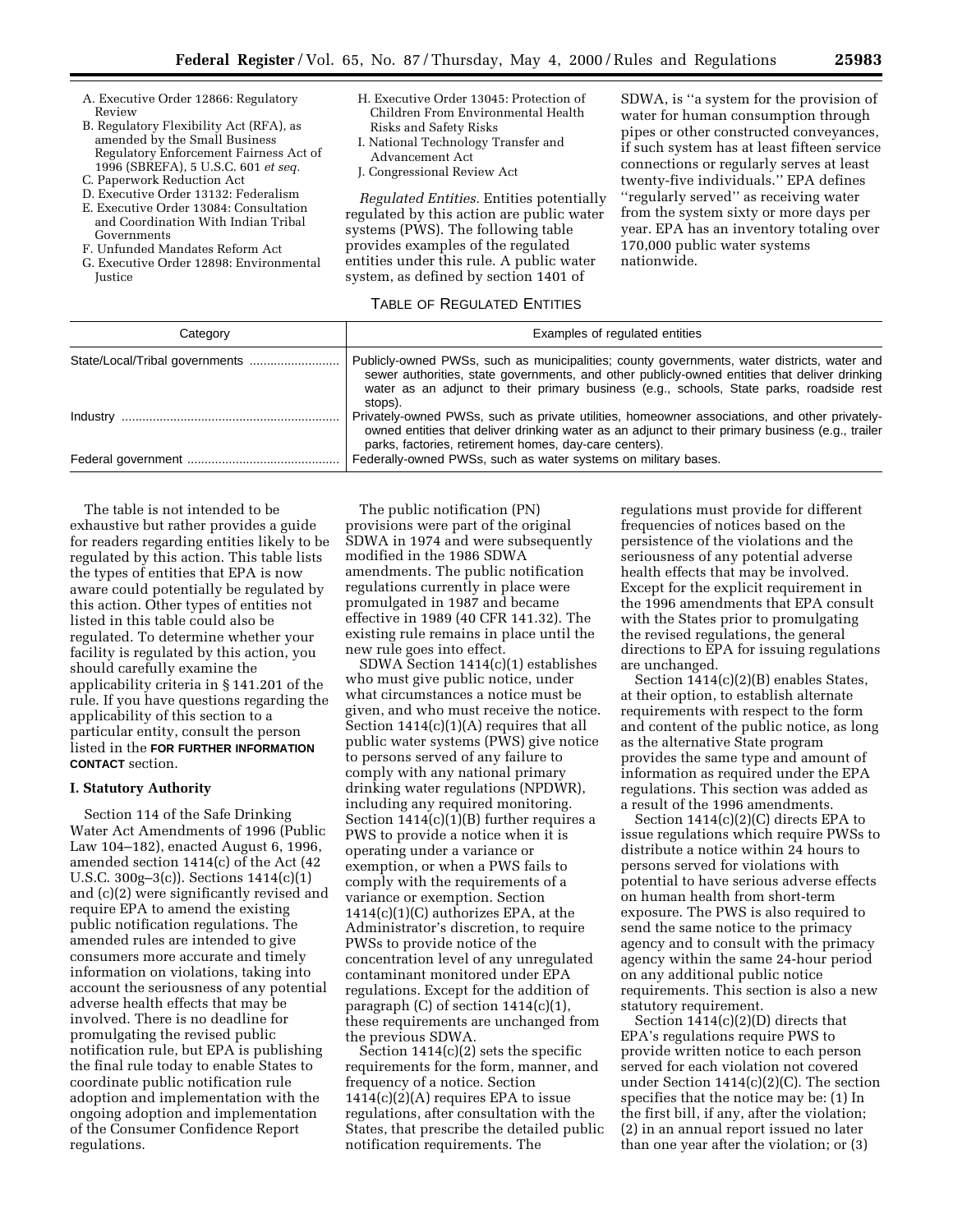A. Executive Order 12866: Regulatory Review
B. Regulatory Flexibility Act (RFA), as amended by the Small Business Regulatory Enforcement Fairness Act of 1996 (SBREFA), 5 U.S.C. 601 *et seq.*
C. Paperwork Reduction Act
D. Executive Order 13132: Federalism
E. Executive Order 13084: Consultation and Coordination With Indian Tribal Governments
F. Unfunded Mandates Reform Act
G. Executive Order 12898: Environmental Justice
H. Executive Order 13045: Protection of Children From Environmental Health Risks and Safety Risks
I. National Technology Transfer and Advancement Act
J. Congressional Review Act

*Regulated Entities.* Entities potentially regulated by this action are public water systems (PWS). The following table provides examples of the regulated entities under this rule. A public water system, as defined by section 1401 of SDWA, is ''a system for the provision of water for human consumption through pipes or other constructed conveyances, if such system has at least fifteen service connections or regularly serves at least twenty-five individuals.'' EPA defines ''regularly served'' as receiving water from the system sixty or more days per year. EPA has an inventory totaling over 170,000 public water systems nationwide.

TABLE OF REGULATED ENTITIES

| Category | Examples of regulated entities |
|---|---|
| State/Local/Tribal governments | Publicly-owned PWSs, such as municipalities; county governments, water districts, water and sewer authorities, state governments, and other publicly-owned entities that deliver drinking water as an adjunct to their primary business (e.g., schools, State parks, roadside rest stops). |
| Industry | Privately-owned PWSs, such as private utilities, homeowner associations, and other privately-owned entities that deliver drinking water as an adjunct to their primary business (e.g., trailer parks, factories, retirement homes, day-care centers). |
| Federal government | Federally-owned PWSs, such as water systems on military bases. |

The table is not intended to be exhaustive but rather provides a guide for readers regarding entities likely to be regulated by this action. This table lists the types of entities that EPA is now aware could potentially be regulated by this action. Other types of entities not listed in this table could also be regulated. To determine whether your facility is regulated by this action, you should carefully examine the applicability criteria in § 141.201 of the rule. If you have questions regarding the applicability of this section to a particular entity, consult the person listed in the **FOR FURTHER INFORMATION CONTACT** section.

## I. Statutory Authority

Section 114 of the Safe Drinking Water Act Amendments of 1996 (Public Law 104–182), enacted August 6, 1996, amended section 1414(c) of the Act (42 U.S.C. 300g–3(c)). Sections 1414(c)(1) and (c)(2) were significantly revised and require EPA to amend the existing public notification regulations. The amended rules are intended to give consumers more accurate and timely information on violations, taking into account the seriousness of any potential adverse health effects that may be involved. There is no deadline for promulgating the revised public notification rule, but EPA is publishing the final rule today to enable States to coordinate public notification rule adoption and implementation with the ongoing adoption and implementation of the Consumer Confidence Report regulations.

The public notification (PN) provisions were part of the original SDWA in 1974 and were subsequently modified in the 1986 SDWA amendments. The public notification regulations currently in place were promulgated in 1987 and became effective in 1989 (40 CFR 141.32). The existing rule remains in place until the new rule goes into effect.

SDWA Section 1414(c)(1) establishes who must give public notice, under what circumstances a notice must be given, and who must receive the notice. Section 1414(c)(1)(A) requires that all public water systems (PWS) give notice to persons served of any failure to comply with any national primary drinking water regulations (NPDWR), including any required monitoring. Section 1414(c)(1)(B) further requires a PWS to provide a notice when it is operating under a variance or exemption, or when a PWS fails to comply with the requirements of a variance or exemption. Section 1414(c)(1)(C) authorizes EPA, at the Administrator's discretion, to require PWSs to provide notice of the concentration level of any unregulated contaminant monitored under EPA regulations. Except for the addition of paragraph (C) of section 1414(c)(1), these requirements are unchanged from the previous SDWA.

Section 1414(c)(2) sets the specific requirements for the form, manner, and frequency of a notice. Section 1414(c)(2)(A) requires EPA to issue regulations, after consultation with the States, that prescribe the detailed public notification requirements. The regulations must provide for different frequencies of notices based on the persistence of the violations and the seriousness of any potential adverse health effects that may be involved. Except for the explicit requirement in the 1996 amendments that EPA consult with the States prior to promulgating the revised regulations, the general directions to EPA for issuing regulations are unchanged.

Section 1414(c)(2)(B) enables States, at their option, to establish alternate requirements with respect to the form and content of the public notice, as long as the alternative State program provides the same type and amount of information as required under the EPA regulations. This section was added as a result of the 1996 amendments.

Section 1414(c)(2)(C) directs EPA to issue regulations which require PWSs to distribute a notice within 24 hours to persons served for violations with potential to have serious adverse effects on human health from short-term exposure. The PWS is also required to send the same notice to the primacy agency and to consult with the primacy agency within the same 24-hour period on any additional public notice requirements. This section is also a new statutory requirement.

Section 1414(c)(2)(D) directs that EPA's regulations require PWS to provide written notice to each person served for each violation not covered under Section 1414(c)(2)(C). The section specifies that the notice may be: (1) In the first bill, if any, after the violation; (2) in an annual report issued no later than one year after the violation; or (3)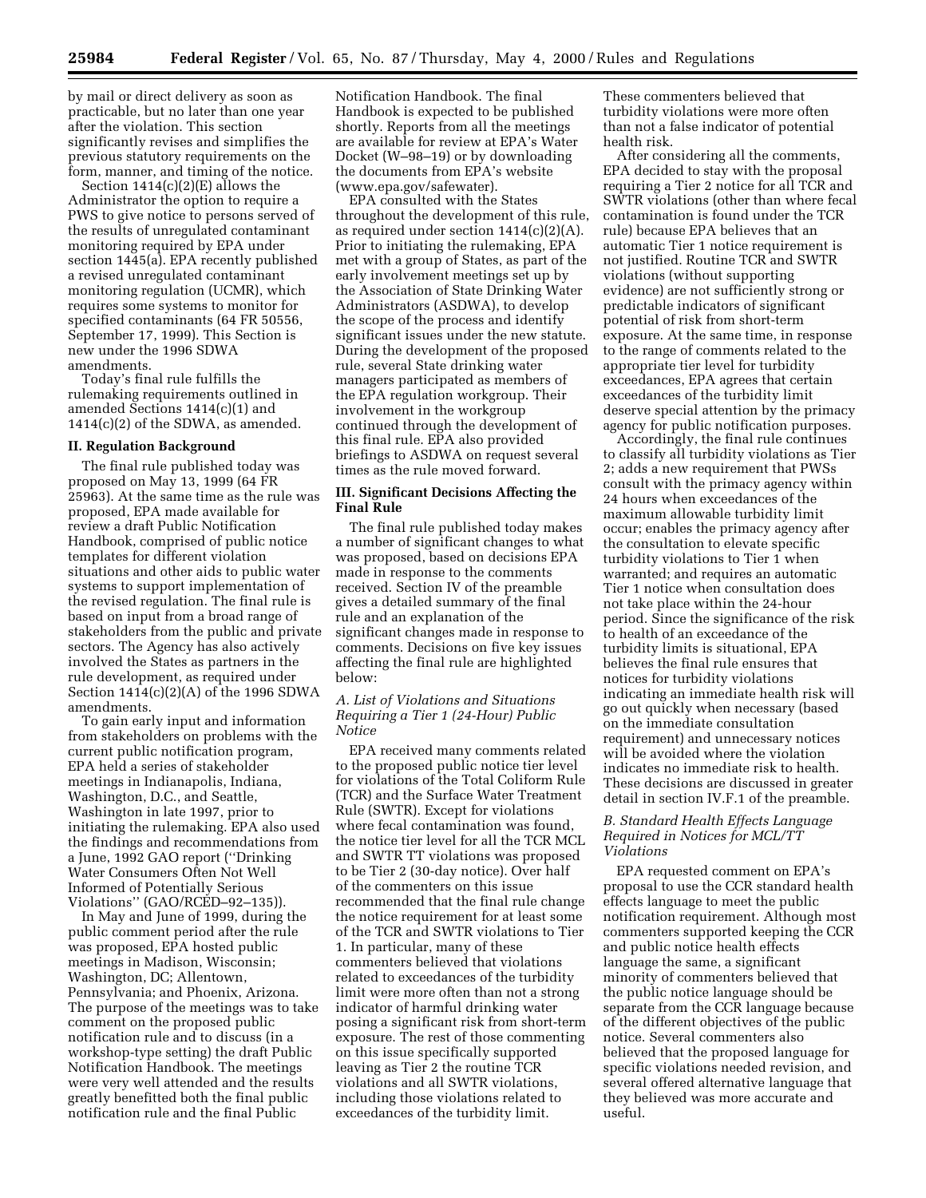by mail or direct delivery as soon as practicable, but no later than one year after the violation. This section significantly revises and simplifies the previous statutory requirements on the form, manner, and timing of the notice.

Section 1414(c)(2)(E) allows the Administrator the option to require a PWS to give notice to persons served of the results of unregulated contaminant monitoring required by EPA under section 1445(a). EPA recently published a revised unregulated contaminant monitoring regulation (UCMR), which requires some systems to monitor for specified contaminants (64 FR 50556, September 17, 1999). This Section is new under the 1996 SDWA amendments.

Today's final rule fulfills the rulemaking requirements outlined in amended Sections 1414(c)(1) and 1414(c)(2) of the SDWA, as amended.

## II. Regulation Background

The final rule published today was proposed on May 13, 1999 (64 FR 25963). At the same time as the rule was proposed, EPA made available for review a draft Public Notification Handbook, comprised of public notice templates for different violation situations and other aids to public water systems to support implementation of the revised regulation. The final rule is based on input from a broad range of stakeholders from the public and private sectors. The Agency has also actively involved the States as partners in the rule development, as required under Section 1414(c)(2)(A) of the 1996 SDWA amendments.

To gain early input and information from stakeholders on problems with the current public notification program, EPA held a series of stakeholder meetings in Indianapolis, Indiana, Washington, D.C., and Seattle, Washington in late 1997, prior to initiating the rulemaking. EPA also used the findings and recommendations from a June, 1992 GAO report (''Drinking Water Consumers Often Not Well Informed of Potentially Serious Violations'' (GAO/RCED–92–135)).

In May and June of 1999, during the public comment period after the rule was proposed, EPA hosted public meetings in Madison, Wisconsin; Washington, DC; Allentown, Pennsylvania; and Phoenix, Arizona. The purpose of the meetings was to take comment on the proposed public notification rule and to discuss (in a workshop-type setting) the draft Public Notification Handbook. The meetings were very well attended and the results greatly benefitted both the final public notification rule and the final Public Notification Handbook. The final Handbook is expected to be published shortly. Reports from all the meetings are available for review at EPA's Water Docket (W–98–19) or by downloading the documents from EPA's website (www.epa.gov/safewater).

EPA consulted with the States throughout the development of this rule, as required under section 1414(c)(2)(A). Prior to initiating the rulemaking, EPA met with a group of States, as part of the early involvement meetings set up by the Association of State Drinking Water Administrators (ASDWA), to develop the scope of the process and identify significant issues under the new statute. During the development of the proposed rule, several State drinking water managers participated as members of the EPA regulation workgroup. Their involvement in the workgroup continued through the development of this final rule. EPA also provided briefings to ASDWA on request several times as the rule moved forward.

## III. Significant Decisions Affecting the Final Rule

The final rule published today makes a number of significant changes to what was proposed, based on decisions EPA made in response to the comments received. Section IV of the preamble gives a detailed summary of the final rule and an explanation of the significant changes made in response to comments. Decisions on five key issues affecting the final rule are highlighted below:

### *A. List of Violations and Situations Requiring a Tier 1 (24-Hour) Public Notice*

EPA received many comments related to the proposed public notice tier level for violations of the Total Coliform Rule (TCR) and the Surface Water Treatment Rule (SWTR). Except for violations where fecal contamination was found, the notice tier level for all the TCR MCL and SWTR TT violations was proposed to be Tier 2 (30-day notice). Over half of the commenters on this issue recommended that the final rule change the notice requirement for at least some of the TCR and SWTR violations to Tier 1. In particular, many of these commenters believed that violations related to exceedances of the turbidity limit were more often than not a strong indicator of harmful drinking water posing a significant risk from short-term exposure. The rest of those commenting on this issue specifically supported leaving as Tier 2 the routine TCR violations and all SWTR violations, including those violations related to exceedances of the turbidity limit. These commenters believed that turbidity violations were more often than not a false indicator of potential health risk.

After considering all the comments, EPA decided to stay with the proposal requiring a Tier 2 notice for all TCR and SWTR violations (other than where fecal contamination is found under the TCR rule) because EPA believes that an automatic Tier 1 notice requirement is not justified. Routine TCR and SWTR violations (without supporting evidence) are not sufficiently strong or predictable indicators of significant potential of risk from short-term exposure. At the same time, in response to the range of comments related to the appropriate tier level for turbidity exceedances, EPA agrees that certain exceedances of the turbidity limit deserve special attention by the primacy agency for public notification purposes.

Accordingly, the final rule continues to classify all turbidity violations as Tier 2; adds a new requirement that PWSs consult with the primacy agency within 24 hours when exceedances of the maximum allowable turbidity limit occur; enables the primacy agency after the consultation to elevate specific turbidity violations to Tier 1 when warranted; and requires an automatic Tier 1 notice when consultation does not take place within the 24-hour period. Since the significance of the risk to health of an exceedance of the turbidity limits is situational, EPA believes the final rule ensures that notices for turbidity violations indicating an immediate health risk will go out quickly when necessary (based on the immediate consultation requirement) and unnecessary notices will be avoided where the violation indicates no immediate risk to health. These decisions are discussed in greater detail in section IV.F.1 of the preamble.

### *B. Standard Health Effects Language Required in Notices for MCL/TT Violations*

EPA requested comment on EPA's proposal to use the CCR standard health effects language to meet the public notification requirement. Although most commenters supported keeping the CCR and public notice health effects language the same, a significant minority of commenters believed that the public notice language should be separate from the CCR language because of the different objectives of the public notice. Several commenters also believed that the proposed language for specific violations needed revision, and several offered alternative language that they believed was more accurate and useful.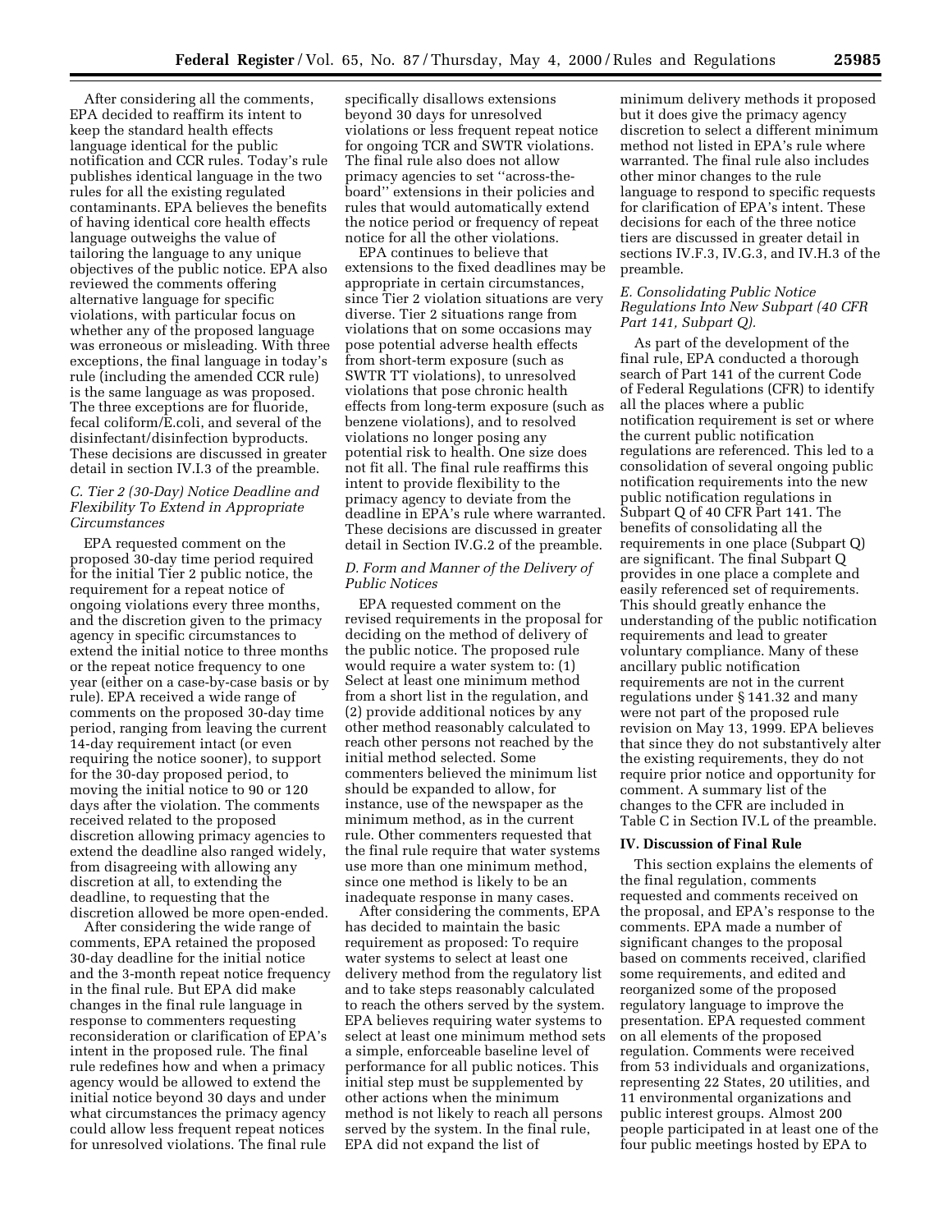After considering all the comments, EPA decided to reaffirm its intent to keep the standard health effects language identical for the public notification and CCR rules. Today's rule publishes identical language in the two rules for all the existing regulated contaminants. EPA believes the benefits of having identical core health effects language outweighs the value of tailoring the language to any unique objectives of the public notice. EPA also reviewed the comments offering alternative language for specific violations, with particular focus on whether any of the proposed language was erroneous or misleading. With three exceptions, the final language in today's rule (including the amended CCR rule) is the same language as was proposed. The three exceptions are for fluoride, fecal coliform/E.coli, and several of the disinfectant/disinfection byproducts. These decisions are discussed in greater detail in section IV.I.3 of the preamble.

### *C. Tier 2 (30-Day) Notice Deadline and Flexibility To Extend in Appropriate Circumstances*

EPA requested comment on the proposed 30-day time period required for the initial Tier 2 public notice, the requirement for a repeat notice of ongoing violations every three months, and the discretion given to the primacy agency in specific circumstances to extend the initial notice to three months or the repeat notice frequency to one year (either on a case-by-case basis or by rule). EPA received a wide range of comments on the proposed 30-day time period, ranging from leaving the current 14-day requirement intact (or even requiring the notice sooner), to support for the 30-day proposed period, to moving the initial notice to 90 or 120 days after the violation. The comments received related to the proposed discretion allowing primacy agencies to extend the deadline also ranged widely, from disagreeing with allowing any discretion at all, to extending the deadline, to requesting that the discretion allowed be more open-ended.

After considering the wide range of comments, EPA retained the proposed 30-day deadline for the initial notice and the 3-month repeat notice frequency in the final rule. But EPA did make changes in the final rule language in response to commenters requesting reconsideration or clarification of EPA's intent in the proposed rule. The final rule redefines how and when a primacy agency would be allowed to extend the initial notice beyond 30 days and under what circumstances the primacy agency could allow less frequent repeat notices for unresolved violations. The final rule specifically disallows extensions beyond 30 days for unresolved violations or less frequent repeat notice for ongoing TCR and SWTR violations. The final rule also does not allow primacy agencies to set ''across-the-board'' extensions in their policies and rules that would automatically extend the notice period or frequency of repeat notice for all the other violations.

EPA continues to believe that extensions to the fixed deadlines may be appropriate in certain circumstances, since Tier 2 violation situations are very diverse. Tier 2 situations range from violations that on some occasions may pose potential adverse health effects from short-term exposure (such as SWTR TT violations), to unresolved violations that pose chronic health effects from long-term exposure (such as benzene violations), and to resolved violations no longer posing any potential risk to health. One size does not fit all. The final rule reaffirms this intent to provide flexibility to the primacy agency to deviate from the deadline in EPA's rule where warranted. These decisions are discussed in greater detail in Section IV.G.2 of the preamble.

### *D. Form and Manner of the Delivery of Public Notices*

EPA requested comment on the revised requirements in the proposal for deciding on the method of delivery of the public notice. The proposed rule would require a water system to: (1) Select at least one minimum method from a short list in the regulation, and (2) provide additional notices by any other method reasonably calculated to reach other persons not reached by the initial method selected. Some commenters believed the minimum list should be expanded to allow, for instance, use of the newspaper as the minimum method, as in the current rule. Other commenters requested that the final rule require that water systems use more than one minimum method, since one method is likely to be an inadequate response in many cases.

After considering the comments, EPA has decided to maintain the basic requirement as proposed: To require water systems to select at least one delivery method from the regulatory list and to take steps reasonably calculated to reach the others served by the system. EPA believes requiring water systems to select at least one minimum method sets a simple, enforceable baseline level of performance for all public notices. This initial step must be supplemented by other actions when the minimum method is not likely to reach all persons served by the system. In the final rule, EPA did not expand the list of minimum delivery methods it proposed but it does give the primacy agency discretion to select a different minimum method not listed in EPA's rule where warranted. The final rule also includes other minor changes to the rule language to respond to specific requests for clarification of EPA's intent. These decisions for each of the three notice tiers are discussed in greater detail in sections IV.F.3, IV.G.3, and IV.H.3 of the preamble.

### *E. Consolidating Public Notice Regulations Into New Subpart (40 CFR Part 141, Subpart Q).*

As part of the development of the final rule, EPA conducted a thorough search of Part 141 of the current Code of Federal Regulations (CFR) to identify all the places where a public notification requirement is set or where the current public notification regulations are referenced. This led to a consolidation of several ongoing public notification requirements into the new public notification regulations in Subpart Q of 40 CFR Part 141. The benefits of consolidating all the requirements in one place (Subpart Q) are significant. The final Subpart Q provides in one place a complete and easily referenced set of requirements. This should greatly enhance the understanding of the public notification requirements and lead to greater voluntary compliance. Many of these ancillary public notification requirements are not in the current regulations under § 141.32 and many were not part of the proposed rule revision on May 13, 1999. EPA believes that since they do not substantively alter the existing requirements, they do not require prior notice and opportunity for comment. A summary list of the changes to the CFR are included in Table C in Section IV.L of the preamble.

## IV. Discussion of Final Rule

This section explains the elements of the final regulation, comments requested and comments received on the proposal, and EPA's response to the comments. EPA made a number of significant changes to the proposal based on comments received, clarified some requirements, and edited and reorganized some of the proposed regulatory language to improve the presentation. EPA requested comment on all elements of the proposed regulation. Comments were received from 53 individuals and organizations, representing 22 States, 20 utilities, and 11 environmental organizations and public interest groups. Almost 200 people participated in at least one of the four public meetings hosted by EPA to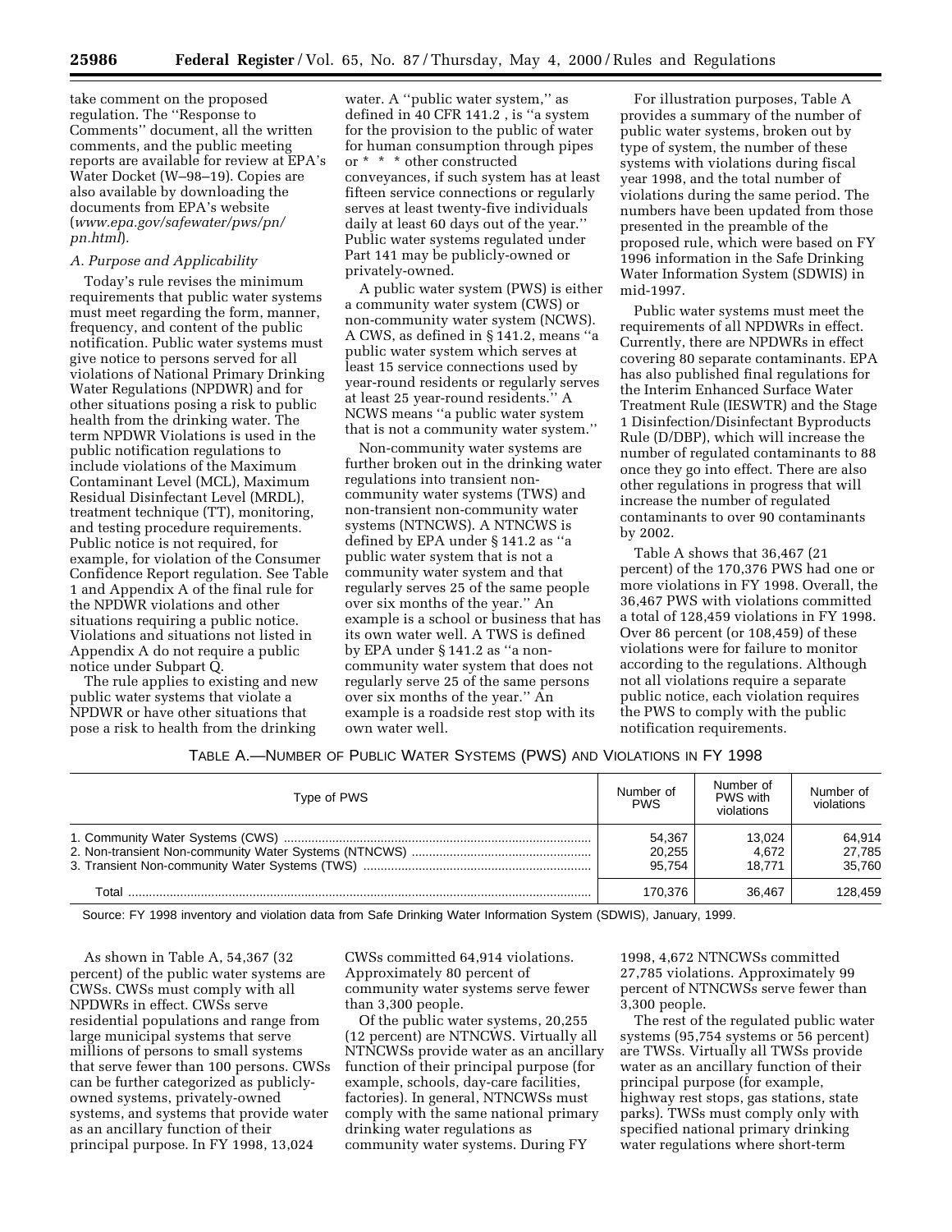take comment on the proposed regulation. The ''Response to Comments'' document, all the written comments, and the public meeting reports are available for review at EPA's Water Docket (W–98–19). Copies are also available by downloading the documents from EPA's website (*www.epa.gov/safewater/pws/pn/pn.html*).

*A. Purpose and Applicability*

Today's rule revises the minimum requirements that public water systems must meet regarding the form, manner, frequency, and content of the public notification. Public water systems must give notice to persons served for all violations of National Primary Drinking Water Regulations (NPDWR) and for other situations posing a risk to public health from the drinking water. The term NPDWR Violations is used in the public notification regulations to include violations of the Maximum Contaminant Level (MCL), Maximum Residual Disinfectant Level (MRDL), treatment technique (TT), monitoring, and testing procedure requirements. Public notice is not required, for example, for violation of the Consumer Confidence Report regulation. See Table 1 and Appendix A of the final rule for the NPDWR violations and other situations requiring a public notice. Violations and situations not listed in Appendix A do not require a public notice under Subpart Q.

The rule applies to existing and new public water systems that violate a NPDWR or have other situations that pose a risk to health from the drinking water. A ''public water system,'' as defined in 40 CFR 141.2 , is ''a system for the provision to the public of water for human consumption through pipes or * * * other constructed conveyances, if such system has at least fifteen service connections or regularly serves at least twenty-five individuals daily at least 60 days out of the year.'' Public water systems regulated under Part 141 may be publicly-owned or privately-owned.

A public water system (PWS) is either a community water system (CWS) or non-community water system (NCWS). A CWS, as defined in § 141.2, means ''a public water system which serves at least 15 service connections used by year-round residents or regularly serves at least 25 year-round residents.'' A NCWS means ''a public water system that is not a community water system.''

Non-community water systems are further broken out in the drinking water regulations into transient non-community water systems (TWS) and non-transient non-community water systems (NTNCWS). A NTNCWS is defined by EPA under § 141.2 as ''a public water system that is not a community water system and that regularly serves 25 of the same people over six months of the year.'' An example is a school or business that has its own water well. A TWS is defined by EPA under § 141.2 as ''a non-community water system that does not regularly serve 25 of the same persons over six months of the year.'' An example is a roadside rest stop with its own water well.

For illustration purposes, Table A provides a summary of the number of public water systems, broken out by type of system, the number of these systems with violations during fiscal year 1998, and the total number of violations during the same period. The numbers have been updated from those presented in the preamble of the proposed rule, which were based on FY 1996 information in the Safe Drinking Water Information System (SDWIS) in mid-1997.

Public water systems must meet the requirements of all NPDWRs in effect. Currently, there are NPDWRs in effect covering 80 separate contaminants. EPA has also published final regulations for the Interim Enhanced Surface Water Treatment Rule (IESWTR) and the Stage 1 Disinfection/Disinfectant Byproducts Rule (D/DBP), which will increase the number of regulated contaminants to 88 once they go into effect. There are also other regulations in progress that will increase the number of regulated contaminants to over 90 contaminants by 2002.

Table A shows that 36,467 (21 percent) of the 170,376 PWS had one or more violations in FY 1998. Overall, the 36,467 PWS with violations committed a total of 128,459 violations in FY 1998. Over 86 percent (or 108,459) of these violations were for failure to monitor according to the regulations. Although not all violations require a separate public notice, each violation requires the PWS to comply with the public notification requirements.

TABLE A.—NUMBER OF PUBLIC WATER SYSTEMS (PWS) AND VIOLATIONS IN FY 1998

| Type of PWS | Number of PWS | Number of PWS with violations | Number of violations |
|---|---|---|---|
| 1. Community Water Systems (CWS) | 54,367 | 13,024 | 64,914 |
| 2. Non-transient Non-community Water Systems (NTNCWS) | 20,255 | 4,672 | 27,785 |
| 3. Transient Non-community Water Systems (TWS) | 95,754 | 18,771 | 35,760 |
| Total | 170,376 | 36,467 | 128,459 |

Source: FY 1998 inventory and violation data from Safe Drinking Water Information System (SDWIS), January, 1999.

As shown in Table A, 54,367 (32 percent) of the public water systems are CWSs. CWSs must comply with all NPDWRs in effect. CWSs serve residential populations and range from large municipal systems that serve millions of persons to small systems that serve fewer than 100 persons. CWSs can be further categorized as publicly-owned systems, privately-owned systems, and systems that provide water as an ancillary function of their principal purpose. In FY 1998, 13,024 CWSs committed 64,914 violations. Approximately 80 percent of community water systems serve fewer than 3,300 people.

Of the public water systems, 20,255 (12 percent) are NTNCWS. Virtually all NTNCWSs provide water as an ancillary function of their principal purpose (for example, schools, day-care facilities, factories). In general, NTNCWSs must comply with the same national primary drinking water regulations as community water systems. During FY 1998, 4,672 NTNCWSs committed 27,785 violations. Approximately 99 percent of NTNCWSs serve fewer than 3,300 people.

The rest of the regulated public water systems (95,754 systems or 56 percent) are TWSs. Virtually all TWSs provide water as an ancillary function of their principal purpose (for example, highway rest stops, gas stations, state parks). TWSs must comply only with specified national primary drinking water regulations where short-term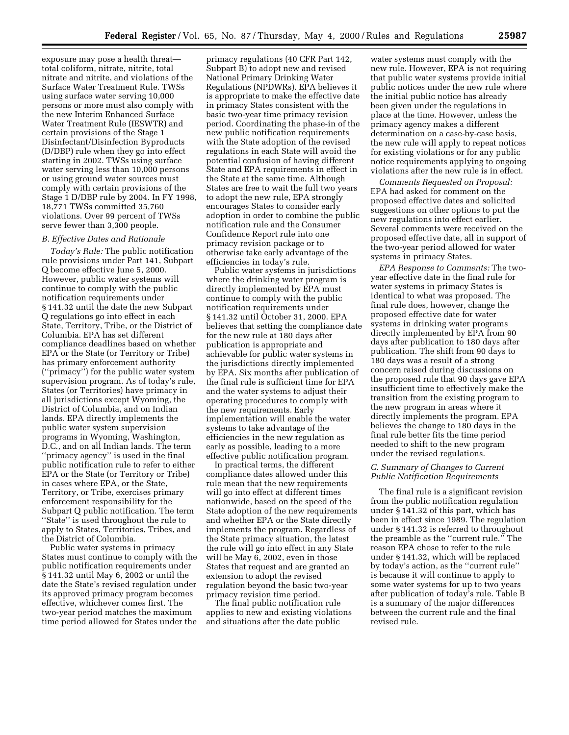exposure may pose a health threat—total coliform, nitrate, nitrite, total nitrate and nitrite, and violations of the Surface Water Treatment Rule. TWSs using surface water serving 10,000 persons or more must also comply with the new Interim Enhanced Surface Water Treatment Rule (IESWTR) and certain provisions of the Stage 1 Disinfectant/Disinfection Byproducts (D/DBP) rule when they go into effect starting in 2002. TWSs using surface water serving less than 10,000 persons or using ground water sources must comply with certain provisions of the Stage 1 D/DBP rule by 2004. In FY 1998, 18,771 TWSs committed 35,760 violations. Over 99 percent of TWSs serve fewer than 3,300 people.

### *B. Effective Dates and Rationale*

*Today's Rule:* The public notification rule provisions under Part 141, Subpart Q become effective June 5, 2000. However, public water systems will continue to comply with the public notification requirements under § 141.32 until the date the new Subpart Q regulations go into effect in each State, Territory, Tribe, or the District of Columbia. EPA has set different compliance deadlines based on whether EPA or the State (or Territory or Tribe) has primary enforcement authority (''primacy'') for the public water system supervision program. As of today's rule, States (or Territories) have primacy in all jurisdictions except Wyoming, the District of Columbia, and on Indian lands. EPA directly implements the public water system supervision programs in Wyoming, Washington, D.C., and on all Indian lands. The term ''primacy agency'' is used in the final public notification rule to refer to either EPA or the State (or Territory or Tribe) in cases where EPA, or the State, Territory, or Tribe, exercises primary enforcement responsibility for the Subpart Q public notification. The term ''State'' is used throughout the rule to apply to States, Territories, Tribes, and the District of Columbia.

Public water systems in primacy States must continue to comply with the public notification requirements under § 141.32 until May 6, 2002 or until the date the State's revised regulation under its approved primacy program becomes effective, whichever comes first. The two-year period matches the maximum time period allowed for States under the primacy regulations (40 CFR Part 142, Subpart B) to adopt new and revised National Primary Drinking Water Regulations (NPDWRs). EPA believes it is appropriate to make the effective date in primacy States consistent with the basic two-year time primacy revision period. Coordinating the phase-in of the new public notification requirements with the State adoption of the revised regulations in each State will avoid the potential confusion of having different State and EPA requirements in effect in the State at the same time. Although States are free to wait the full two years to adopt the new rule, EPA strongly encourages States to consider early adoption in order to combine the public notification rule and the Consumer Confidence Report rule into one primacy revision package or to otherwise take early advantage of the efficiencies in today's rule.

Public water systems in jurisdictions where the drinking water program is directly implemented by EPA must continue to comply with the public notification requirements under § 141.32 until October 31, 2000. EPA believes that setting the compliance date for the new rule at 180 days after publication is appropriate and achievable for public water systems in the jurisdictions directly implemented by EPA. Six months after publication of the final rule is sufficient time for EPA and the water systems to adjust their operating procedures to comply with the new requirements. Early implementation will enable the water systems to take advantage of the efficiencies in the new regulation as early as possible, leading to a more effective public notification program.

In practical terms, the different compliance dates allowed under this rule mean that the new requirements will go into effect at different times nationwide, based on the speed of the State adoption of the new requirements and whether EPA or the State directly implements the program. Regardless of the State primacy situation, the latest the rule will go into effect in any State will be May 6, 2002, even in those States that request and are granted an extension to adopt the revised regulation beyond the basic two-year primacy revision time period.

The final public notification rule applies to new and existing violations and situations after the date public water systems must comply with the new rule. However, EPA is not requiring that public water systems provide initial public notices under the new rule where the initial public notice has already been given under the regulations in place at the time. However, unless the primacy agency makes a different determination on a case-by-case basis, the new rule will apply to repeat notices for existing violations or for any public notice requirements applying to ongoing violations after the new rule is in effect.

*Comments Requested on Proposal:* EPA had asked for comment on the proposed effective dates and solicited suggestions on other options to put the new regulations into effect earlier. Several comments were received on the proposed effective date, all in support of the two-year period allowed for water systems in primacy States.

*EPA Response to Comments:* The two-year effective date in the final rule for water systems in primacy States is identical to what was proposed. The final rule does, however, change the proposed effective date for water systems in drinking water programs directly implemented by EPA from 90 days after publication to 180 days after publication. The shift from 90 days to 180 days was a result of a strong concern raised during discussions on the proposed rule that 90 days gave EPA insufficient time to effectively make the transition from the existing program to the new program in areas where it directly implements the program. EPA believes the change to 180 days in the final rule better fits the time period needed to shift to the new program under the revised regulations.

### *C. Summary of Changes to Current Public Notification Requirements*

The final rule is a significant revision from the public notification regulation under § 141.32 of this part, which has been in effect since 1989. The regulation under § 141.32 is referred to throughout the preamble as the ''current rule.'' The reason EPA chose to refer to the rule under § 141.32, which will be replaced by today's action, as the ''current rule'' is because it will continue to apply to some water systems for up to two years after publication of today's rule. Table B is a summary of the major differences between the current rule and the final revised rule.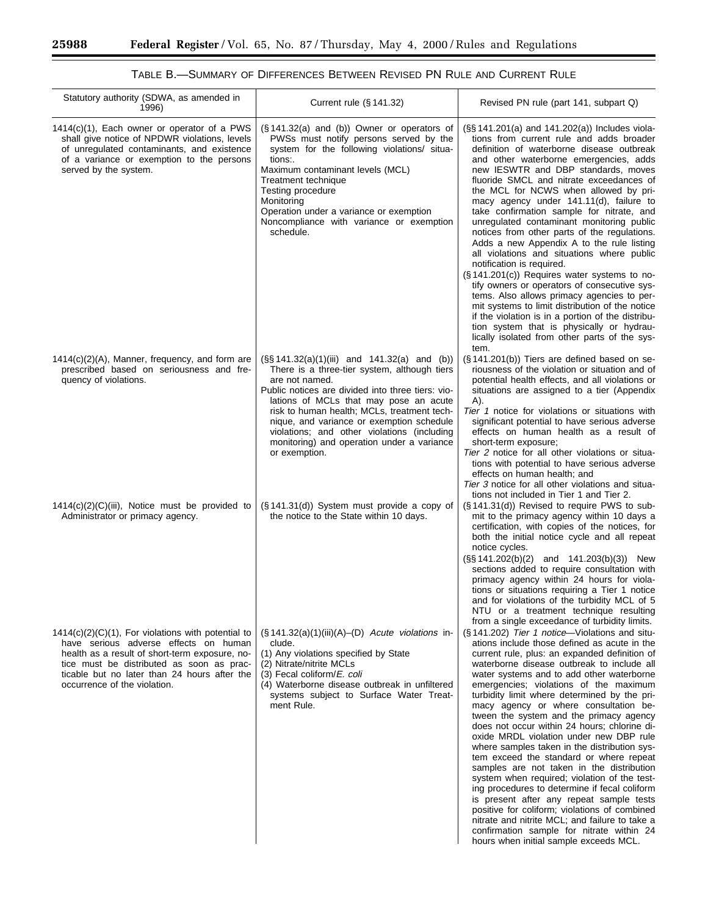TABLE B.—SUMMARY OF DIFFERENCES BETWEEN REVISED PN RULE AND CURRENT RULE

| Statutory authority (SDWA, as amended in 1996) | Current rule (§ 141.32) | Revised PN rule (part 141, subpart Q) |
| --- | --- | --- |
| 1414(c)(1), Each owner or operator of a PWS shall give notice of NPDWR violations, levels of unregulated contaminants, and existence of a variance or exemption to the persons served by the system. | (§ 141.32(a) and (b)) Owner or operators of PWSs must notify persons served by the system for the following violations/ situations:. Maximum contaminant levels (MCL) Treatment technique Testing procedure Monitoring Operation under a variance or exemption Noncompliance with variance or exemption schedule. | (§§ 141.201(a) and 141.202(a)) Includes violations from current rule and adds broader definition of waterborne disease outbreak and other waterborne emergencies, adds new IESWTR and DBP standards, moves fluoride SMCL and nitrate exceedances of the MCL for NCWS when allowed by primacy agency under 141.11(d), failure to take confirmation sample for nitrate, and unregulated contaminant monitoring public notices from other parts of the regulations. Adds a new Appendix A to the rule listing all violations and situations where public notification is required. (§ 141.201(c)) Requires water systems to notify owners or operators of consecutive systems. Also allows primacy agencies to permit systems to limit distribution of the notice if the violation is in a portion of the distribution system that is physically or hydraulically isolated from other parts of the system. |
| 1414(c)(2)(A), Manner, frequency, and form are prescribed based on seriousness and frequency of violations. | (§§ 141.32(a)(1)(iii) and 141.32(a) and (b)) There is a three-tier system, although tiers are not named. Public notices are divided into three tiers: violations of MCLs that may pose an acute risk to human health; MCLs, treatment technique, and variance or exemption schedule violations; and other violations (including monitoring) and operation under a variance or exemption. | (§ 141.201(b)) Tiers are defined based on seriousness of the violation or situation and of potential health effects, and all violations or situations are assigned to a tier (Appendix A). *Tier 1* notice for violations or situations with significant potential to have serious adverse effects on human health as a result of short-term exposure; *Tier 2* notice for all other violations or situations with potential to have serious adverse effects on human health; and *Tier 3* notice for all other violations and situations not included in Tier 1 and Tier 2. |
| 1414(c)(2)(C)(iii), Notice must be provided to Administrator or primacy agency. | (§ 141.31(d)) System must provide a copy of the notice to the State within 10 days. | (§ 141.31(d)) Revised to require PWS to submit to the primacy agency within 10 days a certification, with copies of the notices, for both the initial notice cycle and all repeat notice cycles. (§§ 141.202(b)(2) and 141.203(b)(3)) New sections added to require consultation with primacy agency within 24 hours for violations or situations requiring a Tier 1 notice and for violations of the turbidity MCL of 5 NTU or a treatment technique resulting from a single exceedance of turbidity limits. |
| 1414(c)(2)(C)(1), For violations with potential to have serious adverse effects on human health as a result of short-term exposure, notice must be distributed as soon as practicable but no later than 24 hours after the occurrence of the violation. | (§ 141.32(a)(1)(iii)(A)–(D) *Acute violations* include. (1) Any violations specified by State (2) Nitrate/nitrite MCLs (3) Fecal coliform/*E. coli* (4) Waterborne disease outbreak in unfiltered systems subject to Surface Water Treatment Rule. | (§ 141.202) *Tier 1 notice*—Violations and situations include those defined as acute in the current rule, plus: an expanded definition of waterborne disease outbreak to include all water systems and to add other waterborne emergencies; violations of the maximum turbidity limit where determined by the primacy agency or where consultation between the system and the primacy agency does not occur within 24 hours; chlorine dioxide MRDL violation under new DBP rule where samples taken in the distribution system exceed the standard or where repeat samples are not taken in the distribution system when required; violation of the testing procedures to determine if fecal coliform is present after any repeat sample tests positive for coliform; violations of combined nitrate and nitrite MCL; and failure to take a confirmation sample for nitrate within 24 hours when initial sample exceeds MCL. |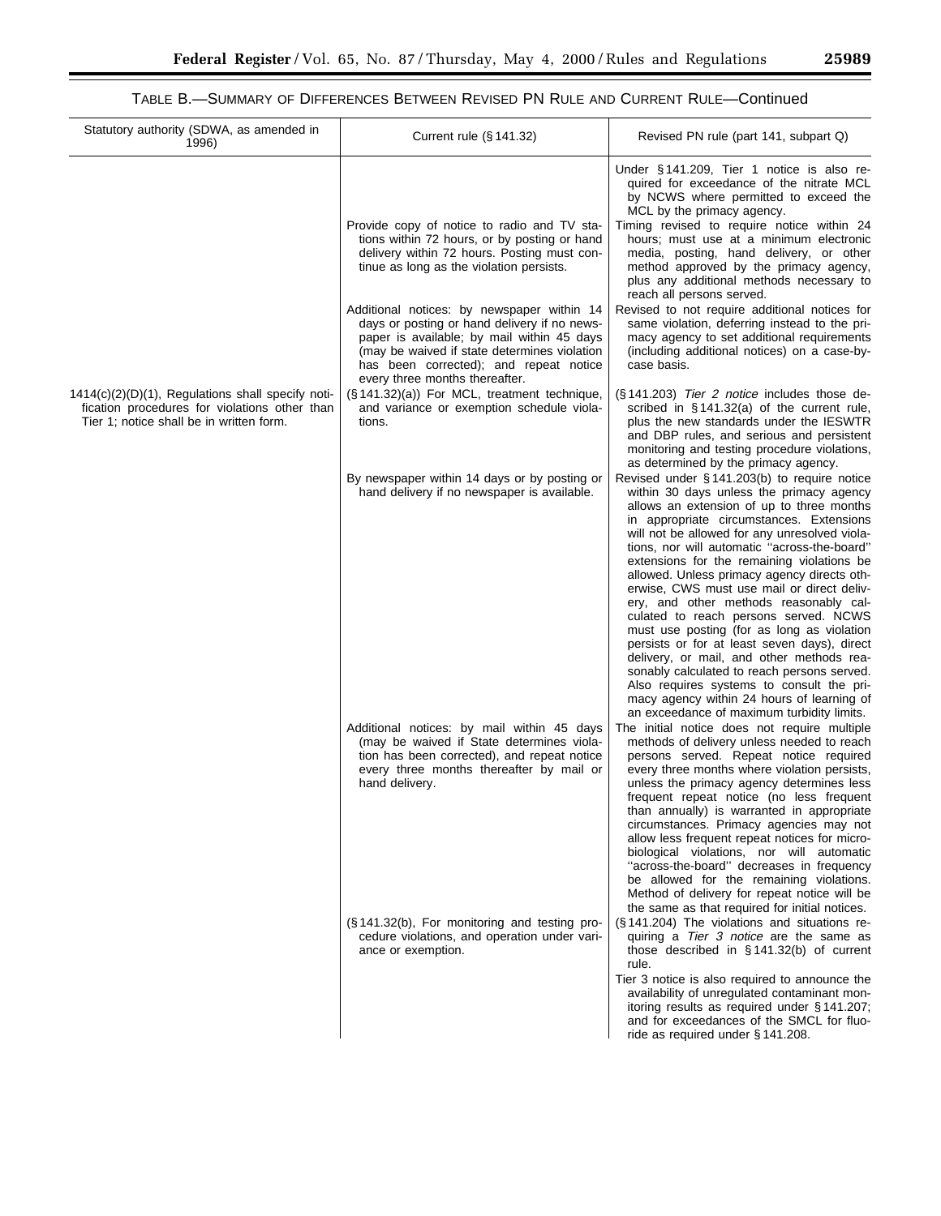TABLE B.—SUMMARY OF DIFFERENCES BETWEEN REVISED PN RULE AND CURRENT RULE—Continued

| Statutory authority (SDWA, as amended in 1996) | Current rule (§ 141.32) | Revised PN rule (part 141, subpart Q) |
|---|---|---|
| | | Under § 141.209, Tier 1 notice is also required for exceedance of the nitrate MCL by NCWS where permitted to exceed the MCL by the primacy agency. |
| | Provide copy of notice to radio and TV stations within 72 hours, or by posting or hand delivery within 72 hours. Posting must continue as long as the violation persists. | Timing revised to require notice within 24 hours; must use at a minimum electronic media, posting, hand delivery, or other method approved by the primacy agency, plus any additional methods necessary to reach all persons served. |
| | Additional notices: by newspaper within 14 days or posting or hand delivery if no newspaper is available; by mail within 45 days (may be waived if state determines violation has been corrected); and repeat notice every three months thereafter. | Revised to not require additional notices for same violation, deferring instead to the primacy agency to set additional requirements (including additional notices) on a case-by-case basis. |
| 1414(c)(2)(D)(1), Regulations shall specify notification procedures for violations other than Tier 1; notice shall be in written form. | (§ 141.32)(a)) For MCL, treatment technique, and variance or exemption schedule violations. | (§ 141.203) *Tier 2 notice* includes those described in § 141.32(a) of the current rule, plus the new standards under the IESWTR and DBP rules, and serious and persistent monitoring and testing procedure violations, as determined by the primacy agency. |
| | By newspaper within 14 days or by posting or hand delivery if no newspaper is available. | Revised under § 141.203(b) to require notice within 30 days unless the primacy agency allows an extension of up to three months in appropriate circumstances. Extensions will not be allowed for any unresolved violations, nor will automatic "across-the-board" extensions for the remaining violations be allowed. Unless primacy agency directs otherwise, CWS must use mail or direct delivery, and other methods reasonably calculated to reach persons served. NCWS must use posting (for as long as violation persists or for at least seven days), direct delivery, or mail, and other methods reasonably calculated to reach persons served. Also requires systems to consult the primacy agency within 24 hours of learning of an exceedance of maximum turbidity limits. |
| | Additional notices: by mail within 45 days (may be waived if State determines violation has been corrected), and repeat notice every three months thereafter by mail or hand delivery. | The initial notice does not require multiple methods of delivery unless needed to reach persons served. Repeat notice required every three months where violation persists, unless the primacy agency determines less frequent repeat notice (no less frequent than annually) is warranted in appropriate circumstances. Primacy agencies may not allow less frequent repeat notices for microbiological violations, nor will automatic "across-the-board" decreases in frequency be allowed for the remaining violations. Method of delivery for repeat notice will be the same as that required for initial notices. |
| | (§ 141.32(b), For monitoring and testing procedure violations, and operation under variance or exemption. | (§ 141.204) The violations and situations requiring a *Tier 3 notice* are the same as those described in § 141.32(b) of current rule.<br>Tier 3 notice is also required to announce the availability of unregulated contaminant monitoring results as required under § 141.207; and for exceedances of the SMCL for fluoride as required under § 141.208. |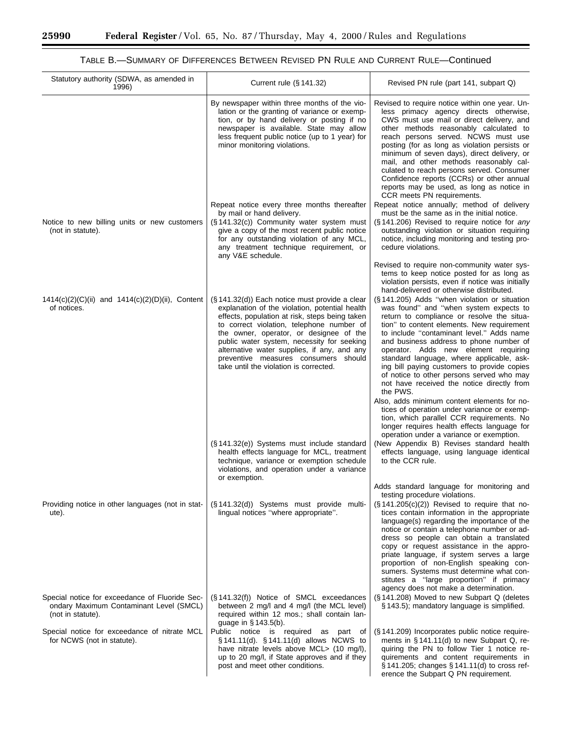## TABLE B.—SUMMARY OF DIFFERENCES BETWEEN REVISED PN RULE AND CURRENT RULE—Continued

| Statutory authority (SDWA, as amended in 1996) | Current rule (§ 141.32) | Revised PN rule (part 141, subpart Q) |
|---|---|---|
| | By newspaper within three months of the violation or the granting of variance or exemption, or by hand delivery or posting if no newspaper is available. State may allow less frequent public notice (up to 1 year) for minor monitoring violations. | Revised to require notice within one year. Unless primacy agency directs otherwise, CWS must use mail or direct delivery, and other methods reasonably calculated to reach persons served. NCWS must use posting (for as long as violation persists or minimum of seven days), direct delivery, or mail, and other methods reasonably calculated to reach persons served. Consumer Confidence reports (CCRs) or other annual reports may be used, as long as notice in CCR meets PN requirements. |
| | Repeat notice every three months thereafter by mail or hand delivery. | Repeat notice annually; method of delivery must be the same as in the initial notice. |
| Notice to new billing units or new customers (not in statute). | (§ 141.32(c)) Community water system must give a copy of the most recent public notice for any outstanding violation of any MCL, any treatment technique requirement, or any V&E schedule. | (§ 141.206) Revised to require notice for *any* outstanding violation or situation requiring notice, including monitoring and testing procedure violations. |
| | | Revised to require non-community water systems to keep notice posted for as long as violation persists, even if notice was initially hand-delivered or otherwise distributed. |
| 1414(c)(2)(C)(ii) and 1414(c)(2)(D)(ii), Content of notices. | (§ 141.32(d)) Each notice must provide a clear explanation of the violation, potential health effects, population at risk, steps being taken to correct violation, telephone number of the owner, operator, or designee of the public water system, necessity for seeking alternative water supplies, if any, and any preventive measures consumers should take until the violation is corrected. | (§ 141.205) Adds "when violation or situation was found" and "when system expects to return to compliance or resolve the situation" to content elements. New requirement to include "contaminant level." Adds name and business address to phone number of operator. Adds new element requiring standard language, where applicable, asking bill paying customers to provide copies of notice to other persons served who may not have received the notice directly from the PWS.<br>Also, adds minimum content elements for notices of operation under variance or exemption, which parallel CCR requirements. No longer requires health effects language for operation under a variance or exemption. |
| | (§ 141.32(e)) Systems must include standard health effects language for MCL, treatment technique, variance or exemption schedule violations, and operation under a variance or exemption. | (New Appendix B) Revises standard health effects language, using language identical to the CCR rule. |
| | | Adds standard language for monitoring and testing procedure violations. |
| Providing notice in other languages (not in statute). | (§ 141.32(d)) Systems must provide multilingual notices "where appropriate". | (§ 141.205(c)(2)) Revised to require that notices contain information in the appropriate language(s) regarding the importance of the notice or contain a telephone number or address so people can obtain a translated copy or request assistance in the appropriate language, if system serves a large proportion of non-English speaking consumers. Systems must determine what constitutes a "large proportion" if primacy agency does not make a determination. |
| Special notice for exceedance of Fluoride Secondary Maximum Contaminant Level (SMCL) (not in statute). | (§ 141.32(f)) Notice of SMCL exceedances between 2 mg/l and 4 mg/l (the MCL level) required within 12 mos.; shall contain language in § 143.5(b). | (§ 141.208) Moved to new Subpart Q (deletes § 143.5); mandatory language is simplified. |
| Special notice for exceedance of nitrate MCL for NCWS (not in statute). | Public notice is required as part of § 141.11(d). § 141.11(d) allows NCWS to have nitrate levels above MCL> (10 mg/l), up to 20 mg/l, if State approves and if they post and meet other conditions. | (§ 141.209) Incorporates public notice requirements in § 141.11(d) to new Subpart Q, requiring the PN to follow Tier 1 notice requirements and content requirements in § 141.205; changes § 141.11(d) to cross reference the Subpart Q PN requirement. |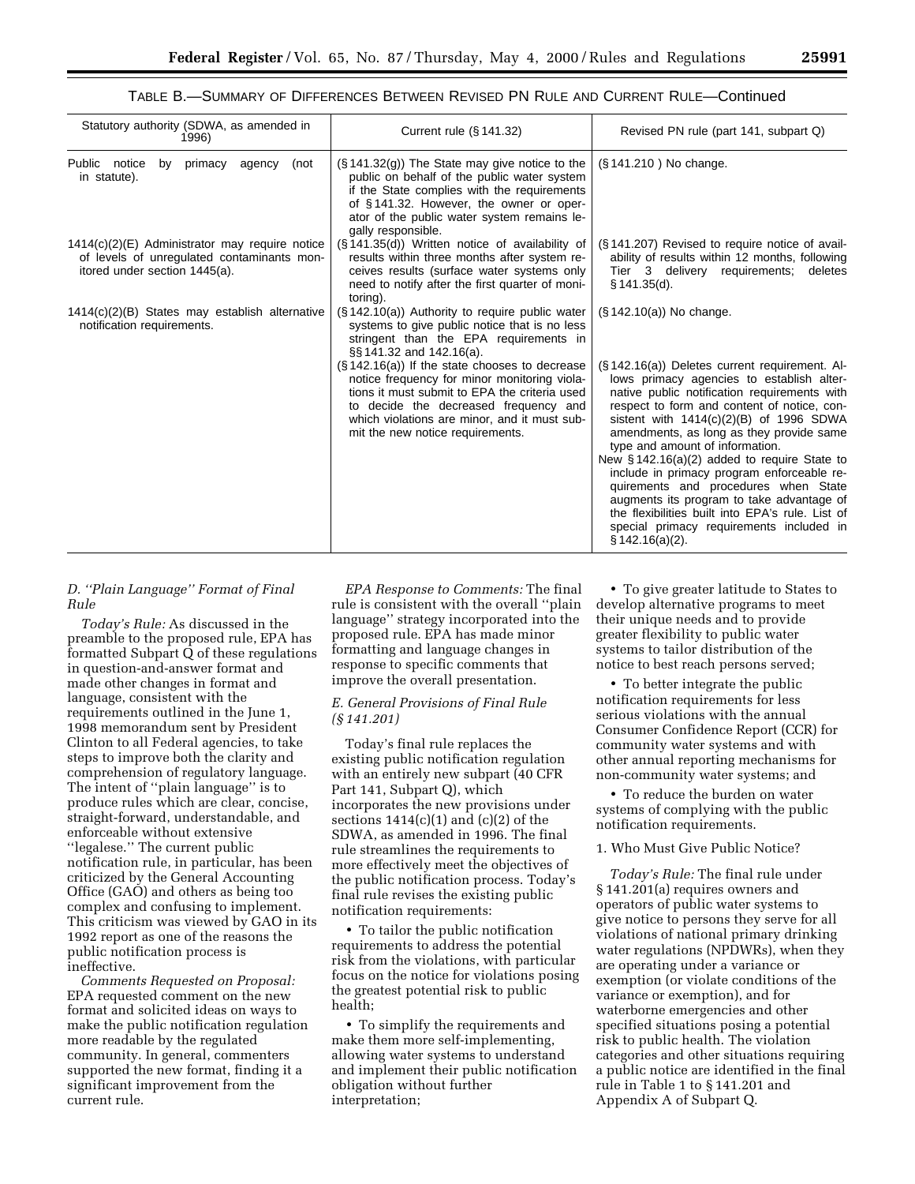TABLE B.—SUMMARY OF DIFFERENCES BETWEEN REVISED PN RULE AND CURRENT RULE—Continued

| Statutory authority (SDWA, as amended in 1996) | Current rule (§ 141.32) | Revised PN rule (part 141, subpart Q) |
| --- | --- | --- |
| Public notice by primacy agency (not in statute). | (§ 141.32(g)) The State may give notice to the public on behalf of the public water system if the State complies with the requirements of § 141.32. However, the owner or operator of the public water system remains legally responsible. | (§ 141.210 ) No change. |
| 1414(c)(2)(E) Administrator may require notice of levels of unregulated contaminants monitored under section 1445(a). | (§ 141.35(d)) Written notice of availability of results within three months after system receives results (surface water systems only need to notify after the first quarter of monitoring). | (§ 141.207) Revised to require notice of availability of results within 12 months, following Tier 3 delivery requirements; deletes § 141.35(d). |
| 1414(c)(2)(B) States may establish alternative notification requirements. | (§ 142.10(a)) Authority to require public water systems to give public notice that is no less stringent than the EPA requirements in §§ 141.32 and 142.16(a). | (§ 142.10(a)) No change. |
| | (§ 142.16(a)) If the state chooses to decrease notice frequency for minor monitoring violations it must submit to EPA the criteria used to decide the decreased frequency and which violations are minor, and it must submit the new notice requirements. | (§ 142.16(a)) Deletes current requirement. Allows primacy agencies to establish alternative public notification requirements with respect to form and content of notice, consistent with 1414(c)(2)(B) of 1996 SDWA amendments, as long as they provide same type and amount of information. New § 142.16(a)(2) added to require State to include in primacy program enforceable requirements and procedures when State augments its program to take advantage of the flexibilities built into EPA's rule. List of special primacy requirements included in § 142.16(a)(2). |

### D. "Plain Language" Format of Final Rule

*Today's Rule:* As discussed in the preamble to the proposed rule, EPA has formatted Subpart Q of these regulations in question-and-answer format and made other changes in format and language, consistent with the requirements outlined in the June 1, 1998 memorandum sent by President Clinton to all Federal agencies, to take steps to improve both the clarity and comprehension of regulatory language. The intent of "plain language" is to produce rules which are clear, concise, straight-forward, understandable, and enforceable without extensive "legalese." The current public notification rule, in particular, has been criticized by the General Accounting Office (GAO) and others as being too complex and confusing to implement. This criticism was viewed by GAO in its 1992 report as one of the reasons the public notification process is ineffective.

*Comments Requested on Proposal:* EPA requested comment on the new format and solicited ideas on ways to make the public notification regulation more readable by the regulated community. In general, commenters supported the new format, finding it a significant improvement from the current rule.

*EPA Response to Comments:* The final rule is consistent with the overall "plain language" strategy incorporated into the proposed rule. EPA has made minor formatting and language changes in response to specific comments that improve the overall presentation.

### E. General Provisions of Final Rule (§ 141.201)

Today's final rule replaces the existing public notification regulation with an entirely new subpart (40 CFR Part 141, Subpart Q), which incorporates the new provisions under sections 1414(c)(1) and (c)(2) of the SDWA, as amended in 1996. The final rule streamlines the requirements to more effectively meet the objectives of the public notification process. Today's final rule revises the existing public notification requirements:

- To tailor the public notification requirements to address the potential risk from the violations, with particular focus on the notice for violations posing the greatest potential risk to public health;
- To simplify the requirements and make them more self-implementing, allowing water systems to understand and implement their public notification obligation without further interpretation;
- To give greater latitude to States to develop alternative programs to meet their unique needs and to provide greater flexibility to public water systems to tailor distribution of the notice to best reach persons served;
- To better integrate the public notification requirements for less serious violations with the annual Consumer Confidence Report (CCR) for community water systems and with other annual reporting mechanisms for non-community water systems; and
- To reduce the burden on water systems of complying with the public notification requirements.

#### 1. Who Must Give Public Notice?

*Today's Rule:* The final rule under § 141.201(a) requires owners and operators of public water systems to give notice to persons they serve for all violations of national primary drinking water regulations (NPDWRs), when they are operating under a variance or exemption (or violate conditions of the variance or exemption), and for waterborne emergencies and other specified situations posing a potential risk to public health. The violation categories and other situations requiring a public notice are identified in the final rule in Table 1 to § 141.201 and Appendix A of Subpart Q.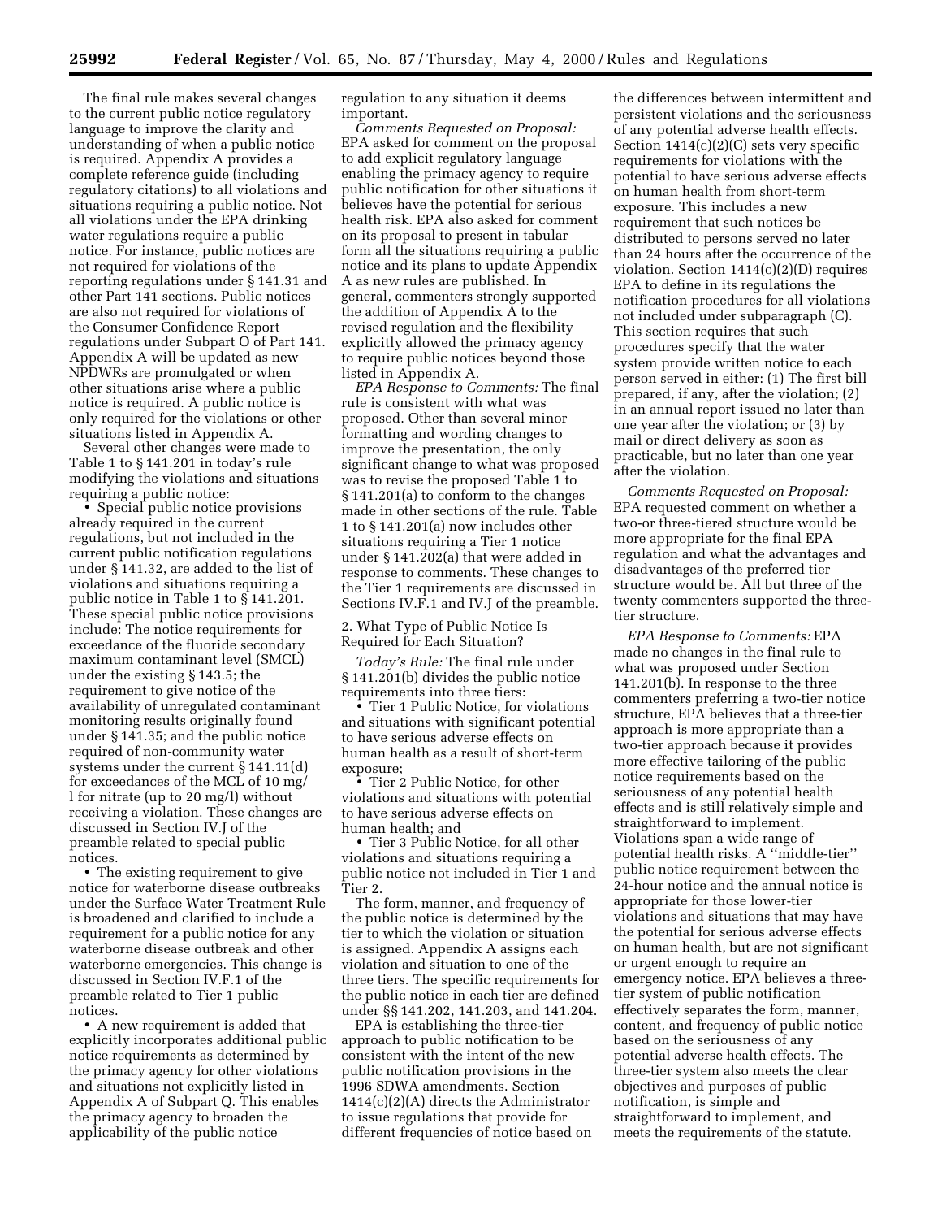The final rule makes several changes to the current public notice regulatory language to improve the clarity and understanding of when a public notice is required. Appendix A provides a complete reference guide (including regulatory citations) to all violations and situations requiring a public notice. Not all violations under the EPA drinking water regulations require a public notice. For instance, public notices are not required for violations of the reporting regulations under § 141.31 and other Part 141 sections. Public notices are also not required for violations of the Consumer Confidence Report regulations under Subpart O of Part 141. Appendix A will be updated as new NPDWRs are promulgated or when other situations arise where a public notice is required. A public notice is only required for the violations or other situations listed in Appendix A.

Several other changes were made to Table 1 to § 141.201 in today's rule modifying the violations and situations requiring a public notice:

• Special public notice provisions already required in the current regulations, but not included in the current public notification regulations under § 141.32, are added to the list of violations and situations requiring a public notice in Table 1 to § 141.201. These special public notice provisions include: The notice requirements for exceedance of the fluoride secondary maximum contaminant level (SMCL) under the existing § 143.5; the requirement to give notice of the availability of unregulated contaminant monitoring results originally found under § 141.35; and the public notice required of non-community water systems under the current § 141.11(d) for exceedances of the MCL of 10 mg/l for nitrate (up to 20 mg/l) without receiving a violation. These changes are discussed in Section IV.J of the preamble related to special public notices.

• The existing requirement to give notice for waterborne disease outbreaks under the Surface Water Treatment Rule is broadened and clarified to include a requirement for a public notice for any waterborne disease outbreak and other waterborne emergencies. This change is discussed in Section IV.F.1 of the preamble related to Tier 1 public notices.

• A new requirement is added that explicitly incorporates additional public notice requirements as determined by the primacy agency for other violations and situations not explicitly listed in Appendix A of Subpart Q. This enables the primacy agency to broaden the applicability of the public notice regulation to any situation it deems important.

*Comments Requested on Proposal:* EPA asked for comment on the proposal to add explicit regulatory language enabling the primacy agency to require public notification for other situations it believes have the potential for serious health risk. EPA also asked for comment on its proposal to present in tabular form all the situations requiring a public notice and its plans to update Appendix A as new rules are published. In general, commenters strongly supported the addition of Appendix A to the revised regulation and the flexibility explicitly allowed the primacy agency to require public notices beyond those listed in Appendix A.

*EPA Response to Comments:* The final rule is consistent with what was proposed. Other than several minor formatting and wording changes to improve the presentation, the only significant change to what was proposed was to revise the proposed Table 1 to § 141.201(a) to conform to the changes made in other sections of the rule. Table 1 to § 141.201(a) now includes other situations requiring a Tier 1 notice under § 141.202(a) that were added in response to comments. These changes to the Tier 1 requirements are discussed in Sections IV.F.1 and IV.J of the preamble.

2. What Type of Public Notice Is Required for Each Situation?

*Today's Rule:* The final rule under § 141.201(b) divides the public notice requirements into three tiers:

• Tier 1 Public Notice, for violations and situations with significant potential to have serious adverse effects on human health as a result of short-term exposure;

• Tier 2 Public Notice, for other violations and situations with potential to have serious adverse effects on human health; and

• Tier 3 Public Notice, for all other violations and situations requiring a public notice not included in Tier 1 and Tier 2.

The form, manner, and frequency of the public notice is determined by the tier to which the violation or situation is assigned. Appendix A assigns each violation and situation to one of the three tiers. The specific requirements for the public notice in each tier are defined under §§ 141.202, 141.203, and 141.204.

EPA is establishing the three-tier approach to public notification to be consistent with the intent of the new public notification provisions in the 1996 SDWA amendments. Section 1414(c)(2)(A) directs the Administrator to issue regulations that provide for different frequencies of notice based on the differences between intermittent and persistent violations and the seriousness of any potential adverse health effects. Section 1414(c)(2)(C) sets very specific requirements for violations with the potential to have serious adverse effects on human health from short-term exposure. This includes a new requirement that such notices be distributed to persons served no later than 24 hours after the occurrence of the violation. Section 1414(c)(2)(D) requires EPA to define in its regulations the notification procedures for all violations not included under subparagraph (C). This section requires that such procedures specify that the water system provide written notice to each person served in either: (1) The first bill prepared, if any, after the violation; (2) in an annual report issued no later than one year after the violation; or (3) by mail or direct delivery as soon as practicable, but no later than one year after the violation.

*Comments Requested on Proposal:* EPA requested comment on whether a two-or three-tiered structure would be more appropriate for the final EPA regulation and what the advantages and disadvantages of the preferred tier structure would be. All but three of the twenty commenters supported the three-tier structure.

*EPA Response to Comments:* EPA made no changes in the final rule to what was proposed under Section 141.201(b). In response to the three commenters preferring a two-tier notice structure, EPA believes that a three-tier approach is more appropriate than a two-tier approach because it provides more effective tailoring of the public notice requirements based on the seriousness of any potential health effects and is still relatively simple and straightforward to implement. Violations span a wide range of potential health risks. A ''middle-tier'' public notice requirement between the 24-hour notice and the annual notice is appropriate for those lower-tier violations and situations that may have the potential for serious adverse effects on human health, but are not significant or urgent enough to require an emergency notice. EPA believes a three-tier system of public notification effectively separates the form, manner, content, and frequency of public notice based on the seriousness of any potential adverse health effects. The three-tier system also meets the clear objectives and purposes of public notification, is simple and straightforward to implement, and meets the requirements of the statute.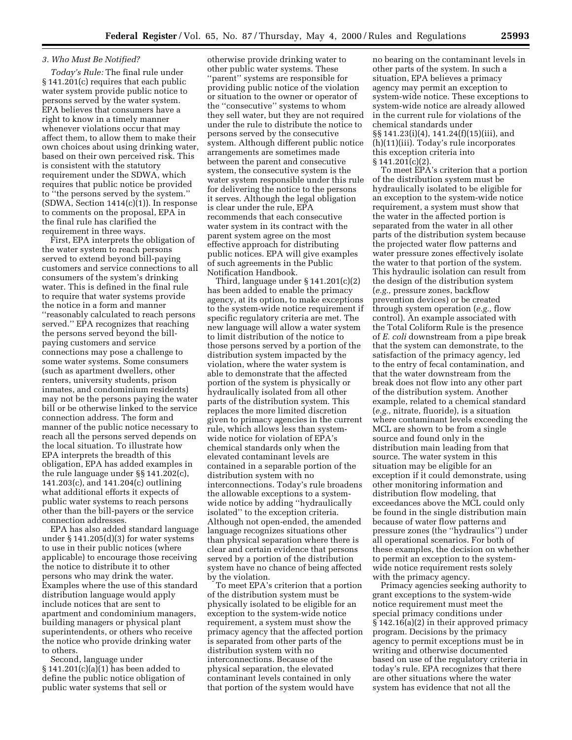### *3. Who Must Be Notified?*

*Today's Rule:* The final rule under § 141.201(c) requires that each public water system provide public notice to persons served by the water system. EPA believes that consumers have a right to know in a timely manner whenever violations occur that may affect them, to allow them to make their own choices about using drinking water, based on their own perceived risk. This is consistent with the statutory requirement under the SDWA, which requires that public notice be provided to ''the persons served by the system.'' (SDWA, Section 1414(c)(1)). In response to comments on the proposal, EPA in the final rule has clarified the requirement in three ways.

First, EPA interprets the obligation of the water system to reach persons served to extend beyond bill-paying customers and service connections to all consumers of the system's drinking water. This is defined in the final rule to require that water systems provide the notice in a form and manner ''reasonably calculated to reach persons served.'' EPA recognizes that reaching the persons served beyond the bill-paying customers and service connections may pose a challenge to some water systems. Some consumers (such as apartment dwellers, other renters, university students, prison inmates, and condominium residents) may not be the persons paying the water bill or be otherwise linked to the service connection address. The form and manner of the public notice necessary to reach all the persons served depends on the local situation. To illustrate how EPA interprets the breadth of this obligation, EPA has added examples in the rule language under §§ 141.202(c), 141.203(c), and 141.204(c) outlining what additional efforts it expects of public water systems to reach persons other than the bill-payers or the service connection addresses.

EPA has also added standard language under § 141.205(d)(3) for water systems to use in their public notices (where applicable) to encourage those receiving the notice to distribute it to other persons who may drink the water. Examples where the use of this standard distribution language would apply include notices that are sent to apartment and condominium managers, building managers or physical plant superintendents, or others who receive the notice who provide drinking water to others.

Second, language under § 141.201(c)(a)(1) has been added to define the public notice obligation of public water systems that sell or otherwise provide drinking water to other public water systems. These ''parent'' systems are responsible for providing public notice of the violation or situation to the owner or operator of the ''consecutive'' systems to whom they sell water, but they are not required under the rule to distribute the notice to persons served by the consecutive system. Although different public notice arrangements are sometimes made between the parent and consecutive system, the consecutive system is the water system responsible under this rule for delivering the notice to the persons it serves. Although the legal obligation is clear under the rule, EPA recommends that each consecutive water system in its contract with the parent system agree on the most effective approach for distributing public notices. EPA will give examples of such agreements in the Public Notification Handbook.

Third, language under § 141.201(c)(2) has been added to enable the primacy agency, at its option, to make exceptions to the system-wide notice requirement if specific regulatory criteria are met. The new language will allow a water system to limit distribution of the notice to those persons served by a portion of the distribution system impacted by the violation, where the water system is able to demonstrate that the affected portion of the system is physically or hydraulically isolated from all other parts of the distribution system. This replaces the more limited discretion given to primacy agencies in the current rule, which allows less than system-wide notice for violation of EPA's chemical standards only when the elevated contaminant levels are contained in a separable portion of the distribution system with no interconnections. Today's rule broadens the allowable exceptions to a system-wide notice by adding ''hydraulically isolated'' to the exception criteria. Although not open-ended, the amended language recognizes situations other than physical separation where there is clear and certain evidence that persons served by a portion of the distribution system have no chance of being affected by the violation.

To meet EPA's criterion that a portion of the distribution system must be physically isolated to be eligible for an exception to the system-wide notice requirement, a system must show the primacy agency that the affected portion is separated from other parts of the distribution system with no interconnections. Because of the physical separation, the elevated contaminant levels contained in only that portion of the system would have no bearing on the contaminant levels in other parts of the system. In such a situation, EPA believes a primacy agency may permit an exception to system-wide notice. These exceptions to system-wide notice are already allowed in the current rule for violations of the chemical standards under §§ 141.23(i)(4), 141.24(f)(15)(iii), and (h)(11)(iii). Today's rule incorporates this exception criteria into § 141.201(c)(2).

To meet EPA's criterion that a portion of the distribution system must be hydraulically isolated to be eligible for an exception to the system-wide notice requirement, a system must show that the water in the affected portion is separated from the water in all other parts of the distribution system because the projected water flow patterns and water pressure zones effectively isolate the water to that portion of the system. This hydraulic isolation can result from the design of the distribution system (*e.g.,* pressure zones, backflow prevention devices) or be created through system operation (*e.g.,* flow control). An example associated with the Total Coliform Rule is the presence of *E. coli* downstream from a pipe break that the system can demonstrate, to the satisfaction of the primacy agency, led to the entry of fecal contamination, and that the water downstream from the break does not flow into any other part of the distribution system. Another example, related to a chemical standard (*e.g.,* nitrate, fluoride), is a situation where contaminant levels exceeding the MCL are shown to be from a single source and found only in the distribution main leading from that source. The water system in this situation may be eligible for an exception if it could demonstrate, using other monitoring information and distribution flow modeling, that exceedances above the MCL could only be found in the single distribution main because of water flow patterns and pressure zones (the ''hydraulics'') under all operational scenarios. For both of these examples, the decision on whether to permit an exception to the system-wide notice requirement rests solely with the primacy agency.

Primacy agencies seeking authority to grant exceptions to the system-wide notice requirement must meet the special primacy conditions under § 142.16(a)(2) in their approved primacy program. Decisions by the primacy agency to permit exceptions must be in writing and otherwise documented based on use of the regulatory criteria in today's rule. EPA recognizes that there are other situations where the water system has evidence that not all the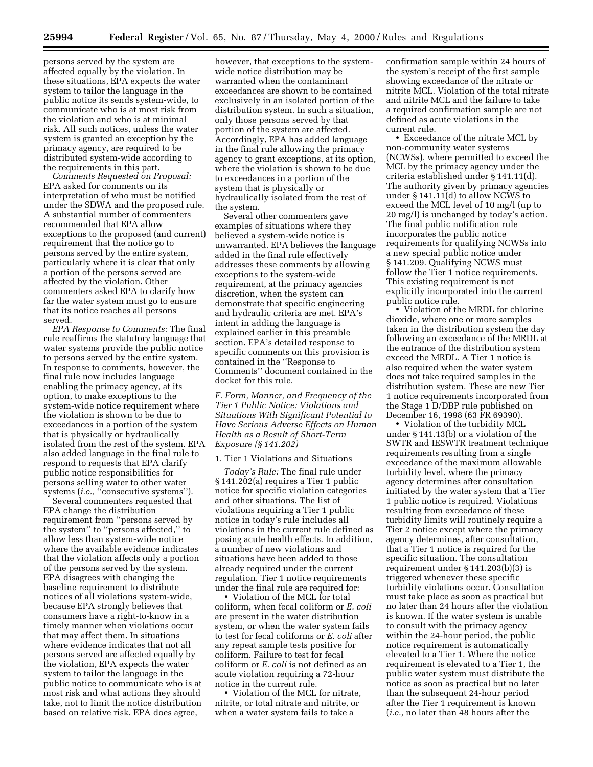persons served by the system are affected equally by the violation. In these situations, EPA expects the water system to tailor the language in the public notice its sends system-wide, to communicate who is at most risk from the violation and who is at minimal risk. All such notices, unless the water system is granted an exception by the primacy agency, are required to be distributed system-wide according to the requirements in this part.

*Comments Requested on Proposal:* EPA asked for comments on its interpretation of who must be notified under the SDWA and the proposed rule. A substantial number of commenters recommended that EPA allow exceptions to the proposed (and current) requirement that the notice go to persons served by the entire system, particularly where it is clear that only a portion of the persons served are affected by the violation. Other commenters asked EPA to clarify how far the water system must go to ensure that its notice reaches all persons served.

*EPA Response to Comments:* The final rule reaffirms the statutory language that water systems provide the public notice to persons served by the entire system. In response to comments, however, the final rule now includes language enabling the primacy agency, at its option, to make exceptions to the system-wide notice requirement where the violation is shown to be due to exceedances in a portion of the system that is physically or hydraulically isolated from the rest of the system. EPA also added language in the final rule to respond to requests that EPA clarify public notice responsibilities for persons selling water to other water systems (*i.e.,* "consecutive systems").

Several commenters requested that EPA change the distribution requirement from "persons served by the system" to "persons affected," to allow less than system-wide notice where the available evidence indicates that the violation affects only a portion of the persons served by the system. EPA disagrees with changing the baseline requirement to distribute notices of all violations system-wide, because EPA strongly believes that consumers have a right-to-know in a timely manner when violations occur that may affect them. In situations where evidence indicates that not all persons served are affected equally by the violation, EPA expects the water system to tailor the language in the public notice to communicate who is at most risk and what actions they should take, not to limit the notice distribution based on relative risk. EPA does agree, however, that exceptions to the system-wide notice distribution may be warranted when the contaminant exceedances are shown to be contained exclusively in an isolated portion of the distribution system. In such a situation, only those persons served by that portion of the system are affected. Accordingly, EPA has added language in the final rule allowing the primacy agency to grant exceptions, at its option, where the violation is shown to be due to exceedances in a portion of the system that is physically or hydraulically isolated from the rest of the system.

Several other commenters gave examples of situations where they believed a system-wide notice is unwarranted. EPA believes the language added in the final rule effectively addresses these comments by allowing exceptions to the system-wide requirement, at the primacy agencies discretion, when the system can demonstrate that specific engineering and hydraulic criteria are met. EPA's intent in adding the language is explained earlier in this preamble section. EPA's detailed response to specific comments on this provision is contained in the "Response to Comments" document contained in the docket for this rule.

### *F. Form, Manner, and Frequency of the Tier 1 Public Notice: Violations and Situations With Significant Potential to Have Serious Adverse Effects on Human Health as a Result of Short-Term Exposure (§ 141.202)*

#### 1. Tier 1 Violations and Situations

*Today's Rule:* The final rule under § 141.202(a) requires a Tier 1 public notice for specific violation categories and other situations. The list of violations requiring a Tier 1 public notice in today's rule includes all violations in the current rule defined as posing acute health effects. In addition, a number of new violations and situations have been added to those already required under the current regulation. Tier 1 notice requirements under the final rule are required for:

- Violation of the MCL for total coliform, when fecal coliform or *E. coli* are present in the water distribution system, or when the water system fails to test for fecal coliforms or *E. coli* after any repeat sample tests positive for coliform. Failure to test for fecal coliform or *E. coli* is not defined as an acute violation requiring a 72-hour notice in the current rule.
- Violation of the MCL for nitrate, nitrite, or total nitrate and nitrite, or when a water system fails to take a confirmation sample within 24 hours of the system's receipt of the first sample showing exceedance of the nitrate or nitrite MCL. Violation of the total nitrate and nitrite MCL and the failure to take a required confirmation sample are not defined as acute violations in the current rule.
- Exceedance of the nitrate MCL by non-community water systems (NCWSs), where permitted to exceed the MCL by the primacy agency under the criteria established under § 141.11(d). The authority given by primacy agencies under § 141.11(d) to allow NCWS to exceed the MCL level of 10 mg/l (up to 20 mg/l) is unchanged by today's action. The final public notification rule incorporates the public notice requirements for qualifying NCWSs into a new special public notice under § 141.209. Qualifying NCWS must follow the Tier 1 notice requirements. This existing requirement is not explicitly incorporated into the current public notice rule.
- Violation of the MRDL for chlorine dioxide, where one or more samples taken in the distribution system the day following an exceedance of the MRDL at the entrance of the distribution system exceed the MRDL. A Tier 1 notice is also required when the water system does not take required samples in the distribution system. These are new Tier 1 notice requirements incorporated from the Stage 1 D/DBP rule published on December 16, 1998 (63 FR 69390).
- Violation of the turbidity MCL under § 141.13(b) or a violation of the SWTR and IESWTR treatment technique requirements resulting from a single exceedance of the maximum allowable turbidity level, where the primacy agency determines after consultation initiated by the water system that a Tier 1 public notice is required. Violations resulting from exceedance of these turbidity limits will routinely require a Tier 2 notice except where the primacy agency determines, after consultation, that a Tier 1 notice is required for the specific situation. The consultation requirement under § 141.203(b)(3) is triggered whenever these specific turbidity violations occur. Consultation must take place as soon as practical but no later than 24 hours after the violation is known. If the water system is unable to consult with the primacy agency within the 24-hour period, the public notice requirement is automatically elevated to a Tier 1. Where the notice requirement is elevated to a Tier 1, the public water system must distribute the notice as soon as practical but no later than the subsequent 24-hour period after the Tier 1 requirement is known (*i.e.,* no later than 48 hours after the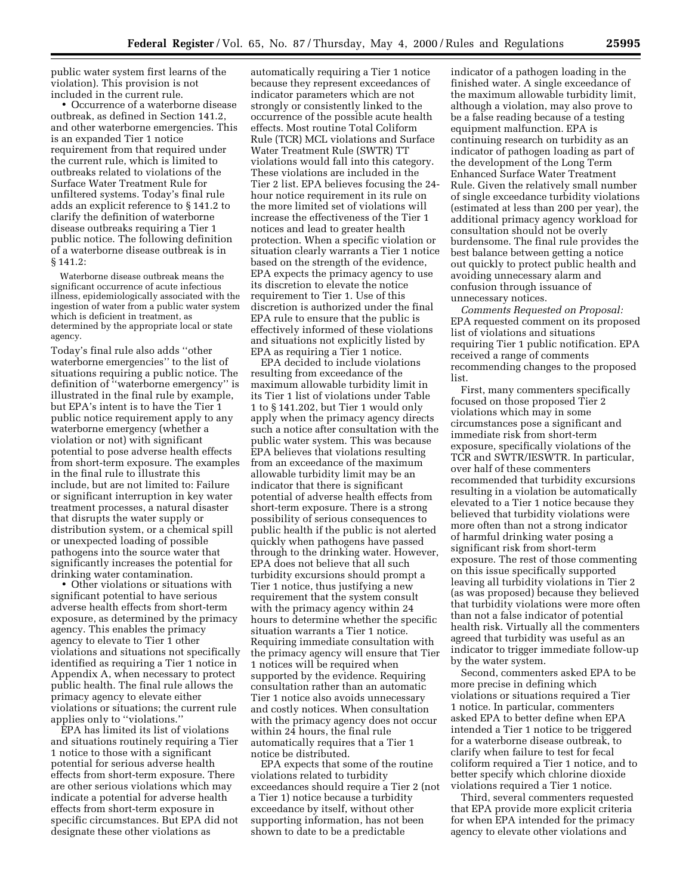public water system first learns of the violation). This provision is not included in the current rule.

• Occurrence of a waterborne disease outbreak, as defined in Section 141.2, and other waterborne emergencies. This is an expanded Tier 1 notice requirement from that required under the current rule, which is limited to outbreaks related to violations of the Surface Water Treatment Rule for unfiltered systems. Today's final rule adds an explicit reference to § 141.2 to clarify the definition of waterborne disease outbreaks requiring a Tier 1 public notice. The following definition of a waterborne disease outbreak is in § 141.2:

> Waterborne disease outbreak means the significant occurrence of acute infectious illness, epidemiologically associated with the ingestion of water from a public water system which is deficient in treatment, as determined by the appropriate local or state agency.

Today's final rule also adds "other waterborne emergencies" to the list of situations requiring a public notice. The definition of "waterborne emergency" is illustrated in the final rule by example, but EPA's intent is to have the Tier 1 public notice requirement apply to any waterborne emergency (whether a violation or not) with significant potential to pose adverse health effects from short-term exposure. The examples in the final rule to illustrate this include, but are not limited to: Failure or significant interruption in key water treatment processes, a natural disaster that disrupts the water supply or distribution system, or a chemical spill or unexpected loading of possible pathogens into the source water that significantly increases the potential for drinking water contamination.

• Other violations or situations with significant potential to have serious adverse health effects from short-term exposure, as determined by the primacy agency. This enables the primacy agency to elevate to Tier 1 other violations and situations not specifically identified as requiring a Tier 1 notice in Appendix A, when necessary to protect public health. The final rule allows the primacy agency to elevate either violations or situations; the current rule applies only to "violations."

EPA has limited its list of violations and situations routinely requiring a Tier 1 notice to those with a significant potential for serious adverse health effects from short-term exposure. There are other serious violations which may indicate a potential for adverse health effects from short-term exposure in specific circumstances. But EPA did not designate these other violations as automatically requiring a Tier 1 notice because they represent exceedances of indicator parameters which are not strongly or consistently linked to the occurrence of the possible acute health effects. Most routine Total Coliform Rule (TCR) MCL violations and Surface Water Treatment Rule (SWTR) TT violations would fall into this category. These violations are included in the Tier 2 list. EPA believes focusing the 24-hour notice requirement in its rule on the more limited set of violations will increase the effectiveness of the Tier 1 notices and lead to greater health protection. When a specific violation or situation clearly warrants a Tier 1 notice based on the strength of the evidence, EPA expects the primacy agency to use its discretion to elevate the notice requirement to Tier 1. Use of this discretion is authorized under the final EPA rule to ensure that the public is effectively informed of these violations and situations not explicitly listed by EPA as requiring a Tier 1 notice.

EPA decided to include violations resulting from exceedance of the maximum allowable turbidity limit in its Tier 1 list of violations under Table 1 to § 141.202, but Tier 1 would only apply when the primacy agency directs such a notice after consultation with the public water system. This was because EPA believes that violations resulting from an exceedance of the maximum allowable turbidity limit may be an indicator that there is significant potential of adverse health effects from short-term exposure. There is a strong possibility of serious consequences to public health if the public is not alerted quickly when pathogens have passed through to the drinking water. However, EPA does not believe that all such turbidity excursions should prompt a Tier 1 notice, thus justifying a new requirement that the system consult with the primacy agency within 24 hours to determine whether the specific situation warrants a Tier 1 notice. Requiring immediate consultation with the primacy agency will ensure that Tier 1 notices will be required when supported by the evidence. Requiring consultation rather than an automatic Tier 1 notice also avoids unnecessary and costly notices. When consultation with the primacy agency does not occur within 24 hours, the final rule automatically requires that a Tier 1 notice be distributed.

EPA expects that some of the routine violations related to turbidity exceedances should require a Tier 2 (not a Tier 1) notice because a turbidity exceedance by itself, without other supporting information, has not been shown to date to be a predictable indicator of a pathogen loading in the finished water. A single exceedance of the maximum allowable turbidity limit, although a violation, may also prove to be a false reading because of a testing equipment malfunction. EPA is continuing research on turbidity as an indicator of pathogen loading as part of the development of the Long Term Enhanced Surface Water Treatment Rule. Given the relatively small number of single exceedance turbidity violations (estimated at less than 200 per year), the additional primacy agency workload for consultation should not be overly burdensome. The final rule provides the best balance between getting a notice out quickly to protect public health and avoiding unnecessary alarm and confusion through issuance of unnecessary notices.

*Comments Requested on Proposal:* EPA requested comment on its proposed list of violations and situations requiring Tier 1 public notification. EPA received a range of comments recommending changes to the proposed list.

First, many commenters specifically focused on those proposed Tier 2 violations which may in some circumstances pose a significant and immediate risk from short-term exposure, specifically violations of the TCR and SWTR/IESWTR. In particular, over half of these commenters recommended that turbidity excursions resulting in a violation be automatically elevated to a Tier 1 notice because they believed that turbidity violations were more often than not a strong indicator of harmful drinking water posing a significant risk from short-term exposure. The rest of those commenting on this issue specifically supported leaving all turbidity violations in Tier 2 (as was proposed) because they believed that turbidity violations were more often than not a false indicator of potential health risk. Virtually all the commenters agreed that turbidity was useful as an indicator to trigger immediate follow-up by the water system.

Second, commenters asked EPA to be more precise in defining which violations or situations required a Tier 1 notice. In particular, commenters asked EPA to better define when EPA intended a Tier 1 notice to be triggered for a waterborne disease outbreak, to clarify when failure to test for fecal coliform required a Tier 1 notice, and to better specify which chlorine dioxide violations required a Tier 1 notice.

Third, several commenters requested that EPA provide more explicit criteria for when EPA intended for the primacy agency to elevate other violations and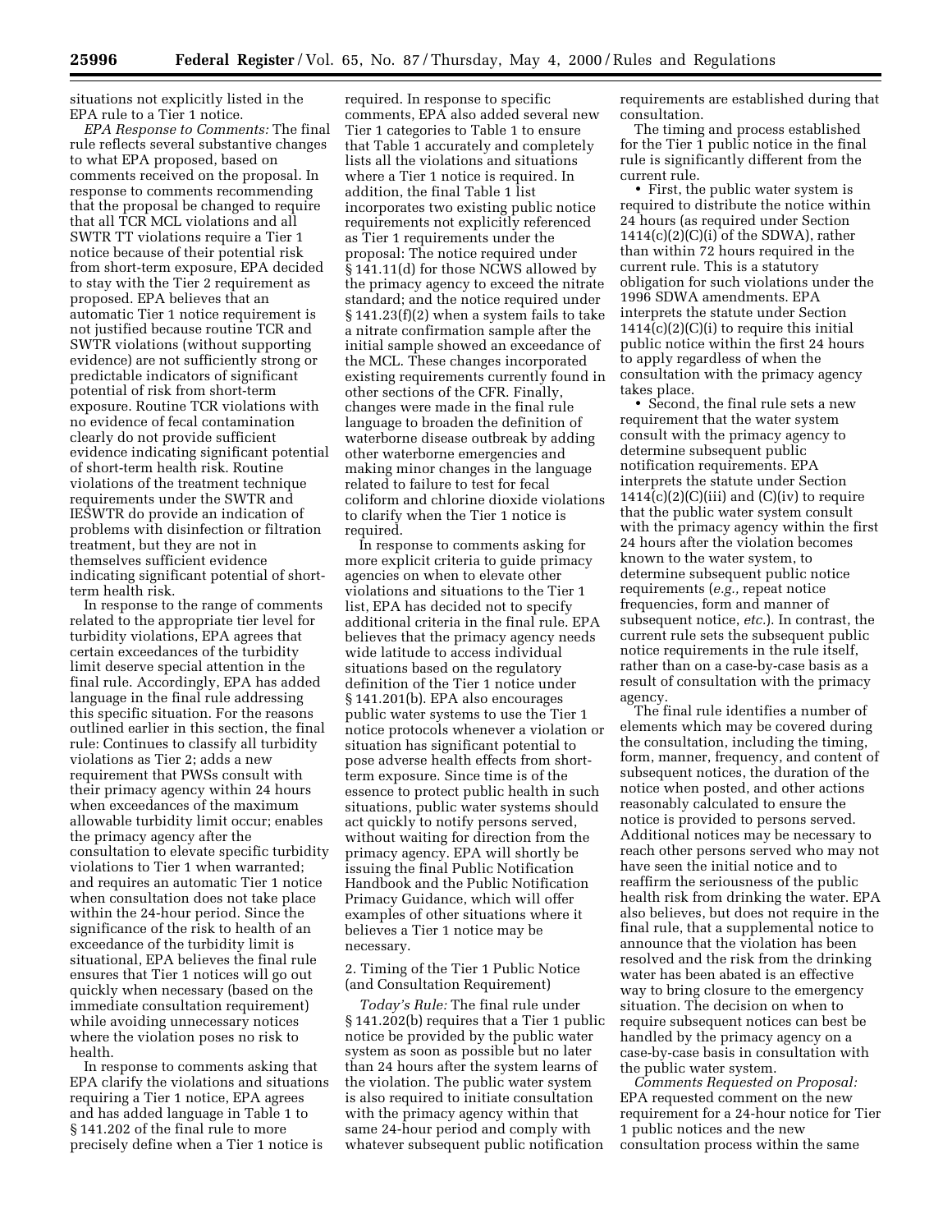situations not explicitly listed in the EPA rule to a Tier 1 notice.

*EPA Response to Comments:* The final rule reflects several substantive changes to what EPA proposed, based on comments received on the proposal. In response to comments recommending that the proposal be changed to require that all TCR MCL violations and all SWTR TT violations require a Tier 1 notice because of their potential risk from short-term exposure, EPA decided to stay with the Tier 2 requirement as proposed. EPA believes that an automatic Tier 1 notice requirement is not justified because routine TCR and SWTR violations (without supporting evidence) are not sufficiently strong or predictable indicators of significant potential of risk from short-term exposure. Routine TCR violations with no evidence of fecal contamination clearly do not provide sufficient evidence indicating significant potential of short-term health risk. Routine violations of the treatment technique requirements under the SWTR and IESWTR do provide an indication of problems with disinfection or filtration treatment, but they are not in themselves sufficient evidence indicating significant potential of short-term health risk.

In response to the range of comments related to the appropriate tier level for turbidity violations, EPA agrees that certain exceedances of the turbidity limit deserve special attention in the final rule. Accordingly, EPA has added language in the final rule addressing this specific situation. For the reasons outlined earlier in this section, the final rule: Continues to classify all turbidity violations as Tier 2; adds a new requirement that PWSs consult with their primacy agency within 24 hours when exceedances of the maximum allowable turbidity limit occur; enables the primacy agency after the consultation to elevate specific turbidity violations to Tier 1 when warranted; and requires an automatic Tier 1 notice when consultation does not take place within the 24-hour period. Since the significance of the risk to health of an exceedance of the turbidity limit is situational, EPA believes the final rule ensures that Tier 1 notices will go out quickly when necessary (based on the immediate consultation requirement) while avoiding unnecessary notices where the violation poses no risk to health.

In response to comments asking that EPA clarify the violations and situations requiring a Tier 1 notice, EPA agrees and has added language in Table 1 to § 141.202 of the final rule to more precisely define when a Tier 1 notice is required. In response to specific comments, EPA also added several new Tier 1 categories to Table 1 to ensure that Table 1 accurately and completely lists all the violations and situations where a Tier 1 notice is required. In addition, the final Table 1 list incorporates two existing public notice requirements not explicitly referenced as Tier 1 requirements under the proposal: The notice required under § 141.11(d) for those NCWS allowed by the primacy agency to exceed the nitrate standard; and the notice required under § 141.23(f)(2) when a system fails to take a nitrate confirmation sample after the initial sample showed an exceedance of the MCL. These changes incorporated existing requirements currently found in other sections of the CFR. Finally, changes were made in the final rule language to broaden the definition of waterborne disease outbreak by adding other waterborne emergencies and making minor changes in the language related to failure to test for fecal coliform and chlorine dioxide violations to clarify when the Tier 1 notice is required.

In response to comments asking for more explicit criteria to guide primacy agencies on when to elevate other violations and situations to the Tier 1 list, EPA has decided not to specify additional criteria in the final rule. EPA believes that the primacy agency needs wide latitude to access individual situations based on the regulatory definition of the Tier 1 notice under § 141.201(b). EPA also encourages public water systems to use the Tier 1 notice protocols whenever a violation or situation has significant potential to pose adverse health effects from short-term exposure. Since time is of the essence to protect public health in such situations, public water systems should act quickly to notify persons served, without waiting for direction from the primacy agency. EPA will shortly be issuing the final Public Notification Handbook and the Public Notification Primacy Guidance, which will offer examples of other situations where it believes a Tier 1 notice may be necessary.

2. Timing of the Tier 1 Public Notice (and Consultation Requirement)

*Today's Rule:* The final rule under § 141.202(b) requires that a Tier 1 public notice be provided by the public water system as soon as possible but no later than 24 hours after the system learns of the violation. The public water system is also required to initiate consultation with the primacy agency within that same 24-hour period and comply with whatever subsequent public notification requirements are established during that consultation.

The timing and process established for the Tier 1 public notice in the final rule is significantly different from the current rule.

- First, the public water system is required to distribute the notice within 24 hours (as required under Section 1414(c)(2)(C)(i) of the SDWA), rather than within 72 hours required in the current rule. This is a statutory obligation for such violations under the 1996 SDWA amendments. EPA interprets the statute under Section 1414(c)(2)(C)(i) to require this initial public notice within the first 24 hours to apply regardless of when the consultation with the primacy agency takes place.
- Second, the final rule sets a new requirement that the water system consult with the primacy agency to determine subsequent public notification requirements. EPA interprets the statute under Section 1414(c)(2)(C)(iii) and (C)(iv) to require that the public water system consult with the primacy agency within the first 24 hours after the violation becomes known to the water system, to determine subsequent public notice requirements (*e.g.,* repeat notice frequencies, form and manner of subsequent notice, *etc.*). In contrast, the current rule sets the subsequent public notice requirements in the rule itself, rather than on a case-by-case basis as a result of consultation with the primacy agency.

The final rule identifies a number of elements which may be covered during the consultation, including the timing, form, manner, frequency, and content of subsequent notices, the duration of the notice when posted, and other actions reasonably calculated to ensure the notice is provided to persons served. Additional notices may be necessary to reach other persons served who may not have seen the initial notice and to reaffirm the seriousness of the public health risk from drinking the water. EPA also believes, but does not require in the final rule, that a supplemental notice to announce that the violation has been resolved and the risk from the drinking water has been abated is an effective way to bring closure to the emergency situation. The decision on when to require subsequent notices can best be handled by the primacy agency on a case-by-case basis in consultation with the public water system.

*Comments Requested on Proposal:* EPA requested comment on the new requirement for a 24-hour notice for Tier 1 public notices and the new consultation process within the same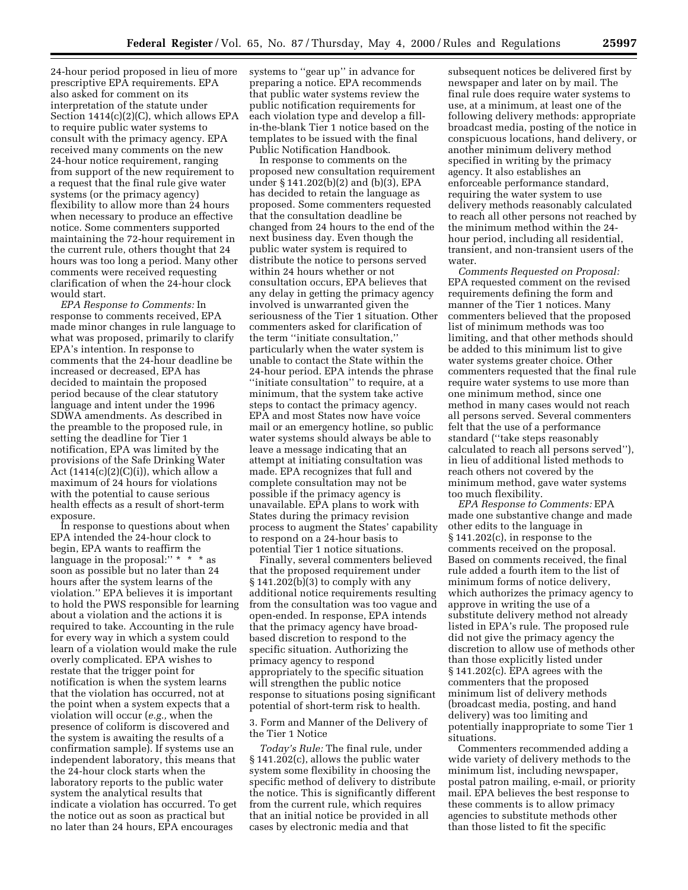24-hour period proposed in lieu of more prescriptive EPA requirements. EPA also asked for comment on its interpretation of the statute under Section 1414(c)(2)(C), which allows EPA to require public water systems to consult with the primacy agency. EPA received many comments on the new 24-hour notice requirement, ranging from support of the new requirement to a request that the final rule give water systems (or the primacy agency) flexibility to allow more than 24 hours when necessary to produce an effective notice. Some commenters supported maintaining the 72-hour requirement in the current rule, others thought that 24 hours was too long a period. Many other comments were received requesting clarification of when the 24-hour clock would start.

*EPA Response to Comments:* In response to comments received, EPA made minor changes in rule language to what was proposed, primarily to clarify EPA's intention. In response to comments that the 24-hour deadline be increased or decreased, EPA has decided to maintain the proposed period because of the clear statutory language and intent under the 1996 SDWA amendments. As described in the preamble to the proposed rule, in setting the deadline for Tier 1 notification, EPA was limited by the provisions of the Safe Drinking Water Act (1414(c)(2)(C)(i)), which allow a maximum of 24 hours for violations with the potential to cause serious health effects as a result of short-term exposure.

In response to questions about when EPA intended the 24-hour clock to begin, EPA wants to reaffirm the language in the proposal: '' * * * as soon as possible but no later than 24 hours after the system learns of the violation.'' EPA believes it is important to hold the PWS responsible for learning about a violation and the actions it is required to take. Accounting in the rule for every way in which a system could learn of a violation would make the rule overly complicated. EPA wishes to restate that the trigger point for notification is when the system learns that the violation has occurred, not at the point when a system expects that a violation will occur (*e.g.,* when the presence of coliform is discovered and the system is awaiting the results of a confirmation sample). If systems use an independent laboratory, this means that the 24-hour clock starts when the laboratory reports to the public water system the analytical results that indicate a violation has occurred. To get the notice out as soon as practical but no later than 24 hours, EPA encourages systems to ''gear up'' in advance for preparing a notice. EPA recommends that public water systems review the public notification requirements for each violation type and develop a fill-in-the-blank Tier 1 notice based on the templates to be issued with the final Public Notification Handbook.

In response to comments on the proposed new consultation requirement under § 141.202(b)(2) and (b)(3), EPA has decided to retain the language as proposed. Some commenters requested that the consultation deadline be changed from 24 hours to the end of the next business day. Even though the public water system is required to distribute the notice to persons served within 24 hours whether or not consultation occurs, EPA believes that any delay in getting the primacy agency involved is unwarranted given the seriousness of the Tier 1 situation. Other commenters asked for clarification of the term ''initiate consultation,'' particularly when the water system is unable to contact the State within the 24-hour period. EPA intends the phrase ''initiate consultation'' to require, at a minimum, that the system take active steps to contact the primacy agency. EPA and most States now have voice mail or an emergency hotline, so public water systems should always be able to leave a message indicating that an attempt at initiating consultation was made. EPA recognizes that full and complete consultation may not be possible if the primacy agency is unavailable. EPA plans to work with States during the primacy revision process to augment the States' capability to respond on a 24-hour basis to potential Tier 1 notice situations.

Finally, several commenters believed that the proposed requirement under § 141.202(b)(3) to comply with any additional notice requirements resulting from the consultation was too vague and open-ended. In response, EPA intends that the primacy agency have broad-based discretion to respond to the specific situation. Authorizing the primacy agency to respond appropriately to the specific situation will strengthen the public notice response to situations posing significant potential of short-term risk to health.

3. Form and Manner of the Delivery of the Tier 1 Notice

*Today's Rule:* The final rule, under § 141.202(c), allows the public water system some flexibility in choosing the specific method of delivery to distribute the notice. This is significantly different from the current rule, which requires that an initial notice be provided in all cases by electronic media and that subsequent notices be delivered first by newspaper and later on by mail. The final rule does require water systems to use, at a minimum, at least one of the following delivery methods: appropriate broadcast media, posting of the notice in conspicuous locations, hand delivery, or another minimum delivery method specified in writing by the primacy agency. It also establishes an enforceable performance standard, requiring the water system to use delivery methods reasonably calculated to reach all other persons not reached by the minimum method within the 24-hour period, including all residential, transient, and non-transient users of the water.

*Comments Requested on Proposal:* EPA requested comment on the revised requirements defining the form and manner of the Tier 1 notices. Many commenters believed that the proposed list of minimum methods was too limiting, and that other methods should be added to this minimum list to give water systems greater choice. Other commenters requested that the final rule require water systems to use more than one minimum method, since one method in many cases would not reach all persons served. Several commenters felt that the use of a performance standard (''take steps reasonably calculated to reach all persons served''), in lieu of additional listed methods to reach others not covered by the minimum method, gave water systems too much flexibility.

*EPA Response to Comments:* EPA made one substantive change and made other edits to the language in § 141.202(c), in response to the comments received on the proposal. Based on comments received, the final rule added a fourth item to the list of minimum forms of notice delivery, which authorizes the primacy agency to approve in writing the use of a substitute delivery method not already listed in EPA's rule. The proposed rule did not give the primacy agency the discretion to allow use of methods other than those explicitly listed under § 141.202(c). EPA agrees with the commenters that the proposed minimum list of delivery methods (broadcast media, posting, and hand delivery) was too limiting and potentially inappropriate to some Tier 1 situations.

Commenters recommended adding a wide variety of delivery methods to the minimum list, including newspaper, postal patron mailing, e-mail, or priority mail. EPA believes the best response to these comments is to allow primacy agencies to substitute methods other than those listed to fit the specific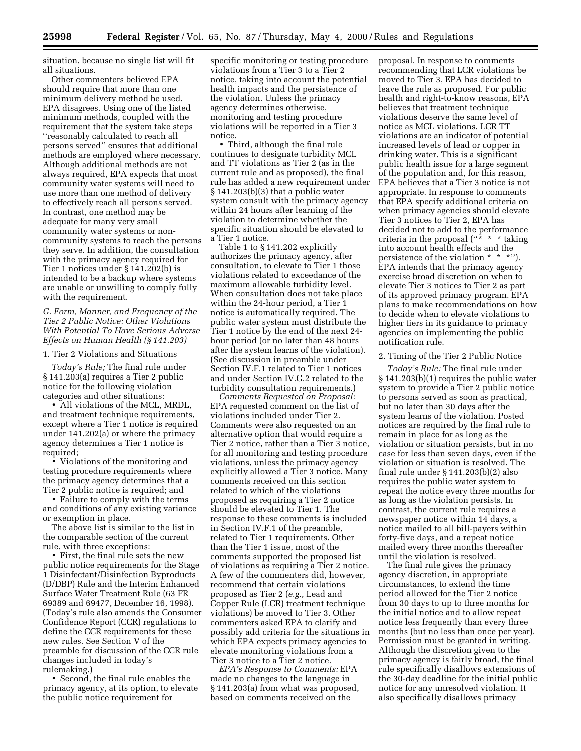situation, because no single list will fit all situations.

Other commenters believed EPA should require that more than one minimum delivery method be used. EPA disagrees. Using one of the listed minimum methods, coupled with the requirement that the system take steps ''reasonably calculated to reach all persons served'' ensures that additional methods are employed where necessary. Although additional methods are not always required, EPA expects that most community water systems will need to use more than one method of delivery to effectively reach all persons served. In contrast, one method may be adequate for many very small community water systems or non-community systems to reach the persons they serve. In addition, the consultation with the primacy agency required for Tier 1 notices under § 141.202(b) is intended to be a backup where systems are unable or unwilling to comply fully with the requirement.

### G. Form, Manner, and Frequency of the Tier 2 Public Notice: Other Violations With Potential To Have Serious Adverse Effects on Human Health (§ 141.203)

#### 1. Tier 2 Violations and Situations

*Today's Rule;* The final rule under § 141.203(a) requires a Tier 2 public notice for the following violation categories and other situations:

- All violations of the MCL, MRDL, and treatment technique requirements, except where a Tier 1 notice is required under 141.202(a) or where the primacy agency determines a Tier 1 notice is required;
- Violations of the monitoring and testing procedure requirements where the primacy agency determines that a Tier 2 public notice is required; and
- Failure to comply with the terms and conditions of any existing variance or exemption in place.

The above list is similar to the list in the comparable section of the current rule, with three exceptions:

- First, the final rule sets the new public notice requirements for the Stage 1 Disinfectant/Disinfection Byproducts (D/DBP) Rule and the Interim Enhanced Surface Water Treatment Rule (63 FR 69389 and 69477, December 16, 1998). (Today's rule also amends the Consumer Confidence Report (CCR) regulations to define the CCR requirements for these new rules. See Section V of the preamble for discussion of the CCR rule changes included in today's rulemaking.)
- Second, the final rule enables the primacy agency, at its option, to elevate the public notice requirement for specific monitoring or testing procedure violations from a Tier 3 to a Tier 2 notice, taking into account the potential health impacts and the persistence of the violation. Unless the primacy agency determines otherwise, monitoring and testing procedure violations will be reported in a Tier 3 notice.
- Third, although the final rule continues to designate turbidity MCL and TT violations as Tier 2 (as in the current rule and as proposed), the final rule has added a new requirement under § 141.203(b)(3) that a public water system consult with the primacy agency within 24 hours after learning of the violation to determine whether the specific situation should be elevated to a Tier 1 notice.

Table 1 to § 141.202 explicitly authorizes the primacy agency, after consultation, to elevate to Tier 1 those violations related to exceedance of the maximum allowable turbidity level. When consultation does not take place within the 24-hour period, a Tier 1 notice is automatically required. The public water system must distribute the Tier 1 notice by the end of the next 24-hour period (or no later than 48 hours after the system learns of the violation). (See discussion in preamble under Section IV.F.1 related to Tier 1 notices and under Section IV.G.2 related to the turbidity consultation requirements.)

*Comments Requested on Proposal:* EPA requested comment on the list of violations included under Tier 2. Comments were also requested on an alternative option that would require a Tier 2 notice, rather than a Tier 3 notice, for all monitoring and testing procedure violations, unless the primacy agency explicitly allowed a Tier 3 notice. Many comments received on this section related to which of the violations proposed as requiring a Tier 2 notice should be elevated to Tier 1. The response to these comments is included in Section IV.F.1 of the preamble, related to Tier 1 requirements. Other than the Tier 1 issue, most of the comments supported the proposed list of violations as requiring a Tier 2 notice. A few of the commenters did, however, recommend that certain violations proposed as Tier 2 (*e.g.,* Lead and Copper Rule (LCR) treatment technique violations) be moved to Tier 3. Other commenters asked EPA to clarify and possibly add criteria for the situations in which EPA expects primacy agencies to elevate monitoring violations from a Tier 3 notice to a Tier 2 notice.

*EPA's Response to Comments:* EPA made no changes to the language in § 141.203(a) from what was proposed, based on comments received on the proposal. In response to comments recommending that LCR violations be moved to Tier 3, EPA has decided to leave the rule as proposed. For public health and right-to-know reasons, EPA believes that treatment technique violations deserve the same level of notice as MCL violations. LCR TT violations are an indicator of potential increased levels of lead or copper in drinking water. This is a significant public health issue for a large segment of the population and, for this reason, EPA believes that a Tier 3 notice is not appropriate. In response to comments that EPA specify additional criteria on when primacy agencies should elevate Tier 3 notices to Tier 2, EPA has decided not to add to the performance criteria in the proposal (''* * * taking into account health effects and the persistence of the violation * * *''). EPA intends that the primacy agency exercise broad discretion on when to elevate Tier 3 notices to Tier 2 as part of its approved primacy program. EPA plans to make recommendations on how to decide when to elevate violations to higher tiers in its guidance to primacy agencies on implementing the public notification rule.

#### 2. Timing of the Tier 2 Public Notice

*Today's Rule:* The final rule under § 141.203(b)(1) requires the public water system to provide a Tier 2 public notice to persons served as soon as practical, but no later than 30 days after the system learns of the violation. Posted notices are required by the final rule to remain in place for as long as the violation or situation persists, but in no case for less than seven days, even if the violation or situation is resolved. The final rule under § 141.203(b)(2) also requires the public water system to repeat the notice every three months for as long as the violation persists. In contrast, the current rule requires a newspaper notice within 14 days, a notice mailed to all bill-payers within forty-five days, and a repeat notice mailed every three months thereafter until the violation is resolved.

The final rule gives the primacy agency discretion, in appropriate circumstances, to extend the time period allowed for the Tier 2 notice from 30 days to up to three months for the initial notice and to allow repeat notice less frequently than every three months (but no less than once per year). Permission must be granted in writing. Although the discretion given to the primacy agency is fairly broad, the final rule specifically disallows extensions of the 30-day deadline for the initial public notice for any unresolved violation. It also specifically disallows primacy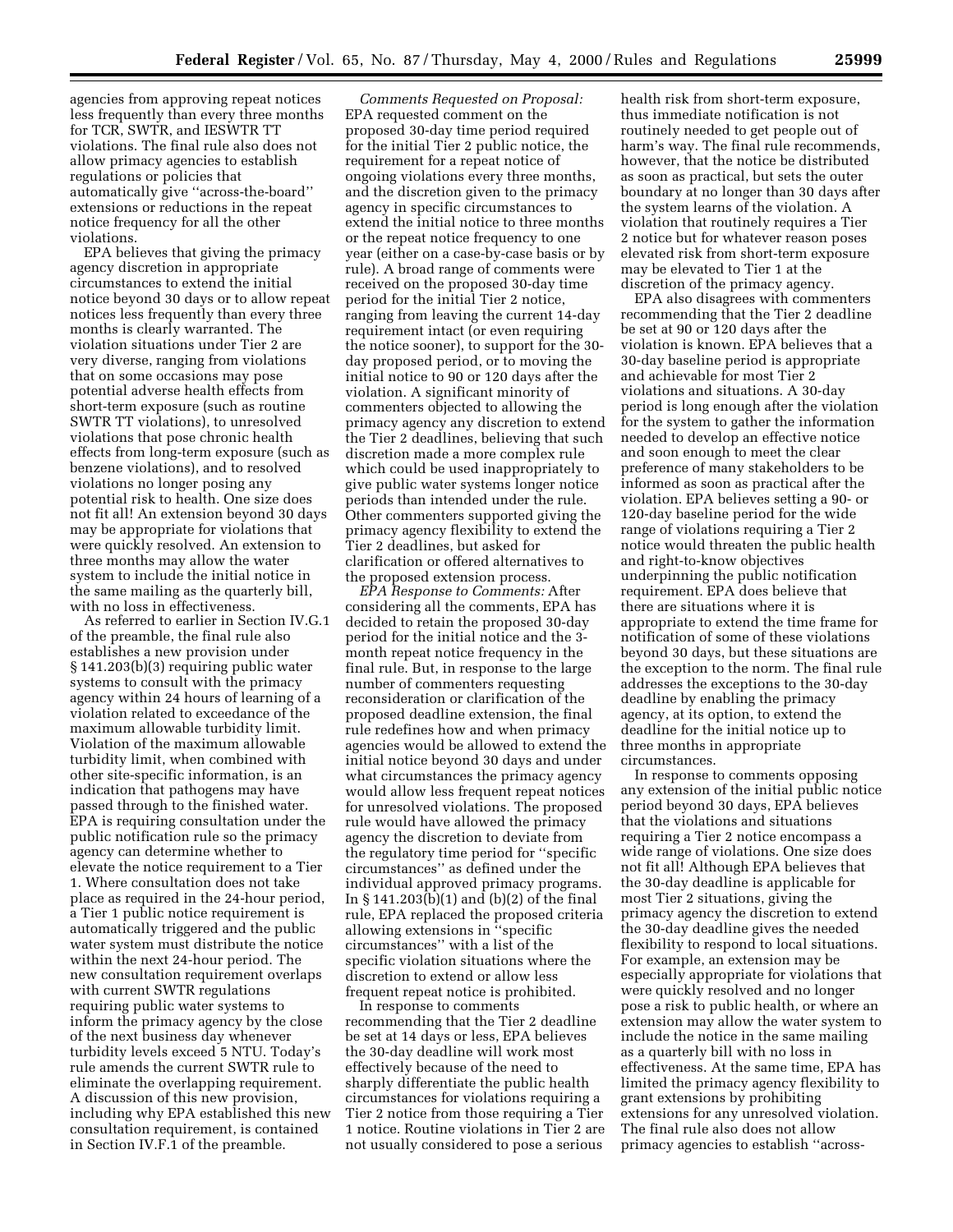agencies from approving repeat notices less frequently than every three months for TCR, SWTR, and IESWTR TT violations. The final rule also does not allow primacy agencies to establish regulations or policies that automatically give ''across-the-board'' extensions or reductions in the repeat notice frequency for all the other violations.

EPA believes that giving the primacy agency discretion in appropriate circumstances to extend the initial notice beyond 30 days or to allow repeat notices less frequently than every three months is clearly warranted. The violation situations under Tier 2 are very diverse, ranging from violations that on some occasions may pose potential adverse health effects from short-term exposure (such as routine SWTR TT violations), to unresolved violations that pose chronic health effects from long-term exposure (such as benzene violations), and to resolved violations no longer posing any potential risk to health. One size does not fit all! An extension beyond 30 days may be appropriate for violations that were quickly resolved. An extension to three months may allow the water system to include the initial notice in the same mailing as the quarterly bill, with no loss in effectiveness.

As referred to earlier in Section IV.G.1 of the preamble, the final rule also establishes a new provision under § 141.203(b)(3) requiring public water systems to consult with the primacy agency within 24 hours of learning of a violation related to exceedance of the maximum allowable turbidity limit. Violation of the maximum allowable turbidity limit, when combined with other site-specific information, is an indication that pathogens may have passed through to the finished water. EPA is requiring consultation under the public notification rule so the primacy agency can determine whether to elevate the notice requirement to a Tier 1. Where consultation does not take place as required in the 24-hour period, a Tier 1 public notice requirement is automatically triggered and the public water system must distribute the notice within the next 24-hour period. The new consultation requirement overlaps with current SWTR regulations requiring public water systems to inform the primacy agency by the close of the next business day whenever turbidity levels exceed 5 NTU. Today's rule amends the current SWTR rule to eliminate the overlapping requirement. A discussion of this new provision, including why EPA established this new consultation requirement, is contained in Section IV.F.1 of the preamble.

*Comments Requested on Proposal:* EPA requested comment on the proposed 30-day time period required for the initial Tier 2 public notice, the requirement for a repeat notice of ongoing violations every three months, and the discretion given to the primacy agency in specific circumstances to extend the initial notice to three months or the repeat notice frequency to one year (either on a case-by-case basis or by rule). A broad range of comments were received on the proposed 30-day time period for the initial Tier 2 notice, ranging from leaving the current 14-day requirement intact (or even requiring the notice sooner), to support for the 30-day proposed period, or to moving the initial notice to 90 or 120 days after the violation. A significant minority of commenters objected to allowing the primacy agency any discretion to extend the Tier 2 deadlines, believing that such discretion made a more complex rule which could be used inappropriately to give public water systems longer notice periods than intended under the rule. Other commenters supported giving the primacy agency flexibility to extend the Tier 2 deadlines, but asked for clarification or offered alternatives to the proposed extension process.

*EPA Response to Comments:* After considering all the comments, EPA has decided to retain the proposed 30-day period for the initial notice and the 3-month repeat notice frequency in the final rule. But, in response to the large number of commenters requesting reconsideration or clarification of the proposed deadline extension, the final rule redefines how and when primacy agencies would be allowed to extend the initial notice beyond 30 days and under what circumstances the primacy agency would allow less frequent repeat notices for unresolved violations. The proposed rule would have allowed the primacy agency the discretion to deviate from the regulatory time period for ''specific circumstances'' as defined under the individual approved primacy programs. In § 141.203(b)(1) and (b)(2) of the final rule, EPA replaced the proposed criteria allowing extensions in ''specific circumstances'' with a list of the specific violation situations where the discretion to extend or allow less frequent repeat notice is prohibited.

In response to comments recommending that the Tier 2 deadline be set at 14 days or less, EPA believes the 30-day deadline will work most effectively because of the need to sharply differentiate the public health circumstances for violations requiring a Tier 2 notice from those requiring a Tier 1 notice. Routine violations in Tier 2 are not usually considered to pose a serious health risk from short-term exposure, thus immediate notification is not routinely needed to get people out of harm's way. The final rule recommends, however, that the notice be distributed as soon as practical, but sets the outer boundary at no longer than 30 days after the system learns of the violation. A violation that routinely requires a Tier 2 notice but for whatever reason poses elevated risk from short-term exposure may be elevated to Tier 1 at the discretion of the primacy agency.

EPA also disagrees with commenters recommending that the Tier 2 deadline be set at 90 or 120 days after the violation is known. EPA believes that a 30-day baseline period is appropriate and achievable for most Tier 2 violations and situations. A 30-day period is long enough after the violation for the system to gather the information needed to develop an effective notice and soon enough to meet the clear preference of many stakeholders to be informed as soon as practical after the violation. EPA believes setting a 90- or 120-day baseline period for the wide range of violations requiring a Tier 2 notice would threaten the public health and right-to-know objectives underpinning the public notification requirement. EPA does believe that there are situations where it is appropriate to extend the time frame for notification of some of these violations beyond 30 days, but these situations are the exception to the norm. The final rule addresses the exceptions to the 30-day deadline by enabling the primacy agency, at its option, to extend the deadline for the initial notice up to three months in appropriate circumstances.

In response to comments opposing any extension of the initial public notice period beyond 30 days, EPA believes that the violations and situations requiring a Tier 2 notice encompass a wide range of violations. One size does not fit all! Although EPA believes that the 30-day deadline is applicable for most Tier 2 situations, giving the primacy agency the discretion to extend the 30-day deadline gives the needed flexibility to respond to local situations. For example, an extension may be especially appropriate for violations that were quickly resolved and no longer pose a risk to public health, or where an extension may allow the water system to include the notice in the same mailing as a quarterly bill with no loss in effectiveness. At the same time, EPA has limited the primacy agency flexibility to grant extensions by prohibiting extensions for any unresolved violation. The final rule also does not allow primacy agencies to establish ''across-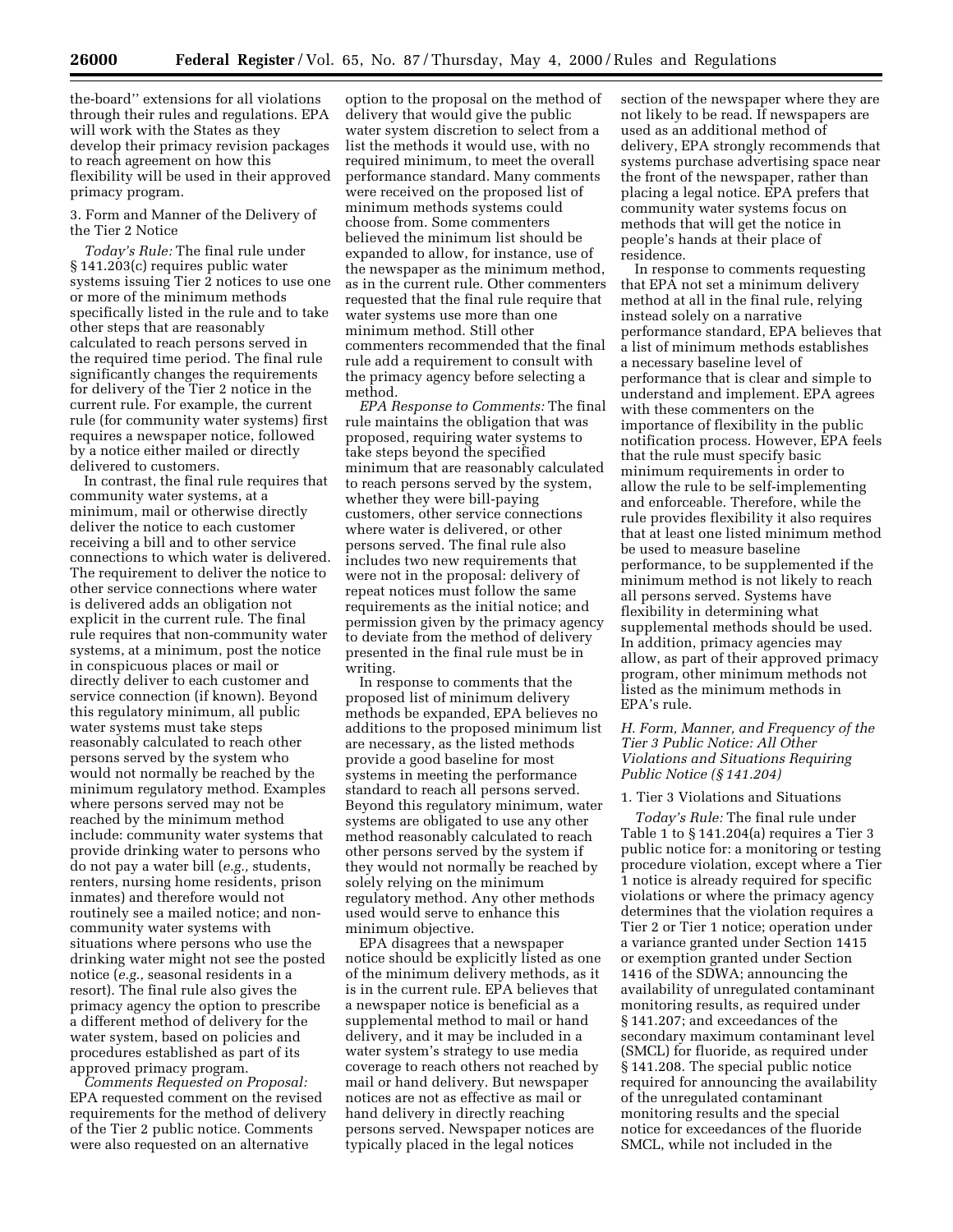the-board'' extensions for all violations through their rules and regulations. EPA will work with the States as they develop their primacy revision packages to reach agreement on how this flexibility will be used in their approved primacy program.

3. Form and Manner of the Delivery of the Tier 2 Notice

*Today's Rule:* The final rule under § 141.203(c) requires public water systems issuing Tier 2 notices to use one or more of the minimum methods specifically listed in the rule and to take other steps that are reasonably calculated to reach persons served in the required time period. The final rule significantly changes the requirements for delivery of the Tier 2 notice in the current rule. For example, the current rule (for community water systems) first requires a newspaper notice, followed by a notice either mailed or directly delivered to customers.

In contrast, the final rule requires that community water systems, at a minimum, mail or otherwise directly deliver the notice to each customer receiving a bill and to other service connections to which water is delivered. The requirement to deliver the notice to other service connections where water is delivered adds an obligation not explicit in the current rule. The final rule requires that non-community water systems, at a minimum, post the notice in conspicuous places or mail or directly deliver to each customer and service connection (if known). Beyond this regulatory minimum, all public water systems must take steps reasonably calculated to reach other persons served by the system who would not normally be reached by the minimum regulatory method. Examples where persons served may not be reached by the minimum method include: community water systems that provide drinking water to persons who do not pay a water bill (*e.g.,* students, renters, nursing home residents, prison inmates) and therefore would not routinely see a mailed notice; and non-community water systems with situations where persons who use the drinking water might not see the posted notice (*e.g.,* seasonal residents in a resort). The final rule also gives the primacy agency the option to prescribe a different method of delivery for the water system, based on policies and procedures established as part of its approved primacy program.

*Comments Requested on Proposal:* EPA requested comment on the revised requirements for the method of delivery of the Tier 2 public notice. Comments were also requested on an alternative option to the proposal on the method of delivery that would give the public water system discretion to select from a list the methods it would use, with no required minimum, to meet the overall performance standard. Many comments were received on the proposed list of minimum methods systems could choose from. Some commenters believed the minimum list should be expanded to allow, for instance, use of the newspaper as the minimum method, as in the current rule. Other commenters requested that the final rule require that water systems use more than one minimum method. Still other commenters recommended that the final rule add a requirement to consult with the primacy agency before selecting a method.

*EPA Response to Comments:* The final rule maintains the obligation that was proposed, requiring water systems to take steps beyond the specified minimum that are reasonably calculated to reach persons served by the system, whether they were bill-paying customers, other service connections where water is delivered, or other persons served. The final rule also includes two new requirements that were not in the proposal: delivery of repeat notices must follow the same requirements as the initial notice; and permission given by the primacy agency to deviate from the method of delivery presented in the final rule must be in writing.

In response to comments that the proposed list of minimum delivery methods be expanded, EPA believes no additions to the proposed minimum list are necessary, as the listed methods provide a good baseline for most systems in meeting the performance standard to reach all persons served. Beyond this regulatory minimum, water systems are obligated to use any other method reasonably calculated to reach other persons served by the system if they would not normally be reached by solely relying on the minimum regulatory method. Any other methods used would serve to enhance this minimum objective.

EPA disagrees that a newspaper notice should be explicitly listed as one of the minimum delivery methods, as it is in the current rule. EPA believes that a newspaper notice is beneficial as a supplemental method to mail or hand delivery, and it may be included in a water system's strategy to use media coverage to reach others not reached by mail or hand delivery. But newspaper notices are not as effective as mail or hand delivery in directly reaching persons served. Newspaper notices are typically placed in the legal notices section of the newspaper where they are not likely to be read. If newspapers are used as an additional method of delivery, EPA strongly recommends that systems purchase advertising space near the front of the newspaper, rather than placing a legal notice. EPA prefers that community water systems focus on methods that will get the notice in people's hands at their place of residence.

In response to comments requesting that EPA not set a minimum delivery method at all in the final rule, relying instead solely on a narrative performance standard, EPA believes that a list of minimum methods establishes a necessary baseline level of performance that is clear and simple to understand and implement. EPA agrees with these commenters on the importance of flexibility in the public notification process. However, EPA feels that the rule must specify basic minimum requirements in order to allow the rule to be self-implementing and enforceable. Therefore, while the rule provides flexibility it also requires that at least one listed minimum method be used to measure baseline performance, to be supplemented if the minimum method is not likely to reach all persons served. Systems have flexibility in determining what supplemental methods should be used. In addition, primacy agencies may allow, as part of their approved primacy program, other minimum methods not listed as the minimum methods in EPA's rule.

### *H. Form, Manner, and Frequency of the Tier 3 Public Notice: All Other Violations and Situations Requiring Public Notice (§ 141.204)*

1. Tier 3 Violations and Situations

*Today's Rule:* The final rule under Table 1 to § 141.204(a) requires a Tier 3 public notice for: a monitoring or testing procedure violation, except where a Tier 1 notice is already required for specific violations or where the primacy agency determines that the violation requires a Tier 2 or Tier 1 notice; operation under a variance granted under Section 1415 or exemption granted under Section 1416 of the SDWA; announcing the availability of unregulated contaminant monitoring results, as required under § 141.207; and exceedances of the secondary maximum contaminant level (SMCL) for fluoride, as required under § 141.208. The special public notice required for announcing the availability of the unregulated contaminant monitoring results and the special notice for exceedances of the fluoride SMCL, while not included in the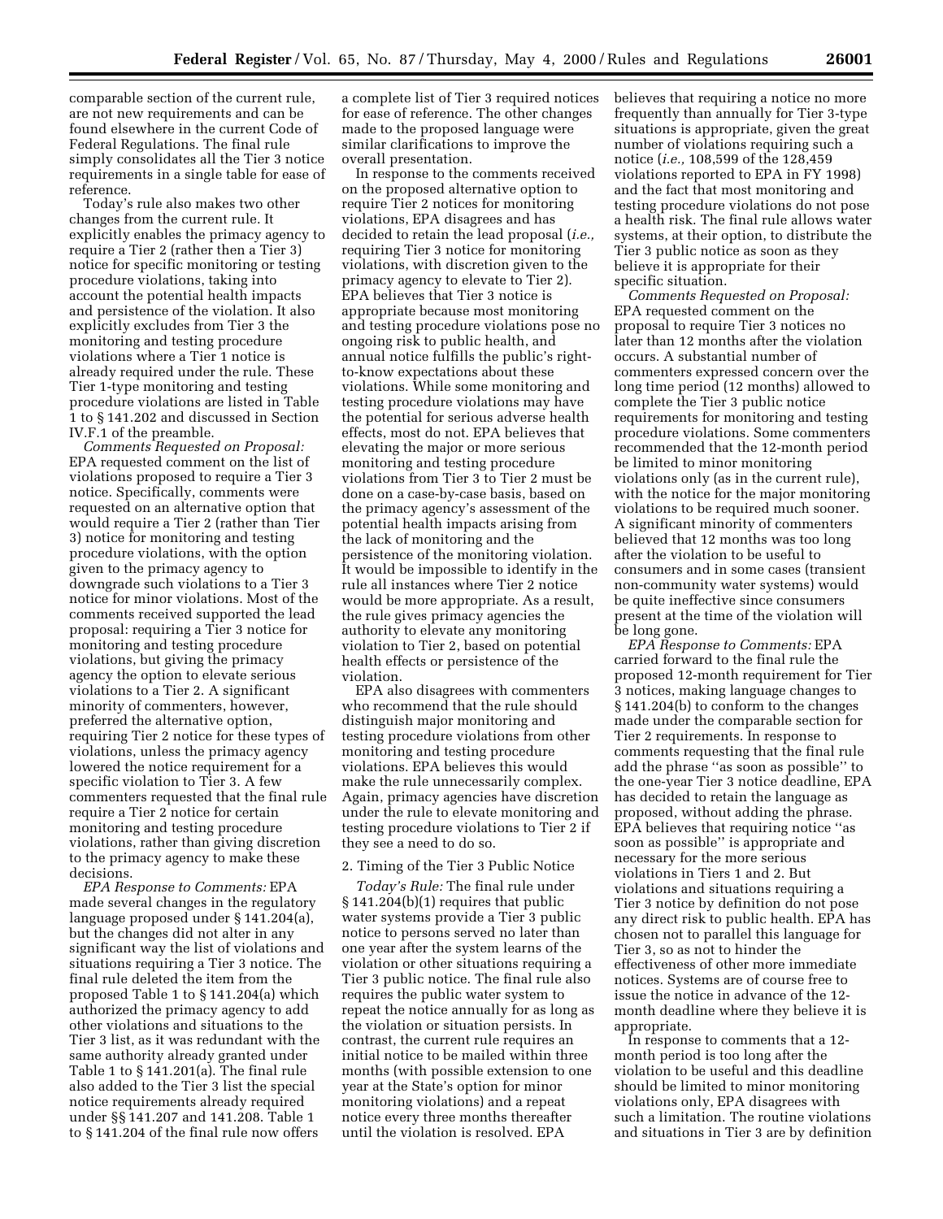comparable section of the current rule, are not new requirements and can be found elsewhere in the current Code of Federal Regulations. The final rule simply consolidates all the Tier 3 notice requirements in a single table for ease of reference.

Today's rule also makes two other changes from the current rule. It explicitly enables the primacy agency to require a Tier 2 (rather then a Tier 3) notice for specific monitoring or testing procedure violations, taking into account the potential health impacts and persistence of the violation. It also explicitly excludes from Tier 3 the monitoring and testing procedure violations where a Tier 1 notice is already required under the rule. These Tier 1-type monitoring and testing procedure violations are listed in Table 1 to § 141.202 and discussed in Section IV.F.1 of the preamble.

*Comments Requested on Proposal:* EPA requested comment on the list of violations proposed to require a Tier 3 notice. Specifically, comments were requested on an alternative option that would require a Tier 2 (rather than Tier 3) notice for monitoring and testing procedure violations, with the option given to the primacy agency to downgrade such violations to a Tier 3 notice for minor violations. Most of the comments received supported the lead proposal: requiring a Tier 3 notice for monitoring and testing procedure violations, but giving the primacy agency the option to elevate serious violations to a Tier 2. A significant minority of commenters, however, preferred the alternative option, requiring Tier 2 notice for these types of violations, unless the primacy agency lowered the notice requirement for a specific violation to Tier 3. A few commenters requested that the final rule require a Tier 2 notice for certain monitoring and testing procedure violations, rather than giving discretion to the primacy agency to make these decisions.

*EPA Response to Comments:* EPA made several changes in the regulatory language proposed under § 141.204(a), but the changes did not alter in any significant way the list of violations and situations requiring a Tier 3 notice. The final rule deleted the item from the proposed Table 1 to § 141.204(a) which authorized the primacy agency to add other violations and situations to the Tier 3 list, as it was redundant with the same authority already granted under Table 1 to § 141.201(a). The final rule also added to the Tier 3 list the special notice requirements already required under §§ 141.207 and 141.208. Table 1 to § 141.204 of the final rule now offers a complete list of Tier 3 required notices for ease of reference. The other changes made to the proposed language were similar clarifications to improve the overall presentation.

In response to the comments received on the proposed alternative option to require Tier 2 notices for monitoring violations, EPA disagrees and has decided to retain the lead proposal (*i.e.,* requiring Tier 3 notice for monitoring violations, with discretion given to the primacy agency to elevate to Tier 2). EPA believes that Tier 3 notice is appropriate because most monitoring and testing procedure violations pose no ongoing risk to public health, and annual notice fulfills the public's right-to-know expectations about these violations. While some monitoring and testing procedure violations may have the potential for serious adverse health effects, most do not. EPA believes that elevating the major or more serious monitoring and testing procedure violations from Tier 3 to Tier 2 must be done on a case-by-case basis, based on the primacy agency's assessment of the potential health impacts arising from the lack of monitoring and the persistence of the monitoring violation. It would be impossible to identify in the rule all instances where Tier 2 notice would be more appropriate. As a result, the rule gives primacy agencies the authority to elevate any monitoring violation to Tier 2, based on potential health effects or persistence of the violation.

EPA also disagrees with commenters who recommend that the rule should distinguish major monitoring and testing procedure violations from other monitoring and testing procedure violations. EPA believes this would make the rule unnecessarily complex. Again, primacy agencies have discretion under the rule to elevate monitoring and testing procedure violations to Tier 2 if they see a need to do so.

2. Timing of the Tier 3 Public Notice

*Today's Rule:* The final rule under § 141.204(b)(1) requires that public water systems provide a Tier 3 public notice to persons served no later than one year after the system learns of the violation or other situations requiring a Tier 3 public notice. The final rule also requires the public water system to repeat the notice annually for as long as the violation or situation persists. In contrast, the current rule requires an initial notice to be mailed within three months (with possible extension to one year at the State's option for minor monitoring violations) and a repeat notice every three months thereafter until the violation is resolved. EPA believes that requiring a notice no more frequently than annually for Tier 3-type situations is appropriate, given the great number of violations requiring such a notice (*i.e.,* 108,599 of the 128,459 violations reported to EPA in FY 1998) and the fact that most monitoring and testing procedure violations do not pose a health risk. The final rule allows water systems, at their option, to distribute the Tier 3 public notice as soon as they believe it is appropriate for their specific situation.

*Comments Requested on Proposal:* EPA requested comment on the proposal to require Tier 3 notices no later than 12 months after the violation occurs. A substantial number of commenters expressed concern over the long time period (12 months) allowed to complete the Tier 3 public notice requirements for monitoring and testing procedure violations. Some commenters recommended that the 12-month period be limited to minor monitoring violations only (as in the current rule), with the notice for the major monitoring violations to be required much sooner. A significant minority of commenters believed that 12 months was too long after the violation to be useful to consumers and in some cases (transient non-community water systems) would be quite ineffective since consumers present at the time of the violation will be long gone.

*EPA Response to Comments:* EPA carried forward to the final rule the proposed 12-month requirement for Tier 3 notices, making language changes to § 141.204(b) to conform to the changes made under the comparable section for Tier 2 requirements. In response to comments requesting that the final rule add the phrase ''as soon as possible'' to the one-year Tier 3 notice deadline, EPA has decided to retain the language as proposed, without adding the phrase. EPA believes that requiring notice ''as soon as possible'' is appropriate and necessary for the more serious violations in Tiers 1 and 2. But violations and situations requiring a Tier 3 notice by definition do not pose any direct risk to public health. EPA has chosen not to parallel this language for Tier 3, so as not to hinder the effectiveness of other more immediate notices. Systems are of course free to issue the notice in advance of the 12-month deadline where they believe it is appropriate.

In response to comments that a 12-month period is too long after the violation to be useful and this deadline should be limited to minor monitoring violations only, EPA disagrees with such a limitation. The routine violations and situations in Tier 3 are by definition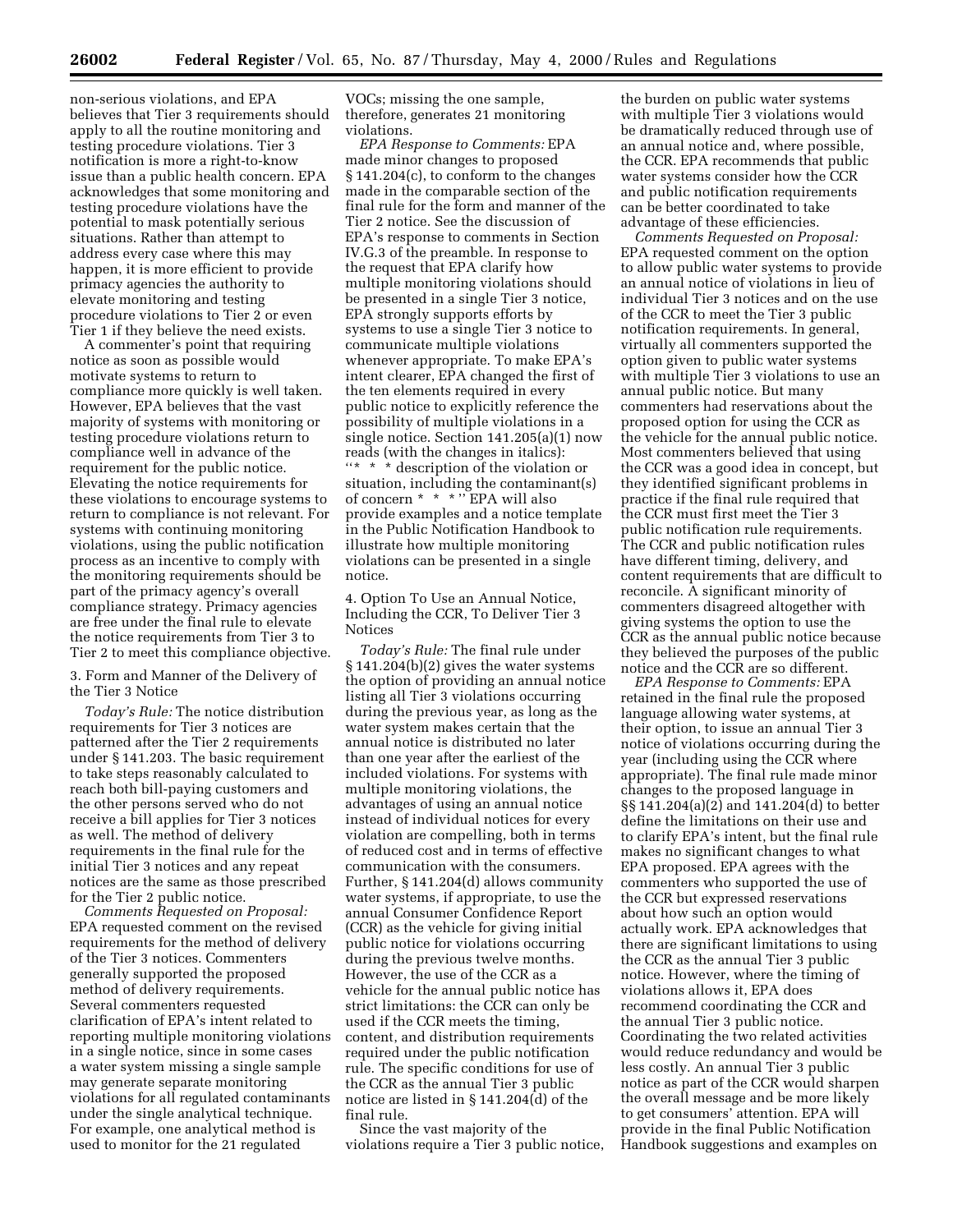non-serious violations, and EPA believes that Tier 3 requirements should apply to all the routine monitoring and testing procedure violations. Tier 3 notification is more a right-to-know issue than a public health concern. EPA acknowledges that some monitoring and testing procedure violations have the potential to mask potentially serious situations. Rather than attempt to address every case where this may happen, it is more efficient to provide primacy agencies the authority to elevate monitoring and testing procedure violations to Tier 2 or even Tier 1 if they believe the need exists.

A commenter's point that requiring notice as soon as possible would motivate systems to return to compliance more quickly is well taken. However, EPA believes that the vast majority of systems with monitoring or testing procedure violations return to compliance well in advance of the requirement for the public notice. Elevating the notice requirements for these violations to encourage systems to return to compliance is not relevant. For systems with continuing monitoring violations, using the public notification process as an incentive to comply with the monitoring requirements should be part of the primacy agency's overall compliance strategy. Primacy agencies are free under the final rule to elevate the notice requirements from Tier 3 to Tier 2 to meet this compliance objective.

3. Form and Manner of the Delivery of the Tier 3 Notice

*Today's Rule:* The notice distribution requirements for Tier 3 notices are patterned after the Tier 2 requirements under § 141.203. The basic requirement to take steps reasonably calculated to reach both bill-paying customers and the other persons served who do not receive a bill applies for Tier 3 notices as well. The method of delivery requirements in the final rule for the initial Tier 3 notices and any repeat notices are the same as those prescribed for the Tier 2 public notice.

*Comments Requested on Proposal:* EPA requested comment on the revised requirements for the method of delivery of the Tier 3 notices. Commenters generally supported the proposed method of delivery requirements. Several commenters requested clarification of EPA's intent related to reporting multiple monitoring violations in a single notice, since in some cases a water system missing a single sample may generate separate monitoring violations for all regulated contaminants under the single analytical technique. For example, one analytical method is used to monitor for the 21 regulated VOCs; missing the one sample, therefore, generates 21 monitoring violations.

*EPA Response to Comments:* EPA made minor changes to proposed § 141.204(c), to conform to the changes made in the comparable section of the final rule for the form and manner of the Tier 2 notice. See the discussion of EPA's response to comments in Section IV.G.3 of the preamble. In response to the request that EPA clarify how multiple monitoring violations should be presented in a single Tier 3 notice, EPA strongly supports efforts by systems to use a single Tier 3 notice to communicate multiple violations whenever appropriate. To make EPA's intent clearer, EPA changed the first of the ten elements required in every public notice to explicitly reference the possibility of multiple violations in a single notice. Section 141.205(a)(1) now reads (with the changes in italics): "* * * description of the violation or situation, including the contaminant(s) of concern * * *" EPA will also provide examples and a notice template in the Public Notification Handbook to illustrate how multiple monitoring violations can be presented in a single notice.

4. Option To Use an Annual Notice, Including the CCR, To Deliver Tier 3 Notices

*Today's Rule:* The final rule under § 141.204(b)(2) gives the water systems the option of providing an annual notice listing all Tier 3 violations occurring during the previous year, as long as the water system makes certain that the annual notice is distributed no later than one year after the earliest of the included violations. For systems with multiple monitoring violations, the advantages of using an annual notice instead of individual notices for every violation are compelling, both in terms of reduced cost and in terms of effective communication with the consumers. Further, § 141.204(d) allows community water systems, if appropriate, to use the annual Consumer Confidence Report (CCR) as the vehicle for giving initial public notice for violations occurring during the previous twelve months. However, the use of the CCR as a vehicle for the annual public notice has strict limitations: the CCR can only be used if the CCR meets the timing, content, and distribution requirements required under the public notification rule. The specific conditions for use of the CCR as the annual Tier 3 public notice are listed in § 141.204(d) of the final rule.

Since the vast majority of the violations require a Tier 3 public notice, the burden on public water systems with multiple Tier 3 violations would be dramatically reduced through use of an annual notice and, where possible, the CCR. EPA recommends that public water systems consider how the CCR and public notification requirements can be better coordinated to take advantage of these efficiencies.

*Comments Requested on Proposal:* EPA requested comment on the option to allow public water systems to provide an annual notice of violations in lieu of individual Tier 3 notices and on the use of the CCR to meet the Tier 3 public notification requirements. In general, virtually all commenters supported the option given to public water systems with multiple Tier 3 violations to use an annual public notice. But many commenters had reservations about the proposed option for using the CCR as the vehicle for the annual public notice. Most commenters believed that using the CCR was a good idea in concept, but they identified significant problems in practice if the final rule required that the CCR must first meet the Tier 3 public notification rule requirements. The CCR and public notification rules have different timing, delivery, and content requirements that are difficult to reconcile. A significant minority of commenters disagreed altogether with giving systems the option to use the CCR as the annual public notice because they believed the purposes of the public notice and the CCR are so different.

*EPA Response to Comments:* EPA retained in the final rule the proposed language allowing water systems, at their option, to issue an annual Tier 3 notice of violations occurring during the year (including using the CCR where appropriate). The final rule made minor changes to the proposed language in §§ 141.204(a)(2) and 141.204(d) to better define the limitations on their use and to clarify EPA's intent, but the final rule makes no significant changes to what EPA proposed. EPA agrees with the commenters who supported the use of the CCR but expressed reservations about how such an option would actually work. EPA acknowledges that there are significant limitations to using the CCR as the annual Tier 3 public notice. However, where the timing of violations allows it, EPA does recommend coordinating the CCR and the annual Tier 3 public notice. Coordinating the two related activities would reduce redundancy and would be less costly. An annual Tier 3 public notice as part of the CCR would sharpen the overall message and be more likely to get consumers' attention. EPA will provide in the final Public Notification Handbook suggestions and examples on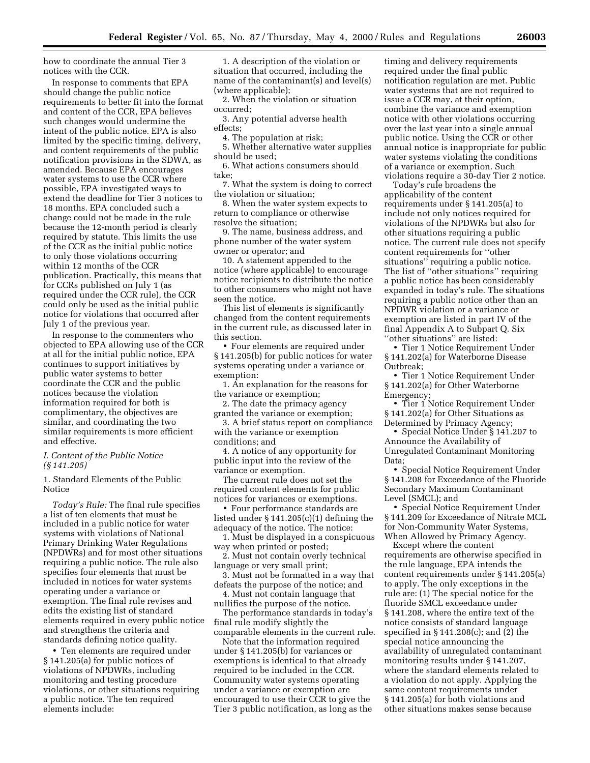how to coordinate the annual Tier 3 notices with the CCR.

In response to comments that EPA should change the public notice requirements to better fit into the format and content of the CCR, EPA believes such changes would undermine the intent of the public notice. EPA is also limited by the specific timing, delivery, and content requirements of the public notification provisions in the SDWA, as amended. Because EPA encourages water systems to use the CCR where possible, EPA investigated ways to extend the deadline for Tier 3 notices to 18 months. EPA concluded such a change could not be made in the rule because the 12-month period is clearly required by statute. This limits the use of the CCR as the initial public notice to only those violations occurring within 12 months of the CCR publication. Practically, this means that for CCRs published on July 1 (as required under the CCR rule), the CCR could only be used as the initial public notice for violations that occurred after July 1 of the previous year.

In response to the commenters who objected to EPA allowing use of the CCR at all for the initial public notice, EPA continues to support initiatives by public water systems to better coordinate the CCR and the public notices because the violation information required for both is complimentary, the objectives are similar, and coordinating the two similar requirements is more efficient and effective.

### *I. Content of the Public Notice (§ 141.205)*

#### 1. Standard Elements of the Public Notice

*Today's Rule:* The final rule specifies a list of ten elements that must be included in a public notice for water systems with violations of National Primary Drinking Water Regulations (NPDWRs) and for most other situations requiring a public notice. The rule also specifies four elements that must be included in notices for water systems operating under a variance or exemption. The final rule revises and edits the existing list of standard elements required in every public notice and strengthens the criteria and standards defining notice quality.

• Ten elements are required under § 141.205(a) for public notices of violations of NPDWRs, including monitoring and testing procedure violations, or other situations requiring a public notice. The ten required elements include:

1. A description of the violation or situation that occurred, including the name of the contaminant(s) and level(s) (where applicable);
2. When the violation or situation occurred;
3. Any potential adverse health effects;
4. The population at risk;
5. Whether alternative water supplies should be used;
6. What actions consumers should take;
7. What the system is doing to correct the violation or situation;
8. When the water system expects to return to compliance or otherwise resolve the situation;
9. The name, business address, and phone number of the water system owner or operator; and
10. A statement appended to the notice (where applicable) to encourage notice recipients to distribute the notice to other consumers who might not have seen the notice.

This list of elements is significantly changed from the content requirements in the current rule, as discussed later in this section.

• Four elements are required under § 141.205(b) for public notices for water systems operating under a variance or exemption:

1. An explanation for the reasons for the variance or exemption;
2. The date the primacy agency granted the variance or exemption;
3. A brief status report on compliance with the variance or exemption conditions; and
4. A notice of any opportunity for public input into the review of the variance or exemption.

The current rule does not set the required content elements for public notices for variances or exemptions.

• Four performance standards are listed under § 141.205(c)(1) defining the adequacy of the notice. The notice:

1. Must be displayed in a conspicuous way when printed or posted;
2. Must not contain overly technical language or very small print;
3. Must not be formatted in a way that defeats the purpose of the notice; and
4. Must not contain language that nullifies the purpose of the notice.

The performance standards in today's final rule modify slightly the comparable elements in the current rule.

Note that the information required under § 141.205(b) for variances or exemptions is identical to that already required to be included in the CCR. Community water systems operating under a variance or exemption are encouraged to use their CCR to give the Tier 3 public notification, as long as the timing and delivery requirements required under the final public notification regulation are met. Public water systems that are not required to issue a CCR may, at their option, combine the variance and exemption notice with other violations occurring over the last year into a single annual public notice. Using the CCR or other annual notice is inappropriate for public water systems violating the conditions of a variance or exemption. Such violations require a 30-day Tier 2 notice.

Today's rule broadens the applicability of the content requirements under § 141.205(a) to include not only notices required for violations of the NPDWRs but also for other situations requiring a public notice. The current rule does not specify content requirements for "other situations" requiring a public notice. The list of "other situations" requiring a public notice has been considerably expanded in today's rule. The situations requiring a public notice other than an NPDWR violation or a variance or exemption are listed in part IV of the final Appendix A to Subpart Q. Six "other situations" are listed:

• Tier 1 Notice Requirement Under § 141.202(a) for Waterborne Disease Outbreak;
• Tier 1 Notice Requirement Under § 141.202(a) for Other Waterborne Emergency;
• Tier 1 Notice Requirement Under § 141.202(a) for Other Situations as Determined by Primacy Agency;
• Special Notice Under § 141.207 to Announce the Availability of Unregulated Contaminant Monitoring Data;
• Special Notice Requirement Under § 141.208 for Exceedance of the Fluoride Secondary Maximum Contaminant Level (SMCL); and
• Special Notice Requirement Under § 141.209 for Exceedance of Nitrate MCL for Non-Community Water Systems, When Allowed by Primacy Agency.

Except where the content requirements are otherwise specified in the rule language, EPA intends the content requirements under § 141.205(a) to apply. The only exceptions in the rule are: (1) The special notice for the fluoride SMCL exceedance under § 141.208, where the entire text of the notice consists of standard language specified in § 141.208(c); and (2) the special notice announcing the availability of unregulated contaminant monitoring results under § 141.207, where the standard elements related to a violation do not apply. Applying the same content requirements under § 141.205(a) for both violations and other situations makes sense because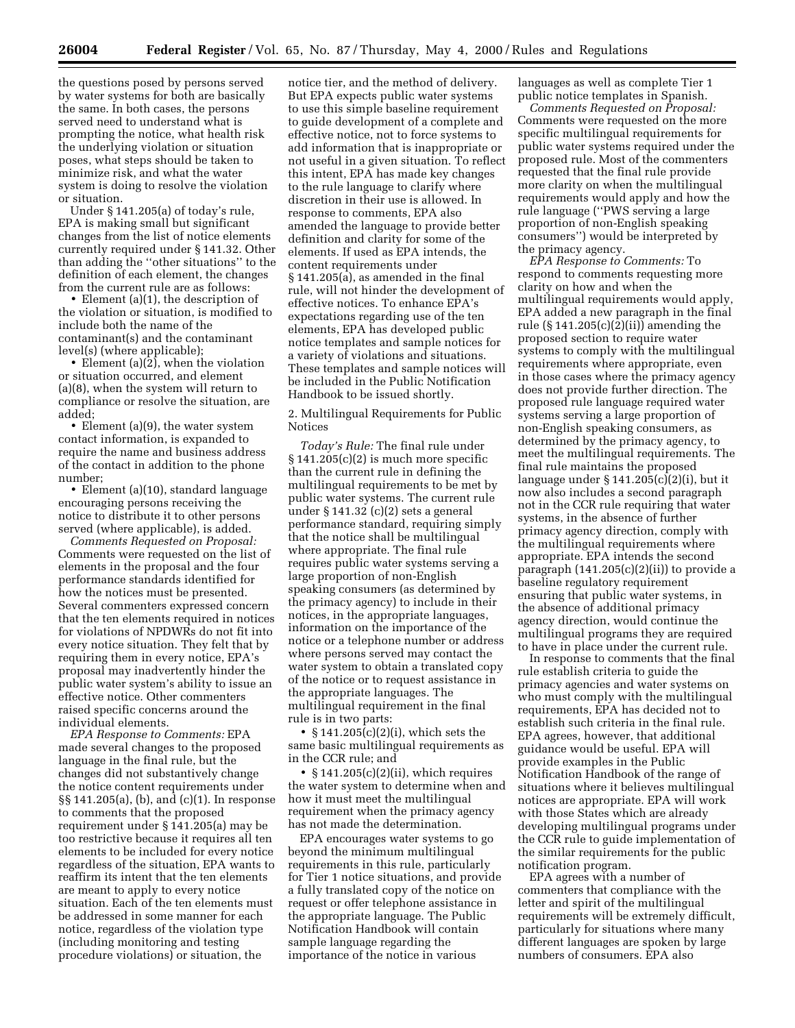the questions posed by persons served by water systems for both are basically the same. In both cases, the persons served need to understand what is prompting the notice, what health risk the underlying violation or situation poses, what steps should be taken to minimize risk, and what the water system is doing to resolve the violation or situation.

Under § 141.205(a) of today's rule, EPA is making small but significant changes from the list of notice elements currently required under § 141.32. Other than adding the ''other situations'' to the definition of each element, the changes from the current rule are as follows:

- Element (a)(1), the description of the violation or situation, is modified to include both the name of the contaminant(s) and the contaminant level(s) (where applicable);
- Element (a)(2), when the violation or situation occurred, and element (a)(8), when the system will return to compliance or resolve the situation, are added;
- Element (a)(9), the water system contact information, is expanded to require the name and business address of the contact in addition to the phone number;
- Element (a)(10), standard language encouraging persons receiving the notice to distribute it to other persons served (where applicable), is added.

*Comments Requested on Proposal:* Comments were requested on the list of elements in the proposal and the four performance standards identified for how the notices must be presented. Several commenters expressed concern that the ten elements required in notices for violations of NPDWRs do not fit into every notice situation. They felt that by requiring them in every notice, EPA's proposal may inadvertently hinder the public water system's ability to issue an effective notice. Other commenters raised specific concerns around the individual elements.

*EPA Response to Comments:* EPA made several changes to the proposed language in the final rule, but the changes did not substantively change the notice content requirements under §§ 141.205(a), (b), and (c)(1). In response to comments that the proposed requirement under § 141.205(a) may be too restrictive because it requires all ten elements to be included for every notice regardless of the situation, EPA wants to reaffirm its intent that the ten elements are meant to apply to every notice situation. Each of the ten elements must be addressed in some manner for each notice, regardless of the violation type (including monitoring and testing procedure violations) or situation, the notice tier, and the method of delivery. But EPA expects public water systems to use this simple baseline requirement to guide development of a complete and effective notice, not to force systems to add information that is inappropriate or not useful in a given situation. To reflect this intent, EPA has made key changes to the rule language to clarify where discretion in their use is allowed. In response to comments, EPA also amended the language to provide better definition and clarity for some of the elements. If used as EPA intends, the content requirements under § 141.205(a), as amended in the final rule, will not hinder the development of effective notices. To enhance EPA's expectations regarding use of the ten elements, EPA has developed public notice templates and sample notices for a variety of violations and situations. These templates and sample notices will be included in the Public Notification Handbook to be issued shortly.

2. Multilingual Requirements for Public Notices

*Today's Rule:* The final rule under § 141.205(c)(2) is much more specific than the current rule in defining the multilingual requirements to be met by public water systems. The current rule under § 141.32 (c)(2) sets a general performance standard, requiring simply that the notice shall be multilingual where appropriate. The final rule requires public water systems serving a large proportion of non-English speaking consumers (as determined by the primacy agency) to include in their notices, in the appropriate languages, information on the importance of the notice or a telephone number or address where persons served may contact the water system to obtain a translated copy of the notice or to request assistance in the appropriate languages. The multilingual requirement in the final rule is in two parts:

- § 141.205(c)(2)(i), which sets the same basic multilingual requirements as in the CCR rule; and
- § 141.205(c)(2)(ii), which requires the water system to determine when and how it must meet the multilingual requirement when the primacy agency has not made the determination.

EPA encourages water systems to go beyond the minimum multilingual requirements in this rule, particularly for Tier 1 notice situations, and provide a fully translated copy of the notice on request or offer telephone assistance in the appropriate language. The Public Notification Handbook will contain sample language regarding the importance of the notice in various languages as well as complete Tier 1 public notice templates in Spanish.

*Comments Requested on Proposal:* Comments were requested on the more specific multilingual requirements for public water systems required under the proposed rule. Most of the commenters requested that the final rule provide more clarity on when the multilingual requirements would apply and how the rule language (''PWS serving a large proportion of non-English speaking consumers'') would be interpreted by the primacy agency.

*EPA Response to Comments:* To respond to comments requesting more clarity on how and when the multilingual requirements would apply, EPA added a new paragraph in the final rule (§ 141.205(c)(2)(ii)) amending the proposed section to require water systems to comply with the multilingual requirements where appropriate, even in those cases where the primacy agency does not provide further direction. The proposed rule language required water systems serving a large proportion of non-English speaking consumers, as determined by the primacy agency, to meet the multilingual requirements. The final rule maintains the proposed language under § 141.205(c)(2)(i), but it now also includes a second paragraph not in the CCR rule requiring that water systems, in the absence of further primacy agency direction, comply with the multilingual requirements where appropriate. EPA intends the second paragraph (141.205(c)(2)(ii)) to provide a baseline regulatory requirement ensuring that public water systems, in the absence of additional primacy agency direction, would continue the multilingual programs they are required to have in place under the current rule.

In response to comments that the final rule establish criteria to guide the primacy agencies and water systems on who must comply with the multilingual requirements, EPA has decided not to establish such criteria in the final rule. EPA agrees, however, that additional guidance would be useful. EPA will provide examples in the Public Notification Handbook of the range of situations where it believes multilingual notices are appropriate. EPA will work with those States which are already developing multilingual programs under the CCR rule to guide implementation of the similar requirements for the public notification program.

EPA agrees with a number of commenters that compliance with the letter and spirit of the multilingual requirements will be extremely difficult, particularly for situations where many different languages are spoken by large numbers of consumers. EPA also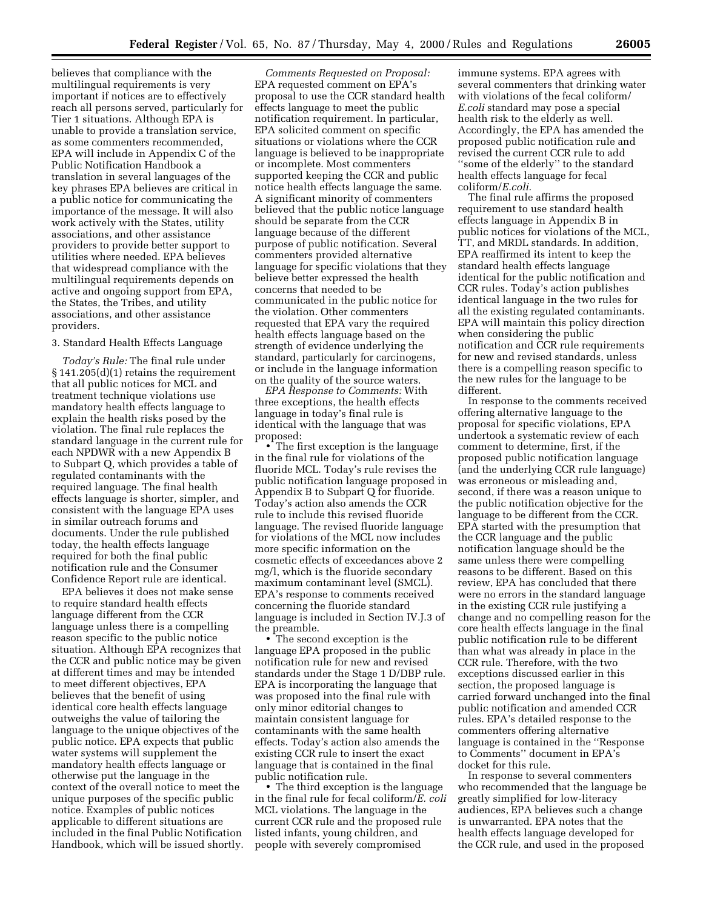believes that compliance with the multilingual requirements is very important if notices are to effectively reach all persons served, particularly for Tier 1 situations. Although EPA is unable to provide a translation service, as some commenters recommended, EPA will include in Appendix C of the Public Notification Handbook a translation in several languages of the key phrases EPA believes are critical in a public notice for communicating the importance of the message. It will also work actively with the States, utility associations, and other assistance providers to provide better support to utilities where needed. EPA believes that widespread compliance with the multilingual requirements depends on active and ongoing support from EPA, the States, the Tribes, and utility associations, and other assistance providers.

3. Standard Health Effects Language

*Today's Rule:* The final rule under § 141.205(d)(1) retains the requirement that all public notices for MCL and treatment technique violations use mandatory health effects language to explain the health risks posed by the violation. The final rule replaces the standard language in the current rule for each NPDWR with a new Appendix B to Subpart Q, which provides a table of regulated contaminants with the required language. The final health effects language is shorter, simpler, and consistent with the language EPA uses in similar outreach forums and documents. Under the rule published today, the health effects language required for both the final public notification rule and the Consumer Confidence Report rule are identical.

EPA believes it does not make sense to require standard health effects language different from the CCR language unless there is a compelling reason specific to the public notice situation. Although EPA recognizes that the CCR and public notice may be given at different times and may be intended to meet different objectives, EPA believes that the benefit of using identical core health effects language outweighs the value of tailoring the language to the unique objectives of the public notice. EPA expects that public water systems will supplement the mandatory health effects language or otherwise put the language in the context of the overall notice to meet the unique purposes of the specific public notice. Examples of public notices applicable to different situations are included in the final Public Notification Handbook, which will be issued shortly.

*Comments Requested on Proposal:* EPA requested comment on EPA's proposal to use the CCR standard health effects language to meet the public notification requirement. In particular, EPA solicited comment on specific situations or violations where the CCR language is believed to be inappropriate or incomplete. Most commenters supported keeping the CCR and public notice health effects language the same. A significant minority of commenters believed that the public notice language should be separate from the CCR language because of the different purpose of public notification. Several commenters provided alternative language for specific violations that they believe better expressed the health concerns that needed to be communicated in the public notice for the violation. Other commenters requested that EPA vary the required health effects language based on the strength of evidence underlying the standard, particularly for carcinogens, or include in the language information on the quality of the source waters.

*EPA Response to Comments:* With three exceptions, the health effects language in today's final rule is identical with the language that was proposed:

- The first exception is the language in the final rule for violations of the fluoride MCL. Today's rule revises the public notification language proposed in Appendix B to Subpart Q for fluoride. Today's action also amends the CCR rule to include this revised fluoride language. The revised fluoride language for violations of the MCL now includes more specific information on the cosmetic effects of exceedances above 2 mg/l, which is the fluoride secondary maximum contaminant level (SMCL). EPA's response to comments received concerning the fluoride standard language is included in Section IV.J.3 of the preamble.
- The second exception is the language EPA proposed in the public notification rule for new and revised standards under the Stage 1 D/DBP rule. EPA is incorporating the language that was proposed into the final rule with only minor editorial changes to maintain consistent language for contaminants with the same health effects. Today's action also amends the existing CCR rule to insert the exact language that is contained in the final public notification rule.
- The third exception is the language in the final rule for fecal coliform/*E. coli* MCL violations. The language in the current CCR rule and the proposed rule listed infants, young children, and people with severely compromised immune systems. EPA agrees with several commenters that drinking water with violations of the fecal coliform/*E.coli* standard may pose a special health risk to the elderly as well. Accordingly, the EPA has amended the proposed public notification rule and revised the current CCR rule to add ''some of the elderly'' to the standard health effects language for fecal coliform/*E.coli.*

The final rule affirms the proposed requirement to use standard health effects language in Appendix B in public notices for violations of the MCL, TT, and MRDL standards. In addition, EPA reaffirmed its intent to keep the standard health effects language identical for the public notification and CCR rules. Today's action publishes identical language in the two rules for all the existing regulated contaminants. EPA will maintain this policy direction when considering the public notification and CCR rule requirements for new and revised standards, unless there is a compelling reason specific to the new rules for the language to be different.

In response to the comments received offering alternative language to the proposal for specific violations, EPA undertook a systematic review of each comment to determine, first, if the proposed public notification language (and the underlying CCR rule language) was erroneous or misleading and, second, if there was a reason unique to the public notification objective for the language to be different from the CCR. EPA started with the presumption that the CCR language and the public notification language should be the same unless there were compelling reasons to be different. Based on this review, EPA has concluded that there were no errors in the standard language in the existing CCR rule justifying a change and no compelling reason for the core health effects language in the final public notification rule to be different than what was already in place in the CCR rule. Therefore, with the two exceptions discussed earlier in this section, the proposed language is carried forward unchanged into the final public notification and amended CCR rules. EPA's detailed response to the commenters offering alternative language is contained in the ''Response to Comments'' document in EPA's docket for this rule.

In response to several commenters who recommended that the language be greatly simplified for low-literacy audiences, EPA believes such a change is unwarranted. EPA notes that the health effects language developed for the CCR rule, and used in the proposed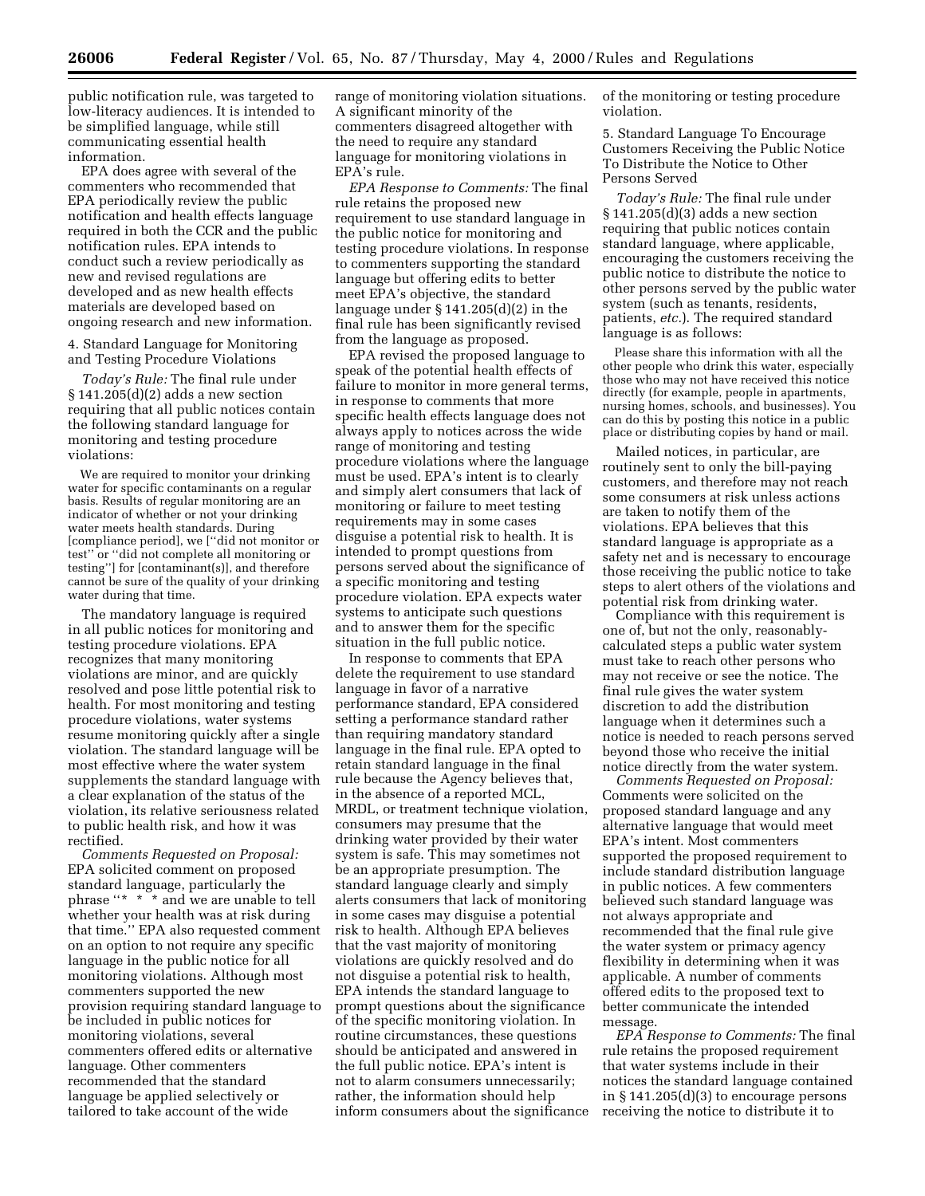public notification rule, was targeted to low-literacy audiences. It is intended to be simplified language, while still communicating essential health information.

EPA does agree with several of the commenters who recommended that EPA periodically review the public notification and health effects language required in both the CCR and the public notification rules. EPA intends to conduct such a review periodically as new and revised regulations are developed and as new health effects materials are developed based on ongoing research and new information.

4. Standard Language for Monitoring and Testing Procedure Violations

*Today's Rule:* The final rule under § 141.205(d)(2) adds a new section requiring that all public notices contain the following standard language for monitoring and testing procedure violations:

> We are required to monitor your drinking water for specific contaminants on a regular basis. Results of regular monitoring are an indicator of whether or not your drinking water meets health standards. During [compliance period], we [''did not monitor or test'' or ''did not complete all monitoring or testing''] for [contaminant(s)], and therefore cannot be sure of the quality of your drinking water during that time.

The mandatory language is required in all public notices for monitoring and testing procedure violations. EPA recognizes that many monitoring violations are minor, and are quickly resolved and pose little potential risk to health. For most monitoring and testing procedure violations, water systems resume monitoring quickly after a single violation. The standard language will be most effective where the water system supplements the standard language with a clear explanation of the status of the violation, its relative seriousness related to public health risk, and how it was rectified.

*Comments Requested on Proposal:* EPA solicited comment on proposed standard language, particularly the phrase ''* * * and we are unable to tell whether your health was at risk during that time.'' EPA also requested comment on an option to not require any specific language in the public notice for all monitoring violations. Although most commenters supported the new provision requiring standard language to be included in public notices for monitoring violations, several commenters offered edits or alternative language. Other commenters recommended that the standard language be applied selectively or tailored to take account of the wide range of monitoring violation situations. A significant minority of the commenters disagreed altogether with the need to require any standard language for monitoring violations in EPA's rule.

*EPA Response to Comments:* The final rule retains the proposed new requirement to use standard language in the public notice for monitoring and testing procedure violations. In response to commenters supporting the standard language but offering edits to better meet EPA's objective, the standard language under § 141.205(d)(2) in the final rule has been significantly revised from the language as proposed.

EPA revised the proposed language to speak of the potential health effects of failure to monitor in more general terms, in response to comments that more specific health effects language does not always apply to notices across the wide range of monitoring and testing procedure violations where the language must be used. EPA's intent is to clearly and simply alert consumers that lack of monitoring or failure to meet testing requirements may in some cases disguise a potential risk to health. It is intended to prompt questions from persons served about the significance of a specific monitoring and testing procedure violation. EPA expects water systems to anticipate such questions and to answer them for the specific situation in the full public notice.

In response to comments that EPA delete the requirement to use standard language in favor of a narrative performance standard, EPA considered setting a performance standard rather than requiring mandatory standard language in the final rule. EPA opted to retain standard language in the final rule because the Agency believes that, in the absence of a reported MCL, MRDL, or treatment technique violation, consumers may presume that the drinking water provided by their water system is safe. This may sometimes not be an appropriate presumption. The standard language clearly and simply alerts consumers that lack of monitoring in some cases may disguise a potential risk to health. Although EPA believes that the vast majority of monitoring violations are quickly resolved and do not disguise a potential risk to health, EPA intends the standard language to prompt questions about the significance of the specific monitoring violation. In routine circumstances, these questions should be anticipated and answered in the full public notice. EPA's intent is not to alarm consumers unnecessarily; rather, the information should help inform consumers about the significance of the monitoring or testing procedure violation.

5. Standard Language To Encourage Customers Receiving the Public Notice To Distribute the Notice to Other Persons Served

*Today's Rule:* The final rule under § 141.205(d)(3) adds a new section requiring that public notices contain standard language, where applicable, encouraging the customers receiving the public notice to distribute the notice to other persons served by the public water system (such as tenants, residents, patients, *etc.*). The required standard language is as follows:

> Please share this information with all the other people who drink this water, especially those who may not have received this notice directly (for example, people in apartments, nursing homes, schools, and businesses). You can do this by posting this notice in a public place or distributing copies by hand or mail.

Mailed notices, in particular, are routinely sent to only the bill-paying customers, and therefore may not reach some consumers at risk unless actions are taken to notify them of the violations. EPA believes that this standard language is appropriate as a safety net and is necessary to encourage those receiving the public notice to take steps to alert others of the violations and potential risk from drinking water.

Compliance with this requirement is one of, but not the only, reasonably-calculated steps a public water system must take to reach other persons who may not receive or see the notice. The final rule gives the water system discretion to add the distribution language when it determines such a notice is needed to reach persons served beyond those who receive the initial notice directly from the water system.

*Comments Requested on Proposal:* Comments were solicited on the proposed standard language and any alternative language that would meet EPA's intent. Most commenters supported the proposed requirement to include standard distribution language in public notices. A few commenters believed such standard language was not always appropriate and recommended that the final rule give the water system or primacy agency flexibility in determining when it was applicable. A number of comments offered edits to the proposed text to better communicate the intended message.

*EPA Response to Comments:* The final rule retains the proposed requirement that water systems include in their notices the standard language contained in § 141.205(d)(3) to encourage persons receiving the notice to distribute it to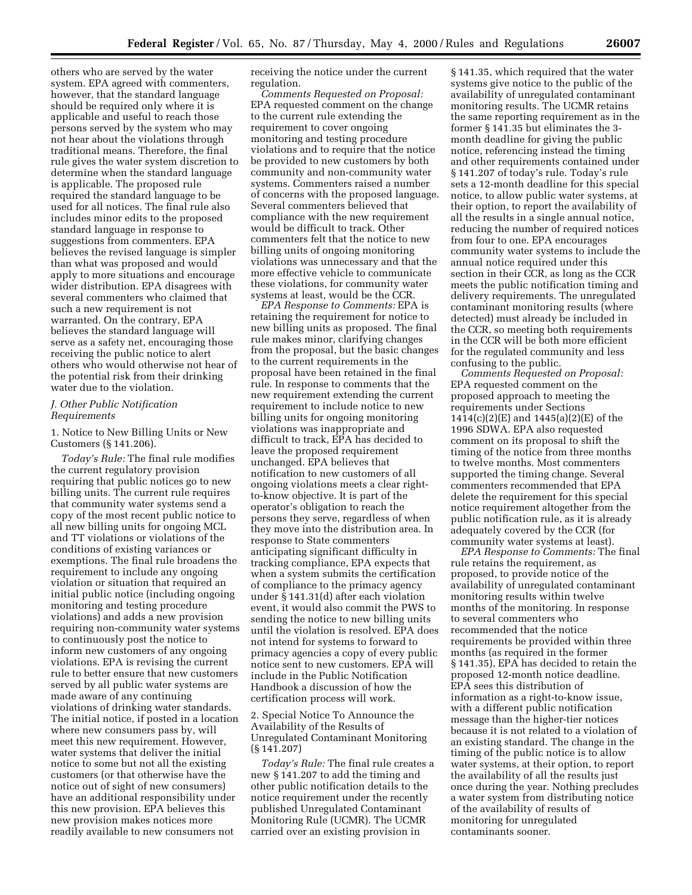others who are served by the water system. EPA agreed with commenters, however, that the standard language should be required only where it is applicable and useful to reach those persons served by the system who may not hear about the violations through traditional means. Therefore, the final rule gives the water system discretion to determine when the standard language is applicable. The proposed rule required the standard language to be used for all notices. The final rule also includes minor edits to the proposed standard language in response to suggestions from commenters. EPA believes the revised language is simpler than what was proposed and would apply to more situations and encourage wider distribution. EPA disagrees with several commenters who claimed that such a new requirement is not warranted. On the contrary, EPA believes the standard language will serve as a safety net, encouraging those receiving the public notice to alert others who would otherwise not hear of the potential risk from their drinking water due to the violation.

### *J. Other Public Notification Requirements*

1. Notice to New Billing Units or New Customers (§ 141.206).

*Today's Rule:* The final rule modifies the current regulatory provision requiring that public notices go to new billing units. The current rule requires that community water systems send a copy of the most recent public notice to all new billing units for ongoing MCL and TT violations or violations of the conditions of existing variances or exemptions. The final rule broadens the requirement to include any ongoing violation or situation that required an initial public notice (including ongoing monitoring and testing procedure violations) and adds a new provision requiring non-community water systems to continuously post the notice to inform new customers of any ongoing violations. EPA is revising the current rule to better ensure that new customers served by all public water systems are made aware of any continuing violations of drinking water standards. The initial notice, if posted in a location where new consumers pass by, will meet this new requirement. However, water systems that deliver the initial notice to some but not all the existing customers (or that otherwise have the notice out of sight of new consumers) have an additional responsibility under this new provision. EPA believes this new provision makes notices more readily available to new consumers not receiving the notice under the current regulation.

*Comments Requested on Proposal:* EPA requested comment on the change to the current rule extending the requirement to cover ongoing monitoring and testing procedure violations and to require that the notice be provided to new customers by both community and non-community water systems. Commenters raised a number of concerns with the proposed language. Several commenters believed that compliance with the new requirement would be difficult to track. Other commenters felt that the notice to new billing units of ongoing monitoring violations was unnecessary and that the more effective vehicle to communicate these violations, for community water systems at least, would be the CCR.

*EPA Response to Comments:* EPA is retaining the requirement for notice to new billing units as proposed. The final rule makes minor, clarifying changes from the proposal, but the basic changes to the current requirements in the proposal have been retained in the final rule. In response to comments that the new requirement extending the current requirement to include notice to new billing units for ongoing monitoring violations was inappropriate and difficult to track, EPA has decided to leave the proposed requirement unchanged. EPA believes that notification to new customers of all ongoing violations meets a clear right-to-know objective. It is part of the operator's obligation to reach the persons they serve, regardless of when they move into the distribution area. In response to State commenters anticipating significant difficulty in tracking compliance, EPA expects that when a system submits the certification of compliance to the primacy agency under § 141.31(d) after each violation event, it would also commit the PWS to sending the notice to new billing units until the violation is resolved. EPA does not intend for systems to forward to primacy agencies a copy of every public notice sent to new customers. EPA will include in the Public Notification Handbook a discussion of how the certification process will work.

2. Special Notice To Announce the Availability of the Results of Unregulated Contaminant Monitoring (§ 141.207)

*Today's Rule:* The final rule creates a new § 141.207 to add the timing and other public notification details to the notice requirement under the recently published Unregulated Contaminant Monitoring Rule (UCMR). The UCMR carried over an existing provision in § 141.35, which required that the water systems give notice to the public of the availability of unregulated contaminant monitoring results. The UCMR retains the same reporting requirement as in the former § 141.35 but eliminates the 3-month deadline for giving the public notice, referencing instead the timing and other requirements contained under § 141.207 of today's rule. Today's rule sets a 12-month deadline for this special notice, to allow public water systems, at their option, to report the availability of all the results in a single annual notice, reducing the number of required notices from four to one. EPA encourages community water systems to include the annual notice required under this section in their CCR, as long as the CCR meets the public notification timing and delivery requirements. The unregulated contaminant monitoring results (where detected) must already be included in the CCR, so meeting both requirements in the CCR will be both more efficient for the regulated community and less confusing to the public.

*Comments Requested on Proposal:* EPA requested comment on the proposed approach to meeting the requirements under Sections 1414(c)(2)(E) and 1445(a)(2)(E) of the 1996 SDWA. EPA also requested comment on its proposal to shift the timing of the notice from three months to twelve months. Most commenters supported the timing change. Several commenters recommended that EPA delete the requirement for this special notice requirement altogether from the public notification rule, as it is already adequately covered by the CCR (for community water systems at least).

*EPA Response to Comments:* The final rule retains the requirement, as proposed, to provide notice of the availability of unregulated contaminant monitoring results within twelve months of the monitoring. In response to several commenters who recommended that the notice requirements be provided within three months (as required in the former § 141.35), EPA has decided to retain the proposed 12-month notice deadline. EPA sees this distribution of information as a right-to-know issue, with a different public notification message than the higher-tier notices because it is not related to a violation of an existing standard. The change in the timing of the public notice is to allow water systems, at their option, to report the availability of all the results just once during the year. Nothing precludes a water system from distributing notice of the availability of results of monitoring for unregulated contaminants sooner.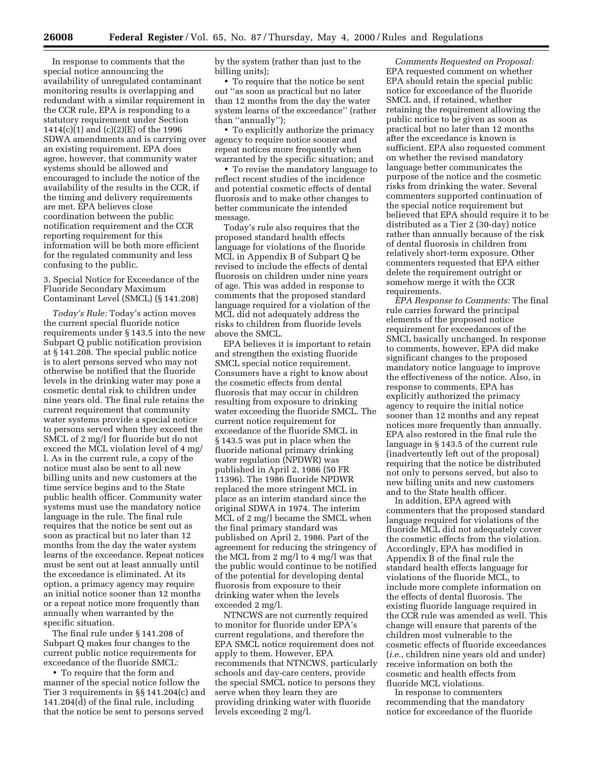In response to comments that the special notice announcing the availability of unregulated contaminant monitoring results is overlapping and redundant with a similar requirement in the CCR rule, EPA is responding to a statutory requirement under Section 1414(c)(1) and (c)(2)(E) of the 1996 SDWA amendments and is carrying over an existing requirement. EPA does agree, however, that community water systems should be allowed and encouraged to include the notice of the availability of the results in the CCR, if the timing and delivery requirements are met. EPA believes close coordination between the public notification requirement and the CCR reporting requirement for this information will be both more efficient for the regulated community and less confusing to the public.

3. Special Notice for Exceedance of the Fluoride Secondary Maximum Contaminant Level (SMCL) (§ 141.208)

*Today's Rule:* Today's action moves the current special fluoride notice requirements under § 143.5 into the new Subpart Q public notification provision at § 141.208. The special public notice is to alert persons served who may not otherwise be notified that the fluoride levels in the drinking water may pose a cosmetic dental risk to children under nine years old. The final rule retains the current requirement that community water systems provide a special notice to persons served when they exceed the SMCL of 2 mg/l for fluoride but do not exceed the MCL violation level of 4 mg/l. As in the current rule, a copy of the notice must also be sent to all new billing units and new customers at the time service begins and to the State public health officer. Community water systems must use the mandatory notice language in the rule. The final rule requires that the notice be sent out as soon as practical but no later than 12 months from the day the water system learns of the exceedance. Repeat notices must be sent out at least annually until the exceedance is eliminated. At its option, a primacy agency may require an initial notice sooner than 12 months or a repeat notice more frequently than annually when warranted by the specific situation.

The final rule under § 141.208 of Subpart Q makes four changes to the current public notice requirements for exceedance of the fluoride SMCL:

- To require that the form and manner of the special notice follow the Tier 3 requirements in §§ 141.204(c) and 141.204(d) of the final rule, including that the notice be sent to persons served by the system (rather than just to the billing units);
- To require that the notice be sent out "as soon as practical but no later than 12 months from the day the water system learns of the exceedance" (rather than "annually");
- To explicitly authorize the primacy agency to require notice sooner and repeat notices more frequently when warranted by the specific situation; and
- To revise the mandatory language to reflect recent studies of the incidence and potential cosmetic effects of dental fluorosis and to make other changes to better communicate the intended message.

Today's rule also requires that the proposed standard health effects language for violations of the fluoride MCL in Appendix B of Subpart Q be revised to include the effects of dental fluorosis on children under nine years of age. This was added in response to comments that the proposed standard language required for a violation of the MCL did not adequately address the risks to children from fluoride levels above the SMCL.

EPA believes it is important to retain and strengthen the existing fluoride SMCL special notice requirement. Consumers have a right to know about the cosmetic effects from dental fluorosis that may occur in children resulting from exposure to drinking water exceeding the fluoride SMCL. The current notice requirement for exceedance of the fluoride SMCL in § 143.5 was put in place when the fluoride national primary drinking water regulation (NPDWR) was published in April 2, 1986 (50 FR 11396). The 1986 fluoride NPDWR replaced the more stringent MCL in place as an interim standard since the original SDWA in 1974. The interim MCL of 2 mg/l became the SMCL when the final primary standard was published on April 2, 1986. Part of the agreement for reducing the stringency of the MCL from 2 mg/l to 4 mg/l was that the public would continue to be notified of the potential for developing dental fluorosis from exposure to their drinking water when the levels exceeded 2 mg/l.

NTNCWS are not currently required to monitor for fluoride under EPA's current regulations, and therefore the EPA SMCL notice requirement does not apply to them. However, EPA recommends that NTNCWS, particularly schools and day-care centers, provide the special SMCL notice to persons they serve when they learn they are providing drinking water with fluoride levels exceeding 2 mg/l.

*Comments Requested on Proposal:* EPA requested comment on whether EPA should retain the special public notice for exceedance of the fluoride SMCL and, if retained, whether retaining the requirement allowing the public notice to be given as soon as practical but no later than 12 months after the exceedance is known is sufficient. EPA also requested comment on whether the revised mandatory language better communicates the purpose of the notice and the cosmetic risks from drinking the water. Several commenters supported continuation of the special notice requirement but believed that EPA should require it to be distributed as a Tier 2 (30-day) notice rather than annually because of the risk of dental fluorosis in children from relatively short-term exposure. Other commenters requested that EPA either delete the requirement outright or somehow merge it with the CCR requirements.

*EPA Response to Comments:* The final rule carries forward the principal elements of the proposed notice requirement for exceedances of the SMCL basically unchanged. In response to comments, however, EPA did make significant changes to the proposed mandatory notice language to improve the effectiveness of the notice. Also, in response to comments, EPA has explicitly authorized the primacy agency to require the initial notice sooner than 12 months and any repeat notices more frequently than annually. EPA also restored in the final rule the language in § 143.5 of the current rule (inadvertently left out of the proposal) requiring that the notice be distributed not only to persons served, but also to new billing units and new customers and to the State health officer.

In addition, EPA agreed with commenters that the proposed standard language required for violations of the fluoride MCL did not adequately cover the cosmetic effects from the violation. Accordingly, EPA has modified in Appendix B of the final rule the standard health effects language for violations of the fluoride MCL, to include more complete information on the effects of dental fluorosis. The existing fluoride language required in the CCR rule was amended as well. This change will ensure that parents of the children most vulnerable to the cosmetic effects of fluoride exceedances (*i.e.*, children nine years old and under) receive information on both the cosmetic and health effects from fluoride MCL violations.

In response to commenters recommending that the mandatory notice for exceedance of the fluoride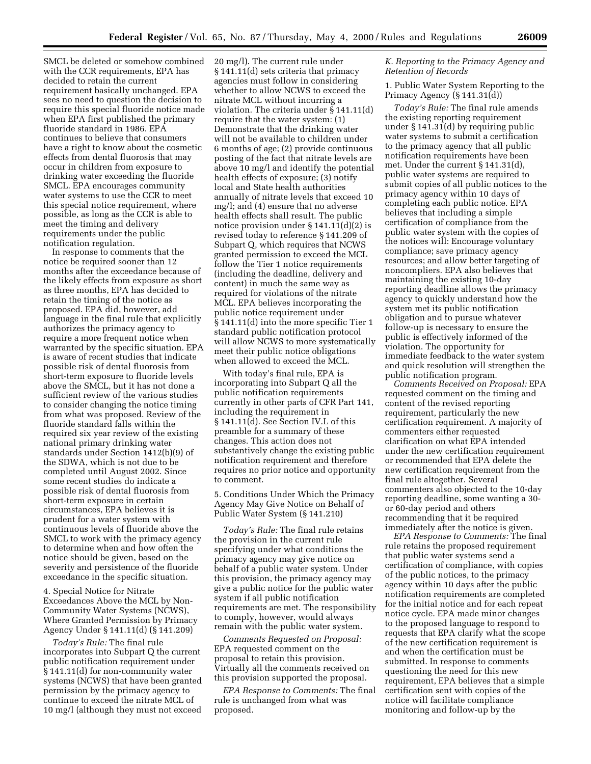SMCL be deleted or somehow combined with the CCR requirements, EPA has decided to retain the current requirement basically unchanged. EPA sees no need to question the decision to require this special fluoride notice made when EPA first published the primary fluoride standard in 1986. EPA continues to believe that consumers have a right to know about the cosmetic effects from dental fluorosis that may occur in children from exposure to drinking water exceeding the fluoride SMCL. EPA encourages community water systems to use the CCR to meet this special notice requirement, where possible, as long as the CCR is able to meet the timing and delivery requirements under the public notification regulation.

In response to comments that the notice be required sooner than 12 months after the exceedance because of the likely effects from exposure as short as three months, EPA has decided to retain the timing of the notice as proposed. EPA did, however, add language in the final rule that explicitly authorizes the primacy agency to require a more frequent notice when warranted by the specific situation. EPA is aware of recent studies that indicate possible risk of dental fluorosis from short-term exposure to fluoride levels above the SMCL, but it has not done a sufficient review of the various studies to consider changing the notice timing from what was proposed. Review of the fluoride standard falls within the required six year review of the existing national primary drinking water standards under Section 1412(b)(9) of the SDWA, which is not due to be completed until August 2002. Since some recent studies do indicate a possible risk of dental fluorosis from short-term exposure in certain circumstances, EPA believes it is prudent for a water system with continuous levels of fluoride above the SMCL to work with the primacy agency to determine when and how often the notice should be given, based on the severity and persistence of the fluoride exceedance in the specific situation.

4. Special Notice for Nitrate Exceedances Above the MCL by Non-Community Water Systems (NCWS), Where Granted Permission by Primacy Agency Under § 141.11(d) (§ 141.209)

*Today's Rule:* The final rule incorporates into Subpart Q the current public notification requirement under § 141.11(d) for non-community water systems (NCWS) that have been granted permission by the primacy agency to continue to exceed the nitrate MCL of 10 mg/l (although they must not exceed 20 mg/l). The current rule under § 141.11(d) sets criteria that primacy agencies must follow in considering whether to allow NCWS to exceed the nitrate MCL without incurring a violation. The criteria under § 141.11(d) require that the water system: (1) Demonstrate that the drinking water will not be available to children under 6 months of age; (2) provide continuous posting of the fact that nitrate levels are above 10 mg/l and identify the potential health effects of exposure; (3) notify local and State health authorities annually of nitrate levels that exceed 10 mg/l; and (4) ensure that no adverse health effects shall result. The public notice provision under § 141.11(d)(2) is revised today to reference § 141.209 of Subpart Q, which requires that NCWS granted permission to exceed the MCL follow the Tier 1 notice requirements (including the deadline, delivery and content) in much the same way as required for violations of the nitrate MCL. EPA believes incorporating the public notice requirement under § 141.11(d) into the more specific Tier 1 standard public notification protocol will allow NCWS to more systematically meet their public notice obligations when allowed to exceed the MCL.

With today's final rule, EPA is incorporating into Subpart Q all the public notification requirements currently in other parts of CFR Part 141, including the requirement in § 141.11(d). See Section IV.L of this preamble for a summary of these changes. This action does not substantively change the existing public notification requirement and therefore requires no prior notice and opportunity to comment.

5. Conditions Under Which the Primacy Agency May Give Notice on Behalf of Public Water System (§ 141.210)

*Today's Rule:* The final rule retains the provision in the current rule specifying under what conditions the primacy agency may give notice on behalf of a public water system. Under this provision, the primacy agency may give a public notice for the public water system if all public notification requirements are met. The responsibility to comply, however, would always remain with the public water system.

*Comments Requested on Proposal:* EPA requested comment on the proposal to retain this provision. Virtually all the comments received on this provision supported the proposal.

*EPA Response to Comments:* The final rule is unchanged from what was proposed.

### *K. Reporting to the Primacy Agency and Retention of Records*

1. Public Water System Reporting to the Primacy Agency (§ 141.31(d))

*Today's Rule:* The final rule amends the existing reporting requirement under § 141.31(d) by requiring public water systems to submit a certification to the primacy agency that all public notification requirements have been met. Under the current § 141.31(d), public water systems are required to submit copies of all public notices to the primacy agency within 10 days of completing each public notice. EPA believes that including a simple certification of compliance from the public water system with the copies of the notices will: Encourage voluntary compliance; save primacy agency resources; and allow better targeting of noncompliers. EPA also believes that maintaining the existing 10-day reporting deadline allows the primacy agency to quickly understand how the system met its public notification obligation and to pursue whatever follow-up is necessary to ensure the public is effectively informed of the violation. The opportunity for immediate feedback to the water system and quick resolution will strengthen the public notification program.

*Comments Received on Proposal:* EPA requested comment on the timing and content of the revised reporting requirement, particularly the new certification requirement. A majority of commenters either requested clarification on what EPA intended under the new certification requirement or recommended that EPA delete the new certification requirement from the final rule altogether. Several commenters also objected to the 10-day reporting deadline, some wanting a 30- or 60-day period and others recommending that it be required immediately after the notice is given.

*EPA Response to Comments:* The final rule retains the proposed requirement that public water systems send a certification of compliance, with copies of the public notices, to the primacy agency within 10 days after the public notification requirements are completed for the initial notice and for each repeat notice cycle. EPA made minor changes to the proposed language to respond to requests that EPA clarify what the scope of the new certification requirement is and when the certification must be submitted. In response to comments questioning the need for this new requirement, EPA believes that a simple certification sent with copies of the notice will facilitate compliance monitoring and follow-up by the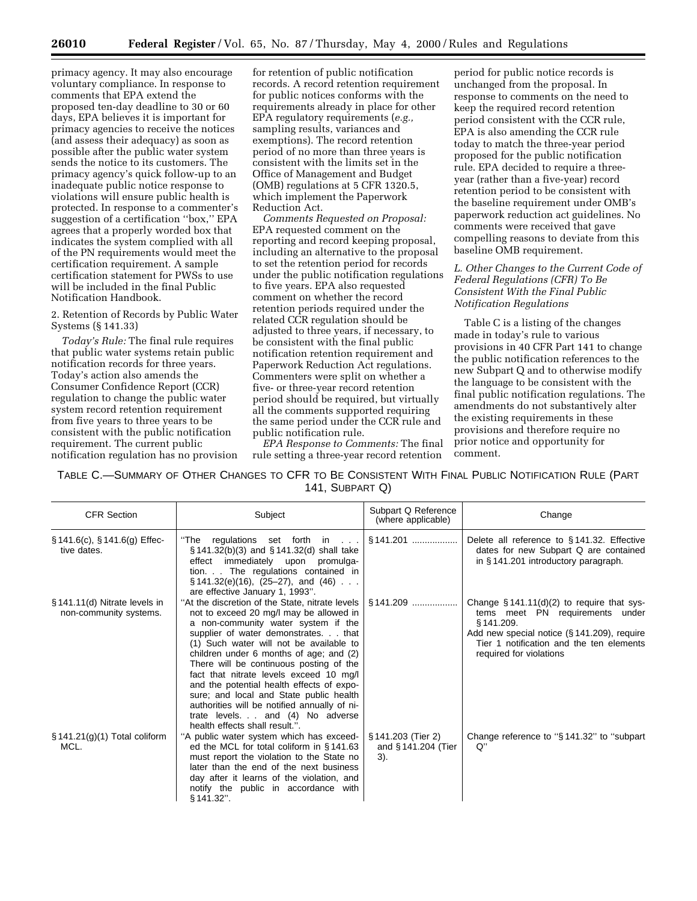primacy agency. It may also encourage voluntary compliance. In response to comments that EPA extend the proposed ten-day deadline to 30 or 60 days, EPA believes it is important for primacy agencies to receive the notices (and assess their adequacy) as soon as possible after the public water system sends the notice to its customers. The primacy agency's quick follow-up to an inadequate public notice response to violations will ensure public health is protected. In response to a commenter's suggestion of a certification "box," EPA agrees that a properly worded box that indicates the system complied with all of the PN requirements would meet the certification requirement. A sample certification statement for PWSs to use will be included in the final Public Notification Handbook.

2. Retention of Records by Public Water Systems (§ 141.33)

*Today's Rule:* The final rule requires that public water systems retain public notification records for three years. Today's action also amends the Consumer Confidence Report (CCR) regulation to change the public water system record retention requirement from five years to three years to be consistent with the public notification requirement. The current public notification regulation has no provision for retention of public notification records. A record retention requirement for public notices conforms with the requirements already in place for other EPA regulatory requirements (*e.g.,* sampling results, variances and exemptions). The record retention period of no more than three years is consistent with the limits set in the Office of Management and Budget (OMB) regulations at 5 CFR 1320.5, which implement the Paperwork Reduction Act.

*Comments Requested on Proposal:* EPA requested comment on the reporting and record keeping proposal, including an alternative to the proposal to set the retention period for records under the public notification regulations to five years. EPA also requested comment on whether the record retention periods required under the related CCR regulation should be adjusted to three years, if necessary, to be consistent with the final public notification retention requirement and Paperwork Reduction Act regulations. Commenters were split on whether a five- or three-year record retention period should be required, but virtually all the comments supported requiring the same period under the CCR rule and public notification rule.

*EPA Response to Comments:* The final rule setting a three-year record retention period for public notice records is unchanged from the proposal. In response to comments on the need to keep the required record retention period consistent with the CCR rule, EPA is also amending the CCR rule today to match the three-year period proposed for the public notification rule. EPA decided to require a three-year (rather than a five-year) record retention period to be consistent with the baseline requirement under OMB's paperwork reduction act guidelines. No comments were received that gave compelling reasons to deviate from this baseline OMB requirement.

*L. Other Changes to the Current Code of Federal Regulations (CFR) To Be Consistent With the Final Public Notification Regulations*

Table C is a listing of the changes made in today's rule to various provisions in 40 CFR Part 141 to change the public notification references to the new Subpart Q and to otherwise modify the language to be consistent with the final public notification regulations. The amendments do not substantively alter the existing requirements in these provisions and therefore require no prior notice and opportunity for comment.

TABLE C.—SUMMARY OF OTHER CHANGES TO CFR TO BE CONSISTENT WITH FINAL PUBLIC NOTIFICATION RULE (PART 141, SUBPART Q)

| CFR Section | Subject | Subpart Q Reference (where applicable) | Change |
|---|---|---|---|
| § 141.6(c), § 141.6(g) Effective dates. | "The regulations set forth in . . . § 141.32(b)(3) and § 141.32(d) shall take effect immediately upon promulgation. . . The regulations contained in § 141.32(e)(16), (25–27), and (46) . . . are effective January 1, 1993". | § 141.201 | Delete all reference to § 141.32. Effective dates for new Subpart Q are contained in § 141.201 introductory paragraph. |
| § 141.11(d) Nitrate levels in non-community systems. | "At the discretion of the State, nitrate levels not to exceed 20 mg/l may be allowed in a non-community water system if the supplier of water demonstrates. . . that (1) Such water will not be available to children under 6 months of age; and (2) There will be continuous posting of the fact that nitrate levels exceed 10 mg/l and the potential health effects of exposure; and local and State public health authorities will be notified annually of nitrate levels. . . and (4) No adverse health effects shall result.". | § 141.209 | Change § 141.11(d)(2) to require that systems meet PN requirements under § 141.209.<br>Add new special notice (§ 141.209), require Tier 1 notification and the ten elements required for violations |
| § 141.21(g)(1) Total coliform MCL. | "A public water system which has exceeded the MCL for total coliform in § 141.63 must report the violation to the State no later than the end of the next business day after it learns of the violation, and notify the public in accordance with § 141.32". | § 141.203 (Tier 2) and § 141.204 (Tier 3). | Change reference to "§ 141.32" to "subpart Q" |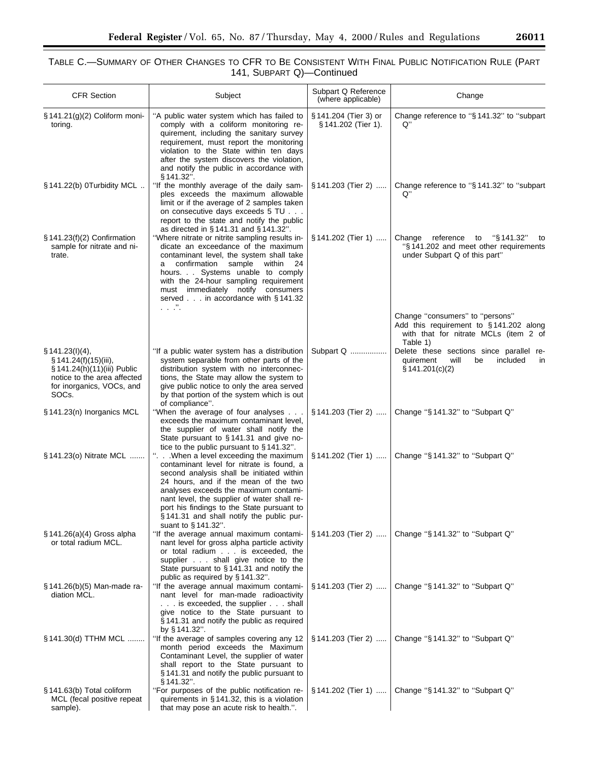TABLE C.—SUMMARY OF OTHER CHANGES TO CFR TO BE CONSISTENT WITH FINAL PUBLIC NOTIFICATION RULE (PART 141, SUBPART Q)—Continued

| CFR Section | Subject | Subpart Q Reference (where applicable) | Change |
| --- | --- | --- | --- |
| § 141.21(g)(2) Coliform monitoring. | "A public water system which has failed to comply with a coliform monitoring requirement, including the sanitary survey requirement, must report the monitoring violation to the State within ten days after the system discovers the violation, and notify the public in accordance with § 141.32". | § 141.204 (Tier 3) or § 141.202 (Tier 1). | Change reference to "§ 141.32" to "subpart Q" |
| § 141.22(b) 0Turbidity MCL .. | "If the monthly average of the daily samples exceeds the maximum allowable limit or if the average of 2 samples taken on consecutive days exceeds 5 TU . . . report to the state and notify the public as directed in § 141.31 and § 141.32". | § 141.203 (Tier 2) ..... | Change reference to "§ 141.32" to "subpart Q" |
| § 141.23(f)(2) Confirmation sample for nitrate and nitrate. | "Where nitrate or nitrite sampling results indicate an exceedance of the maximum contaminant level, the system shall take a confirmation sample within 24 hours. . . Systems unable to comply with the 24-hour sampling requirement must immediately notify consumers served . . . in accordance with § 141.32 . . .". | § 141.202 (Tier 1) ..... | Change reference to "§ 141.32" to "§ 141.202 and meet other requirements under Subpart Q of this part"<br><br>Change "consumers" to "persons"<br>Add this requirement to § 141.202 along with that for nitrate MCLs (item 2 of Table 1) |
| § 141.23(I)(4), § 141.24(f)(15)(iii), § 141.24(h)(11)(iii) Public notice to the area affected for inorganics, VOCs, and SOCs. | "If a public water system has a distribution system separable from other parts of the distribution system with no interconnections, the State may allow the system to give public notice to only the area served by that portion of the system which is out of compliance". | Subpart Q ................. | Delete these sections since parallel requirement will be included in § 141.201(c)(2) |
| § 141.23(n) Inorganics MCL | "When the average of four analyses . . . exceeds the maximum contaminant level, the supplier of water shall notify the State pursuant to § 141.31 and give notice to the public pursuant to § 141.32". | § 141.203 (Tier 2) ..... | Change "§ 141.32" to "Subpart Q" |
| § 141.23(o) Nitrate MCL ....... | ". . .When a level exceeding the maximum contaminant level for nitrate is found, a second analysis shall be initiated within 24 hours, and if the mean of the two analyses exceeds the maximum contaminant level, the supplier of water shall report his findings to the State pursuant to § 141.31 and shall notify the public pursuant to § 141.32". | § 141.202 (Tier 1) ..... | Change "§ 141.32" to "Subpart Q" |
| § 141.26(a)(4) Gross alpha or total radium MCL. | "If the average annual maximum contaminant level for gross alpha particle activity or total radium . . . is exceeded, the supplier . . . shall give notice to the State pursuant to § 141.31 and notify the public as required by § 141.32". | § 141.203 (Tier 2) ..... | Change "§ 141.32" to "Subpart Q" |
| § 141.26(b)(5) Man-made radiation MCL. | "If the average annual maximum contaminant level for man-made radioactivity . . . is exceeded, the supplier . . . shall give notice to the State pursuant to § 141.31 and notify the public as required by § 141.32". | § 141.203 (Tier 2) ..... | Change "§ 141.32" to "Subpart Q" |
| § 141.30(d) TTHM MCL ........ | "If the average of samples covering any 12 month period exceeds the Maximum Contaminant Level, the supplier of water shall report to the State pursuant to § 141.31 and notify the public pursuant to § 141.32". | § 141.203 (Tier 2) ..... | Change "§ 141.32" to "Subpart Q" |
| § 141.63(b) Total coliform MCL (fecal positive repeat sample). | "For purposes of the public notification requirements in § 141.32, this is a violation that may pose an acute risk to health.". | § 141.202 (Tier 1) ..... | Change "§ 141.32" to "Subpart Q" |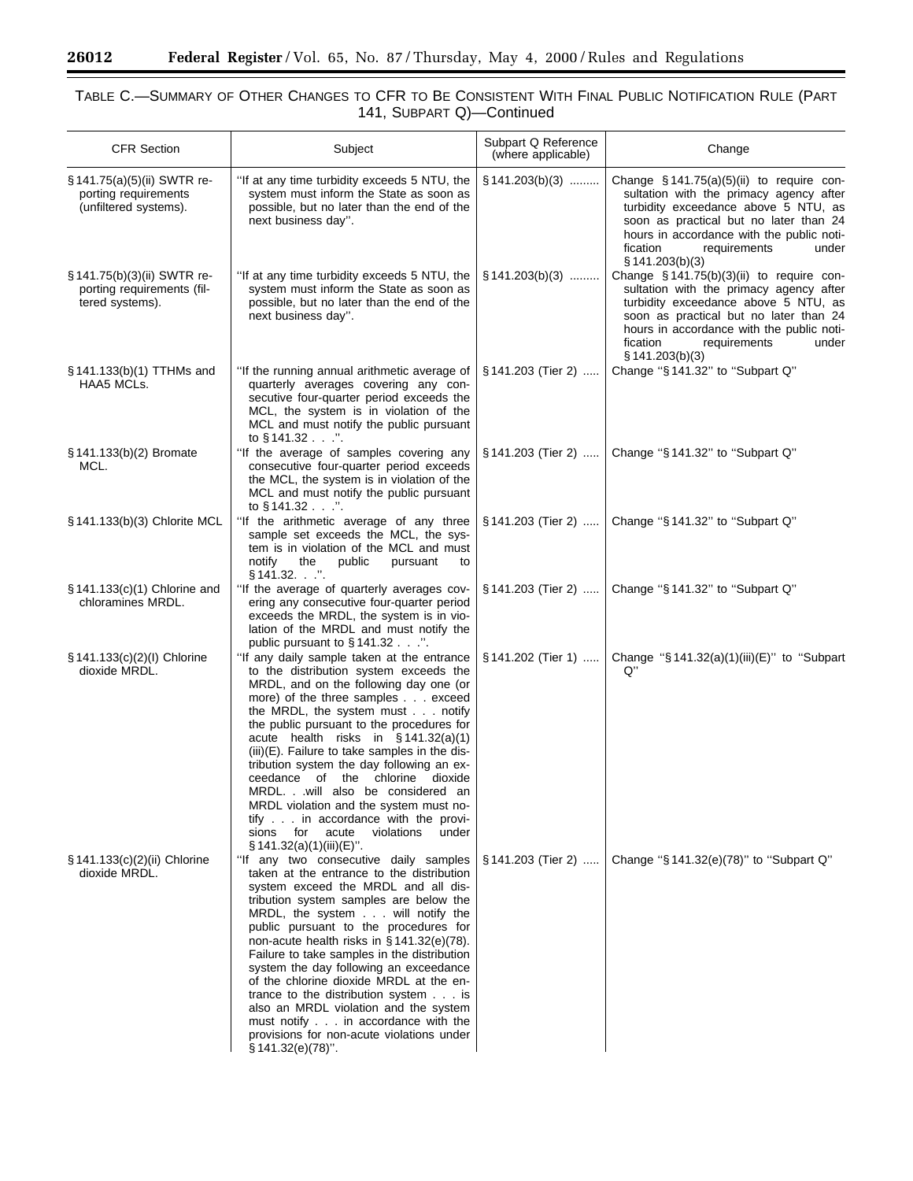TABLE C.—SUMMARY OF OTHER CHANGES TO CFR TO BE CONSISTENT WITH FINAL PUBLIC NOTIFICATION RULE (PART 141, SUBPART Q)—Continued

| CFR Section | Subject | Subpart Q Reference (where applicable) | Change |
| --- | --- | --- | --- |
| § 141.75(a)(5)(ii) SWTR reporting requirements (unfiltered systems). | ''If at any time turbidity exceeds 5 NTU, the system must inform the State as soon as possible, but no later than the end of the next business day''. | § 141.203(b)(3) ......... | Change § 141.75(a)(5)(ii) to require consultation with the primacy agency after turbidity exceedance above 5 NTU, as soon as practical but no later than 24 hours in accordance with the public notification requirements under § 141.203(b)(3) |
| § 141.75(b)(3)(ii) SWTR reporting requirements (filtered systems). | ''If at any time turbidity exceeds 5 NTU, the system must inform the State as soon as possible, but no later than the end of the next business day''. | § 141.203(b)(3) ......... | Change § 141.75(b)(3)(ii) to require consultation with the primacy agency after turbidity exceedance above 5 NTU, as soon as practical but no later than 24 hours in accordance with the public notification requirements under § 141.203(b)(3) |
| § 141.133(b)(1) TTHMs and HAA5 MCLs. | ''If the running annual arithmetic average of quarterly averages covering any consecutive four-quarter period exceeds the MCL, the system is in violation of the MCL and must notify the public pursuant to § 141.32 . . .''. | § 141.203 (Tier 2) ..... | Change ''§ 141.32'' to ''Subpart Q'' |
| § 141.133(b)(2) Bromate MCL. | ''If the average of samples covering any consecutive four-quarter period exceeds the MCL, the system is in violation of the MCL and must notify the public pursuant to § 141.32 . . .''. | § 141.203 (Tier 2) ..... | Change ''§ 141.32'' to ''Subpart Q'' |
| § 141.133(b)(3) Chlorite MCL | ''If the arithmetic average of any three sample set exceeds the MCL, the system is in violation of the MCL and must notify the public pursuant to § 141.32. . .''. | § 141.203 (Tier 2) ..... | Change ''§ 141.32'' to ''Subpart Q'' |
| § 141.133(c)(1) Chlorine and chloramines MRDL. | ''If the average of quarterly averages covering any consecutive four-quarter period exceeds the MRDL, the system is in violation of the MRDL and must notify the public pursuant to § 141.32 . . .''. | § 141.203 (Tier 2) ..... | Change ''§ 141.32'' to ''Subpart Q'' |
| § 141.133(c)(2)(I) Chlorine dioxide MRDL. | ''If any daily sample taken at the entrance to the distribution system exceeds the MRDL, and on the following day one (or more) of the three samples . . . exceed the MRDL, the system must . . . notify the public pursuant to the procedures for acute health risks in § 141.32(a)(1)(iii)(E). Failure to take samples in the distribution system the day following an exceedance of the chlorine dioxide MRDL. . .will also be considered an MRDL violation and the system must notify . . . in accordance with the provisions for acute violations under § 141.32(a)(1)(iii)(E)''. | § 141.202 (Tier 1) ..... | Change ''§ 141.32(a)(1)(iii)(E)'' to ''Subpart Q'' |
| § 141.133(c)(2)(ii) Chlorine dioxide MRDL. | ''If any two consecutive daily samples taken at the entrance to the distribution system exceed the MRDL and all distribution system samples are below the MRDL, the system . . . will notify the public pursuant to the procedures for non-acute health risks in § 141.32(e)(78). Failure to take samples in the distribution system the day following an exceedance of the chlorine dioxide MRDL at the entrance to the distribution system . . . is also an MRDL violation and the system must notify . . . in accordance with the provisions for non-acute violations under § 141.32(e)(78)''. | § 141.203 (Tier 2) ..... | Change ''§ 141.32(e)(78)'' to ''Subpart Q'' |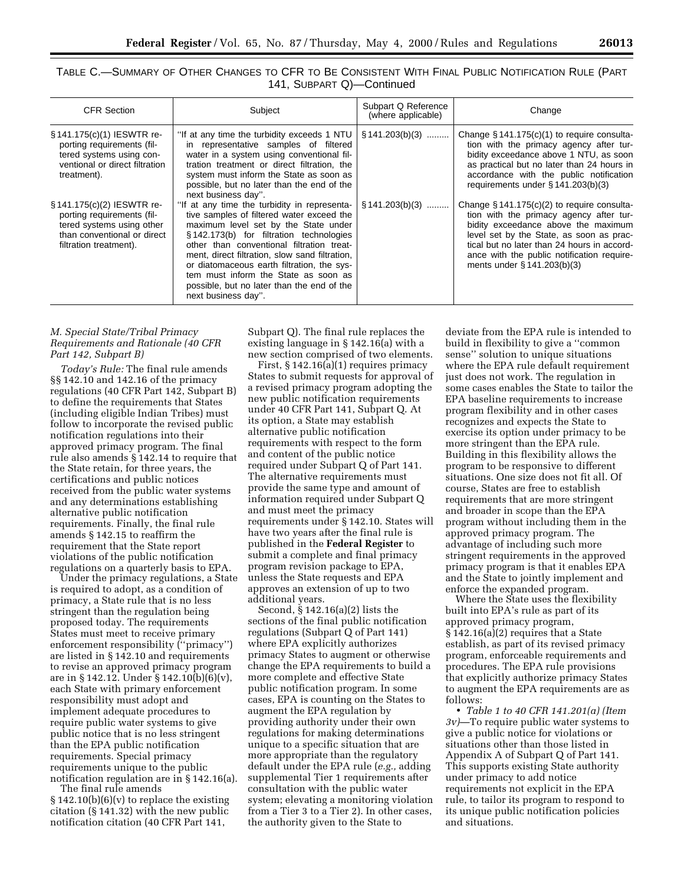TABLE C.—SUMMARY OF OTHER CHANGES TO CFR TO BE CONSISTENT WITH FINAL PUBLIC NOTIFICATION RULE (PART 141, SUBPART Q)—Continued

| CFR Section | Subject | Subpart Q Reference (where applicable) | Change |
| --- | --- | --- | --- |
| § 141.175(c)(1) IESWTR reporting requirements (filtered systems using conventional or direct filtration treatment). | "If at any time the turbidity exceeds 1 NTU in representative samples of filtered water in a system using conventional filtration treatment or direct filtration, the system must inform the State as soon as possible, but no later than the end of the next business day". | § 141.203(b)(3) ......... | Change § 141.175(c)(1) to require consultation with the primacy agency after turbidity exceedance above 1 NTU, as soon as practical but no later than 24 hours in accordance with the public notification requirements under § 141.203(b)(3) |
| § 141.175(c)(2) IESWTR reporting requirements (filtered systems using other than conventional or direct filtration treatment). | "If at any time the turbidity in representative samples of filtered water exceed the maximum level set by the State under § 142.173(b) for filtration technologies other than conventional filtration treatment, direct filtration, slow sand filtration, or diatomaceous earth filtration, the system must inform the State as soon as possible, but no later than the end of the next business day". | § 141.203(b)(3) ......... | Change § 141.175(c)(2) to require consultation with the primacy agency after turbidity exceedance above the maximum level set by the State, as soon as practical but no later than 24 hours in accordance with the public notification requirements under § 141.203(b)(3) |

### M. Special State/Tribal Primacy Requirements and Rationale (40 CFR Part 142, Subpart B)

*Today's Rule:* The final rule amends §§ 142.10 and 142.16 of the primacy regulations (40 CFR Part 142, Subpart B) to define the requirements that States (including eligible Indian Tribes) must follow to incorporate the revised public notification regulations into their approved primacy program. The final rule also amends § 142.14 to require that the State retain, for three years, the certifications and public notices received from the public water systems and any determinations establishing alternative public notification requirements. Finally, the final rule amends § 142.15 to reaffirm the requirement that the State report violations of the public notification regulations on a quarterly basis to EPA.

Under the primacy regulations, a State is required to adopt, as a condition of primacy, a State rule that is no less stringent than the regulation being proposed today. The requirements States must meet to receive primary enforcement responsibility ("primacy") are listed in § 142.10 and requirements to revise an approved primacy program are in § 142.12. Under § 142.10(b)(6)(v), each State with primary enforcement responsibility must adopt and implement adequate procedures to require public water systems to give public notice that is no less stringent than the EPA public notification requirements. Special primacy requirements unique to the public notification regulation are in § 142.16(a).

The final rule amends § 142.10(b)(6)(v) to replace the existing citation (§ 141.32) with the new public notification citation (40 CFR Part 141, Subpart Q). The final rule replaces the existing language in § 142.16(a) with a new section comprised of two elements.

First, § 142.16(a)(1) requires primacy States to submit requests for approval of a revised primacy program adopting the new public notification requirements under 40 CFR Part 141, Subpart Q. At its option, a State may establish alternative public notification requirements with respect to the form and content of the public notice required under Subpart Q of Part 141. The alternative requirements must provide the same type and amount of information required under Subpart Q and must meet the primacy requirements under § 142.10. States will have two years after the final rule is published in the **Federal Register** to submit a complete and final primacy program revision package to EPA, unless the State requests and EPA approves an extension of up to two additional years.

Second, § 142.16(a)(2) lists the sections of the final public notification regulations (Subpart Q of Part 141) where EPA explicitly authorizes primacy States to augment or otherwise change the EPA requirements to build a more complete and effective State public notification program. In some cases, EPA is counting on the States to augment the EPA regulation by providing authority under their own regulations for making determinations unique to a specific situation that are more appropriate than the regulatory default under the EPA rule (*e.g.,* adding supplemental Tier 1 requirements after consultation with the public water system; elevating a monitoring violation from a Tier 3 to a Tier 2). In other cases, the authority given to the State to deviate from the EPA rule is intended to build in flexibility to give a "common sense" solution to unique situations where the EPA rule default requirement just does not work. The regulation in some cases enables the State to tailor the EPA baseline requirements to increase program flexibility and in other cases recognizes and expects the State to exercise its option under primacy to be more stringent than the EPA rule. Building in this flexibility allows the program to be responsive to different situations. One size does not fit all. Of course, States are free to establish requirements that are more stringent and broader in scope than the EPA program without including them in the approved primacy program. The advantage of including such more stringent requirements in the approved primacy program is that it enables EPA and the State to jointly implement and enforce the expanded program.

Where the State uses the flexibility built into EPA's rule as part of its approved primacy program, § 142.16(a)(2) requires that a State establish, as part of its revised primacy program, enforceable requirements and procedures. The EPA rule provisions that explicitly authorize primacy States to augment the EPA requirements are as follows:

• *Table 1 to 40 CFR 141.201(a) (Item 3v)*—To require public water systems to give a public notice for violations or situations other than those listed in Appendix A of Subpart Q of Part 141. This supports existing State authority under primacy to add notice requirements not explicit in the EPA rule, to tailor its program to respond to its unique public notification policies and situations.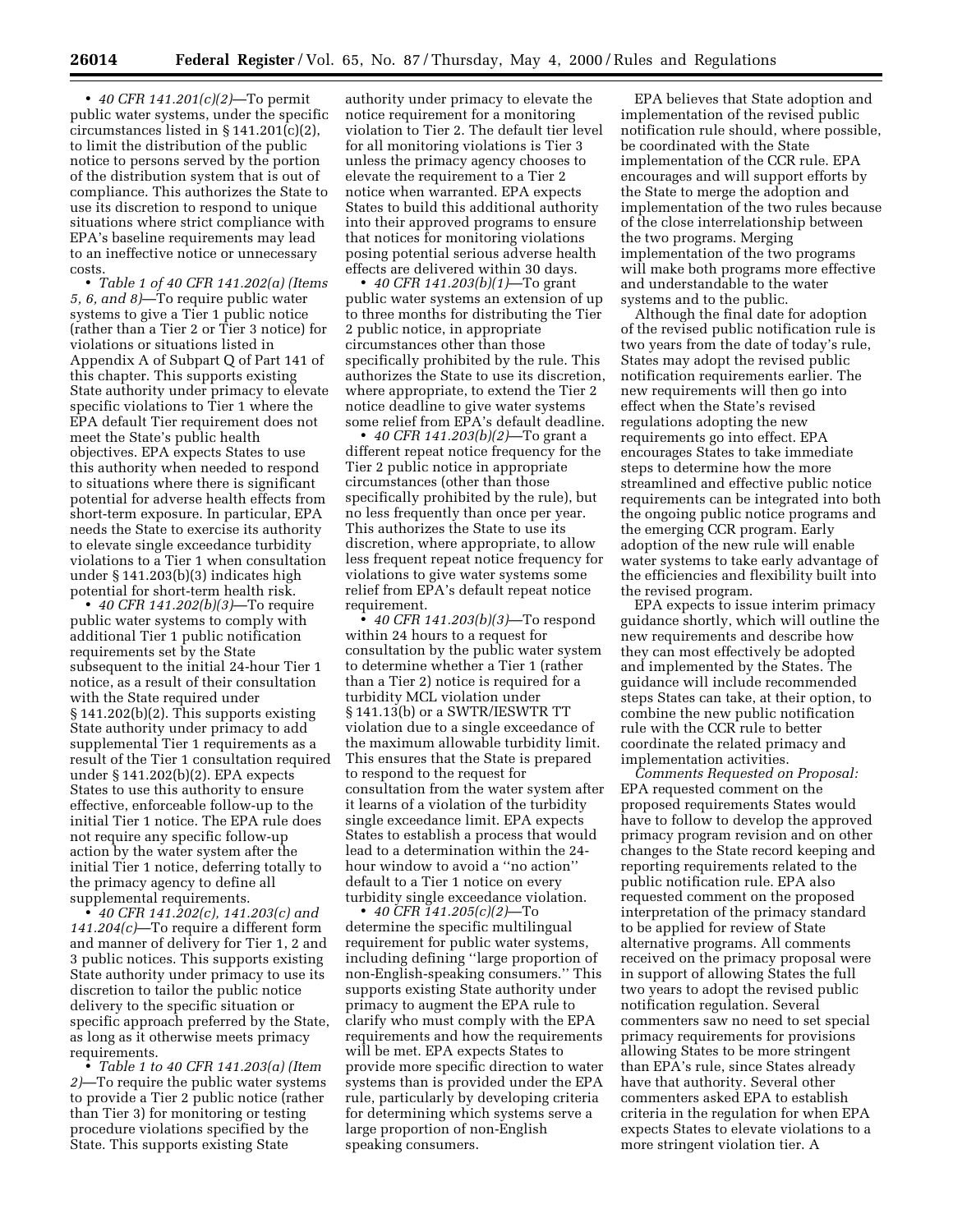• *40 CFR 141.201(c)(2)*—To permit public water systems, under the specific circumstances listed in § 141.201(c)(2), to limit the distribution of the public notice to persons served by the portion of the distribution system that is out of compliance. This authorizes the State to use its discretion to respond to unique situations where strict compliance with EPA's baseline requirements may lead to an ineffective notice or unnecessary costs.

• *Table 1 of 40 CFR 141.202(a) (Items 5, 6, and 8)*—To require public water systems to give a Tier 1 public notice (rather than a Tier 2 or Tier 3 notice) for violations or situations listed in Appendix A of Subpart Q of Part 141 of this chapter. This supports existing State authority under primacy to elevate specific violations to Tier 1 where the EPA default Tier requirement does not meet the State's public health objectives. EPA expects States to use this authority when needed to respond to situations where there is significant potential for adverse health effects from short-term exposure. In particular, EPA needs the State to exercise its authority to elevate single exceedance turbidity violations to a Tier 1 when consultation under § 141.203(b)(3) indicates high potential for short-term health risk.

• *40 CFR 141.202(b)(3)*—To require public water systems to comply with additional Tier 1 public notification requirements set by the State subsequent to the initial 24-hour Tier 1 notice, as a result of their consultation with the State required under § 141.202(b)(2). This supports existing State authority under primacy to add supplemental Tier 1 requirements as a result of the Tier 1 consultation required under § 141.202(b)(2). EPA expects States to use this authority to ensure effective, enforceable follow-up to the initial Tier 1 notice. The EPA rule does not require any specific follow-up action by the water system after the initial Tier 1 notice, deferring totally to the primacy agency to define all supplemental requirements.

• *40 CFR 141.202(c), 141.203(c) and 141.204(c)*—To require a different form and manner of delivery for Tier 1, 2 and 3 public notices. This supports existing State authority under primacy to use its discretion to tailor the public notice delivery to the specific situation or specific approach preferred by the State, as long as it otherwise meets primacy requirements.

• *Table 1 to 40 CFR 141.203(a) (Item 2)*—To require the public water systems to provide a Tier 2 public notice (rather than Tier 3) for monitoring or testing procedure violations specified by the State. This supports existing State authority under primacy to elevate the notice requirement for a monitoring violation to Tier 2. The default tier level for all monitoring violations is Tier 3 unless the primacy agency chooses to elevate the requirement to a Tier 2 notice when warranted. EPA expects States to build this additional authority into their approved programs to ensure that notices for monitoring violations posing potential serious adverse health effects are delivered within 30 days.

• *40 CFR 141.203(b)(1)*—To grant public water systems an extension of up to three months for distributing the Tier 2 public notice, in appropriate circumstances other than those specifically prohibited by the rule. This authorizes the State to use its discretion, where appropriate, to extend the Tier 2 notice deadline to give water systems some relief from EPA's default deadline.

• *40 CFR 141.203(b)(2)*—To grant a different repeat notice frequency for the Tier 2 public notice in appropriate circumstances (other than those specifically prohibited by the rule), but no less frequently than once per year. This authorizes the State to use its discretion, where appropriate, to allow less frequent repeat notice frequency for violations to give water systems some relief from EPA's default repeat notice requirement.

• *40 CFR 141.203(b)(3)*—To respond within 24 hours to a request for consultation by the public water system to determine whether a Tier 1 (rather than a Tier 2) notice is required for a turbidity MCL violation under § 141.13(b) or a SWTR/IESWTR TT violation due to a single exceedance of the maximum allowable turbidity limit. This ensures that the State is prepared to respond to the request for consultation from the water system after it learns of a violation of the turbidity single exceedance limit. EPA expects States to establish a process that would lead to a determination within the 24-hour window to avoid a ''no action'' default to a Tier 1 notice on every turbidity single exceedance violation.

• *40 CFR 141.205(c)(2)*—To determine the specific multilingual requirement for public water systems, including defining ''large proportion of non-English-speaking consumers.'' This supports existing State authority under primacy to augment the EPA rule to clarify who must comply with the EPA requirements and how the requirements will be met. EPA expects States to provide more specific direction to water systems than is provided under the EPA rule, particularly by developing criteria for determining which systems serve a large proportion of non-English speaking consumers.

EPA believes that State adoption and implementation of the revised public notification rule should, where possible, be coordinated with the State implementation of the CCR rule. EPA encourages and will support efforts by the State to merge the adoption and implementation of the two rules because of the close interrelationship between the two programs. Merging implementation of the two programs will make both programs more effective and understandable to the water systems and to the public.

Although the final date for adoption of the revised public notification rule is two years from the date of today's rule, States may adopt the revised public notification requirements earlier. The new requirements will then go into effect when the State's revised regulations adopting the new requirements go into effect. EPA encourages States to take immediate steps to determine how the more streamlined and effective public notice requirements can be integrated into both the ongoing public notice programs and the emerging CCR program. Early adoption of the new rule will enable water systems to take early advantage of the efficiencies and flexibility built into the revised program.

EPA expects to issue interim primacy guidance shortly, which will outline the new requirements and describe how they can most effectively be adopted and implemented by the States. The guidance will include recommended steps States can take, at their option, to combine the new public notification rule with the CCR rule to better coordinate the related primacy and implementation activities.

*Comments Requested on Proposal:* EPA requested comment on the proposed requirements States would have to follow to develop the approved primacy program revision and on other changes to the State record keeping and reporting requirements related to the public notification rule. EPA also requested comment on the proposed interpretation of the primacy standard to be applied for review of State alternative programs. All comments received on the primacy proposal were in support of allowing States the full two years to adopt the revised public notification regulation. Several commenters saw no need to set special primacy requirements for provisions allowing States to be more stringent than EPA's rule, since States already have that authority. Several other commenters asked EPA to establish criteria in the regulation for when EPA expects States to elevate violations to a more stringent violation tier. A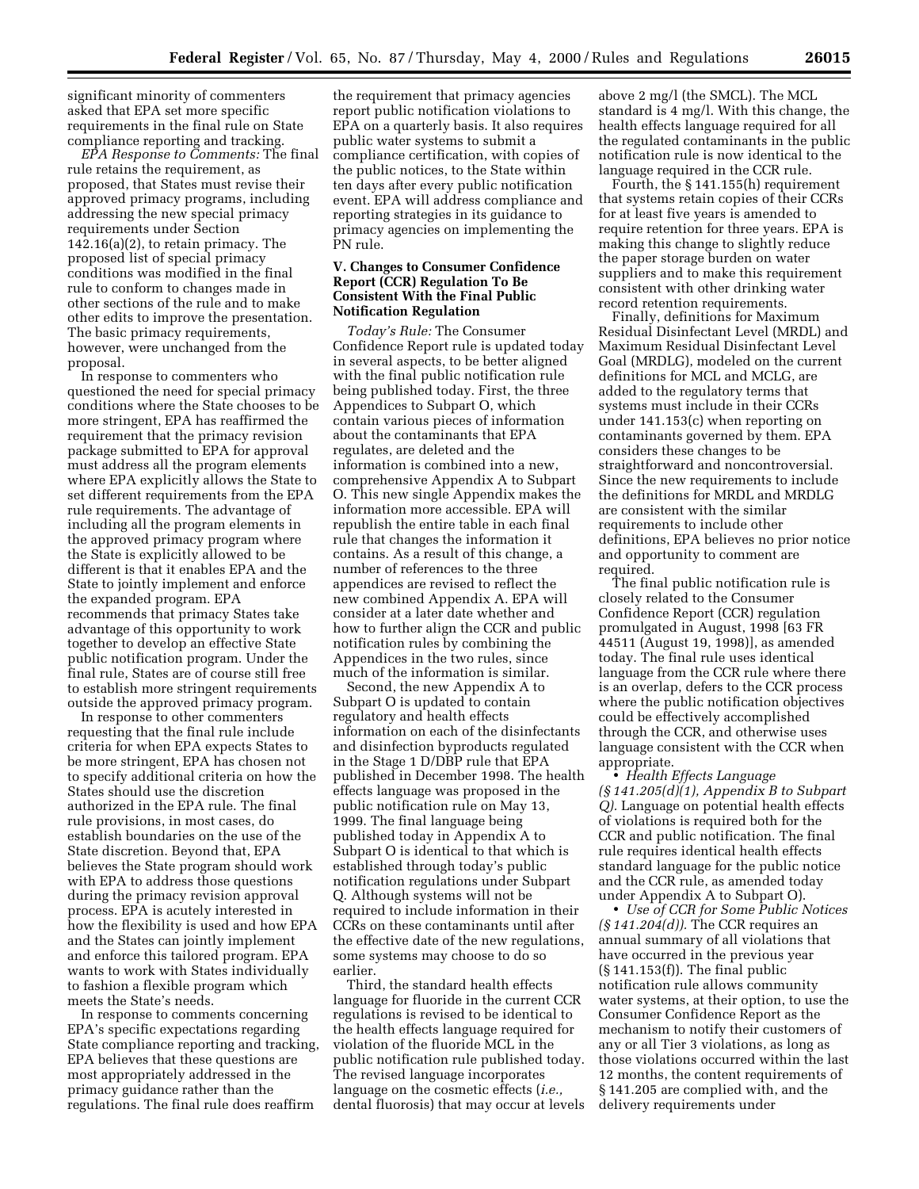significant minority of commenters asked that EPA set more specific requirements in the final rule on State compliance reporting and tracking.

*EPA Response to Comments:* The final rule retains the requirement, as proposed, that States must revise their approved primacy programs, including addressing the new special primacy requirements under Section 142.16(a)(2), to retain primacy. The proposed list of special primacy conditions was modified in the final rule to conform to changes made in other sections of the rule and to make other edits to improve the presentation. The basic primacy requirements, however, were unchanged from the proposal.

In response to commenters who questioned the need for special primacy conditions where the State chooses to be more stringent, EPA has reaffirmed the requirement that the primacy revision package submitted to EPA for approval must address all the program elements where EPA explicitly allows the State to set different requirements from the EPA rule requirements. The advantage of including all the program elements in the approved primacy program where the State is explicitly allowed to be different is that it enables EPA and the State to jointly implement and enforce the expanded program. EPA recommends that primacy States take advantage of this opportunity to work together to develop an effective State public notification program. Under the final rule, States are of course still free to establish more stringent requirements outside the approved primacy program.

In response to other commenters requesting that the final rule include criteria for when EPA expects States to be more stringent, EPA has chosen not to specify additional criteria on how the States should use the discretion authorized in the EPA rule. The final rule provisions, in most cases, do establish boundaries on the use of the State discretion. Beyond that, EPA believes the State program should work with EPA to address those questions during the primacy revision approval process. EPA is acutely interested in how the flexibility is used and how EPA and the States can jointly implement and enforce this tailored program. EPA wants to work with States individually to fashion a flexible program which meets the State's needs.

In response to comments concerning EPA's specific expectations regarding State compliance reporting and tracking, EPA believes that these questions are most appropriately addressed in the primacy guidance rather than the regulations. The final rule does reaffirm the requirement that primacy agencies report public notification violations to EPA on a quarterly basis. It also requires public water systems to submit a compliance certification, with copies of the public notices, to the State within ten days after every public notification event. EPA will address compliance and reporting strategies in its guidance to primacy agencies on implementing the PN rule.

### V. Changes to Consumer Confidence Report (CCR) Regulation To Be Consistent With the Final Public Notification Regulation

*Today's Rule:* The Consumer Confidence Report rule is updated today in several aspects, to be better aligned with the final public notification rule being published today. First, the three Appendices to Subpart O, which contain various pieces of information about the contaminants that EPA regulates, are deleted and the information is combined into a new, comprehensive Appendix A to Subpart O. This new single Appendix makes the information more accessible. EPA will republish the entire table in each final rule that changes the information it contains. As a result of this change, a number of references to the three appendices are revised to reflect the new combined Appendix A. EPA will consider at a later date whether and how to further align the CCR and public notification rules by combining the Appendices in the two rules, since much of the information is similar.

Second, the new Appendix A to Subpart O is updated to contain regulatory and health effects information on each of the disinfectants and disinfection byproducts regulated in the Stage 1 D/DBP rule that EPA published in December 1998. The health effects language was proposed in the public notification rule on May 13, 1999. The final language being published today in Appendix A to Subpart O is identical to that which is established through today's public notification regulations under Subpart Q. Although systems will not be required to include information in their CCRs on these contaminants until after the effective date of the new regulations, some systems may choose to do so earlier.

Third, the standard health effects language for fluoride in the current CCR regulations is revised to be identical to the health effects language required for violation of the fluoride MCL in the public notification rule published today. The revised language incorporates language on the cosmetic effects (*i.e.,* dental fluorosis) that may occur at levels above 2 mg/l (the SMCL). The MCL standard is 4 mg/l. With this change, the health effects language required for all the regulated contaminants in the public notification rule is now identical to the language required in the CCR rule.

Fourth, the § 141.155(h) requirement that systems retain copies of their CCRs for at least five years is amended to require retention for three years. EPA is making this change to slightly reduce the paper storage burden on water suppliers and to make this requirement consistent with other drinking water record retention requirements.

Finally, definitions for Maximum Residual Disinfectant Level (MRDL) and Maximum Residual Disinfectant Level Goal (MRDLG), modeled on the current definitions for MCL and MCLG, are added to the regulatory terms that systems must include in their CCRs under 141.153(c) when reporting on contaminants governed by them. EPA considers these changes to be straightforward and noncontroversial. Since the new requirements to include the definitions for MRDL and MRDLG are consistent with the similar requirements to include other definitions, EPA believes no prior notice and opportunity to comment are required.

The final public notification rule is closely related to the Consumer Confidence Report (CCR) regulation promulgated in August, 1998 [63 FR 44511 (August 19, 1998)], as amended today. The final rule uses identical language from the CCR rule where there is an overlap, defers to the CCR process where the public notification objectives could be effectively accomplished through the CCR, and otherwise uses language consistent with the CCR when appropriate.

- *Health Effects Language (§ 141.205(d)(1), Appendix B to Subpart Q).* Language on potential health effects of violations is required both for the CCR and public notification. The final rule requires identical health effects standard language for the public notice and the CCR rule, as amended today under Appendix A to Subpart O).
- *Use of CCR for Some Public Notices (§ 141.204(d)).* The CCR requires an annual summary of all violations that have occurred in the previous year (§ 141.153(f)). The final public notification rule allows community water systems, at their option, to use the Consumer Confidence Report as the mechanism to notify their customers of any or all Tier 3 violations, as long as those violations occurred within the last 12 months, the content requirements of § 141.205 are complied with, and the delivery requirements under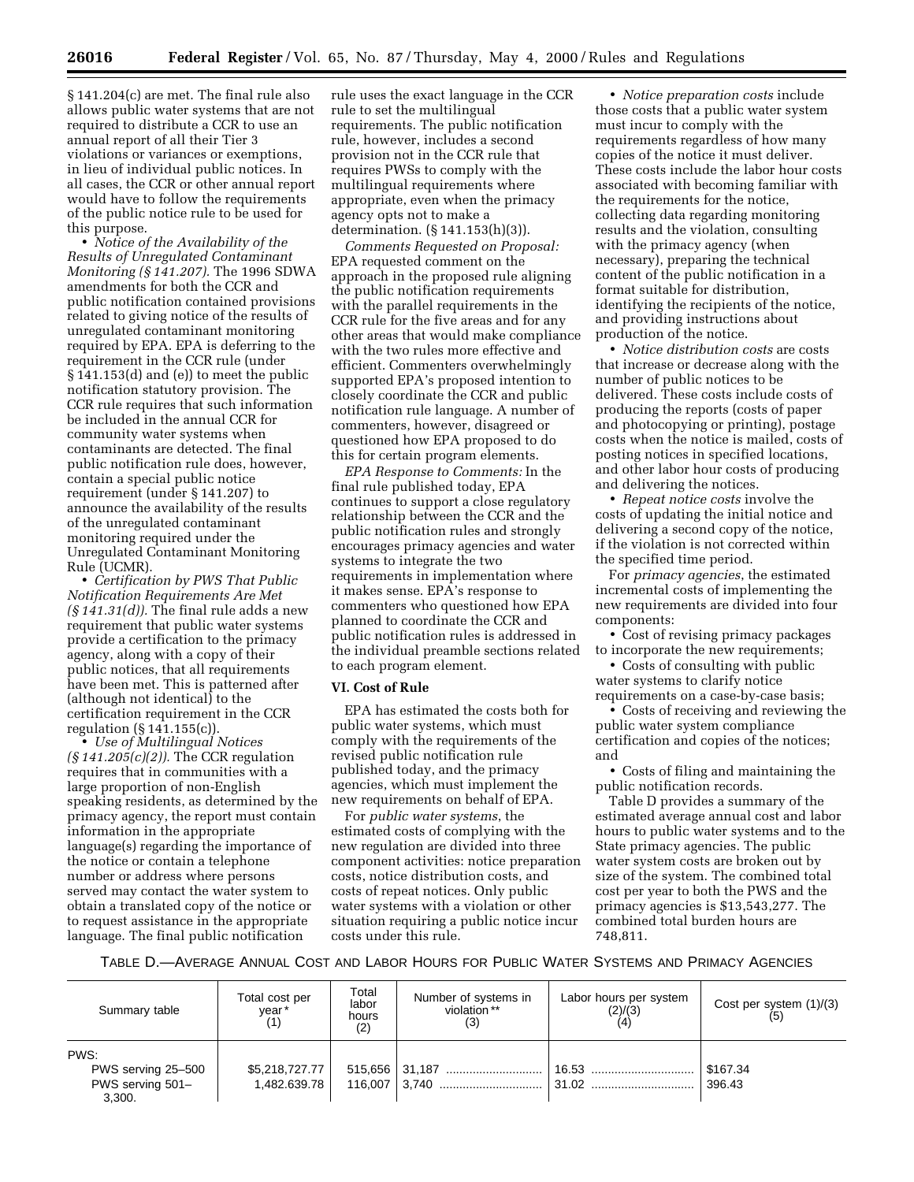§ 141.204(c) are met. The final rule also allows public water systems that are not required to distribute a CCR to use an annual report of all their Tier 3 violations or variances or exemptions, in lieu of individual public notices. In all cases, the CCR or other annual report would have to follow the requirements of the public notice rule to be used for this purpose.

- *Notice of the Availability of the Results of Unregulated Contaminant Monitoring (§ 141.207).* The 1996 SDWA amendments for both the CCR and public notification contained provisions related to giving notice of the results of unregulated contaminant monitoring required by EPA. EPA is deferring to the requirement in the CCR rule (under § 141.153(d) and (e)) to meet the public notification statutory provision. The CCR rule requires that such information be included in the annual CCR for community water systems when contaminants are detected. The final public notification rule does, however, contain a special public notice requirement (under § 141.207) to announce the availability of the results of the unregulated contaminant monitoring required under the Unregulated Contaminant Monitoring Rule (UCMR).
- *Certification by PWS That Public Notification Requirements Are Met (§ 141.31(d)).* The final rule adds a new requirement that public water systems provide a certification to the primacy agency, along with a copy of their public notices, that all requirements have been met. This is patterned after (although not identical) to the certification requirement in the CCR regulation (§ 141.155(c)).
- *Use of Multilingual Notices (§ 141.205(c)(2)).* The CCR regulation requires that in communities with a large proportion of non-English speaking residents, as determined by the primacy agency, the report must contain information in the appropriate language(s) regarding the importance of the notice or contain a telephone number or address where persons served may contact the water system to obtain a translated copy of the notice or to request assistance in the appropriate language. The final public notification rule uses the exact language in the CCR rule to set the multilingual requirements. The public notification rule, however, includes a second provision not in the CCR rule that requires PWSs to comply with the multilingual requirements where appropriate, even when the primacy agency opts not to make a determination. (§ 141.153(h)(3)).

*Comments Requested on Proposal:* EPA requested comment on the approach in the proposed rule aligning the public notification requirements with the parallel requirements in the CCR rule for the five areas and for any other areas that would make compliance with the two rules more effective and efficient. Commenters overwhelmingly supported EPA's proposed intention to closely coordinate the CCR and public notification rule language. A number of commenters, however, disagreed or questioned how EPA proposed to do this for certain program elements.

*EPA Response to Comments:* In the final rule published today, EPA continues to support a close regulatory relationship between the CCR and the public notification rules and strongly encourages primacy agencies and water systems to integrate the two requirements in implementation where it makes sense. EPA's response to commenters who questioned how EPA planned to coordinate the CCR and public notification rules is addressed in the individual preamble sections related to each program element.

## VI. Cost of Rule

EPA has estimated the costs both for public water systems, which must comply with the requirements of the revised public notification rule published today, and the primacy agencies, which must implement the new requirements on behalf of EPA.

For *public water systems*, the estimated costs of complying with the new regulation are divided into three component activities: notice preparation costs, notice distribution costs, and costs of repeat notices. Only public water systems with a violation or other situation requiring a public notice incur costs under this rule.

- *Notice preparation costs* include those costs that a public water system must incur to comply with the requirements regardless of how many copies of the notice it must deliver. These costs include the labor hour costs associated with becoming familiar with the requirements for the notice, collecting data regarding monitoring results and the violation, consulting with the primacy agency (when necessary), preparing the technical content of the public notification in a format suitable for distribution, identifying the recipients of the notice, and providing instructions about production of the notice.
- *Notice distribution costs* are costs that increase or decrease along with the number of public notices to be delivered. These costs include costs of producing the reports (costs of paper and photocopying or printing), postage costs when the notice is mailed, costs of posting notices in specified locations, and other labor hour costs of producing and delivering the notices.
- *Repeat notice costs* involve the costs of updating the initial notice and delivering a second copy of the notice, if the violation is not corrected within the specified time period.

For *primacy agencies*, the estimated incremental costs of implementing the new requirements are divided into four components:

- Cost of revising primacy packages to incorporate the new requirements;
- Costs of consulting with public water systems to clarify notice requirements on a case-by-case basis;
- Costs of receiving and reviewing the public water system compliance certification and copies of the notices; and
- Costs of filing and maintaining the public notification records.

Table D provides a summary of the estimated average annual cost and labor hours to public water systems and to the State primacy agencies. The public water system costs are broken out by size of the system. The combined total cost per year to both the PWS and the primacy agencies is $13,543,277. The combined total burden hours are 748,811.

TABLE D.—AVERAGE ANNUAL COST AND LABOR HOURS FOR PUBLIC WATER SYSTEMS AND PRIMACY AGENCIES

| Summary table | Total cost per year* (1) | Total labor hours (2) | Number of systems in violation** (3) | Labor hours per system (2)/(3) (4) | Cost per system (1)/(3) (5) |
|---|---|---|---|---|---|
| PWS: | | | | | |
| PWS serving 25–500 | $5,218,727.77 | 515,656 | 31,187 | 16.53 | $167.34 |
| PWS serving 501–3,300. | 1,482,639.78 | 116,007 | 3,740 | 31.02 | 396.43 |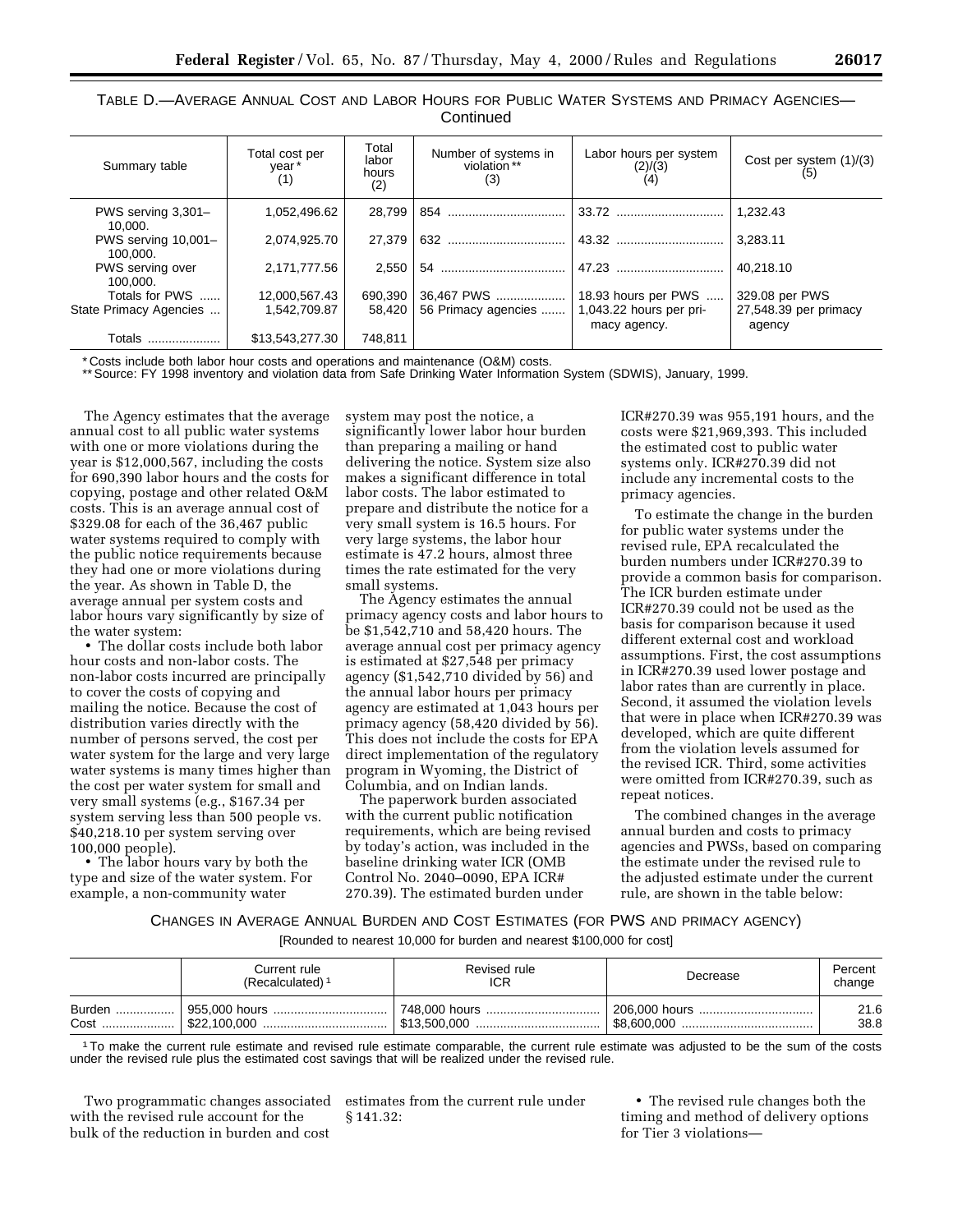TABLE D.—AVERAGE ANNUAL COST AND LABOR HOURS FOR PUBLIC WATER SYSTEMS AND PRIMACY AGENCIES—Continued

| Summary table | Total cost per year * (1) | Total labor hours (2) | Number of systems in violation ** (3) | Labor hours per system (2)/(3) (4) | Cost per system (1)/(3) (5) |
|---|---|---|---|---|---|
| PWS serving 3,301–10,000. | 1,052,496.62 | 28,799 | 854 | 33.72 | 1,232.43 |
| PWS serving 10,001–100,000. | 2,074,925.70 | 27,379 | 632 | 43.32 | 3,283.11 |
| PWS serving over 100,000. | 2,171,777.56 | 2,550 | 54 | 47.23 | 40,218.10 |
| Totals for PWS | 12,000,567.43 | 690,390 | 36,467 PWS | 18.93 hours per PWS | 329.08 per PWS |
| State Primacy Agencies | 1,542,709.87 | 58,420 | 56 Primacy agencies | 1,043.22 hours per primacy agency. | 27,548.39 per primacy agency |
| Totals | $13,543,277.30 | 748,811 | | | |

* Costs include both labor hour costs and operations and maintenance (O&M) costs.
** Source: FY 1998 inventory and violation data from Safe Drinking Water Information System (SDWIS), January, 1999.

The Agency estimates that the average annual cost to all public water systems with one or more violations during the year is $12,000,567, including the costs for 690,390 labor hours and the costs for copying, postage and other related O&M costs. This is an average annual cost of $329.08 for each of the 36,467 public water systems required to comply with the public notice requirements because they had one or more violations during the year. As shown in Table D, the average annual per system costs and labor hours vary significantly by size of the water system:

• The dollar costs include both labor hour costs and non-labor costs. The non-labor costs incurred are principally to cover the costs of copying and mailing the notice. Because the cost of distribution varies directly with the number of persons served, the cost per water system for the large and very large water systems is many times higher than the cost per water system for small and very small systems (e.g., $167.34 per system serving less than 500 people vs. $40,218.10 per system serving over 100,000 people).

• The labor hours vary by both the type and size of the water system. For example, a non-community water system may post the notice, a significantly lower labor hour burden than preparing a mailing or hand delivering the notice. System size also makes a significant difference in total labor costs. The labor estimated to prepare and distribute the notice for a very small system is 16.5 hours. For very large systems, the labor hour estimate is 47.2 hours, almost three times the rate estimated for the very small systems.

The Agency estimates the annual primacy agency costs and labor hours to be $1,542,710 and 58,420 hours. The average annual cost per primacy agency is estimated at $27,548 per primacy agency ($1,542,710 divided by 56) and the annual labor hours per primacy agency are estimated at 1,043 hours per primacy agency (58,420 divided by 56). This does not include the costs for EPA direct implementation of the regulatory program in Wyoming, the District of Columbia, and on Indian lands.

The paperwork burden associated with the current public notification requirements, which are being revised by today's action, was included in the baseline drinking water ICR (OMB Control No. 2040–0090, EPA ICR# 270.39). The estimated burden under ICR#270.39 was 955,191 hours, and the costs were $21,969,393. This included the estimated cost to public water systems only. ICR#270.39 did not include any incremental costs to the primacy agencies.

To estimate the change in the burden for public water systems under the revised rule, EPA recalculated the burden numbers under ICR#270.39 to provide a common basis for comparison. The ICR burden estimate under ICR#270.39 could not be used as the basis for comparison because it used different external cost and workload assumptions. First, the cost assumptions in ICR#270.39 used lower postage and labor rates than are currently in place. Second, it assumed the violation levels that were in place when ICR#270.39 was developed, which are quite different from the violation levels assumed for the revised ICR. Third, some activities were omitted from ICR#270.39, such as repeat notices.

The combined changes in the average annual burden and costs to primacy agencies and PWSs, based on comparing the estimate under the revised rule to the adjusted estimate under the current rule, are shown in the table below:

CHANGES IN AVERAGE ANNUAL BURDEN AND COST ESTIMATES (FOR PWS AND PRIMACY AGENCY)

[Rounded to nearest 10,000 for burden and nearest $100,000 for cost]

| | Current rule (Recalculated) [1] | Revised rule ICR | Decrease | Percent change |
|---|---|---|---|---|
| Burden | 955,000 hours | 748,000 hours | 206,000 hours | 21.6 |
| Cost | $22,100,000 | $13,500,000 | $8,600,000 | 38.8 |

[1] To make the current rule estimate and revised rule estimate comparable, the current rule estimate was adjusted to be the sum of the costs under the revised rule plus the estimated cost savings that will be realized under the revised rule.

Two programmatic changes associated with the revised rule account for the bulk of the reduction in burden and cost estimates from the current rule under § 141.32:

• The revised rule changes both the timing and method of delivery options for Tier 3 violations—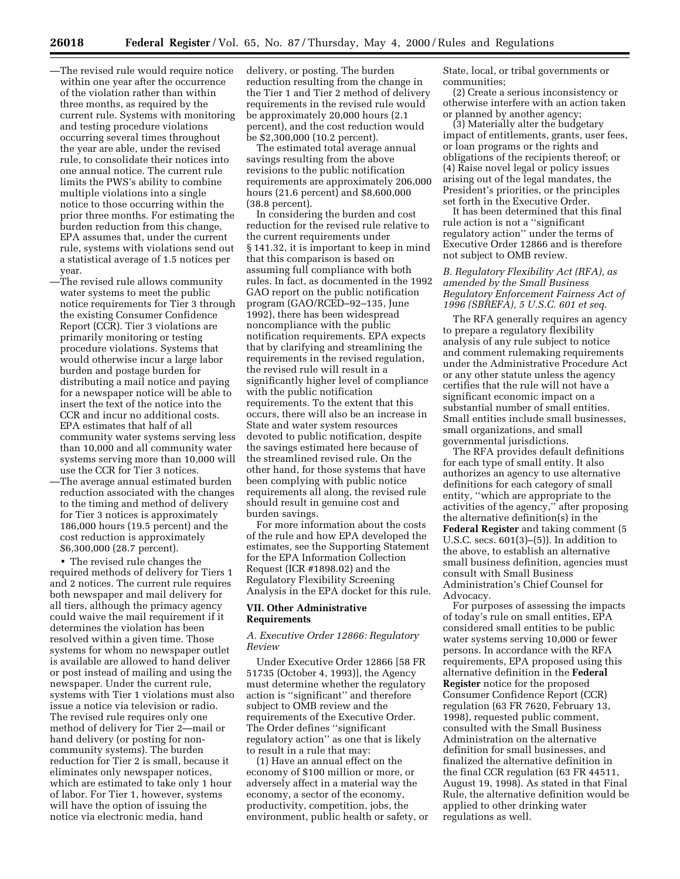—The revised rule would require notice within one year after the occurrence of the violation rather than within three months, as required by the current rule. Systems with monitoring and testing procedure violations occurring several times throughout the year are able, under the revised rule, to consolidate their notices into one annual notice. The current rule limits the PWS's ability to combine multiple violations into a single notice to those occurring within the prior three months. For estimating the burden reduction from this change, EPA assumes that, under the current rule, systems with violations send out a statistical average of 1.5 notices per year.

—The revised rule allows community water systems to meet the public notice requirements for Tier 3 through the existing Consumer Confidence Report (CCR). Tier 3 violations are primarily monitoring or testing procedure violations. Systems that would otherwise incur a large labor burden and postage burden for distributing a mail notice and paying for a newspaper notice will be able to insert the text of the notice into the CCR and incur no additional costs. EPA estimates that half of all community water systems serving less than 10,000 and all community water systems serving more than 10,000 will use the CCR for Tier 3 notices.

—The average annual estimated burden reduction associated with the changes to the timing and method of delivery for Tier 3 notices is approximately 186,000 hours (19.5 percent) and the cost reduction is approximately $6,300,000 (28.7 percent).

• The revised rule changes the required methods of delivery for Tiers 1 and 2 notices. The current rule requires both newspaper and mail delivery for all tiers, although the primacy agency could waive the mail requirement if it determines the violation has been resolved within a given time. Those systems for whom no newspaper outlet is available are allowed to hand deliver or post instead of mailing and using the newspaper. Under the current rule, systems with Tier 1 violations must also issue a notice via television or radio. The revised rule requires only one method of delivery for Tier 2—mail or hand delivery (or posting for non-community systems). The burden reduction for Tier 2 is small, because it eliminates only newspaper notices, which are estimated to take only 1 hour of labor. For Tier 1, however, systems will have the option of issuing the notice via electronic media, hand delivery, or posting. The burden reduction resulting from the change in the Tier 1 and Tier 2 method of delivery requirements in the revised rule would be approximately 20,000 hours (2.1 percent), and the cost reduction would be $2,300,000 (10.2 percent).

The estimated total average annual savings resulting from the above revisions to the public notification requirements are approximately 206,000 hours (21.6 percent) and $8,600,000 (38.8 percent).

In considering the burden and cost reduction for the revised rule relative to the current requirements under § 141.32, it is important to keep in mind that this comparison is based on assuming full compliance with both rules. In fact, as documented in the 1992 GAO report on the public notification program (GAO/RCED–92–135, June 1992), there has been widespread noncompliance with the public notification requirements. EPA expects that by clarifying and streamlining the requirements in the revised regulation, the revised rule will result in a significantly higher level of compliance with the public notification requirements. To the extent that this occurs, there will also be an increase in State and water system resources devoted to public notification, despite the savings estimated here because of the streamlined revised rule. On the other hand, for those systems that have been complying with public notice requirements all along, the revised rule should result in genuine cost and burden savings.

For more information about the costs of the rule and how EPA developed the estimates, see the Supporting Statement for the EPA Information Collection Request (ICR #1898.02) and the Regulatory Flexibility Screening Analysis in the EPA docket for this rule.

## VII. Other Administrative Requirements

### *A. Executive Order 12866: Regulatory Review*

Under Executive Order 12866 [58 FR 51735 (October 4, 1993)], the Agency must determine whether the regulatory action is ''significant'' and therefore subject to OMB review and the requirements of the Executive Order. The Order defines ''significant regulatory action'' as one that is likely to result in a rule that may:

(1) Have an annual effect on the economy of $100 million or more, or adversely affect in a material way the economy, a sector of the economy, productivity, competition, jobs, the environment, public health or safety, or State, local, or tribal governments or communities;

(2) Create a serious inconsistency or otherwise interfere with an action taken or planned by another agency;

(3) Materially alter the budgetary impact of entitlements, grants, user fees, or loan programs or the rights and obligations of the recipients thereof; or

(4) Raise novel legal or policy issues arising out of the legal mandates, the President's priorities, or the principles set forth in the Executive Order.

It has been determined that this final rule action is not a ''significant regulatory action'' under the terms of Executive Order 12866 and is therefore not subject to OMB review.

### *B. Regulatory Flexibility Act (RFA), as amended by the Small Business Regulatory Enforcement Fairness Act of 1996 (SBREFA), 5 U.S.C. 601 et seq.*

The RFA generally requires an agency to prepare a regulatory flexibility analysis of any rule subject to notice and comment rulemaking requirements under the Administrative Procedure Act or any other statute unless the agency certifies that the rule will not have a significant economic impact on a substantial number of small entities. Small entities include small businesses, small organizations, and small governmental jurisdictions.

The RFA provides default definitions for each type of small entity. It also authorizes an agency to use alternative definitions for each category of small entity, ''which are appropriate to the activities of the agency,'' after proposing the alternative definition(s) in the **Federal Register** and taking comment (5 U.S.C. secs. 601(3)–(5)). In addition to the above, to establish an alternative small business definition, agencies must consult with Small Business Administration's Chief Counsel for Advocacy.

For purposes of assessing the impacts of today's rule on small entities, EPA considered small entities to be public water systems serving 10,000 or fewer persons. In accordance with the RFA requirements, EPA proposed using this alternative definition in the **Federal Register** notice for the proposed Consumer Confidence Report (CCR) regulation (63 FR 7620, February 13, 1998), requested public comment, consulted with the Small Business Administration on the alternative definition for small businesses, and finalized the alternative definition in the final CCR regulation (63 FR 44511, August 19, 1998). As stated in that Final Rule, the alternative definition would be applied to other drinking water regulations as well.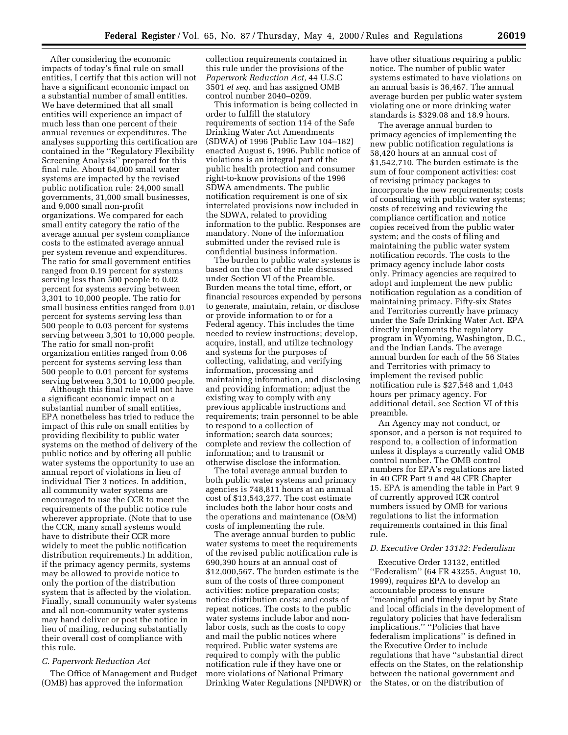After considering the economic impacts of today's final rule on small entities, I certify that this action will not have a significant economic impact on a substantial number of small entities. We have determined that all small entities will experience an impact of much less than one percent of their annual revenues or expenditures. The analyses supporting this certification are contained in the "Regulatory Flexibility Screening Analysis" prepared for this final rule. About 64,000 small water systems are impacted by the revised public notification rule: 24,000 small governments, 31,000 small businesses, and 9,000 small non-profit organizations. We compared for each small entity category the ratio of the average annual per system compliance costs to the estimated average annual per system revenue and expenditures. The ratio for small government entities ranged from 0.19 percent for systems serving less than 500 people to 0.02 percent for systems serving between 3,301 to 10,000 people. The ratio for small business entities ranged from 0.01 percent for systems serving less than 500 people to 0.03 percent for systems serving between 3,301 to 10,000 people. The ratio for small non-profit organization entities ranged from 0.06 percent for systems serving less than 500 people to 0.01 percent for systems serving between 3,301 to 10,000 people.

Although this final rule will not have a significant economic impact on a substantial number of small entities, EPA nonetheless has tried to reduce the impact of this rule on small entities by providing flexibility to public water systems on the method of delivery of the public notice and by offering all public water systems the opportunity to use an annual report of violations in lieu of individual Tier 3 notices. In addition, all community water systems are encouraged to use the CCR to meet the requirements of the public notice rule wherever appropriate. (Note that to use the CCR, many small systems would have to distribute their CCR more widely to meet the public notification distribution requirements.) In addition, if the primacy agency permits, systems may be allowed to provide notice to only the portion of the distribution system that is affected by the violation. Finally, small community water systems and all non-community water systems may hand deliver or post the notice in lieu of mailing, reducing substantially their overall cost of compliance with this rule.

### C. Paperwork Reduction Act

The Office of Management and Budget (OMB) has approved the information collection requirements contained in this rule under the provisions of the *Paperwork Reduction Act,* 44 U.S.C 3501 *et seq.* and has assigned OMB control number 2040–0209.

This information is being collected in order to fulfill the statutory requirements of section 114 of the Safe Drinking Water Act Amendments (SDWA) of 1996 (Public Law 104–182) enacted August 6, 1996. Public notice of violations is an integral part of the public health protection and consumer right-to-know provisions of the 1996 SDWA amendments. The public notification requirement is one of six interrelated provisions now included in the SDWA, related to providing information to the public. Responses are mandatory. None of the information submitted under the revised rule is confidential business information.

The burden to public water systems is based on the cost of the rule discussed under Section VI of the Preamble. Burden means the total time, effort, or financial resources expended by persons to generate, maintain, retain, or disclose or provide information to or for a Federal agency. This includes the time needed to review instructions; develop, acquire, install, and utilize technology and systems for the purposes of collecting, validating, and verifying information, processing and maintaining information, and disclosing and providing information; adjust the existing way to comply with any previous applicable instructions and requirements; train personnel to be able to respond to a collection of information; search data sources; complete and review the collection of information; and to transmit or otherwise disclose the information.

The total average annual burden to both public water systems and primacy agencies is 748,811 hours at an annual cost of $13,543,277. The cost estimate includes both the labor hour costs and the operations and maintenance (O&M) costs of implementing the rule.

The average annual burden to public water systems to meet the requirements of the revised public notification rule is 690,390 hours at an annual cost of $12,000,567. The burden estimate is the sum of the costs of three component activities: notice preparation costs; notice distribution costs; and costs of repeat notices. The costs to the public water systems include labor and non-labor costs, such as the costs to copy and mail the public notices where required. Public water systems are required to comply with the public notification rule if they have one or more violations of National Primary Drinking Water Regulations (NPDWR) or have other situations requiring a public notice. The number of public water systems estimated to have violations on an annual basis is 36,467. The annual average burden per public water system violating one or more drinking water standards is $329.08 and 18.9 hours.

The average annual burden to primacy agencies of implementing the new public notification regulations is 58,420 hours at an annual cost of $1,542,710. The burden estimate is the sum of four component activities: cost of revising primacy packages to incorporate the new requirements; costs of consulting with public water systems; costs of receiving and reviewing the compliance certification and notice copies received from the public water system; and the costs of filing and maintaining the public water system notification records. The costs to the primacy agency include labor costs only. Primacy agencies are required to adopt and implement the new public notification regulation as a condition of maintaining primacy. Fifty-six States and Territories currently have primacy under the Safe Drinking Water Act. EPA directly implements the regulatory program in Wyoming, Washington, D.C., and the Indian Lands. The average annual burden for each of the 56 States and Territories with primacy to implement the revised public notification rule is $27,548 and 1,043 hours per primacy agency. For additional detail, see Section VI of this preamble.

An Agency may not conduct, or sponsor, and a person is not required to respond to, a collection of information unless it displays a currently valid OMB control number. The OMB control numbers for EPA's regulations are listed in 40 CFR Part 9 and 48 CFR Chapter 15. EPA is amending the table in Part 9 of currently approved ICR control numbers issued by OMB for various regulations to list the information requirements contained in this final rule.

### D. Executive Order 13132: Federalism

Executive Order 13132, entitled "Federalism" (64 FR 43255, August 10, 1999), requires EPA to develop an accountable process to ensure "meaningful and timely input by State and local officials in the development of regulatory policies that have federalism implications." "Policies that have federalism implications" is defined in the Executive Order to include regulations that have "substantial direct effects on the States, on the relationship between the national government and the States, or on the distribution of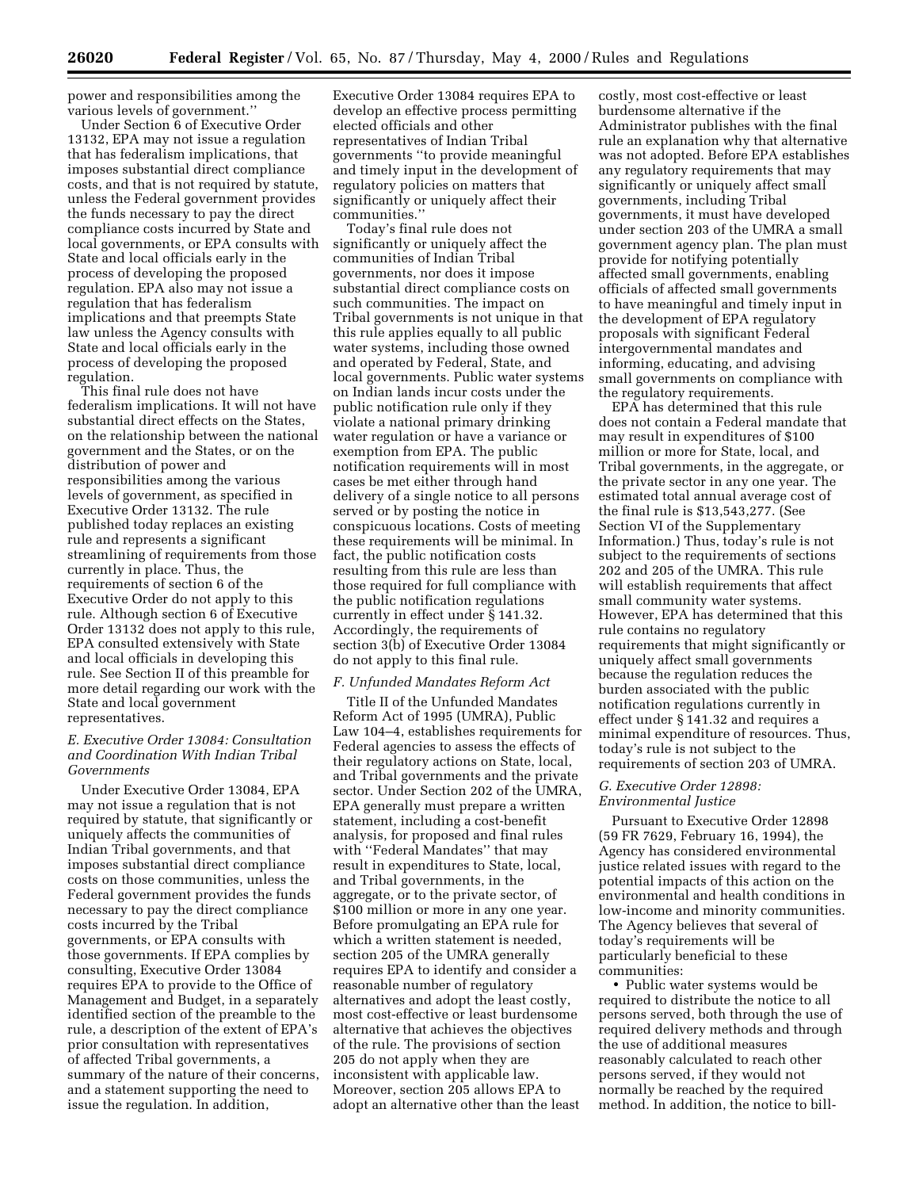power and responsibilities among the various levels of government.''

Under Section 6 of Executive Order 13132, EPA may not issue a regulation that has federalism implications, that imposes substantial direct compliance costs, and that is not required by statute, unless the Federal government provides the funds necessary to pay the direct compliance costs incurred by State and local governments, or EPA consults with State and local officials early in the process of developing the proposed regulation. EPA also may not issue a regulation that has federalism implications and that preempts State law unless the Agency consults with State and local officials early in the process of developing the proposed regulation.

This final rule does not have federalism implications. It will not have substantial direct effects on the States, on the relationship between the national government and the States, or on the distribution of power and responsibilities among the various levels of government, as specified in Executive Order 13132. The rule published today replaces an existing rule and represents a significant streamlining of requirements from those currently in place. Thus, the requirements of section 6 of the Executive Order do not apply to this rule. Although section 6 of Executive Order 13132 does not apply to this rule, EPA consulted extensively with State and local officials in developing this rule. See Section II of this preamble for more detail regarding our work with the State and local government representatives.

### *E. Executive Order 13084: Consultation and Coordination With Indian Tribal Governments*

Under Executive Order 13084, EPA may not issue a regulation that is not required by statute, that significantly or uniquely affects the communities of Indian Tribal governments, and that imposes substantial direct compliance costs on those communities, unless the Federal government provides the funds necessary to pay the direct compliance costs incurred by the Tribal governments, or EPA consults with those governments. If EPA complies by consulting, Executive Order 13084 requires EPA to provide to the Office of Management and Budget, in a separately identified section of the preamble to the rule, a description of the extent of EPA's prior consultation with representatives of affected Tribal governments, a summary of the nature of their concerns, and a statement supporting the need to issue the regulation. In addition, Executive Order 13084 requires EPA to develop an effective process permitting elected officials and other representatives of Indian Tribal governments ''to provide meaningful and timely input in the development of regulatory policies on matters that significantly or uniquely affect their communities.''

Today's final rule does not significantly or uniquely affect the communities of Indian Tribal governments, nor does it impose substantial direct compliance costs on such communities. The impact on Tribal governments is not unique in that this rule applies equally to all public water systems, including those owned and operated by Federal, State, and local governments. Public water systems on Indian lands incur costs under the public notification rule only if they violate a national primary drinking water regulation or have a variance or exemption from EPA. The public notification requirements will in most cases be met either through hand delivery of a single notice to all persons served or by posting the notice in conspicuous locations. Costs of meeting these requirements will be minimal. In fact, the public notification costs resulting from this rule are less than those required for full compliance with the public notification regulations currently in effect under § 141.32. Accordingly, the requirements of section 3(b) of Executive Order 13084 do not apply to this final rule.

### *F. Unfunded Mandates Reform Act*

Title II of the Unfunded Mandates Reform Act of 1995 (UMRA), Public Law 104–4, establishes requirements for Federal agencies to assess the effects of their regulatory actions on State, local, and Tribal governments and the private sector. Under Section 202 of the UMRA, EPA generally must prepare a written statement, including a cost-benefit analysis, for proposed and final rules with ''Federal Mandates'' that may result in expenditures to State, local, and Tribal governments, in the aggregate, or to the private sector, of $100 million or more in any one year. Before promulgating an EPA rule for which a written statement is needed, section 205 of the UMRA generally requires EPA to identify and consider a reasonable number of regulatory alternatives and adopt the least costly, most cost-effective or least burdensome alternative that achieves the objectives of the rule. The provisions of section 205 do not apply when they are inconsistent with applicable law. Moreover, section 205 allows EPA to adopt an alternative other than the least costly, most cost-effective or least burdensome alternative if the Administrator publishes with the final rule an explanation why that alternative was not adopted. Before EPA establishes any regulatory requirements that may significantly or uniquely affect small governments, including Tribal governments, it must have developed under section 203 of the UMRA a small government agency plan. The plan must provide for notifying potentially affected small governments, enabling officials of affected small governments to have meaningful and timely input in the development of EPA regulatory proposals with significant Federal intergovernmental mandates and informing, educating, and advising small governments on compliance with the regulatory requirements.

EPA has determined that this rule does not contain a Federal mandate that may result in expenditures of $100 million or more for State, local, and Tribal governments, in the aggregate, or the private sector in any one year. The estimated total annual average cost of the final rule is $13,543,277. (See Section VI of the Supplementary Information.) Thus, today's rule is not subject to the requirements of sections 202 and 205 of the UMRA. This rule will establish requirements that affect small community water systems. However, EPA has determined that this rule contains no regulatory requirements that might significantly or uniquely affect small governments because the regulation reduces the burden associated with the public notification regulations currently in effect under § 141.32 and requires a minimal expenditure of resources. Thus, today's rule is not subject to the requirements of section 203 of UMRA.

### *G. Executive Order 12898: Environmental Justice*

Pursuant to Executive Order 12898 (59 FR 7629, February 16, 1994), the Agency has considered environmental justice related issues with regard to the potential impacts of this action on the environmental and health conditions in low-income and minority communities. The Agency believes that several of today's requirements will be particularly beneficial to these communities:

- Public water systems would be required to distribute the notice to all persons served, both through the use of required delivery methods and through the use of additional measures reasonably calculated to reach other persons served, if they would not normally be reached by the required method. In addition, the notice to bill-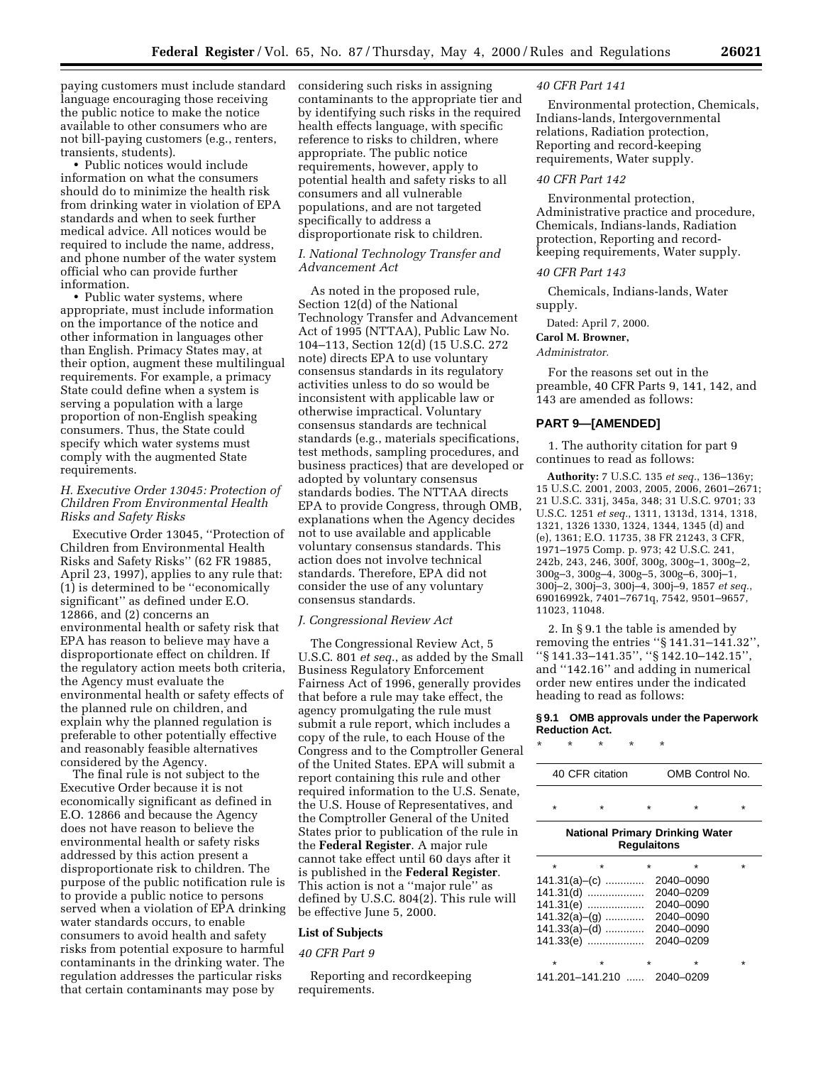paying customers must include standard language encouraging those receiving the public notice to make the notice available to other consumers who are not bill-paying customers (e.g., renters, transients, students).

- Public notices would include information on what the consumers should do to minimize the health risk from drinking water in violation of EPA standards and when to seek further medical advice. All notices would be required to include the name, address, and phone number of the water system official who can provide further information.
- Public water systems, where appropriate, must include information on the importance of the notice and other information in languages other than English. Primacy States may, at their option, augment these multilingual requirements. For example, a primacy State could define when a system is serving a population with a large proportion of non-English speaking consumers. Thus, the State could specify which water systems must comply with the augmented State requirements.

### *H. Executive Order 13045: Protection of Children From Environmental Health Risks and Safety Risks*

Executive Order 13045, ''Protection of Children from Environmental Health Risks and Safety Risks'' (62 FR 19885, April 23, 1997), applies to any rule that: (1) is determined to be ''economically significant'' as defined under E.O. 12866, and (2) concerns an environmental health or safety risk that EPA has reason to believe may have a disproportionate effect on children. If the regulatory action meets both criteria, the Agency must evaluate the environmental health or safety effects of the planned rule on children, and explain why the planned regulation is preferable to other potentially effective and reasonably feasible alternatives considered by the Agency.

The final rule is not subject to the Executive Order because it is not economically significant as defined in E.O. 12866 and because the Agency does not have reason to believe the environmental health or safety risks addressed by this action present a disproportionate risk to children. The purpose of the public notification rule is to provide a public notice to persons served when a violation of EPA drinking water standards occurs, to enable consumers to avoid health and safety risks from potential exposure to harmful contaminants in the drinking water. The regulation addresses the particular risks that certain contaminants may pose by considering such risks in assigning contaminants to the appropriate tier and by identifying such risks in the required health effects language, with specific reference to risks to children, where appropriate. The public notice requirements, however, apply to potential health and safety risks to all consumers and all vulnerable populations, and are not targeted specifically to address a disproportionate risk to children.

### *I. National Technology Transfer and Advancement Act*

As noted in the proposed rule, Section 12(d) of the National Technology Transfer and Advancement Act of 1995 (NTTAA), Public Law No. 104–113, Section 12(d) (15 U.S.C. 272 note) directs EPA to use voluntary consensus standards in its regulatory activities unless to do so would be inconsistent with applicable law or otherwise impractical. Voluntary consensus standards are technical standards (e.g., materials specifications, test methods, sampling procedures, and business practices) that are developed or adopted by voluntary consensus standards bodies. The NTTAA directs EPA to provide Congress, through OMB, explanations when the Agency decides not to use available and applicable voluntary consensus standards. This action does not involve technical standards. Therefore, EPA did not consider the use of any voluntary consensus standards.

### *J. Congressional Review Act*

The Congressional Review Act, 5 U.S.C. 801 *et seq.*, as added by the Small Business Regulatory Enforcement Fairness Act of 1996, generally provides that before a rule may take effect, the agency promulgating the rule must submit a rule report, which includes a copy of the rule, to each House of the Congress and to the Comptroller General of the United States. EPA will submit a report containing this rule and other required information to the U.S. Senate, the U.S. House of Representatives, and the Comptroller General of the United States prior to publication of the rule in the **Federal Register**. A major rule cannot take effect until 60 days after it is published in the **Federal Register**. This action is not a ''major rule'' as defined by U.S.C. 804(2). This rule will be effective June 5, 2000.

### List of Subjects

*40 CFR Part 9*

Reporting and recordkeeping requirements.

*40 CFR Part 141*

Environmental protection, Chemicals, Indians-lands, Intergovernmental relations, Radiation protection, Reporting and record-keeping requirements, Water supply.

*40 CFR Part 142*

Environmental protection, Administrative practice and procedure, Chemicals, Indians-lands, Radiation protection, Reporting and record-keeping requirements, Water supply.

*40 CFR Part 143*

Chemicals, Indians-lands, Water supply.

Dated: April 7, 2000.

**Carol M. Browner,**

*Administrator.*

For the reasons set out in the preamble, 40 CFR Parts 9, 141, 142, and 143 are amended as follows:

## PART 9—[AMENDED]

1. The authority citation for part 9 continues to read as follows:

**Authority:** 7 U.S.C. 135 *et seq.*, 136–136y; 15 U.S.C. 2001, 2003, 2005, 2006, 2601–2671; 21 U.S.C. 331j, 345a, 348; 31 U.S.C. 9701; 33 U.S.C. 1251 *et seq.*, 1311, 1313d, 1314, 1318, 1321, 1326 1330, 1324, 1344, 1345 (d) and (e), 1361; E.O. 11735, 38 FR 21243, 3 CFR, 1971–1975 Comp. p. 973; 42 U.S.C. 241, 242b, 243, 246, 300f, 300g, 300g–1, 300g–2, 300g–3, 300g–4, 300g–5, 300g–6, 300j–1, 300j–2, 300j–3, 300j–4, 300j–9, 1857 *et seq.*, 69016992k, 7401–7671q, 7542, 9501–9657, 11023, 11048.

2. In § 9.1 the table is amended by removing the entries ''§ 141.31–141.32'', ''§ 141.33–141.35'', ''§ 142.10–142.15'', and ''142.16'' and adding in numerical order new entires under the indicated heading to read as follows:

**§ 9.1 OMB approvals under the Paperwork Reduction Act.**

\* \* \* \* \*

| 40 CFR citation | OMB Control No. |
|---|---|
| \* \* \* | \* \* |
| **National Primary Drinking Water Regulaitons** | |
| \* \* \* | \* \* |
| 141.31(a)–(c) | 2040–0090 |
| 141.31(d) | 2040–0209 |
| 141.31(e) | 2040–0090 |
| 141.32(a)–(g) | 2040–0090 |
| 141.33(a)–(d) | 2040–0090 |
| 141.33(e) | 2040–0209 |
| \* \* \* | \* \* |
| 141.201–141.210 | 2040–0209 |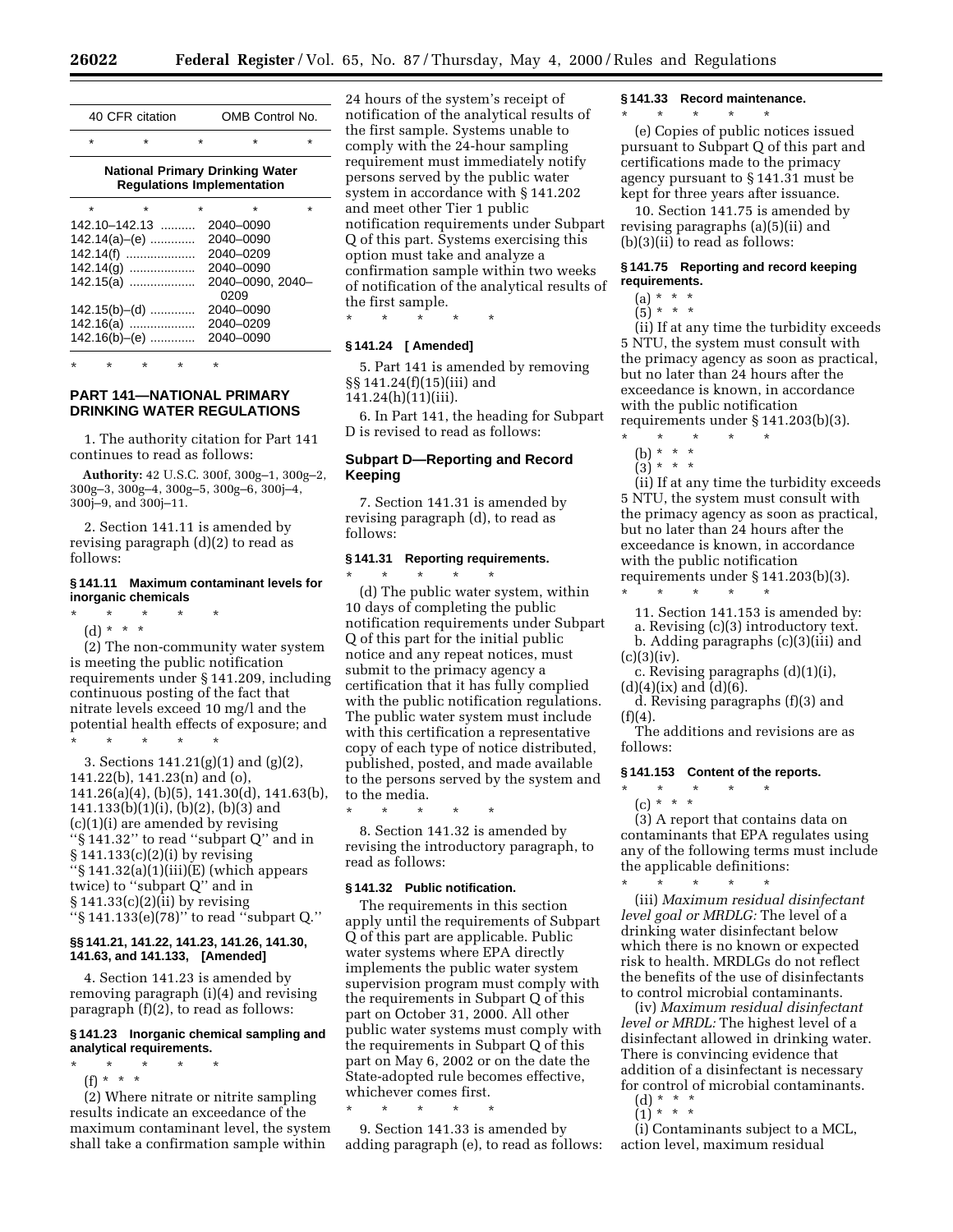| 40 CFR citation | OMB Control No. |
|---|---|
| * * * | * * |
| **National Primary Drinking Water Regulations Implementation** | |
| * * * | * * |
| 142.10–142.13 | 2040–0090 |
| 142.14(a)–(e) | 2040–0090 |
| 142.14(f) | 2040–0209 |
| 142.14(g) | 2040–0090 |
| 142.15(a) | 2040–0090, 2040–0209 |
| 142.15(b)–(d) | 2040–0090 |
| 142.16(a) | 2040–0209 |
| 142.16(b)–(e) | 2040–0090 |

* * * * *

## PART 141—NATIONAL PRIMARY DRINKING WATER REGULATIONS

1. The authority citation for Part 141 continues to read as follows:

**Authority:** 42 U.S.C. 300f, 300g–1, 300g–2, 300g–3, 300g–4, 300g–5, 300g–6, 300j–4, 300j–9, and 300j–11.

2. Section 141.11 is amended by revising paragraph (d)(2) to read as follows:

### § 141.11 Maximum contaminant levels for inorganic chemicals

* * * * *

(d) * * *

(2) The non-community water system is meeting the public notification requirements under § 141.209, including continuous posting of the fact that nitrate levels exceed 10 mg/l and the potential health effects of exposure; and

* * * * *

3. Sections 141.21(g)(1) and (g)(2), 141.22(b), 141.23(n) and (o), 141.26(a)(4), (b)(5), 141.30(d), 141.63(b), 141.133(b)(1)(i), (b)(2), (b)(3) and (c)(1)(i) are amended by revising ''§ 141.32'' to read ''subpart Q'' and in § 141.133(c)(2)(i) by revising ''§ 141.32(a)(1)(iii)(E) (which appears twice) to ''subpart Q'' and in § 141.33(c)(2)(ii) by revising ''§ 141.133(e)(78)'' to read ''subpart Q.''

### §§ 141.21, 141.22, 141.23, 141.26, 141.30, 141.63, and 141.133, [Amended]

4. Section 141.23 is amended by removing paragraph (i)(4) and revising paragraph (f)(2), to read as follows:

### § 141.23 Inorganic chemical sampling and analytical requirements.

* * * * *

(f) * * *

(2) Where nitrate or nitrite sampling results indicate an exceedance of the maximum contaminant level, the system shall take a confirmation sample within 24 hours of the system's receipt of notification of the analytical results of the first sample. Systems unable to comply with the 24-hour sampling requirement must immediately notify persons served by the public water system in accordance with § 141.202 and meet other Tier 1 public notification requirements under Subpart Q of this part. Systems exercising this option must take and analyze a confirmation sample within two weeks of notification of the analytical results of the first sample.

* * * * *

### § 141.24 [ Amended]

5. Part 141 is amended by removing §§ 141.24(f)(15)(iii) and 141.24(h)(11)(iii).

6. In Part 141, the heading for Subpart D is revised to read as follows:

## Subpart D—Reporting and Record Keeping

7. Section 141.31 is amended by revising paragraph (d), to read as follows:

### § 141.31 Reporting requirements.

* * * * *

(d) The public water system, within 10 days of completing the public notification requirements under Subpart Q of this part for the initial public notice and any repeat notices, must submit to the primacy agency a certification that it has fully complied with the public notification regulations. The public water system must include with this certification a representative copy of each type of notice distributed, published, posted, and made available to the persons served by the system and to the media.

* * * * *

8. Section 141.32 is amended by revising the introductory paragraph, to read as follows:

### § 141.32 Public notification.

The requirements in this section apply until the requirements of Subpart Q of this part are applicable. Public water systems where EPA directly implements the public water system supervision program must comply with the requirements in Subpart Q of this part on October 31, 2000. All other public water systems must comply with the requirements in Subpart Q of this part on May 6, 2002 or on the date the State-adopted rule becomes effective, whichever comes first.

* * * * *

9. Section 141.33 is amended by adding paragraph (e), to read as follows:

### § 141.33 Record maintenance.

* * * * *

(e) Copies of public notices issued pursuant to Subpart Q of this part and certifications made to the primacy agency pursuant to § 141.31 must be kept for three years after issuance.

10. Section 141.75 is amended by revising paragraphs (a)(5)(ii) and (b)(3)(ii) to read as follows:

### § 141.75 Reporting and record keeping requirements.

(a) * * *

(5) * * *

(ii) If at any time the turbidity exceeds 5 NTU, the system must consult with the primacy agency as soon as practical, but no later than 24 hours after the exceedance is known, in accordance with the public notification requirements under § 141.203(b)(3).

* * * * *

(b) * * *

(3) * * *

(ii) If at any time the turbidity exceeds 5 NTU, the system must consult with the primacy agency as soon as practical, but no later than 24 hours after the exceedance is known, in accordance with the public notification requirements under § 141.203(b)(3).

* * * * *

11. Section 141.153 is amended by:

a. Revising (c)(3) introductory text.

b. Adding paragraphs (c)(3)(iii) and (c)(3)(iv).

c. Revising paragraphs (d)(1)(i), (d)(4)(ix) and (d)(6).

d. Revising paragraphs (f)(3) and (f)(4).

The additions and revisions are as follows:

### § 141.153 Content of the reports.

* * * * *

(c) * * *

(3) A report that contains data on contaminants that EPA regulates using any of the following terms must include the applicable definitions:

* * * * *

(iii) *Maximum residual disinfectant level goal or MRDLG:* The level of a drinking water disinfectant below which there is no known or expected risk to health. MRDLGs do not reflect the benefits of the use of disinfectants to control microbial contaminants.

(iv) *Maximum residual disinfectant level or MRDL:* The highest level of a disinfectant allowed in drinking water. There is convincing evidence that addition of a disinfectant is necessary for control of microbial contaminants.

(d) * * *

(1) * * *

(i) Contaminants subject to a MCL, action level, maximum residual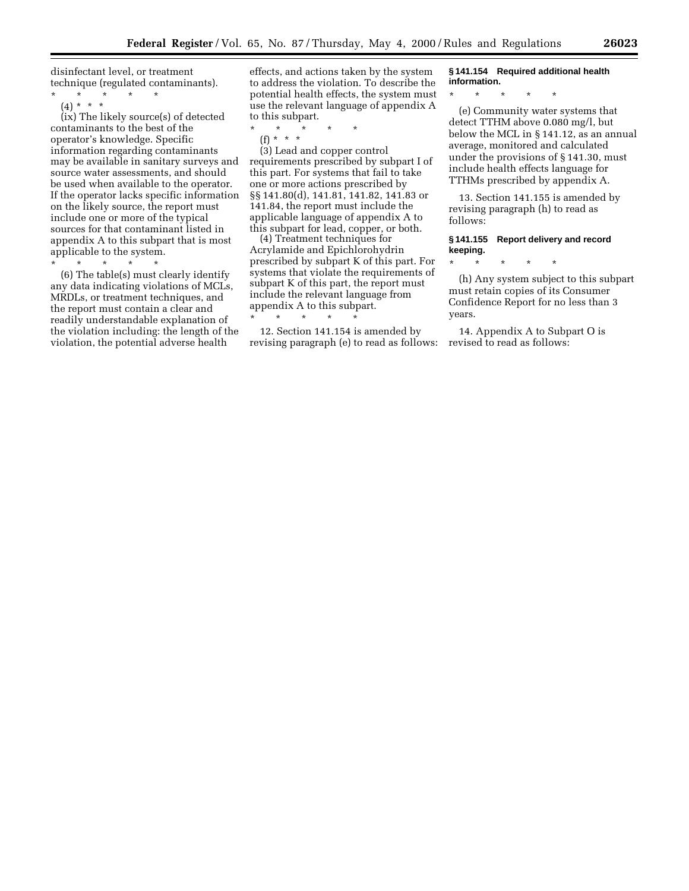disinfectant level, or treatment technique (regulated contaminants).

\* \* \* \* \*

(4) \* \* \*

(ix) The likely source(s) of detected contaminants to the best of the operator's knowledge. Specific information regarding contaminants may be available in sanitary surveys and source water assessments, and should be used when available to the operator. If the operator lacks specific information on the likely source, the report must include one or more of the typical sources for that contaminant listed in appendix A to this subpart that is most applicable to the system.

\* \* \* \* \*

(6) The table(s) must clearly identify any data indicating violations of MCLs, MRDLs, or treatment techniques, and the report must contain a clear and readily understandable explanation of the violation including: the length of the violation, the potential adverse health effects, and actions taken by the system to address the violation. To describe the potential health effects, the system must use the relevant language of appendix A to this subpart.

\* \* \* \* \*

(f) \* \* \*

(3) Lead and copper control requirements prescribed by subpart I of this part. For systems that fail to take one or more actions prescribed by §§ 141.80(d), 141.81, 141.82, 141.83 or 141.84, the report must include the applicable language of appendix A to this subpart for lead, copper, or both.

(4) Treatment techniques for Acrylamide and Epichlorohydrin prescribed by subpart K of this part. For systems that violate the requirements of subpart K of this part, the report must include the relevant language from appendix A to this subpart.

\* \* \* \* \*

12. Section 141.154 is amended by revising paragraph (e) to read as follows:

**§ 141.154 Required additional health information.**

\* \* \* \* \*

(e) Community water systems that detect TTHM above 0.080 mg/l, but below the MCL in § 141.12, as an annual average, monitored and calculated under the provisions of § 141.30, must include health effects language for TTHMs prescribed by appendix A.

13. Section 141.155 is amended by revising paragraph (h) to read as follows:

**§ 141.155 Report delivery and record keeping.**

\* \* \* \* \*

(h) Any system subject to this subpart must retain copies of its Consumer Confidence Report for no less than 3 years.

14. Appendix A to Subpart O is revised to read as follows: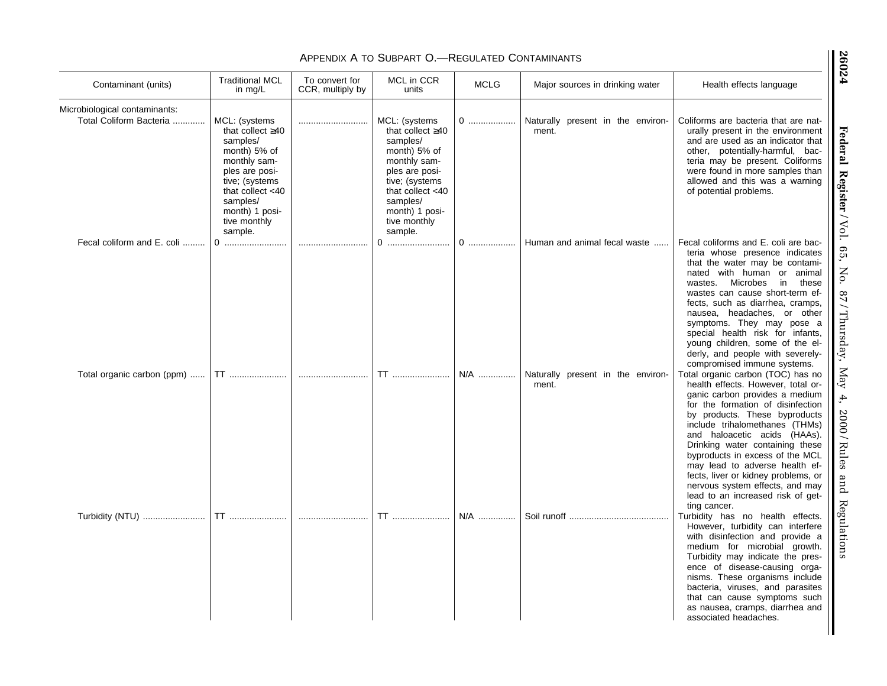## APPENDIX A TO SUBPART O.—REGULATED CONTAMINANTS

| Contaminant (units) | Traditional MCL in mg/L | To convert for CCR, multiply by | MCL in CCR units | MCLG | Major sources in drinking water | Health effects language |
|---|---|---|---|---|---|---|
| Microbiological contaminants: | | | | | | |
| Total Coliform Bacteria | MCL: (systems that collect ≥40 samples/ month) 5% of monthly samples are positive; (systems that collect <40 samples/ month) 1 positive monthly sample. | | MCL: (systems that collect ≥40 samples/ month) 5% of monthly samples are positive; (systems that collect <40 samples/ month) 1 positive monthly sample. | 0 | Naturally present in the environment. | Coliforms are bacteria that are naturally present in the environment and are used as an indicator that other, potentially-harmful, bacteria may be present. Coliforms were found in more samples than allowed and this was a warning of potential problems. |
| Fecal coliform and E. coli | 0 | | 0 | 0 | Human and animal fecal waste | Fecal coliforms and E. coli are bacteria whose presence indicates that the water may be contaminated with human or animal wastes. Microbes in these wastes can cause short-term effects, such as diarrhea, cramps, nausea, headaches, or other symptoms. They may pose a special health risk for infants, young children, some of the elderly, and people with severely-compromised immune systems. |
| Total organic carbon (ppm) | TT | | TT | N/A | Naturally present in the environment. | Total organic carbon (TOC) has no health effects. However, total organic carbon provides a medium for the formation of disinfection by products. These byproducts include trihalomethanes (THMs) and haloacetic acids (HAAs). Drinking water containing these byproducts in excess of the MCL may lead to adverse health effects, liver or kidney problems, or nervous system effects, and may lead to an increased risk of getting cancer. |
| Turbidity (NTU) | TT | | TT | N/A | Soil runoff | Turbidity has no health effects. However, turbidity can interfere with disinfection and provide a medium for microbial growth. Turbidity may indicate the presence of disease-causing organisms. These organisms include bacteria, viruses, and parasites that can cause symptoms such as nausea, cramps, diarrhea and associated headaches. |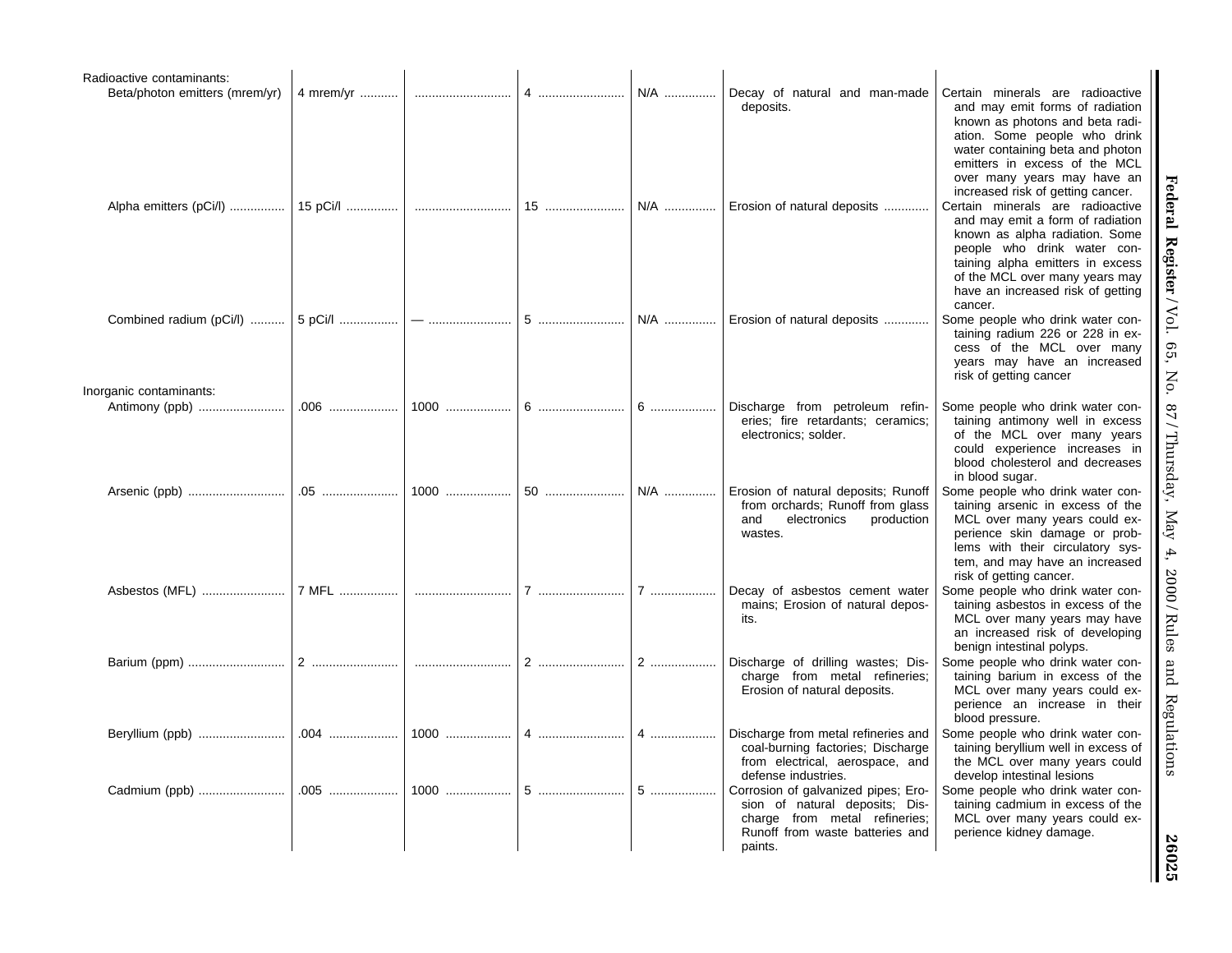| | | | | | | |
|---|---|---|---|---|---|---|
| Radioactive contaminants: | | | | | | |
| Beta/photon emitters (mrem/yr) | 4 mrem/yr | | 4 | N/A | Decay of natural and man-made deposits. | Certain minerals are radioactive and may emit forms of radiation known as photons and beta radiation. Some people who drink water containing beta and photon emitters in excess of the MCL over many years may have an increased risk of getting cancer. |
| Alpha emitters (pCi/l) | 15 pCi/l | | 15 | N/A | Erosion of natural deposits | Certain minerals are radioactive and may emit a form of radiation known as alpha radiation. Some people who drink water containing alpha emitters in excess of the MCL over many years may have an increased risk of getting cancer. |
| Combined radium (pCi/l) | 5 pCi/l | — | 5 | N/A | Erosion of natural deposits | Some people who drink water containing radium 226 or 228 in excess of the MCL over many years may have an increased risk of getting cancer |
| Inorganic contaminants: | | | | | | |
| Antimony (ppb) | .006 | 1000 | 6 | 6 | Discharge from petroleum refineries; fire retardants; ceramics; electronics; solder. | Some people who drink water containing antimony well in excess of the MCL over many years could experience increases in blood cholesterol and decreases in blood sugar. |
| Arsenic (ppb) | .05 | 1000 | 50 | N/A | Erosion of natural deposits; Runoff from orchards; Runoff from glass and electronics production wastes. | Some people who drink water containing arsenic in excess of the MCL over many years could experience skin damage or problems with their circulatory system, and may have an increased risk of getting cancer. |
| Asbestos (MFL) | 7 MFL | | 7 | 7 | Decay of asbestos cement water mains; Erosion of natural deposits. | Some people who drink water containing asbestos in excess of the MCL over many years may have an increased risk of developing benign intestinal polyps. |
| Barium (ppm) | 2 | | 2 | 2 | Discharge of drilling wastes; Discharge from metal refineries; Erosion of natural deposits. | Some people who drink water containing barium in excess of the MCL over many years could experience an increase in their blood pressure. |
| Beryllium (ppb) | .004 | 1000 | 4 | 4 | Discharge from metal refineries and coal-burning factories; Discharge from electrical, aerospace, and defense industries. | Some people who drink water containing beryllium well in excess of the MCL over many years could develop intestinal lesions |
| Cadmium (ppb) | .005 | 1000 | 5 | 5 | Corrosion of galvanized pipes; Erosion of natural deposits; Discharge from metal refineries; Runoff from waste batteries and paints. | Some people who drink water containing cadmium in excess of the MCL over many years could experience kidney damage. |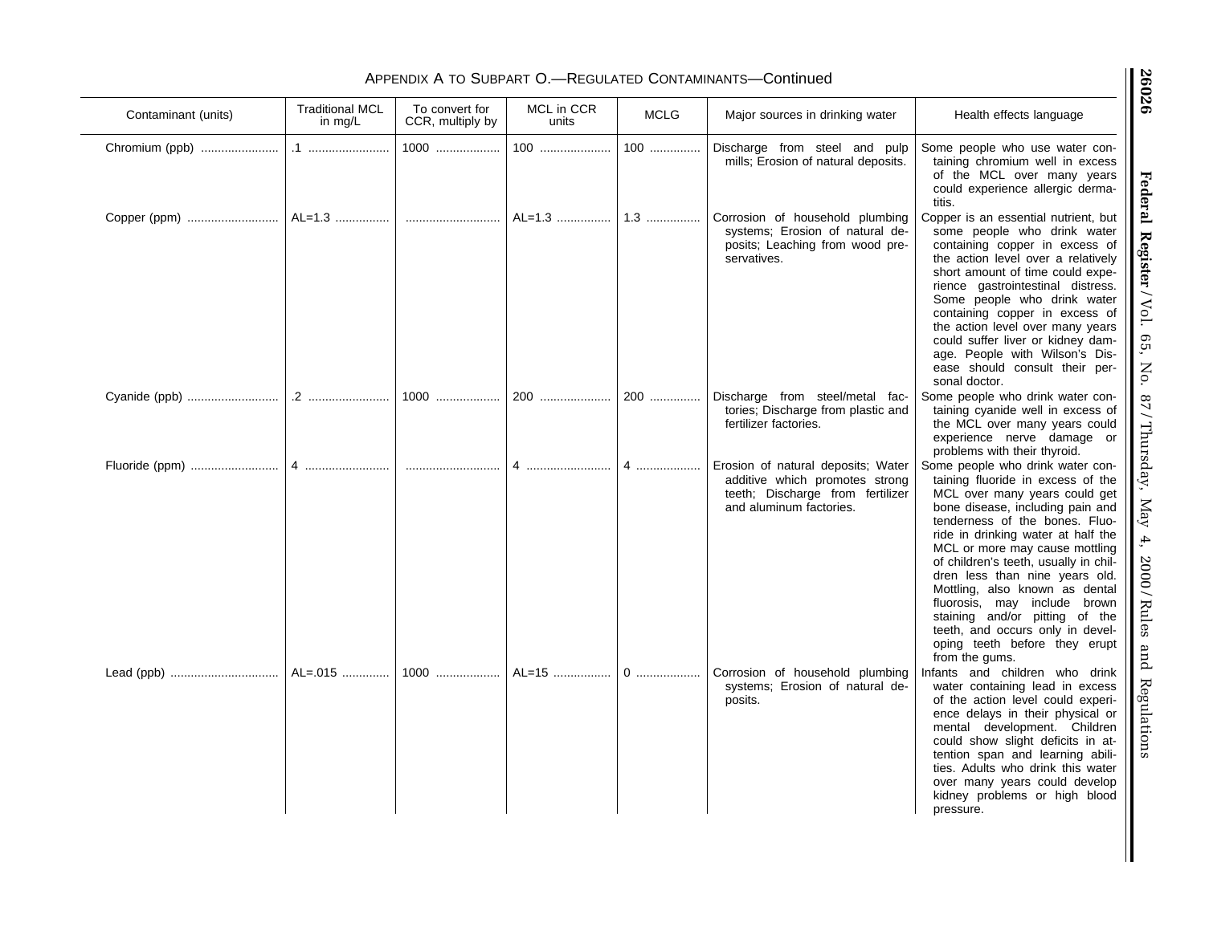APPENDIX A TO SUBPART O.—REGULATED CONTAMINANTS—Continued

| Contaminant (units) | Traditional MCL in mg/L | To convert for CCR, multiply by | MCL in CCR units | MCLG | Major sources in drinking water | Health effects language |
|---|---|---|---|---|---|---|
| Chromium (ppb) | .1 | 1000 | 100 | 100 | Discharge from steel and pulp mills; Erosion of natural deposits. | Some people who use water containing chromium well in excess of the MCL over many years could experience allergic dermatitis. |
| Copper (ppm) | AL=1.3 | | AL=1.3 | 1.3 | Corrosion of household plumbing systems; Erosion of natural deposits; Leaching from wood preservatives. | Copper is an essential nutrient, but some people who drink water containing copper in excess of the action level over a relatively short amount of time could experience gastrointestinal distress. Some people who drink water containing copper in excess of the action level over many years could suffer liver or kidney damage. People with Wilson's Disease should consult their personal doctor. |
| Cyanide (ppb) | .2 | 1000 | 200 | 200 | Discharge from steel/metal factories; Discharge from plastic and fertilizer factories. | Some people who drink water containing cyanide well in excess of the MCL over many years could experience nerve damage or problems with their thyroid. |
| Fluoride (ppm) | 4 | | 4 | 4 | Erosion of natural deposits; Water additive which promotes strong teeth; Discharge from fertilizer and aluminum factories. | Some people who drink water containing fluoride in excess of the MCL over many years could get bone disease, including pain and tenderness of the bones. Fluoride in drinking water at half the MCL or more may cause mottling of children's teeth, usually in children less than nine years old. Mottling, also known as dental fluorosis, may include brown staining and/or pitting of the teeth, and occurs only in developing teeth before they erupt from the gums. |
| Lead (ppb) | AL=.015 | 1000 | AL=15 | 0 | Corrosion of household plumbing systems; Erosion of natural deposits. | Infants and children who drink water containing lead in excess of the action level could experience delays in their physical or mental development. Children could show slight deficits in attention span and learning abilities. Adults who drink this water over many years could develop kidney problems or high blood pressure. |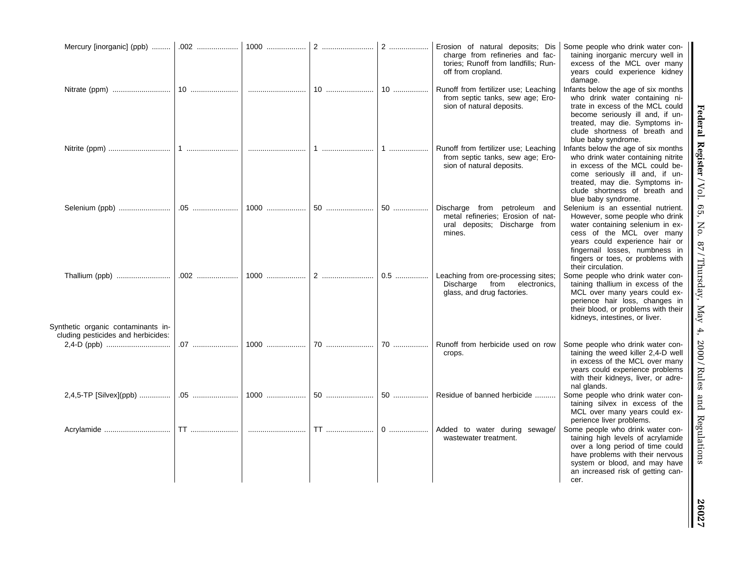| | | | | | | |
|---|---|---|---|---|---|---|
| Mercury [inorganic] (ppb) | .002 | 1000 | 2 | 2 | Erosion of natural deposits; Discharge from refineries and factories; Runoff from landfills; Runoff from cropland. | Some people who drink water containing inorganic mercury well in excess of the MCL over many years could experience kidney damage. |
| Nitrate (ppm) | 10 | | 10 | 10 | Runoff from fertilizer use; Leaching from septic tanks, sewage; Erosion of natural deposits. | Infants below the age of six months who drink water containing nitrate in excess of the MCL could become seriously ill and, if untreated, may die. Symptoms include shortness of breath and blue baby syndrome. |
| Nitrite (ppm) | 1 | | 1 | 1 | Runoff from fertilizer use; Leaching from septic tanks, sewage; Erosion of natural deposits. | Infants below the age of six months who drink water containing nitrite in excess of the MCL could become seriously ill and, if untreated, may die. Symptoms include shortness of breath and blue baby syndrome. |
| Selenium (ppb) | .05 | 1000 | 50 | 50 | Discharge from petroleum and metal refineries; Erosion of natural deposits; Discharge from mines. | Selenium is an essential nutrient. However, some people who drink water containing selenium in excess of the MCL over many years could experience hair or fingernail losses, numbness in fingers or toes, or problems with their circulation. |
| Thallium (ppb) | .002 | 1000 | 2 | 0.5 | Leaching from ore-processing sites; Discharge from electronics, glass, and drug factories. | Some people who drink water containing thallium in excess of the MCL over many years could experience hair loss, changes in their blood, or problems with their kidneys, intestines, or liver. |
| Synthetic organic contaminants including pesticides and herbicides: | | | | | | |
| 2,4-D (ppb) | .07 | 1000 | 70 | 70 | Runoff from herbicide used on row crops. | Some people who drink water containing the weed killer 2,4-D well in excess of the MCL over many years could experience problems with their kidneys, liver, or adrenal glands. |
| 2,4,5-TP [Silvex](ppb) | .05 | 1000 | 50 | 50 | Residue of banned herbicide | Some people who drink water containing silvex in excess of the MCL over many years could experience liver problems. |
| Acrylamide | TT | | TT | 0 | Added to water during sewage/wastewater treatment. | Some people who drink water containing high levels of acrylamide over a long period of time could have problems with their nervous system or blood, and may have an increased risk of getting cancer. |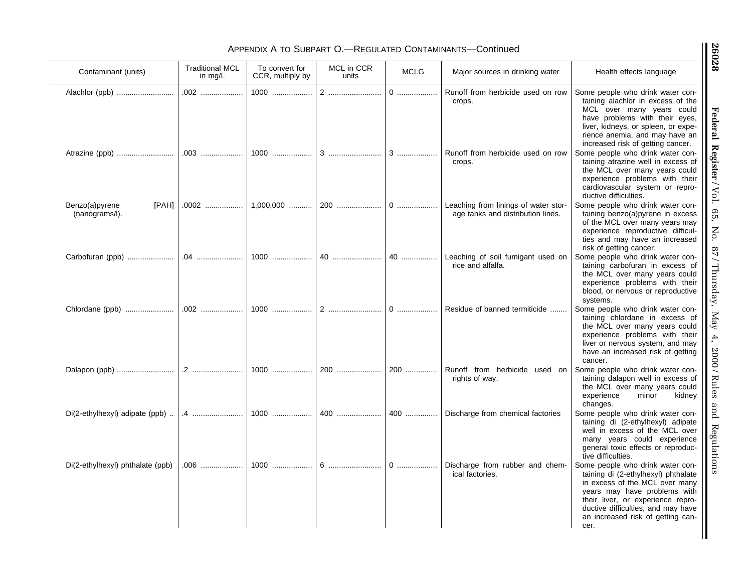APPENDIX A TO SUBPART O.—REGULATED CONTAMINANTS—Continued

| Contaminant (units) | Traditional MCL in mg/L | To convert for CCR, multiply by | MCL in CCR units | MCLG | Major sources in drinking water | Health effects language |
|---|---|---|---|---|---|---|
| Alachlor (ppb) | .002 | 1000 | 2 | 0 | Runoff from herbicide used on row crops. | Some people who drink water containing alachlor in excess of the MCL over many years could have problems with their eyes, liver, kidneys, or spleen, or experience anemia, and may have an increased risk of getting cancer. |
| Atrazine (ppb) | .003 | 1000 | 3 | 3 | Runoff from herbicide used on row crops. | Some people who drink water containing atrazine well in excess of the MCL over many years could experience problems with their cardiovascular system or reproductive difficulties. |
| Benzo(a)pyrene [PAH] (nanograms/l). | .0002 | 1,000,000 | 200 | 0 | Leaching from linings of water storage tanks and distribution lines. | Some people who drink water containing benzo(a)pyrene in excess of the MCL over many years may experience reproductive difficulties and may have an increased risk of getting cancer. |
| Carbofuran (ppb) | .04 | 1000 | 40 | 40 | Leaching of soil fumigant used on rice and alfalfa. | Some people who drink water containing carbofuran in excess of the MCL over many years could experience problems with their blood, or nervous or reproductive systems. |
| Chlordane (ppb) | .002 | 1000 | 2 | 0 | Residue of banned termiticide | Some people who drink water containing chlordane in excess of the MCL over many years could experience problems with their liver or nervous system, and may have an increased risk of getting cancer. |
| Dalapon (ppb) | .2 | 1000 | 200 | 200 | Runoff from herbicide used on rights of way. | Some people who drink water containing dalapon well in excess of the MCL over many years could experience minor kidney changes. |
| Di(2-ethylhexyl) adipate (ppb) | .4 | 1000 | 400 | 400 | Discharge from chemical factories | Some people who drink water containing di (2-ethylhexyl) adipate well in excess of the MCL over many years could experience general toxic effects or reproductive difficulties. |
| Di(2-ethylhexyl) phthalate (ppb) | .006 | 1000 | 6 | 0 | Discharge from rubber and chemical factories. | Some people who drink water containing di (2-ethylhexyl) phthalate in excess of the MCL over many years may have problems with their liver, or experience reproductive difficulties, and may have an increased risk of getting cancer. |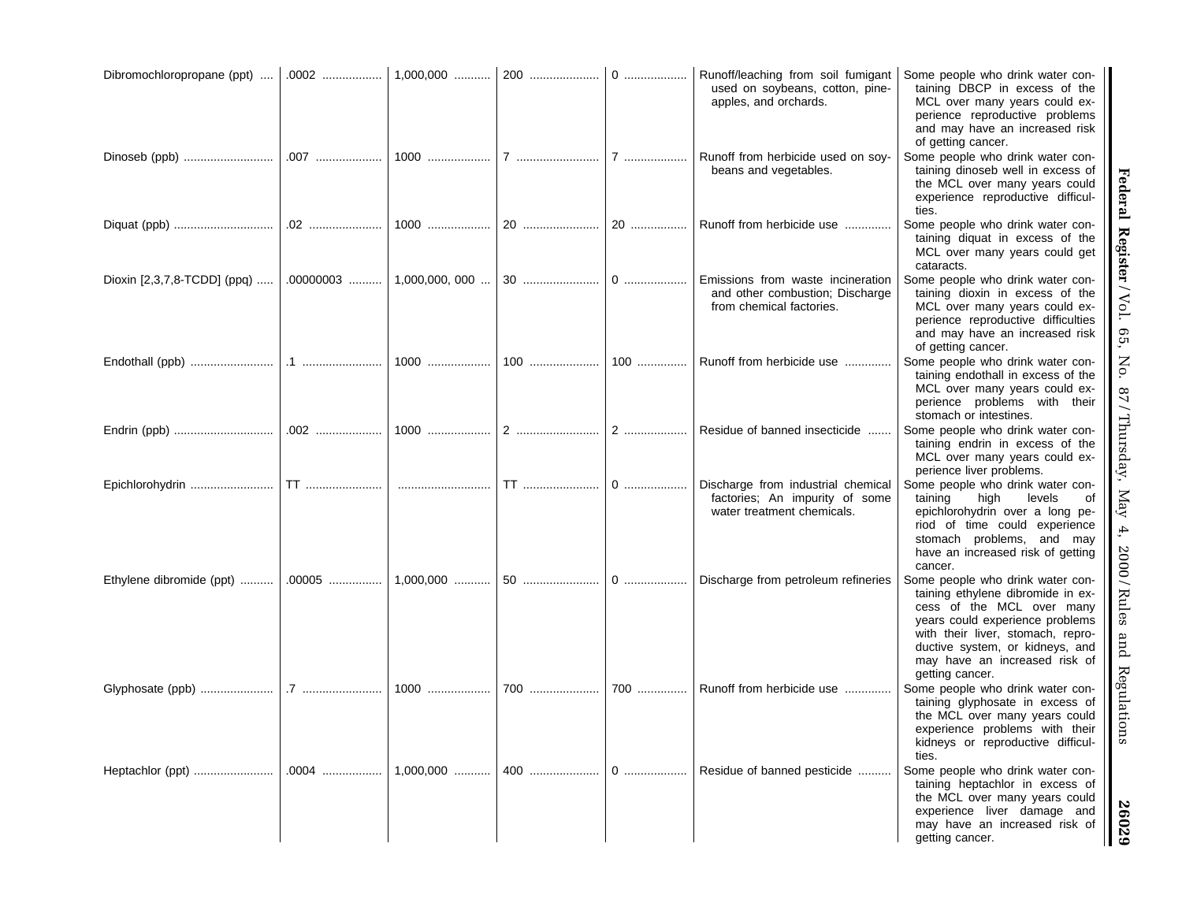| | | | | | | |
|---|---|---|---|---|---|---|
| Dibromochloropropane (ppt) | .0002 | 1,000,000 | 200 | 0 | Runoff/leaching from soil fumigant used on soybeans, cotton, pineapples, and orchards. | Some people who drink water containing DBCP in excess of the MCL over many years could experience reproductive problems and may have an increased risk of getting cancer. |
| Dinoseb (ppb) | .007 | 1000 | 7 | 7 | Runoff from herbicide used on soybeans and vegetables. | Some people who drink water containing dinoseb well in excess of the MCL over many years could experience reproductive difficulties. |
| Diquat (ppb) | .02 | 1000 | 20 | 20 | Runoff from herbicide use | Some people who drink water containing diquat in excess of the MCL over many years could get cataracts. |
| Dioxin [2,3,7,8-TCDD] (ppq) | .00000003 | 1,000,000, 000 | 30 | 0 | Emissions from waste incineration and other combustion; Discharge from chemical factories. | Some people who drink water containing dioxin in excess of the MCL over many years could experience reproductive difficulties and may have an increased risk of getting cancer. |
| Endothall (ppb) | .1 | 1000 | 100 | 100 | Runoff from herbicide use | Some people who drink water containing endothall in excess of the MCL over many years could experience problems with their stomach or intestines. |
| Endrin (ppb) | .002 | 1000 | 2 | 2 | Residue of banned insecticide | Some people who drink water containing endrin in excess of the MCL over many years could experience liver problems. |
| Epichlorohydrin | TT | | TT | 0 | Discharge from industrial chemical factories; An impurity of some water treatment chemicals. | Some people who drink water containing high levels of epichlorohydrin over a long period of time could experience stomach problems, and may have an increased risk of getting cancer. |
| Ethylene dibromide (ppt) | .00005 | 1,000,000 | 50 | 0 | Discharge from petroleum refineries | Some people who drink water containing ethylene dibromide in excess of the MCL over many years could experience problems with their liver, stomach, reproductive system, or kidneys, and may have an increased risk of getting cancer. |
| Glyphosate (ppb) | .7 | 1000 | 700 | 700 | Runoff from herbicide use | Some people who drink water containing glyphosate in excess of the MCL over many years could experience problems with their kidneys or reproductive difficulties. |
| Heptachlor (ppt) | .0004 | 1,000,000 | 400 | 0 | Residue of banned pesticide | Some people who drink water containing heptachlor in excess of the MCL over many years could experience liver damage and may have an increased risk of getting cancer. |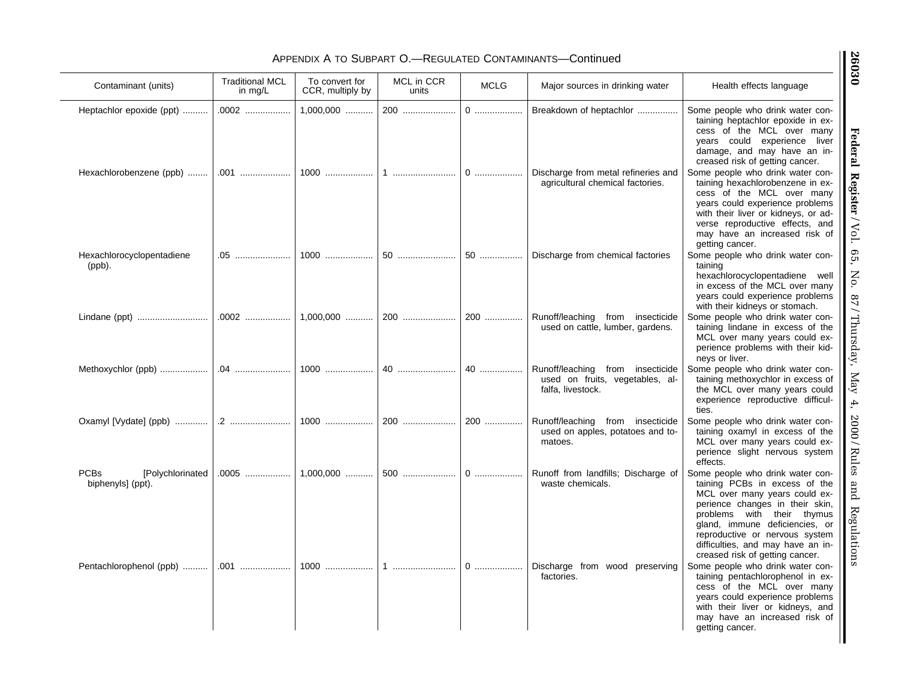APPENDIX A TO SUBPART O.—REGULATED CONTAMINANTS—Continued

| Contaminant (units) | Traditional MCL in mg/L | To convert for CCR, multiply by | MCL in CCR units | MCLG | Major sources in drinking water | Health effects language |
|---|---|---|---|---|---|---|
| Heptachlor epoxide (ppt) | .0002 | 1,000,000 | 200 | 0 | Breakdown of heptachlor | Some people who drink water containing heptachlor epoxide in excess of the MCL over many years could experience liver damage, and may have an increased risk of getting cancer. |
| Hexachlorobenzene (ppb) | .001 | 1000 | 1 | 0 | Discharge from metal refineries and agricultural chemical factories. | Some people who drink water containing hexachlorobenzene in excess of the MCL over many years could experience problems with their liver or kidneys, or adverse reproductive effects, and may have an increased risk of getting cancer. |
| Hexachlorocyclopentadiene (ppb). | .05 | 1000 | 50 | 50 | Discharge from chemical factories | Some people who drink water containing hexachlorocyclopentadiene well in excess of the MCL over many years could experience problems with their kidneys or stomach. |
| Lindane (ppt) | .0002 | 1,000,000 | 200 | 200 | Runoff/leaching from insecticide used on cattle, lumber, gardens. | Some people who drink water containing lindane in excess of the MCL over many years could experience problems with their kidneys or liver. |
| Methoxychlor (ppb) | .04 | 1000 | 40 | 40 | Runoff/leaching from insecticide used on fruits, vegetables, alfalfa, livestock. | Some people who drink water containing methoxychlor in excess of the MCL over many years could experience reproductive difficulties. |
| Oxamyl [Vydate] (ppb) | .2 | 1000 | 200 | 200 | Runoff/leaching from insecticide used on apples, potatoes and tomatoes. | Some people who drink water containing oxamyl in excess of the MCL over many years could experience slight nervous system effects. |
| PCBs [Polychlorinated biphenyls] (ppt). | .0005 | 1,000,000 | 500 | 0 | Runoff from landfills; Discharge of waste chemicals. | Some people who drink water containing PCBs in excess of the MCL over many years could experience changes in their skin, problems with their thymus gland, immune deficiencies, or reproductive or nervous system difficulties, and may have an increased risk of getting cancer. |
| Pentachlorophenol (ppb) | .001 | 1000 | 1 | 0 | Discharge from wood preserving factories. | Some people who drink water containing pentachlorophenol in excess of the MCL over many years could experience problems with their liver or kidneys, and may have an increased risk of getting cancer. |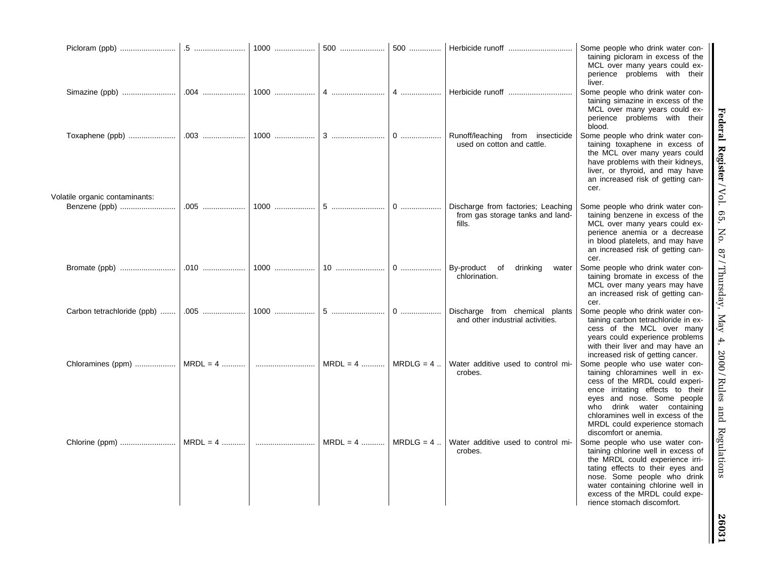| | | | | | | |
|---|---|---|---|---|---|---|
| Picloram (ppb) | .5 | 1000 | 500 | 500 | Herbicide runoff | Some people who drink water containing picloram in excess of the MCL over many years could experience problems with their liver. |
| Simazine (ppb) | .004 | 1000 | 4 | 4 | Herbicide runoff | Some people who drink water containing simazine in excess of the MCL over many years could experience problems with their blood. |
| Toxaphene (ppb) | .003 | 1000 | 3 | 0 | Runoff/leaching from insecticide used on cotton and cattle. | Some people who drink water containing toxaphene in excess of the MCL over many years could have problems with their kidneys, liver, or thyroid, and may have an increased risk of getting cancer. |
| Volatile organic contaminants: | | | | | | |
| Benzene (ppb) | .005 | 1000 | 5 | 0 | Discharge from factories; Leaching from gas storage tanks and landfills. | Some people who drink water containing benzene in excess of the MCL over many years could experience anemia or a decrease in blood platelets, and may have an increased risk of getting cancer. |
| Bromate (ppb) | .010 | 1000 | 10 | 0 | By-product of drinking water chlorination. | Some people who drink water containing bromate in excess of the MCL over many years may have an increased risk of getting cancer. |
| Carbon tetrachloride (ppb) | .005 | 1000 | 5 | 0 | Discharge from chemical plants and other industrial activities. | Some people who drink water containing carbon tetrachloride in excess of the MCL over many years could experience problems with their liver and may have an increased risk of getting cancer. |
| Chloramines (ppm) | MRDL = 4 | | MRDL = 4 | MRDLG = 4 | Water additive used to control microbes. | Some people who use water containing chloramines well in excess of the MRDL could experience irritating effects to their eyes and nose. Some people who drink water containing chloramines well in excess of the MRDL could experience stomach discomfort or anemia. |
| Chlorine (ppm) | MRDL = 4 | | MRDL = 4 | MRDLG = 4 | Water additive used to control microbes. | Some people who use water containing chlorine well in excess of the MRDL could experience irritating effects to their eyes and nose. Some people who drink water containing chlorine well in excess of the MRDL could experience stomach discomfort. |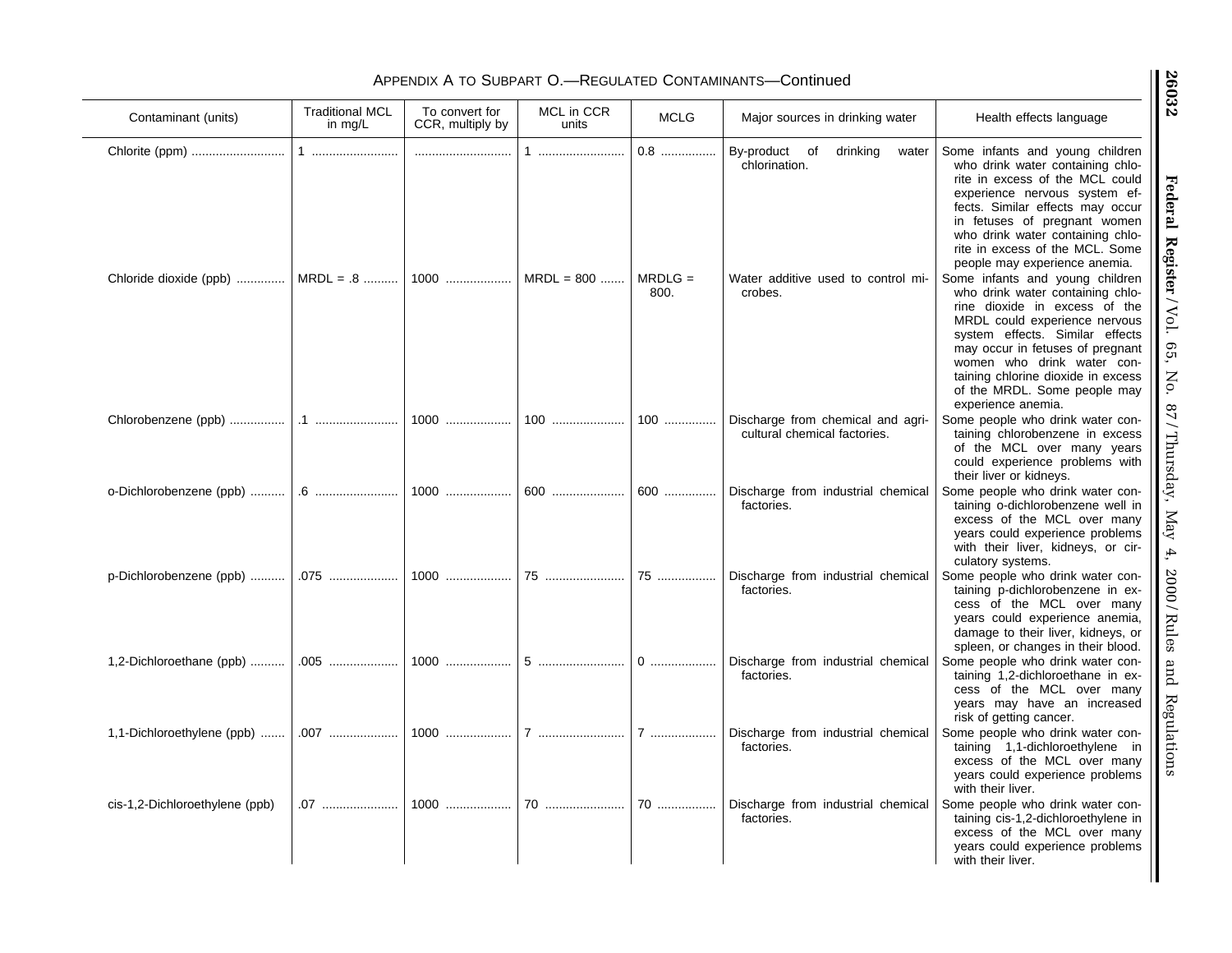APPENDIX A TO SUBPART O.—REGULATED CONTAMINANTS—Continued

| Contaminant (units) | Traditional MCL in mg/L | To convert for CCR, multiply by | MCL in CCR units | MCLG | Major sources in drinking water | Health effects language |
|---|---|---|---|---|---|---|
| Chlorite (ppm) | 1 | | 1 | 0.8 | By-product of drinking water chlorination. | Some infants and young children who drink water containing chlorite in excess of the MCL could experience nervous system effects. Similar effects may occur in fetuses of pregnant women who drink water containing chlorite in excess of the MCL. Some people may experience anemia. |
| Chloride dioxide (ppb) | MRDL = .8 | 1000 | MRDL = 800 | MRDLG = 800. | Water additive used to control microbes. | Some infants and young children who drink water containing chlorine dioxide in excess of the MRDL could experience nervous system effects. Similar effects may occur in fetuses of pregnant women who drink water containing chlorine dioxide in excess of the MRDL. Some people may experience anemia. |
| Chlorobenzene (ppb) | .1 | 1000 | 100 | 100 | Discharge from chemical and agricultural chemical factories. | Some people who drink water containing chlorobenzene in excess of the MCL over many years could experience problems with their liver or kidneys. |
| o-Dichlorobenzene (ppb) | .6 | 1000 | 600 | 600 | Discharge from industrial chemical factories. | Some people who drink water containing o-dichlorobenzene well in excess of the MCL over many years could experience problems with their liver, kidneys, or circulatory systems. |
| p-Dichlorobenzene (ppb) | .075 | 1000 | 75 | 75 | Discharge from industrial chemical factories. | Some people who drink water containing p-dichlorobenzene in excess of the MCL over many years could experience anemia, damage to their liver, kidneys, or spleen, or changes in their blood. |
| 1,2-Dichloroethane (ppb) | .005 | 1000 | 5 | 0 | Discharge from industrial chemical factories. | Some people who drink water containing 1,2-dichloroethane in excess of the MCL over many years may have an increased risk of getting cancer. |
| 1,1-Dichloroethylene (ppb) | .007 | 1000 | 7 | 7 | Discharge from industrial chemical factories. | Some people who drink water containing 1,1-dichloroethylene in excess of the MCL over many years could experience problems with their liver. |
| cis-1,2-Dichloroethylene (ppb) | .07 | 1000 | 70 | 70 | Discharge from industrial chemical factories. | Some people who drink water containing cis-1,2-dichloroethylene in excess of the MCL over many years could experience problems with their liver. |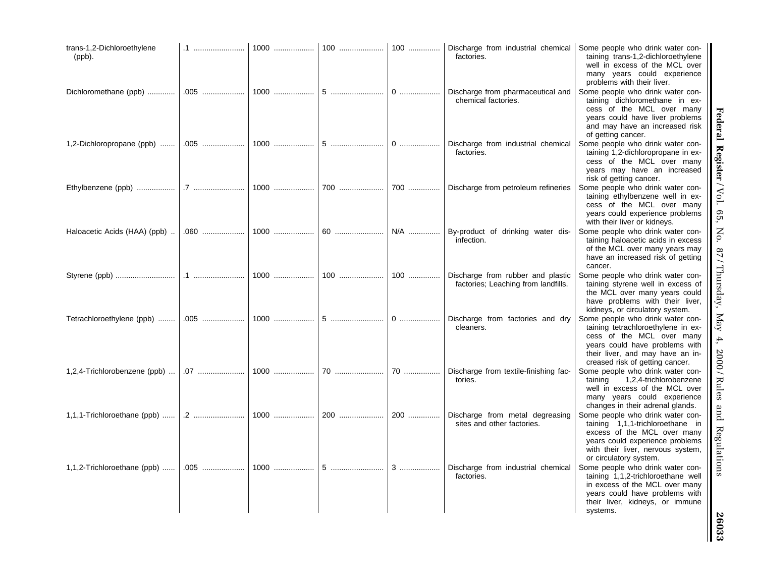| | | | | | | |
|---|---|---|---|---|---|---|
| trans-1,2-Dichloroethylene (ppb). | .1 | 1000 | 100 | 100 | Discharge from industrial chemical factories. | Some people who drink water containing trans-1,2-dichloroethylene well in excess of the MCL over many years could experience problems with their liver. |
| Dichloromethane (ppb) | .005 | 1000 | 5 | 0 | Discharge from pharmaceutical and chemical factories. | Some people who drink water containing dichloromethane in excess of the MCL over many years could have liver problems and may have an increased risk of getting cancer. |
| 1,2-Dichloropropane (ppb) | .005 | 1000 | 5 | 0 | Discharge from industrial chemical factories. | Some people who drink water containing 1,2-dichloropropane in excess of the MCL over many years may have an increased risk of getting cancer. |
| Ethylbenzene (ppb) | .7 | 1000 | 700 | 700 | Discharge from petroleum refineries | Some people who drink water containing ethylbenzene well in excess of the MCL over many years could experience problems with their liver or kidneys. |
| Haloacetic Acids (HAA) (ppb) | .060 | 1000 | 60 | N/A | By-product of drinking water disinfection. | Some people who drink water containing haloacetic acids in excess of the MCL over many years may have an increased risk of getting cancer. |
| Styrene (ppb) | .1 | 1000 | 100 | 100 | Discharge from rubber and plastic factories; Leaching from landfills. | Some people who drink water containing styrene well in excess of the MCL over many years could have problems with their liver, kidneys, or circulatory system. |
| Tetrachloroethylene (ppb) | .005 | 1000 | 5 | 0 | Discharge from factories and dry cleaners. | Some people who drink water containing tetrachloroethylene in excess of the MCL over many years could have problems with their liver, and may have an increased risk of getting cancer. |
| 1,2,4-Trichlorobenzene (ppb) | .07 | 1000 | 70 | 70 | Discharge from textile-finishing factories. | Some people who drink water containing 1,2,4-trichlorobenzene well in excess of the MCL over many years could experience changes in their adrenal glands. |
| 1,1,1-Trichloroethane (ppb) | .2 | 1000 | 200 | 200 | Discharge from metal degreasing sites and other factories. | Some people who drink water containing 1,1,1-trichloroethane in excess of the MCL over many years could experience problems with their liver, nervous system, or circulatory system. |
| 1,1,2-Trichloroethane (ppb) | .005 | 1000 | 5 | 3 | Discharge from industrial chemical factories. | Some people who drink water containing 1,1,2-trichloroethane well in excess of the MCL over many years could have problems with their liver, kidneys, or immune systems. |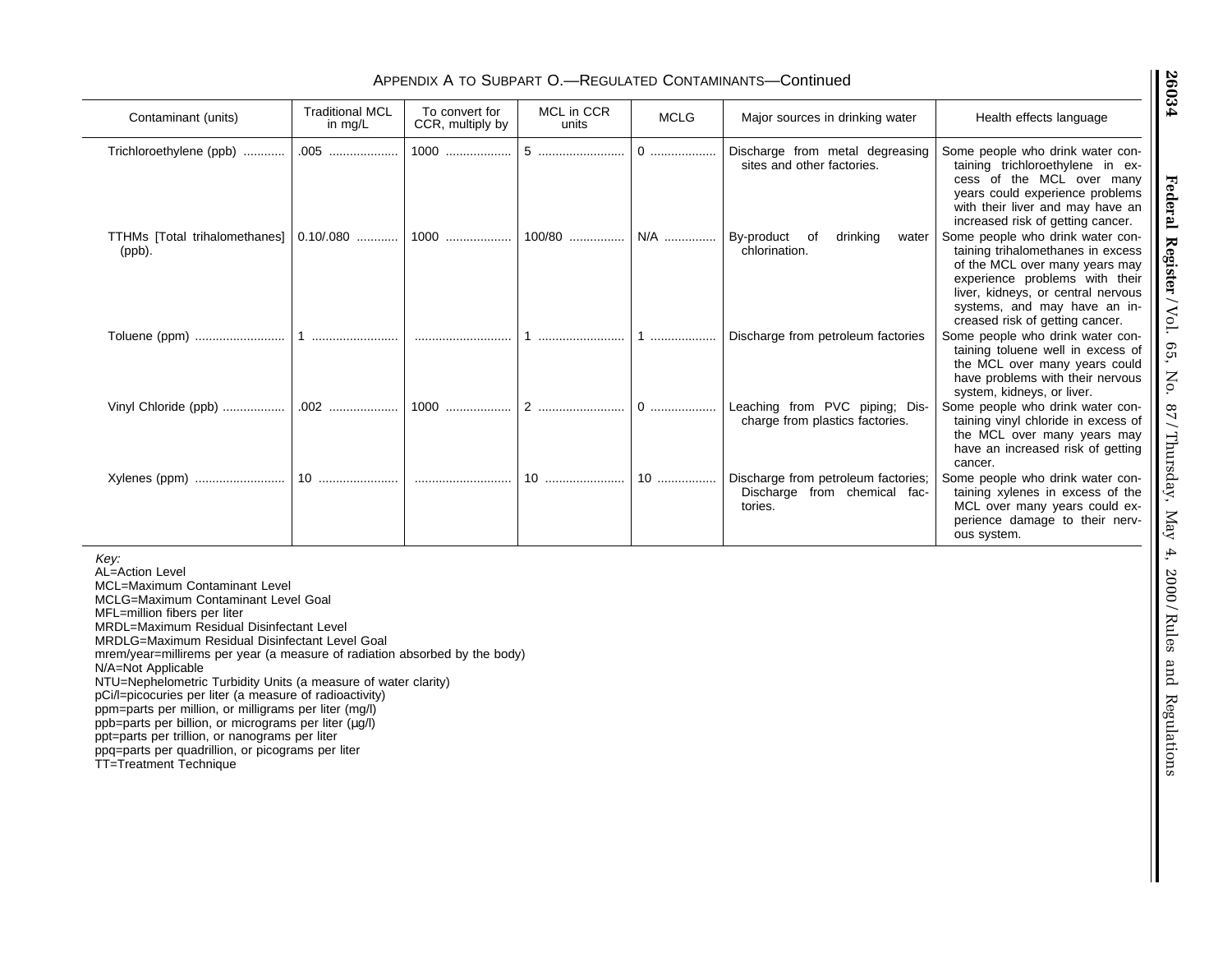APPENDIX A TO SUBPART O.—REGULATED CONTAMINANTS—Continued

| Contaminant (units) | Traditional MCL in mg/L | To convert for CCR, multiply by | MCL in CCR units | MCLG | Major sources in drinking water | Health effects language |
|---|---|---|---|---|---|---|
| Trichloroethylene (ppb) | .005 | 1000 | 5 | 0 | Discharge from metal degreasing sites and other factories. | Some people who drink water containing trichloroethylene in excess of the MCL over many years could experience problems with their liver and may have an increased risk of getting cancer. |
| TTHMs [Total trihalomethanes] (ppb). | 0.10/.080 | 1000 | 100/80 | N/A | By-product of drinking water chlorination. | Some people who drink water containing trihalomethanes in excess of the MCL over many years may experience problems with their liver, kidneys, or central nervous systems, and may have an increased risk of getting cancer. |
| Toluene (ppm) | 1 | | 1 | 1 | Discharge from petroleum factories | Some people who drink water containing toluene well in excess of the MCL over many years could have problems with their nervous system, kidneys, or liver. |
| Vinyl Chloride (ppb) | .002 | 1000 | 2 | 0 | Leaching from PVC piping; Discharge from plastics factories. | Some people who drink water containing vinyl chloride in excess of the MCL over many years may have an increased risk of getting cancer. |
| Xylenes (ppm) | 10 | | 10 | 10 | Discharge from petroleum factories; Discharge from chemical factories. | Some people who drink water containing xylenes in excess of the MCL over many years could experience damage to their nervous system. |

*Key:*
AL=Action Level
MCL=Maximum Contaminant Level
MCLG=Maximum Contaminant Level Goal
MFL=million fibers per liter
MRDL=Maximum Residual Disinfectant Level
MRDLG=Maximum Residual Disinfectant Level Goal
mrem/year=millirems per year (a measure of radiation absorbed by the body)
N/A=Not Applicable
NTU=Nephelometric Turbidity Units (a measure of water clarity)
pCi/l=picocuries per liter (a measure of radioactivity)
ppm=parts per million, or milligrams per liter (mg/l)
ppb=parts per billion, or micrograms per liter (µg/l)
ppt=parts per trillion, or nanograms per liter
ppq=parts per quadrillion, or picograms per liter
TT=Treatment Technique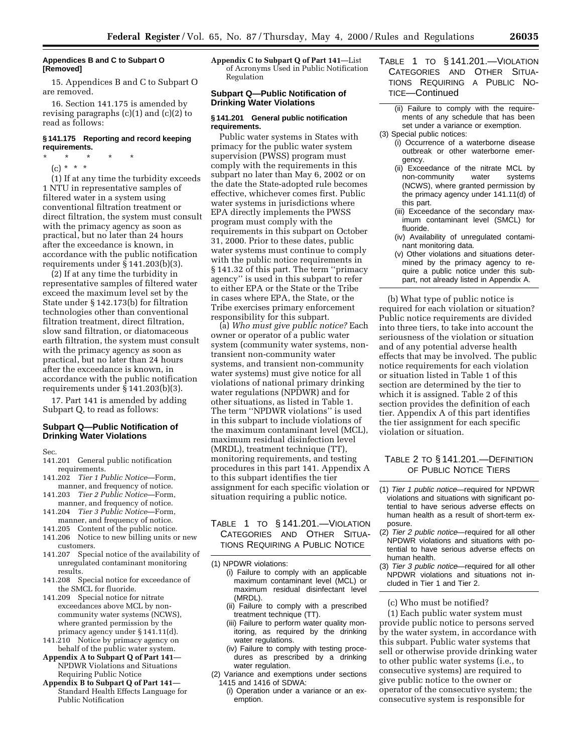**Appendices B and C to Subpart O [Removed]**

15. Appendices B and C to Subpart O are removed.

16. Section 141.175 is amended by revising paragraphs (c)(1) and (c)(2) to read as follows:

**§ 141.175 Reporting and record keeping requirements.**

\* \* \* \* \*

(c) \* \* \*

(1) If at any time the turbidity exceeds 1 NTU in representative samples of filtered water in a system using conventional filtration treatment or direct filtration, the system must consult with the primacy agency as soon as practical, but no later than 24 hours after the exceedance is known, in accordance with the public notification requirements under § 141.203(b)(3).

(2) If at any time the turbidity in representative samples of filtered water exceed the maximum level set by the State under § 142.173(b) for filtration technologies other than conventional filtration treatment, direct filtration, slow sand filtration, or diatomaceous earth filtration, the system must consult with the primacy agency as soon as practical, but no later than 24 hours after the exceedance is known, in accordance with the public notification requirements under § 141.203(b)(3).

17. Part 141 is amended by adding Subpart Q, to read as follows:

## Subpart Q—Public Notification of Drinking Water Violations

Sec.

- 141.201 General public notification requirements.
- 141.202 *Tier 1 Public Notice*—Form, manner, and frequency of notice.
- 141.203 *Tier 2 Public Notice*—Form, manner, and frequency of notice.
- 141.204 *Tier 3 Public Notice*—Form, manner, and frequency of notice.
- 141.205 Content of the public notice.
- 141.206 Notice to new billing units or new customers.
- 141.207 Special notice of the availability of unregulated contaminant monitoring results.
- 141.208 Special notice for exceedance of the SMCL for fluoride.
- 141.209 Special notice for nitrate exceedances above MCL by non-community water systems (NCWS), where granted permission by the primacy agency under § 141.11(d).
- 141.210 Notice by primacy agency on behalf of the public water system.

**Appendix A to Subpart Q of Part 141**—NPDWR Violations and Situations Requiring Public Notice

**Appendix B to Subpart Q of Part 141**—Standard Health Effects Language for Public Notification

**Appendix C to Subpart Q of Part 141**—List of Acronyms Used in Public Notification Regulation

## Subpart Q—Public Notification of Drinking Water Violations

### § 141.201 General public notification requirements.

Public water systems in States with primacy for the public water system supervision (PWSS) program must comply with the requirements in this subpart no later than May 6, 2002 or on the date the State-adopted rule becomes effective, whichever comes first. Public water systems in jurisdictions where EPA directly implements the PWSS program must comply with the requirements in this subpart on October 31, 2000. Prior to these dates, public water systems must continue to comply with the public notice requirements in § 141.32 of this part. The term ''primacy agency'' is used in this subpart to refer to either EPA or the State or the Tribe in cases where EPA, the State, or the Tribe exercises primary enforcement responsibility for this subpart.

(a) *Who must give public notice?* Each owner or operator of a public water system (community water systems, non-transient non-community water systems, and transient non-community water systems) must give notice for all violations of national primary drinking water regulations (NPDWR) and for other situations, as listed in Table 1. The term ''NPDWR violations'' is used in this subpart to include violations of the maximum contaminant level (MCL), maximum residual disinfection level (MRDL), treatment technique (TT), monitoring requirements, and testing procedures in this part 141. Appendix A to this subpart identifies the tier assignment for each specific violation or situation requiring a public notice.

TABLE 1 TO § 141.201.—VIOLATION CATEGORIES AND OTHER SITUATIONS REQUIRING A PUBLIC NOTICE

(1) NPDWR violations:
   - (i) Failure to comply with an applicable maximum contaminant level (MCL) or maximum residual disinfectant level (MRDL).
   - (ii) Failure to comply with a prescribed treatment technique (TT).
   - (iii) Failure to perform water quality monitoring, as required by the drinking water regulations.
   - (iv) Failure to comply with testing procedures as prescribed by a drinking water regulation.

(2) Variance and exemptions under sections 1415 and 1416 of SDWA:
   - (i) Operation under a variance or an exemption.
   - (ii) Failure to comply with the requirements of any schedule that has been set under a variance or exemption.

(3) Special public notices:
   - (i) Occurrence of a waterborne disease outbreak or other waterborne emergency.
   - (ii) Exceedance of the nitrate MCL by non-community water systems (NCWS), where granted permission by the primacy agency under 141.11(d) of this part.
   - (iii) Exceedance of the secondary maximum contaminant level (SMCL) for fluoride.
   - (iv) Availability of unregulated contaminant monitoring data.
   - (v) Other violations and situations determined by the primacy agency to require a public notice under this subpart, not already listed in Appendix A.

(b) What type of public notice is required for each violation or situation? Public notice requirements are divided into three tiers, to take into account the seriousness of the violation or situation and of any potential adverse health effects that may be involved. The public notice requirements for each violation or situation listed in Table 1 of this section are determined by the tier to which it is assigned. Table 2 of this section provides the definition of each tier. Appendix A of this part identifies the tier assignment for each specific violation or situation.

TABLE 2 TO § 141.201.—DEFINITION OF PUBLIC NOTICE TIERS

(1) *Tier 1 public notice*—required for NPDWR violations and situations with significant potential to have serious adverse effects on human health as a result of short-term exposure.

(2) *Tier 2 public notice*—required for all other NPDWR violations and situations with potential to have serious adverse effects on human health.

(3) *Tier 3 public notice*—required for all other NPDWR violations and situations not included in Tier 1 and Tier 2.

(c) Who must be notified?

(1) Each public water system must provide public notice to persons served by the water system, in accordance with this subpart. Public water systems that sell or otherwise provide drinking water to other public water systems (i.e., to consecutive systems) are required to give public notice to the owner or operator of the consecutive system; the consecutive system is responsible for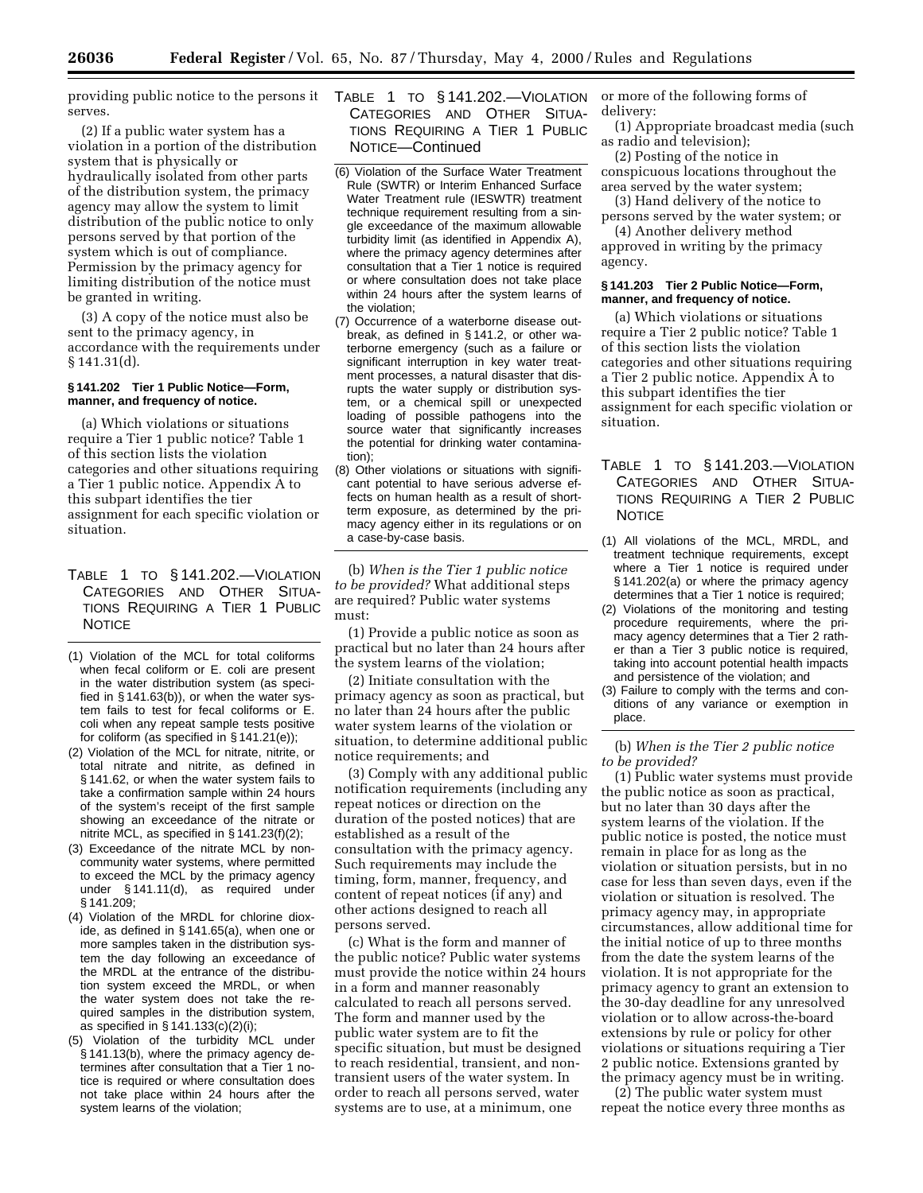providing public notice to the persons it serves.

(2) If a public water system has a violation in a portion of the distribution system that is physically or hydraulically isolated from other parts of the distribution system, the primacy agency may allow the system to limit distribution of the public notice to only persons served by that portion of the system which is out of compliance. Permission by the primacy agency for limiting distribution of the notice must be granted in writing.

(3) A copy of the notice must also be sent to the primacy agency, in accordance with the requirements under § 141.31(d).

### § 141.202 Tier 1 Public Notice—Form, manner, and frequency of notice.

(a) Which violations or situations require a Tier 1 public notice? Table 1 of this section lists the violation categories and other situations requiring a Tier 1 public notice. Appendix A to this subpart identifies the tier assignment for each specific violation or situation.

TABLE 1 TO § 141.202.—VIOLATION CATEGORIES AND OTHER SITUATIONS REQUIRING A TIER 1 PUBLIC NOTICE

(1) Violation of the MCL for total coliforms when fecal coliform or E. coli are present in the water distribution system (as specified in § 141.63(b)), or when the water system fails to test for fecal coliforms or E. coli when any repeat sample tests positive for coliform (as specified in § 141.21(e));
(2) Violation of the MCL for nitrate, nitrite, or total nitrate and nitrite, as defined in § 141.62, or when the water system fails to take a confirmation sample within 24 hours of the system's receipt of the first sample showing an exceedance of the nitrate or nitrite MCL, as specified in § 141.23(f)(2);
(3) Exceedance of the nitrate MCL by non-community water systems, where permitted to exceed the MCL by the primacy agency under § 141.11(d), as required under § 141.209;
(4) Violation of the MRDL for chlorine dioxide, as defined in § 141.65(a), when one or more samples taken in the distribution system the day following an exceedance of the MRDL at the entrance of the distribution system exceed the MRDL, or when the water system does not take the required samples in the distribution system, as specified in § 141.133(c)(2)(i);
(5) Violation of the turbidity MCL under § 141.13(b), where the primacy agency determines after consultation that a Tier 1 notice is required or where consultation does not take place within 24 hours after the system learns of the violation;
(6) Violation of the Surface Water Treatment Rule (SWTR) or Interim Enhanced Surface Water Treatment rule (IESWTR) treatment technique requirement resulting from a single exceedance of the maximum allowable turbidity limit (as identified in Appendix A), where the primacy agency determines after consultation that a Tier 1 notice is required or where consultation does not take place within 24 hours after the system learns of the violation;
(7) Occurrence of a waterborne disease outbreak, as defined in § 141.2, or other waterborne emergency (such as a failure or significant interruption in key water treatment processes, a natural disaster that disrupts the water supply or distribution system, or a chemical spill or unexpected loading of possible pathogens into the source water that significantly increases the potential for drinking water contamination);
(8) Other violations or situations with significant potential to have serious adverse effects on human health as a result of short-term exposure, as determined by the primacy agency either in its regulations or on a case-by-case basis.

(b) *When is the Tier 1 public notice to be provided?* What additional steps are required? Public water systems must:

(1) Provide a public notice as soon as practical but no later than 24 hours after the system learns of the violation;

(2) Initiate consultation with the primacy agency as soon as practical, but no later than 24 hours after the public water system learns of the violation or situation, to determine additional public notice requirements; and

(3) Comply with any additional public notification requirements (including any repeat notices or direction on the duration of the posted notices) that are established as a result of the consultation with the primacy agency. Such requirements may include the timing, form, manner, frequency, and content of repeat notices (if any) and other actions designed to reach all persons served.

(c) What is the form and manner of the public notice? Public water systems must provide the notice within 24 hours in a form and manner reasonably calculated to reach all persons served. The form and manner used by the public water system are to fit the specific situation, but must be designed to reach residential, transient, and non-transient users of the water system. In order to reach all persons served, water systems are to use, at a minimum, one or more of the following forms of delivery:

(1) Appropriate broadcast media (such as radio and television);

(2) Posting of the notice in conspicuous locations throughout the area served by the water system;

(3) Hand delivery of the notice to persons served by the water system; or

(4) Another delivery method approved in writing by the primacy agency.

### § 141.203 Tier 2 Public Notice—Form, manner, and frequency of notice.

(a) Which violations or situations require a Tier 2 public notice? Table 1 of this section lists the violation categories and other situations requiring a Tier 2 public notice. Appendix A to this subpart identifies the tier assignment for each specific violation or situation.

TABLE 1 TO § 141.203.—VIOLATION CATEGORIES AND OTHER SITUATIONS REQUIRING A TIER 2 PUBLIC NOTICE

(1) All violations of the MCL, MRDL, and treatment technique requirements, except where a Tier 1 notice is required under § 141.202(a) or where the primacy agency determines that a Tier 1 notice is required;
(2) Violations of the monitoring and testing procedure requirements, where the primacy agency determines that a Tier 2 rather than a Tier 3 public notice is required, taking into account potential health impacts and persistence of the violation; and
(3) Failure to comply with the terms and conditions of any variance or exemption in place.

(b) *When is the Tier 2 public notice to be provided?*

(1) Public water systems must provide the public notice as soon as practical, but no later than 30 days after the system learns of the violation. If the public notice is posted, the notice must remain in place for as long as the violation or situation persists, but in no case for less than seven days, even if the violation or situation is resolved. The primacy agency may, in appropriate circumstances, allow additional time for the initial notice of up to three months from the date the system learns of the violation. It is not appropriate for the primacy agency to grant an extension to the 30-day deadline for any unresolved violation or to allow across-the-board extensions by rule or policy for other violations or situations requiring a Tier 2 public notice. Extensions granted by the primacy agency must be in writing.

(2) The public water system must repeat the notice every three months as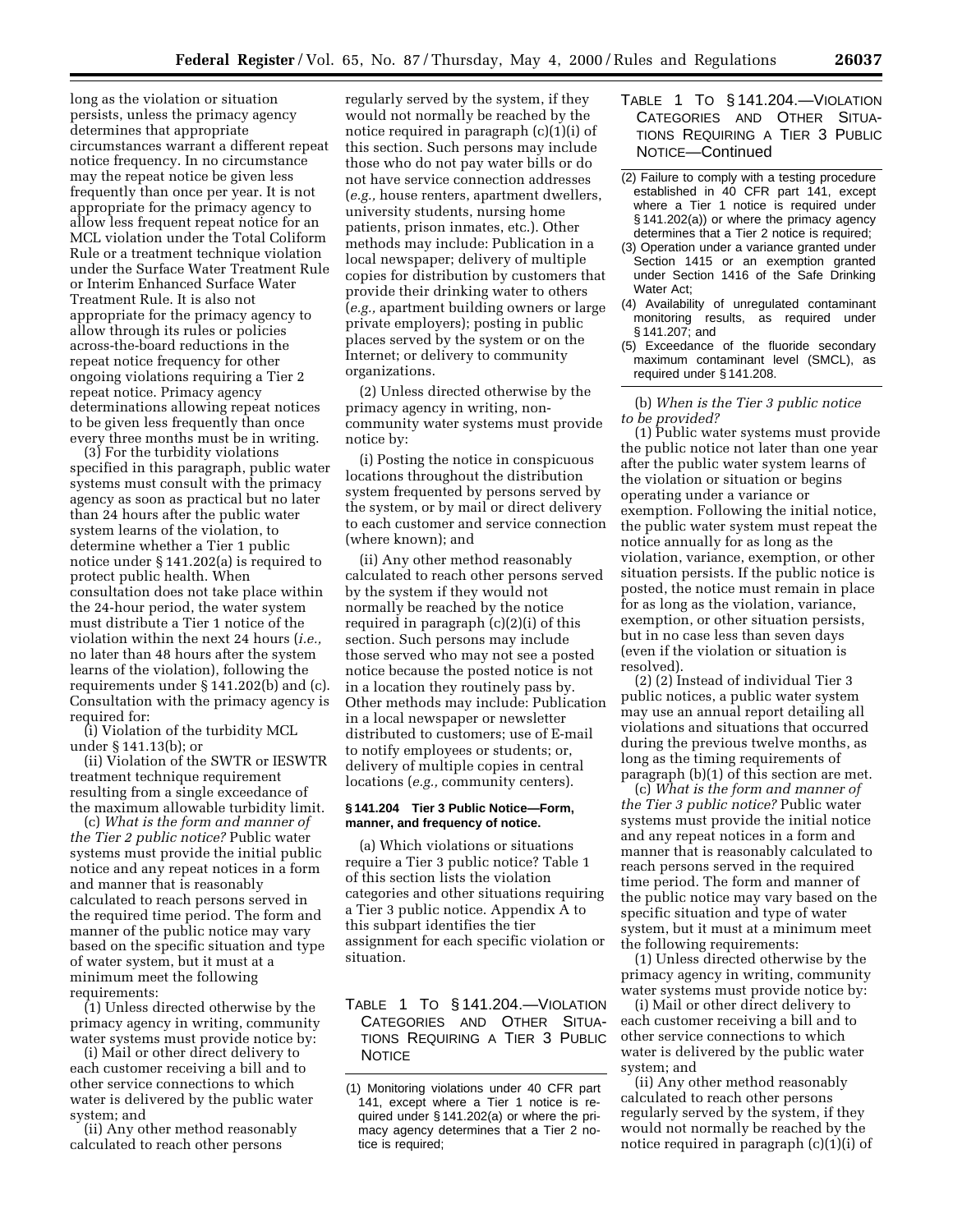long as the violation or situation persists, unless the primacy agency determines that appropriate circumstances warrant a different repeat notice frequency. In no circumstance may the repeat notice be given less frequently than once per year. It is not appropriate for the primacy agency to allow less frequent repeat notice for an MCL violation under the Total Coliform Rule or a treatment technique violation under the Surface Water Treatment Rule or Interim Enhanced Surface Water Treatment Rule. It is also not appropriate for the primacy agency to allow through its rules or policies across-the-board reductions in the repeat notice frequency for other ongoing violations requiring a Tier 2 repeat notice. Primacy agency determinations allowing repeat notices to be given less frequently than once every three months must be in writing.

(3) For the turbidity violations specified in this paragraph, public water systems must consult with the primacy agency as soon as practical but no later than 24 hours after the public water system learns of the violation, to determine whether a Tier 1 public notice under § 141.202(a) is required to protect public health. When consultation does not take place within the 24-hour period, the water system must distribute a Tier 1 notice of the violation within the next 24 hours (*i.e.,* no later than 48 hours after the system learns of the violation), following the requirements under § 141.202(b) and (c). Consultation with the primacy agency is required for:

(i) Violation of the turbidity MCL under § 141.13(b); or

(ii) Violation of the SWTR or IESWTR treatment technique requirement resulting from a single exceedance of the maximum allowable turbidity limit.

(c) *What is the form and manner of the Tier 2 public notice?* Public water systems must provide the initial public notice and any repeat notices in a form and manner that is reasonably calculated to reach persons served in the required time period. The form and manner of the public notice may vary based on the specific situation and type of water system, but it must at a minimum meet the following requirements:

(1) Unless directed otherwise by the primacy agency in writing, community water systems must provide notice by:

(i) Mail or other direct delivery to each customer receiving a bill and to other service connections to which water is delivered by the public water system; and

(ii) Any other method reasonably calculated to reach other persons regularly served by the system, if they would not normally be reached by the notice required in paragraph (c)(1)(i) of this section. Such persons may include those who do not pay water bills or do not have service connection addresses (*e.g.,* house renters, apartment dwellers, university students, nursing home patients, prison inmates, etc.). Other methods may include: Publication in a local newspaper; delivery of multiple copies for distribution by customers that provide their drinking water to others (*e.g.,* apartment building owners or large private employers); posting in public places served by the system or on the Internet; or delivery to community organizations.

(2) Unless directed otherwise by the primacy agency in writing, non-community water systems must provide notice by:

(i) Posting the notice in conspicuous locations throughout the distribution system frequented by persons served by the system, or by mail or direct delivery to each customer and service connection (where known); and

(ii) Any other method reasonably calculated to reach other persons served by the system if they would not normally be reached by the notice required in paragraph (c)(2)(i) of this section. Such persons may include those served who may not see a posted notice because the posted notice is not in a location they routinely pass by. Other methods may include: Publication in a local newspaper or newsletter distributed to customers; use of E-mail to notify employees or students; or, delivery of multiple copies in central locations (*e.g.,* community centers).

### § 141.204 Tier 3 Public Notice—Form, manner, and frequency of notice.

(a) Which violations or situations require a Tier 3 public notice? Table 1 of this section lists the violation categories and other situations requiring a Tier 3 public notice. Appendix A to this subpart identifies the tier assignment for each specific violation or situation.

TABLE 1 TO § 141.204.—VIOLATION CATEGORIES AND OTHER SITUATIONS REQUIRING A TIER 3 PUBLIC NOTICE

(1) Monitoring violations under 40 CFR part 141, except where a Tier 1 notice is required under § 141.202(a) or where the primacy agency determines that a Tier 2 notice is required;
(2) Failure to comply with a testing procedure established in 40 CFR part 141, except where a Tier 1 notice is required under § 141.202(a)) or where the primacy agency determines that a Tier 2 notice is required;
(3) Operation under a variance granted under Section 1415 or an exemption granted under Section 1416 of the Safe Drinking Water Act;
(4) Availability of unregulated contaminant monitoring results, as required under § 141.207; and
(5) Exceedance of the fluoride secondary maximum contaminant level (SMCL), as required under § 141.208.

(b) *When is the Tier 3 public notice to be provided?*

(1) Public water systems must provide the public notice not later than one year after the public water system learns of the violation or situation or begins operating under a variance or exemption. Following the initial notice, the public water system must repeat the notice annually for as long as the violation, variance, exemption, or other situation persists. If the public notice is posted, the notice must remain in place for as long as the violation, variance, exemption, or other situation persists, but in no case less than seven days (even if the violation or situation is resolved).

(2) (2) Instead of individual Tier 3 public notices, a public water system may use an annual report detailing all violations and situations that occurred during the previous twelve months, as long as the timing requirements of paragraph (b)(1) of this section are met.

(c) *What is the form and manner of the Tier 3 public notice?* Public water systems must provide the initial notice and any repeat notices in a form and manner that is reasonably calculated to reach persons served in the required time period. The form and manner of the public notice may vary based on the specific situation and type of water system, but it must at a minimum meet the following requirements:

(1) Unless directed otherwise by the primacy agency in writing, community water systems must provide notice by:

(i) Mail or other direct delivery to each customer receiving a bill and to other service connections to which water is delivered by the public water system; and

(ii) Any other method reasonably calculated to reach other persons regularly served by the system, if they would not normally be reached by the notice required in paragraph (c)(1)(i) of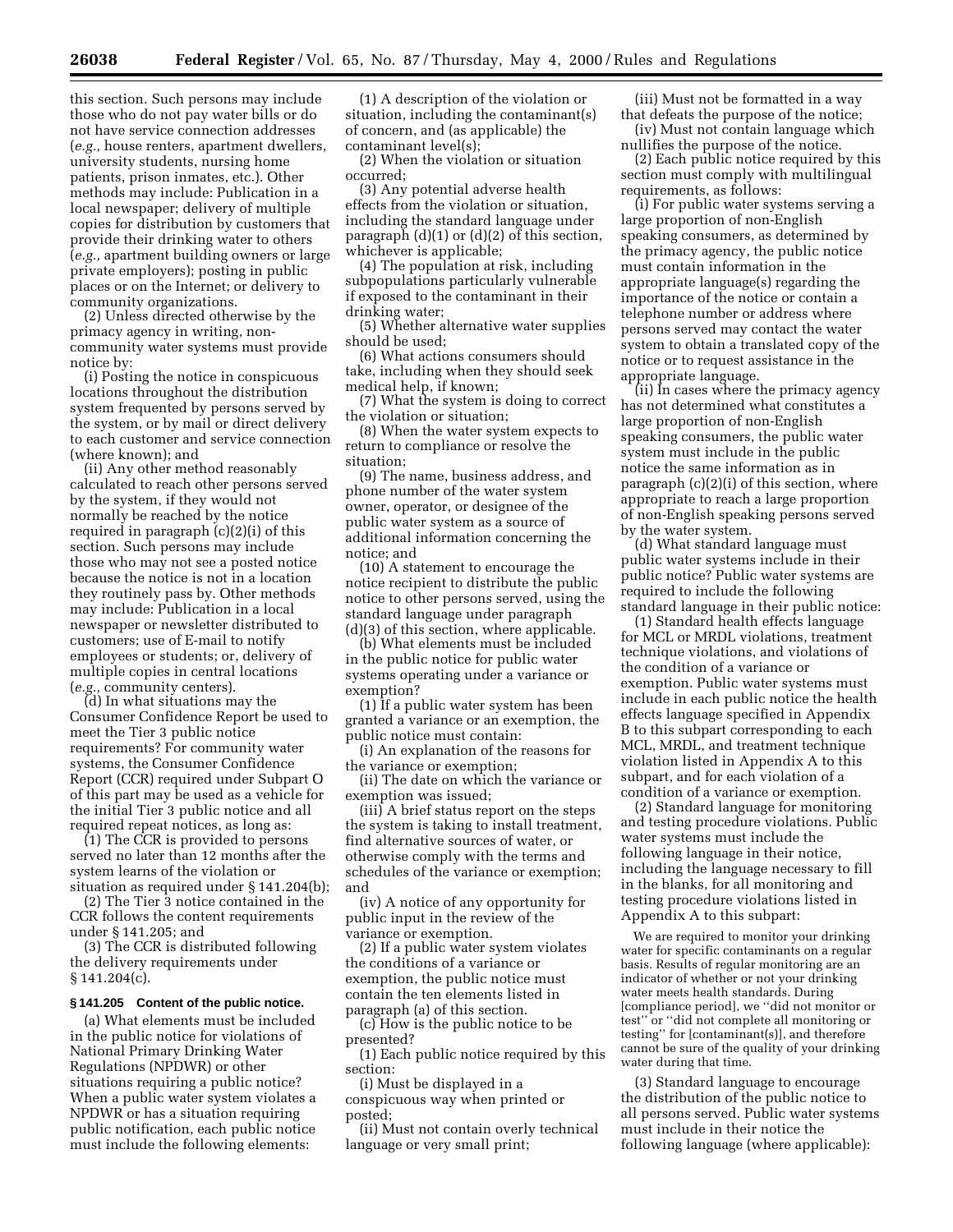this section. Such persons may include those who do not pay water bills or do not have service connection addresses (*e.g.,* house renters, apartment dwellers, university students, nursing home patients, prison inmates, etc.). Other methods may include: Publication in a local newspaper; delivery of multiple copies for distribution by customers that provide their drinking water to others (*e.g.,* apartment building owners or large private employers); posting in public places or on the Internet; or delivery to community organizations.

(2) Unless directed otherwise by the primacy agency in writing, non-community water systems must provide notice by:

(i) Posting the notice in conspicuous locations throughout the distribution system frequented by persons served by the system, or by mail or direct delivery to each customer and service connection (where known); and

(ii) Any other method reasonably calculated to reach other persons served by the system, if they would not normally be reached by the notice required in paragraph (c)(2)(i) of this section. Such persons may include those who may not see a posted notice because the notice is not in a location they routinely pass by. Other methods may include: Publication in a local newspaper or newsletter distributed to customers; use of E-mail to notify employees or students; or, delivery of multiple copies in central locations (*e.g.,* community centers).

(d) In what situations may the Consumer Confidence Report be used to meet the Tier 3 public notice requirements? For community water systems, the Consumer Confidence Report (CCR) required under Subpart O of this part may be used as a vehicle for the initial Tier 3 public notice and all required repeat notices, as long as:

(1) The CCR is provided to persons served no later than 12 months after the system learns of the violation or situation as required under § 141.204(b);

(2) The Tier 3 notice contained in the CCR follows the content requirements under § 141.205; and

(3) The CCR is distributed following the delivery requirements under § 141.204(c).

**§ 141.205 Content of the public notice.**

(a) What elements must be included in the public notice for violations of National Primary Drinking Water Regulations (NPDWR) or other situations requiring a public notice? When a public water system violates a NPDWR or has a situation requiring public notification, each public notice must include the following elements:

(1) A description of the violation or situation, including the contaminant(s) of concern, and (as applicable) the contaminant level(s);

(2) When the violation or situation occurred;

(3) Any potential adverse health effects from the violation or situation, including the standard language under paragraph (d)(1) or (d)(2) of this section, whichever is applicable;

(4) The population at risk, including subpopulations particularly vulnerable if exposed to the contaminant in their drinking water;

(5) Whether alternative water supplies should be used;

(6) What actions consumers should take, including when they should seek medical help, if known;

(7) What the system is doing to correct the violation or situation;

(8) When the water system expects to return to compliance or resolve the situation;

(9) The name, business address, and phone number of the water system owner, operator, or designee of the public water system as a source of additional information concerning the notice; and

(10) A statement to encourage the notice recipient to distribute the public notice to other persons served, using the standard language under paragraph (d)(3) of this section, where applicable.

(b) What elements must be included in the public notice for public water systems operating under a variance or exemption?

(1) If a public water system has been granted a variance or an exemption, the public notice must contain:

(i) An explanation of the reasons for the variance or exemption;

(ii) The date on which the variance or exemption was issued;

(iii) A brief status report on the steps the system is taking to install treatment, find alternative sources of water, or otherwise comply with the terms and schedules of the variance or exemption; and

(iv) A notice of any opportunity for public input in the review of the variance or exemption.

(2) If a public water system violates the conditions of a variance or exemption, the public notice must contain the ten elements listed in paragraph (a) of this section.

(c) How is the public notice to be presented?

(1) Each public notice required by this section:

(i) Must be displayed in a conspicuous way when printed or posted;

(ii) Must not contain overly technical language or very small print;

(iii) Must not be formatted in a way that defeats the purpose of the notice;

(iv) Must not contain language which nullifies the purpose of the notice.

(2) Each public notice required by this section must comply with multilingual requirements, as follows:

(i) For public water systems serving a large proportion of non-English speaking consumers, as determined by the primacy agency, the public notice must contain information in the appropriate language(s) regarding the importance of the notice or contain a telephone number or address where persons served may contact the water system to obtain a translated copy of the notice or to request assistance in the appropriate language.

(ii) In cases where the primacy agency has not determined what constitutes a large proportion of non-English speaking consumers, the public water system must include in the public notice the same information as in paragraph (c)(2)(i) of this section, where appropriate to reach a large proportion of non-English speaking persons served by the water system.

(d) What standard language must public water systems include in their public notice? Public water systems are required to include the following standard language in their public notice:

(1) Standard health effects language for MCL or MRDL violations, treatment technique violations, and violations of the condition of a variance or exemption. Public water systems must include in each public notice the health effects language specified in Appendix B to this subpart corresponding to each MCL, MRDL, and treatment technique violation listed in Appendix A to this subpart, and for each violation of a condition of a variance or exemption.

(2) Standard language for monitoring and testing procedure violations. Public water systems must include the following language in their notice, including the language necessary to fill in the blanks, for all monitoring and testing procedure violations listed in Appendix A to this subpart:

> We are required to monitor your drinking water for specific contaminants on a regular basis. Results of regular monitoring are an indicator of whether or not your drinking water meets health standards. During [compliance period], we ''did not monitor or test'' or ''did not complete all monitoring or testing'' for [contaminant(s)], and therefore cannot be sure of the quality of your drinking water during that time.

(3) Standard language to encourage the distribution of the public notice to all persons served. Public water systems must include in their notice the following language (where applicable):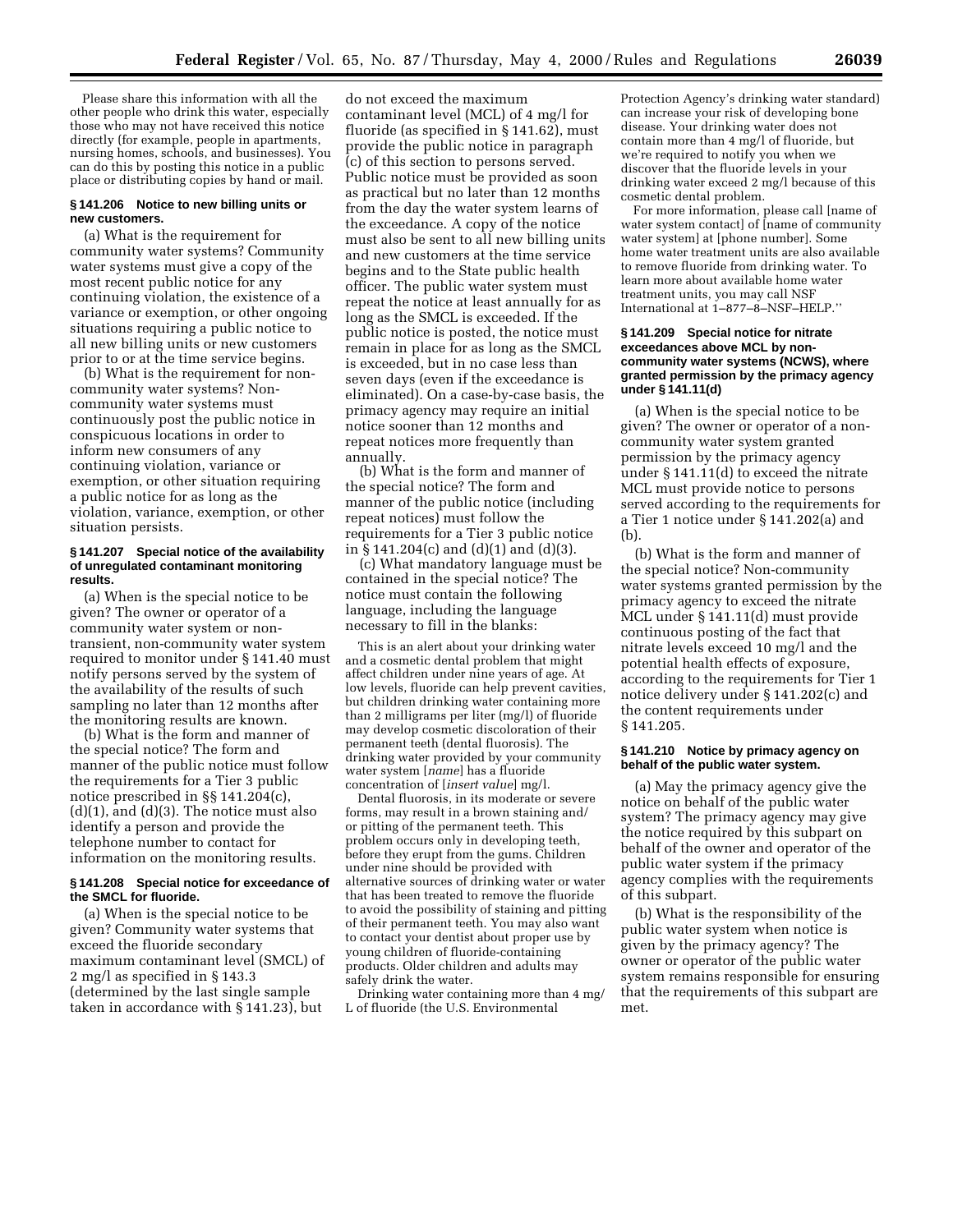Please share this information with all the other people who drink this water, especially those who may not have received this notice directly (for example, people in apartments, nursing homes, schools, and businesses). You can do this by posting this notice in a public place or distributing copies by hand or mail.

**§ 141.206 Notice to new billing units or new customers.**

(a) What is the requirement for community water systems? Community water systems must give a copy of the most recent public notice for any continuing violation, the existence of a variance or exemption, or other ongoing situations requiring a public notice to all new billing units or new customers prior to or at the time service begins.

(b) What is the requirement for non-community water systems? Non-community water systems must continuously post the public notice in conspicuous locations in order to inform new consumers of any continuing violation, variance or exemption, or other situation requiring a public notice for as long as the violation, variance, exemption, or other situation persists.

**§ 141.207 Special notice of the availability of unregulated contaminant monitoring results.**

(a) When is the special notice to be given? The owner or operator of a community water system or non-transient, non-community water system required to monitor under § 141.40 must notify persons served by the system of the availability of the results of such sampling no later than 12 months after the monitoring results are known.

(b) What is the form and manner of the special notice? The form and manner of the public notice must follow the requirements for a Tier 3 public notice prescribed in §§ 141.204(c), (d)(1), and (d)(3). The notice must also identify a person and provide the telephone number to contact for information on the monitoring results.

**§ 141.208 Special notice for exceedance of the SMCL for fluoride.**

(a) When is the special notice to be given? Community water systems that exceed the fluoride secondary maximum contaminant level (SMCL) of 2 mg/l as specified in § 143.3 (determined by the last single sample taken in accordance with § 141.23), but do not exceed the maximum contaminant level (MCL) of 4 mg/l for fluoride (as specified in § 141.62), must provide the public notice in paragraph (c) of this section to persons served. Public notice must be provided as soon as practical but no later than 12 months from the day the water system learns of the exceedance. A copy of the notice must also be sent to all new billing units and new customers at the time service begins and to the State public health officer. The public water system must repeat the notice at least annually for as long as the SMCL is exceeded. If the public notice is posted, the notice must remain in place for as long as the SMCL is exceeded, but in no case less than seven days (even if the exceedance is eliminated). On a case-by-case basis, the primacy agency may require an initial notice sooner than 12 months and repeat notices more frequently than annually.

(b) What is the form and manner of the special notice? The form and manner of the public notice (including repeat notices) must follow the requirements for a Tier 3 public notice in § 141.204(c) and (d)(1) and (d)(3).

(c) What mandatory language must be contained in the special notice? The notice must contain the following language, including the language necessary to fill in the blanks:

This is an alert about your drinking water and a cosmetic dental problem that might affect children under nine years of age. At low levels, fluoride can help prevent cavities, but children drinking water containing more than 2 milligrams per liter (mg/l) of fluoride may develop cosmetic discoloration of their permanent teeth (dental fluorosis). The drinking water provided by your community water system [*name*] has a fluoride concentration of [*insert value*] mg/l.

Dental fluorosis, in its moderate or severe forms, may result in a brown staining and/or pitting of the permanent teeth. This problem occurs only in developing teeth, before they erupt from the gums. Children under nine should be provided with alternative sources of drinking water or water that has been treated to remove the fluoride to avoid the possibility of staining and pitting of their permanent teeth. You may also want to contact your dentist about proper use by young children of fluoride-containing products. Older children and adults may safely drink the water.

Drinking water containing more than 4 mg/L of fluoride (the U.S. Environmental Protection Agency's drinking water standard) can increase your risk of developing bone disease. Your drinking water does not contain more than 4 mg/l of fluoride, but we're required to notify you when we discover that the fluoride levels in your drinking water exceed 2 mg/l because of this cosmetic dental problem.

For more information, please call [name of water system contact] of [name of community water system] at [phone number]. Some home water treatment units are also available to remove fluoride from drinking water. To learn more about available home water treatment units, you may call NSF International at 1–877–8–NSF–HELP.''

**§ 141.209 Special notice for nitrate exceedances above MCL by non-community water systems (NCWS), where granted permission by the primacy agency under § 141.11(d)**

(a) When is the special notice to be given? The owner or operator of a non-community water system granted permission by the primacy agency under § 141.11(d) to exceed the nitrate MCL must provide notice to persons served according to the requirements for a Tier 1 notice under § 141.202(a) and (b).

(b) What is the form and manner of the special notice? Non-community water systems granted permission by the primacy agency to exceed the nitrate MCL under § 141.11(d) must provide continuous posting of the fact that nitrate levels exceed 10 mg/l and the potential health effects of exposure, according to the requirements for Tier 1 notice delivery under § 141.202(c) and the content requirements under § 141.205.

**§ 141.210 Notice by primacy agency on behalf of the public water system.**

(a) May the primacy agency give the notice on behalf of the public water system? The primacy agency may give the notice required by this subpart on behalf of the owner and operator of the public water system if the primacy agency complies with the requirements of this subpart.

(b) What is the responsibility of the public water system when notice is given by the primacy agency? The owner or operator of the public water system remains responsible for ensuring that the requirements of this subpart are met.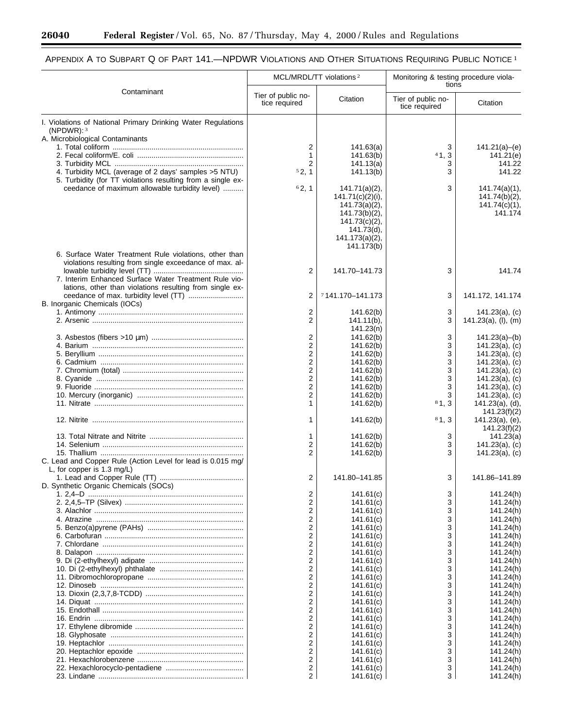APPENDIX A TO SUBPART Q OF PART 141.—NPDWR VIOLATIONS AND OTHER SITUATIONS REQUIRING PUBLIC NOTICE [1]

| Contaminant | MCL/MRDL/TT violations [2] | | Monitoring & testing procedure violations | |
|---|---|---|---|---|
| | Tier of public notice required | Citation | Tier of public notice required | Citation |
| I. Violations of National Primary Drinking Water Regulations (NPDWR): [3] | | | | |
| A. Microbiological Contaminants | | | | |
| 1. Total coliform | 2 | 141.63(a) | 3 | 141.21(a)–(e) |
| 2. Fecal coliform/E. coli | 1 | 141.63(b) | [4] 1, 3 | 141.21(e) |
| 3. Turbidity MCL | 2 | 141.13(a) | 3 | 141.22 |
| 4. Turbidity MCL (average of 2 days' samples >5 NTU) | [5] 2, 1 | 141.13(b) | 3 | 141.22 |
| 5. Turbidity (for TT violations resulting from a single exceedance of maximum allowable turbidity level) | [6] 2, 1 | 141.71(a)(2), 141.71(c)(2)(i), 141.73(a)(2), 141.73(b)(2), 141.73(c)(2), 141.73(d), 141.173(a)(2), 141.173(b) | 3 | 141.74(a)(1), 141.74(b)(2), 141.74(c)(1), 141.174 |
| 6. Surface Water Treatment Rule violations, other than violations resulting from single exceedance of max. allowable turbidity level (TT) | 2 | 141.70–141.73 | 3 | 141.74 |
| 7. Interim Enhanced Surface Water Treatment Rule violations, other than violations resulting from single exceedance of max. turbidity level (TT) | 2 | [7] 141.170–141.173 | 3 | 141.172, 141.174 |
| B. Inorganic Chemicals (IOCs) | | | | |
| 1. Antimony | 2 | 141.62(b) | 3 | 141.23(a), (c) |
| 2. Arsenic | 2 | 141.11(b), 141.23(n) | 3 | 141.23(a), (l), (m) |
| 3. Asbestos (fibers >10 μm) | 2 | 141.62(b) | 3 | 141.23(a)–(b) |
| 4. Barium | 2 | 141.62(b) | 3 | 141.23(a), (c) |
| 5. Beryllium | 2 | 141.62(b) | 3 | 141.23(a), (c) |
| 6. Cadmium | 2 | 141.62(b) | 3 | 141.23(a), (c) |
| 7. Chromium (total) | 2 | 141.62(b) | 3 | 141.23(a), (c) |
| 8. Cyanide | 2 | 141.62(b) | 3 | 141.23(a), (c) |
| 9. Fluoride | 2 | 141.62(b) | 3 | 141.23(a), (c) |
| 10. Mercury (inorganic) | 2 | 141.62(b) | 3 | 141.23(a), (c) |
| 11. Nitrate | 1 | 141.62(b) | [8] 1, 3 | 141.23(a), (d), 141.23(f)(2) |
| 12. Nitrite | 1 | 141.62(b) | [8] 1, 3 | 141.23(a), (e), 141.23(f)(2) |
| 13. Total Nitrate and Nitrite | 1 | 141.62(b) | 3 | 141.23(a) |
| 14. Selenium | 2 | 141.62(b) | 3 | 141.23(a), (c) |
| 15. Thallium | 2 | 141.62(b) | 3 | 141.23(a), (c) |
| C. Lead and Copper Rule (Action Level for lead is 0.015 mg/L, for copper is 1.3 mg/L) | | | | |
| 1. Lead and Copper Rule (TT) | 2 | 141.80–141.85 | 3 | 141.86–141.89 |
| D. Synthetic Organic Chemicals (SOCs) | | | | |
| 1. 2,4–D | 2 | 141.61(c) | 3 | 141.24(h) |
| 2. 2,4,5–TP (Silvex) | 2 | 141.61(c) | 3 | 141.24(h) |
| 3. Alachlor | 2 | 141.61(c) | 3 | 141.24(h) |
| 4. Atrazine | 2 | 141.61(c) | 3 | 141.24(h) |
| 5. Benzo(a)pyrene (PAHs) | 2 | 141.61(c) | 3 | 141.24(h) |
| 6. Carbofuran | 2 | 141.61(c) | 3 | 141.24(h) |
| 7. Chlordane | 2 | 141.61(c) | 3 | 141.24(h) |
| 8. Dalapon | 2 | 141.61(c) | 3 | 141.24(h) |
| 9. Di (2-ethylhexyl) adipate | 2 | 141.61(c) | 3 | 141.24(h) |
| 10. Di (2-ethylhexyl) phthalate | 2 | 141.61(c) | 3 | 141.24(h) |
| 11. Dibromochloropropane | 2 | 141.61(c) | 3 | 141.24(h) |
| 12. Dinoseb | 2 | 141.61(c) | 3 | 141.24(h) |
| 13. Dioxin (2,3,7,8-TCDD) | 2 | 141.61(c) | 3 | 141.24(h) |
| 14. Diquat | 2 | 141.61(c) | 3 | 141.24(h) |
| 15. Endothall | 2 | 141.61(c) | 3 | 141.24(h) |
| 16. Endrin | 2 | 141.61(c) | 3 | 141.24(h) |
| 17. Ethylene dibromide | 2 | 141.61(c) | 3 | 141.24(h) |
| 18. Glyphosate | 2 | 141.61(c) | 3 | 141.24(h) |
| 19. Heptachlor | 2 | 141.61(c) | 3 | 141.24(h) |
| 20. Heptachlor epoxide | 2 | 141.61(c) | 3 | 141.24(h) |
| 21. Hexachlorobenzene | 2 | 141.61(c) | 3 | 141.24(h) |
| 22. Hexachlorocyclo-pentadiene | 2 | 141.61(c) | 3 | 141.24(h) |
| 23. Lindane | 2 | 141.61(c) | 3 | 141.24(h) |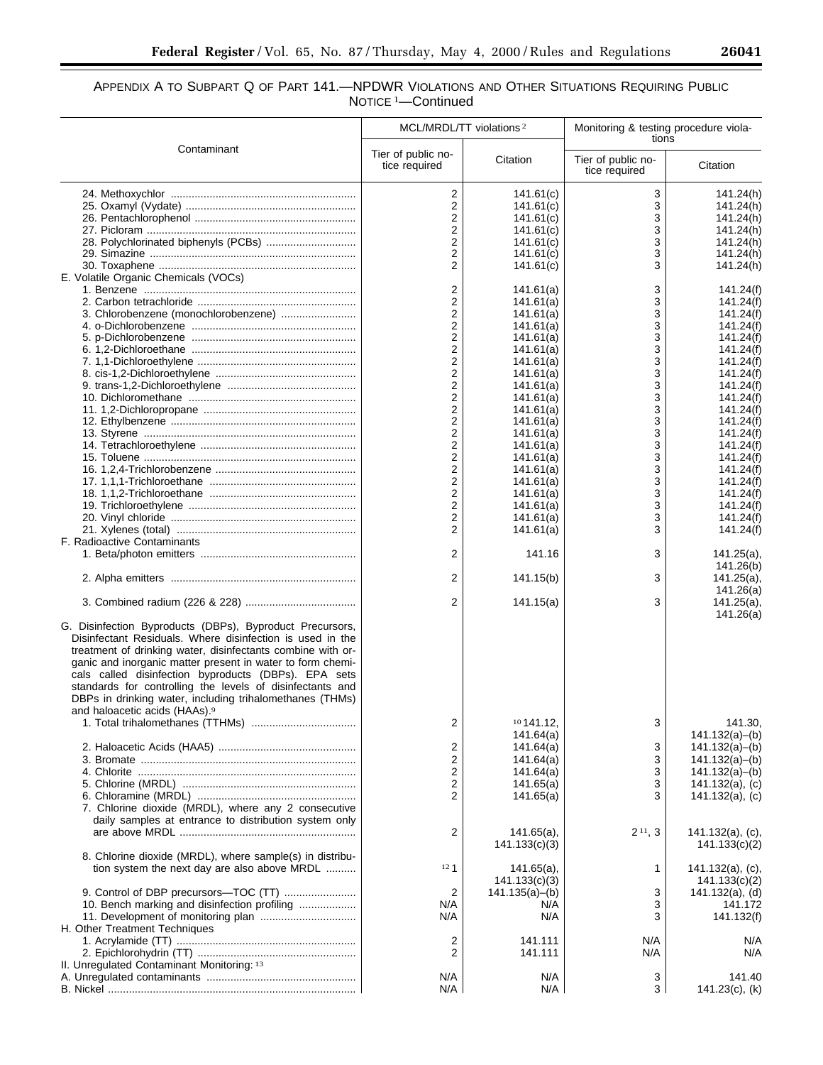## APPENDIX A TO SUBPART Q OF PART 141.—NPDWR VIOLATIONS AND OTHER SITUATIONS REQUIRING PUBLIC NOTICE [1]—Continued

| Contaminant | MCL/MRDL/TT violations [2] | | Monitoring & testing procedure violations | |
|---|---|---|---|---|
| | Tier of public notice required | Citation | Tier of public notice required | Citation |
| 24. Methoxychlor | 2 | 141.61(c) | 3 | 141.24(h) |
| 25. Oxamyl (Vydate) | 2 | 141.61(c) | 3 | 141.24(h) |
| 26. Pentachlorophenol | 2 | 141.61(c) | 3 | 141.24(h) |
| 27. Picloram | 2 | 141.61(c) | 3 | 141.24(h) |
| 28. Polychlorinated biphenyls (PCBs) | 2 | 141.61(c) | 3 | 141.24(h) |
| 29. Simazine | 2 | 141.61(c) | 3 | 141.24(h) |
| 30. Toxaphene | 2 | 141.61(c) | 3 | 141.24(h) |
| E. Volatile Organic Chemicals (VOCs) | | | | |
| 1. Benzene | 2 | 141.61(a) | 3 | 141.24(f) |
| 2. Carbon tetrachloride | 2 | 141.61(a) | 3 | 141.24(f) |
| 3. Chlorobenzene (monochlorobenzene) | 2 | 141.61(a) | 3 | 141.24(f) |
| 4. o-Dichlorobenzene | 2 | 141.61(a) | 3 | 141.24(f) |
| 5. p-Dichlorobenzene | 2 | 141.61(a) | 3 | 141.24(f) |
| 6. 1,2-Dichloroethane | 2 | 141.61(a) | 3 | 141.24(f) |
| 7. 1,1-Dichloroethylene | 2 | 141.61(a) | 3 | 141.24(f) |
| 8. cis-1,2-Dichloroethylene | 2 | 141.61(a) | 3 | 141.24(f) |
| 9. trans-1,2-Dichloroethylene | 2 | 141.61(a) | 3 | 141.24(f) |
| 10. Dichloromethane | 2 | 141.61(a) | 3 | 141.24(f) |
| 11. 1,2-Dichloropropane | 2 | 141.61(a) | 3 | 141.24(f) |
| 12. Ethylbenzene | 2 | 141.61(a) | 3 | 141.24(f) |
| 13. Styrene | 2 | 141.61(a) | 3 | 141.24(f) |
| 14. Tetrachloroethylene | 2 | 141.61(a) | 3 | 141.24(f) |
| 15. Toluene | 2 | 141.61(a) | 3 | 141.24(f) |
| 16. 1,2,4-Trichlorobenzene | 2 | 141.61(a) | 3 | 141.24(f) |
| 17. 1,1,1-Trichloroethane | 2 | 141.61(a) | 3 | 141.24(f) |
| 18. 1,1,2-Trichloroethane | 2 | 141.61(a) | 3 | 141.24(f) |
| 19. Trichloroethylene | 2 | 141.61(a) | 3 | 141.24(f) |
| 20. Vinyl chloride | 2 | 141.61(a) | 3 | 141.24(f) |
| 21. Xylenes (total) | 2 | 141.61(a) | 3 | 141.24(f) |
| F. Radioactive Contaminants | | | | |
| 1. Beta/photon emitters | 2 | 141.16 | 3 | 141.25(a), 141.26(b) |
| 2. Alpha emitters | 2 | 141.15(b) | 3 | 141.25(a), 141.26(a) |
| 3. Combined radium (226 & 228) | 2 | 141.15(a) | 3 | 141.25(a), 141.26(a) |
| G. Disinfection Byproducts (DBPs), Byproduct Precursors, Disinfectant Residuals. Where disinfection is used in the treatment of drinking water, disinfectants combine with organic and inorganic matter present in water to form chemicals called disinfection byproducts (DBPs). EPA sets standards for controlling the levels of disinfectants and DBPs in drinking water, including trihalomethanes (THMs) and haloacetic acids (HAAs).[9] | | | | |
| 1. Total trihalomethanes (TTHMs) | 2 | [10] 141.12, 141.64(a) | 3 | 141.30, 141.132(a)–(b) |
| 2. Haloacetic Acids (HAA5) | 2 | 141.64(a) | 3 | 141.132(a)–(b) |
| 3. Bromate | 2 | 141.64(a) | 3 | 141.132(a)–(b) |
| 4. Chlorite | 2 | 141.64(a) | 3 | 141.132(a)–(b) |
| 5. Chlorine (MRDL) | 2 | 141.65(a) | 3 | 141.132(a), (c) |
| 6. Chloramine (MRDL) | 2 | 141.65(a) | 3 | 141.132(a), (c) |
| 7. Chlorine dioxide (MRDL), where any 2 consecutive daily samples at entrance to distribution system only are above MRDL | 2 | 141.65(a), 141.133(c)(3) | 2 [11], 3 | 141.132(a), (c), 141.133(c)(2) |
| 8. Chlorine dioxide (MRDL), where sample(s) in distribution system the next day are also above MRDL | [12] 1 | 141.65(a), 141.133(c)(3) | 1 | 141.132(a), (c), 141.133(c)(2) |
| 9. Control of DBP precursors—TOC (TT) | 2 | 141.135(a)–(b) | 3 | 141.132(a), (d) |
| 10. Bench marking and disinfection profiling | N/A | N/A | 3 | 141.172 |
| 11. Development of monitoring plan | N/A | N/A | 3 | 141.132(f) |
| H. Other Treatment Techniques | | | | |
| 1. Acrylamide (TT) | 2 | 141.111 | N/A | N/A |
| 2. Epichlorohydrin (TT) | 2 | 141.111 | N/A | N/A |
| II. Unregulated Contaminant Monitoring: [13] | | | | |
| A. Unregulated contaminants | N/A | N/A | 3 | 141.40 |
| B. Nickel | N/A | N/A | 3 | 141.23(c), (k) |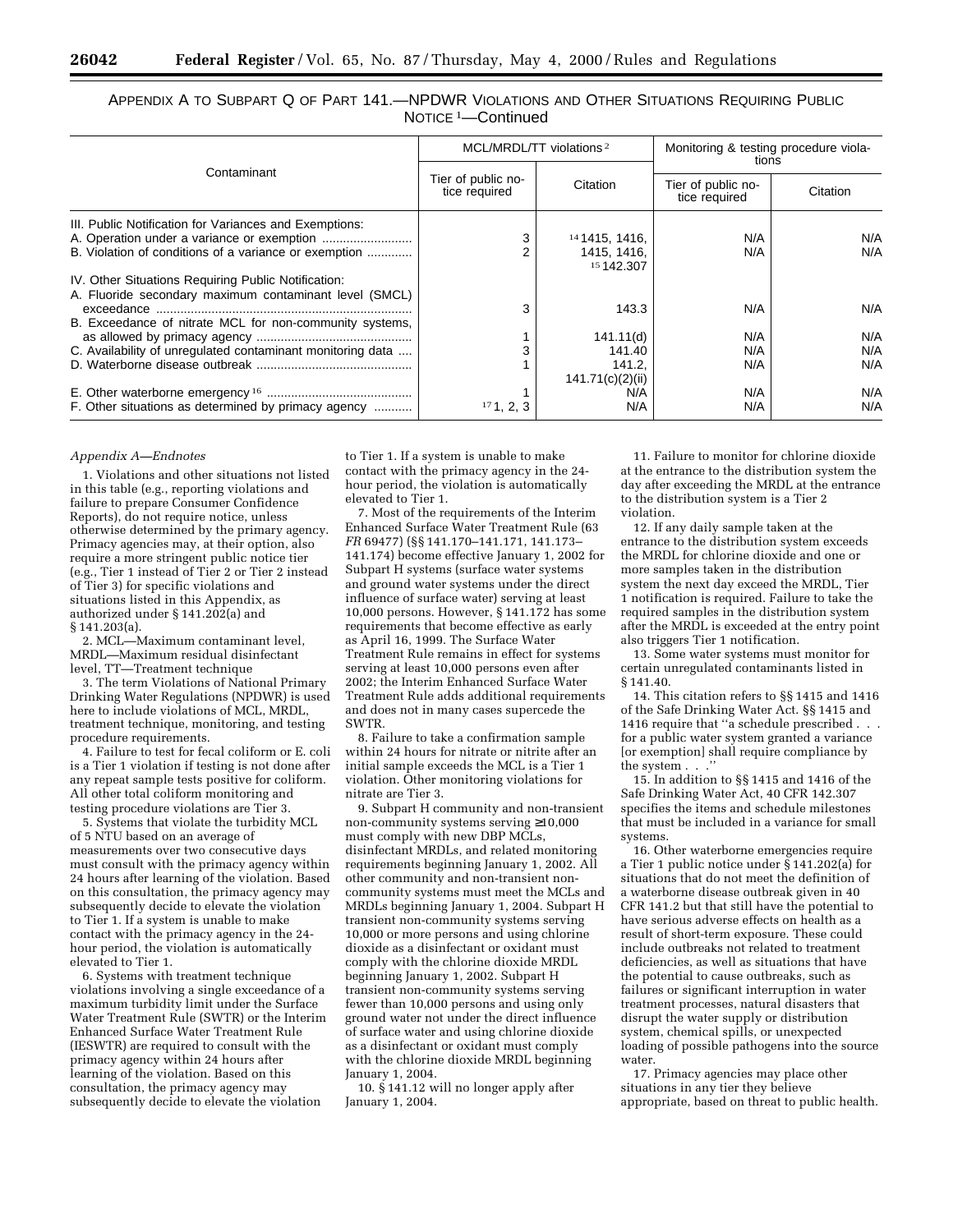APPENDIX A TO SUBPART Q OF PART 141.—NPDWR VIOLATIONS AND OTHER SITUATIONS REQUIRING PUBLIC NOTICE [1]—Continued

| Contaminant | MCL/MRDL/TT violations [2] | | Monitoring & testing procedure violations | |
|---|---|---|---|---|
| | Tier of public notice required | Citation | Tier of public notice required | Citation |
| III. Public Notification for Variances and Exemptions: | | | | |
| A. Operation under a variance or exemption | 3 | [14] 1415, 1416, | N/A | N/A |
| B. Violation of conditions of a variance or exemption | 2 | 1415, 1416, [15] 142.307 | N/A | N/A |
| IV. Other Situations Requiring Public Notification: | | | | |
| A. Fluoride secondary maximum contaminant level (SMCL) exceedance | 3 | 143.3 | N/A | N/A |
| B. Exceedance of nitrate MCL for non-community systems, as allowed by primacy agency | 1 | 141.11(d) | N/A | N/A |
| C. Availability of unregulated contaminant monitoring data | 3 | 141.40 | N/A | N/A |
| D. Waterborne disease outbreak | 1 | 141.2, 141.71(c)(2)(ii) | N/A | N/A |
| E. Other waterborne emergency [16] | 1 | N/A | N/A | N/A |
| F. Other situations as determined by primacy agency | [17] 1, 2, 3 | N/A | N/A | N/A |

*Appendix A—Endnotes*

1. Violations and other situations not listed in this table (e.g., reporting violations and failure to prepare Consumer Confidence Reports), do not require notice, unless otherwise determined by the primary agency. Primacy agencies may, at their option, also require a more stringent public notice tier (e.g., Tier 1 instead of Tier 2 or Tier 2 instead of Tier 3) for specific violations and situations listed in this Appendix, as authorized under § 141.202(a) and § 141.203(a).

2. MCL—Maximum contaminant level, MRDL—Maximum residual disinfectant level, TT—Treatment technique

3. The term Violations of National Primary Drinking Water Regulations (NPDWR) is used here to include violations of MCL, MRDL, treatment technique, monitoring, and testing procedure requirements.

4. Failure to test for fecal coliform or E. coli is a Tier 1 violation if testing is not done after any repeat sample tests positive for coliform. All other total coliform monitoring and testing procedure violations are Tier 3.

5. Systems that violate the turbidity MCL of 5 NTU based on an average of measurements over two consecutive days must consult with the primacy agency within 24 hours after learning of the violation. Based on this consultation, the primacy agency may subsequently decide to elevate the violation to Tier 1. If a system is unable to make contact with the primacy agency in the 24-hour period, the violation is automatically elevated to Tier 1.

6. Systems with treatment technique violations involving a single exceedance of a maximum turbidity limit under the Surface Water Treatment Rule (SWTR) or the Interim Enhanced Surface Water Treatment Rule (IESWTR) are required to consult with the primacy agency within 24 hours after learning of the violation. Based on this consultation, the primacy agency may subsequently decide to elevate the violation to Tier 1. If a system is unable to make contact with the primacy agency in the 24-hour period, the violation is automatically elevated to Tier 1.

7. Most of the requirements of the Interim Enhanced Surface Water Treatment Rule (63 *FR* 69477) (§§ 141.170–141.171, 141.173–141.174) become effective January 1, 2002 for Subpart H systems (surface water systems and ground water systems under the direct influence of surface water) serving at least 10,000 persons. However, § 141.172 has some requirements that become effective as early as April 16, 1999. The Surface Water Treatment Rule remains in effect for systems serving at least 10,000 persons even after 2002; the Interim Enhanced Surface Water Treatment Rule adds additional requirements and does not in many cases supercede the SWTR.

8. Failure to take a confirmation sample within 24 hours for nitrate or nitrite after an initial sample exceeds the MCL is a Tier 1 violation. Other monitoring violations for nitrate are Tier 3.

9. Subpart H community and non-transient non-community systems serving ≥10,000 must comply with new DBP MCLs, disinfectant MRDLs, and related monitoring requirements beginning January 1, 2002. All other community and non-transient non-community systems must meet the MCLs and MRDLs beginning January 1, 2004. Subpart H transient non-community systems serving 10,000 or more persons and using chlorine dioxide as a disinfectant or oxidant must comply with the chlorine dioxide MRDL beginning January 1, 2002. Subpart H transient non-community systems serving fewer than 10,000 persons and using only ground water not under the direct influence of surface water and using chlorine dioxide as a disinfectant or oxidant must comply with the chlorine dioxide MRDL beginning January 1, 2004.

10. § 141.12 will no longer apply after January 1, 2004.

11. Failure to monitor for chlorine dioxide at the entrance to the distribution system the day after exceeding the MRDL at the entrance to the distribution system is a Tier 2 violation.

12. If any daily sample taken at the entrance to the distribution system exceeds the MRDL for chlorine dioxide and one or more samples taken in the distribution system the next day exceed the MRDL, Tier 1 notification is required. Failure to take the required samples in the distribution system after the MRDL is exceeded at the entry point also triggers Tier 1 notification.

13. Some water systems must monitor for certain unregulated contaminants listed in § 141.40.

14. This citation refers to §§ 1415 and 1416 of the Safe Drinking Water Act. §§ 1415 and 1416 require that ''a schedule prescribed . . . for a public water system granted a variance [or exemption] shall require compliance by the system . . .''

15. In addition to §§ 1415 and 1416 of the Safe Drinking Water Act, 40 CFR 142.307 specifies the items and schedule milestones that must be included in a variance for small systems.

16. Other waterborne emergencies require a Tier 1 public notice under § 141.202(a) for situations that do not meet the definition of a waterborne disease outbreak given in 40 CFR 141.2 but that still have the potential to have serious adverse effects on health as a result of short-term exposure. These could include outbreaks not related to treatment deficiencies, as well as situations that have the potential to cause outbreaks, such as failures or significant interruption in water treatment processes, natural disasters that disrupt the water supply or distribution system, chemical spills, or unexpected loading of possible pathogens into the source water.

17. Primacy agencies may place other situations in any tier they believe appropriate, based on threat to public health.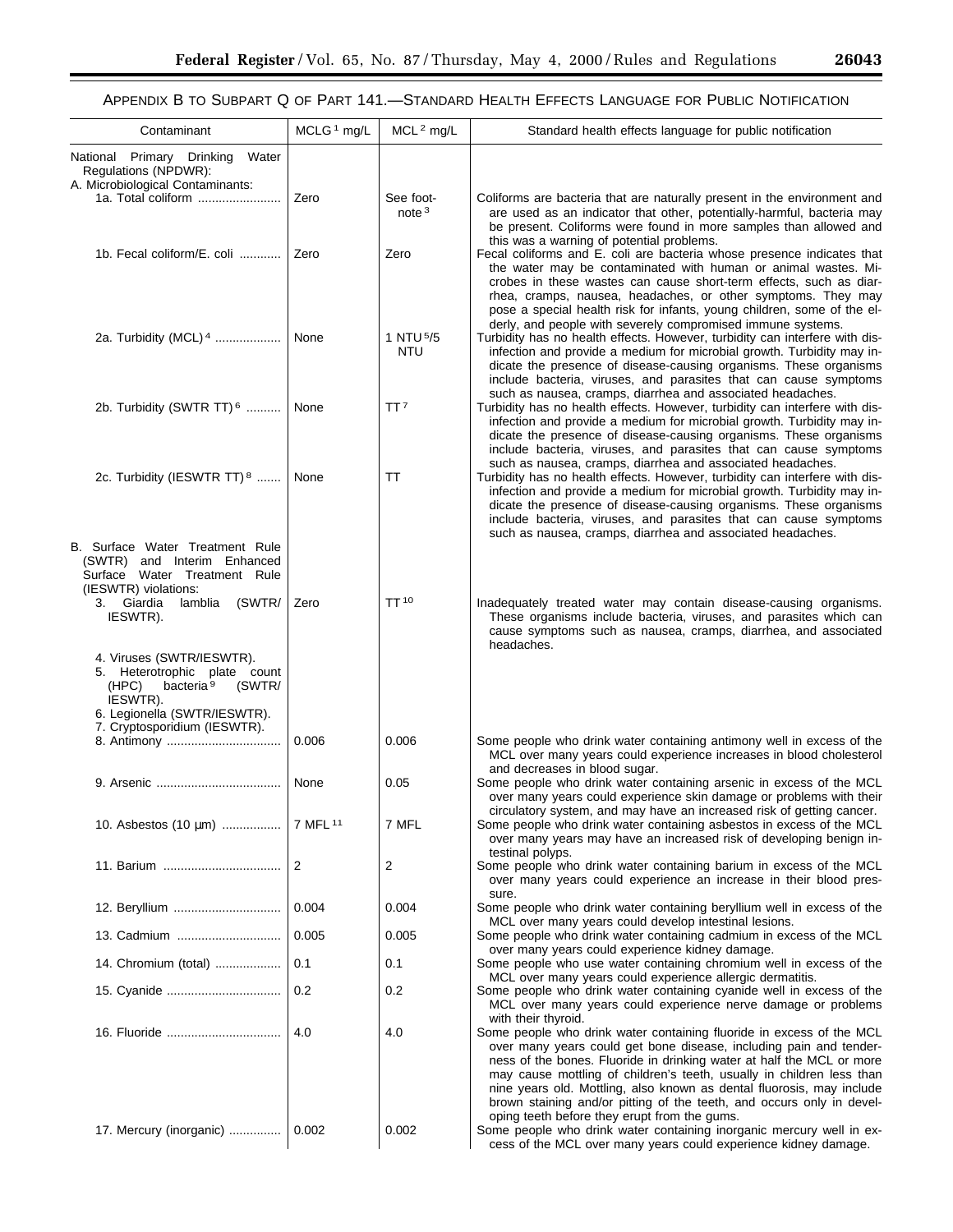## APPENDIX B TO SUBPART Q OF PART 141.—STANDARD HEALTH EFFECTS LANGUAGE FOR PUBLIC NOTIFICATION

| Contaminant | MCLG [1] mg/L | MCL [2] mg/L | Standard health effects language for public notification |
|---|---|---|---|
| National Primary Drinking Water Regulations (NPDWR): | | | |
| A. Microbiological Contaminants: | | | |
| 1a. Total coliform | Zero | See footnote [3] | Coliforms are bacteria that are naturally present in the environment and are used as an indicator that other, potentially-harmful, bacteria may be present. Coliforms were found in more samples than allowed and this was a warning of potential problems. |
| 1b. Fecal coliform/E. coli | Zero | Zero | Fecal coliforms and E. coli are bacteria whose presence indicates that the water may be contaminated with human or animal wastes. Microbes in these wastes can cause short-term effects, such as diarrhea, cramps, nausea, headaches, or other symptoms. They may pose a special health risk for infants, young children, some of the elderly, and people with severely compromised immune systems. |
| 2a. Turbidity (MCL) [4] | None | 1 NTU [5]/5 NTU | Turbidity has no health effects. However, turbidity can interfere with disinfection and provide a medium for microbial growth. Turbidity may indicate the presence of disease-causing organisms. These organisms include bacteria, viruses, and parasites that can cause symptoms such as nausea, cramps, diarrhea and associated headaches. |
| 2b. Turbidity (SWTR TT) [6] | None | TT [7] | Turbidity has no health effects. However, turbidity can interfere with disinfection and provide a medium for microbial growth. Turbidity may indicate the presence of disease-causing organisms. These organisms include bacteria, viruses, and parasites that can cause symptoms such as nausea, cramps, diarrhea and associated headaches. |
| 2c. Turbidity (IESWTR TT) [8] | None | TT | Turbidity has no health effects. However, turbidity can interfere with disinfection and provide a medium for microbial growth. Turbidity may indicate the presence of disease-causing organisms. These organisms include bacteria, viruses, and parasites that can cause symptoms such as nausea, cramps, diarrhea and associated headaches. |
| B. Surface Water Treatment Rule (SWTR) and Interim Enhanced Surface Water Treatment Rule (IESWTR) violations: | | | |
| 3. Giardia lamblia (SWTR/IESWTR). | Zero | TT [10] | Inadequately treated water may contain disease-causing organisms. These organisms include bacteria, viruses, and parasites which can cause symptoms such as nausea, cramps, diarrhea, and associated headaches. |
| 4. Viruses (SWTR/IESWTR). | | | |
| 5. Heterotrophic plate count (HPC) bacteria [9] (SWTR/IESWTR). | | | |
| 6. Legionella (SWTR/IESWTR). | | | |
| 7. Cryptosporidium (IESWTR). | | | |
| 8. Antimony | 0.006 | 0.006 | Some people who drink water containing antimony well in excess of the MCL over many years could experience increases in blood cholesterol and decreases in blood sugar. |
| 9. Arsenic | None | 0.05 | Some people who drink water containing arsenic in excess of the MCL over many years could experience skin damage or problems with their circulatory system, and may have an increased risk of getting cancer. |
| 10. Asbestos (10 µm) | 7 MFL [11] | 7 MFL | Some people who drink water containing asbestos in excess of the MCL over many years may have an increased risk of developing benign intestinal polyps. |
| 11. Barium | 2 | 2 | Some people who drink water containing barium in excess of the MCL over many years could experience an increase in their blood pressure. |
| 12. Beryllium | 0.004 | 0.004 | Some people who drink water containing beryllium well in excess of the MCL over many years could develop intestinal lesions. |
| 13. Cadmium | 0.005 | 0.005 | Some people who drink water containing cadmium in excess of the MCL over many years could experience kidney damage. |
| 14. Chromium (total) | 0.1 | 0.1 | Some people who use water containing chromium well in excess of the MCL over many years could experience allergic dermatitis. |
| 15. Cyanide | 0.2 | 0.2 | Some people who drink water containing cyanide well in excess of the MCL over many years could experience nerve damage or problems with their thyroid. |
| 16. Fluoride | 4.0 | 4.0 | Some people who drink water containing fluoride in excess of the MCL over many years could get bone disease, including pain and tenderness of the bones. Fluoride in drinking water at half the MCL or more may cause mottling of children's teeth, usually in children less than nine years old. Mottling, also known as dental fluorosis, may include brown staining and/or pitting of the teeth, and occurs only in developing teeth before they erupt from the gums. |
| 17. Mercury (inorganic) | 0.002 | 0.002 | Some people who drink water containing inorganic mercury well in excess of the MCL over many years could experience kidney damage. |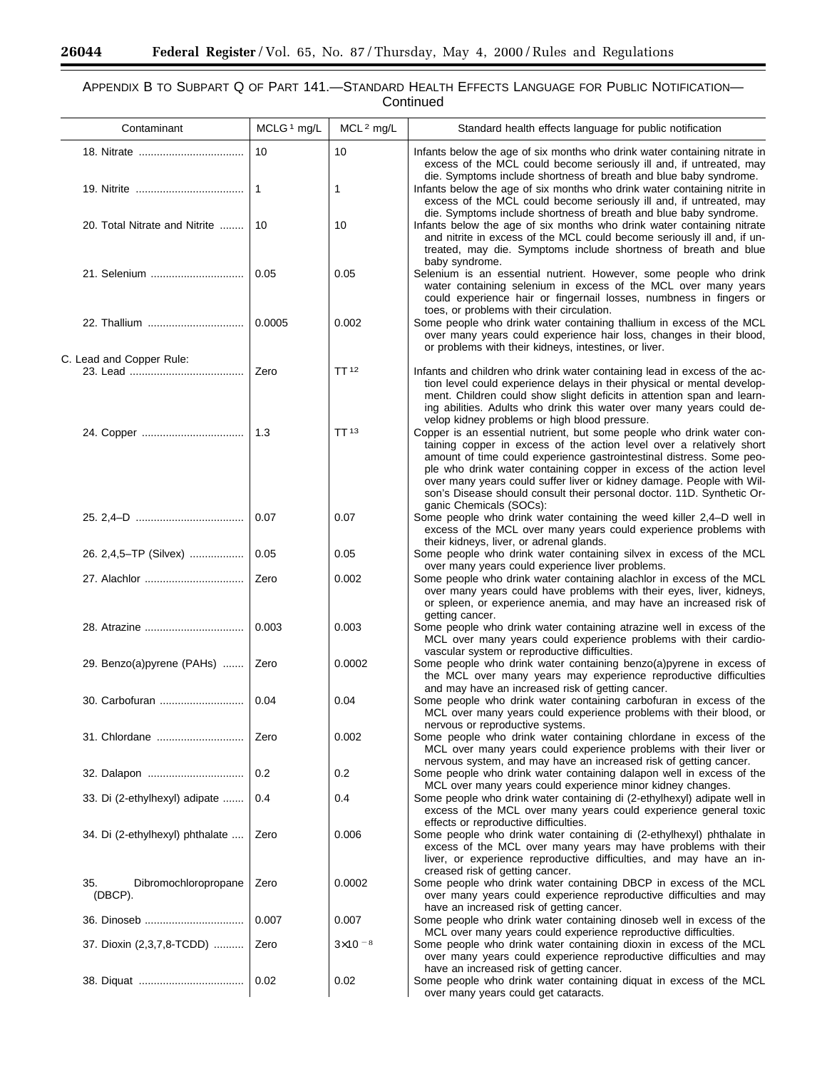## APPENDIX B TO SUBPART Q OF PART 141.—STANDARD HEALTH EFFECTS LANGUAGE FOR PUBLIC NOTIFICATION—Continued

| Contaminant | MCLG[1] mg/L | MCL[2] mg/L | Standard health effects language for public notification |
|---|---|---|---|
| 18. Nitrate | 10 | 10 | Infants below the age of six months who drink water containing nitrate in excess of the MCL could become seriously ill and, if untreated, may die. Symptoms include shortness of breath and blue baby syndrome. |
| 19. Nitrite | 1 | 1 | Infants below the age of six months who drink water containing nitrite in excess of the MCL could become seriously ill and, if untreated, may die. Symptoms include shortness of breath and blue baby syndrome. |
| 20. Total Nitrate and Nitrite | 10 | 10 | Infants below the age of six months who drink water containing nitrate and nitrite in excess of the MCL could become seriously ill and, if untreated, may die. Symptoms include shortness of breath and blue baby syndrome. |
| 21. Selenium | 0.05 | 0.05 | Selenium is an essential nutrient. However, some people who drink water containing selenium in excess of the MCL over many years could experience hair or fingernail losses, numbness in fingers or toes, or problems with their circulation. |
| 22. Thallium | 0.0005 | 0.002 | Some people who drink water containing thallium in excess of the MCL over many years could experience hair loss, changes in their blood, or problems with their kidneys, intestines, or liver. |
| C. Lead and Copper Rule: | | | |
| 23. Lead | Zero | TT[12] | Infants and children who drink water containing lead in excess of the action level could experience delays in their physical or mental development. Children could show slight deficits in attention span and learning abilities. Adults who drink this water over many years could develop kidney problems or high blood pressure. |
| 24. Copper | 1.3 | TT[13] | Copper is an essential nutrient, but some people who drink water containing copper in excess of the action level over a relatively short amount of time could experience gastrointestinal distress. Some people who drink water containing copper in excess of the action level over many years could suffer liver or kidney damage. People with Wilson's Disease should consult their personal doctor. 11D. Synthetic Organic Chemicals (SOCs): |
| 25. 2,4–D | 0.07 | 0.07 | Some people who drink water containing the weed killer 2,4–D well in excess of the MCL over many years could experience problems with their kidneys, liver, or adrenal glands. |
| 26. 2,4,5–TP (Silvex) | 0.05 | 0.05 | Some people who drink water containing silvex in excess of the MCL over many years could experience liver problems. |
| 27. Alachlor | Zero | 0.002 | Some people who drink water containing alachlor in excess of the MCL over many years could have problems with their eyes, liver, kidneys, or spleen, or experience anemia, and may have an increased risk of getting cancer. |
| 28. Atrazine | 0.003 | 0.003 | Some people who drink water containing atrazine well in excess of the MCL over many years could experience problems with their cardiovascular system or reproductive difficulties. |
| 29. Benzo(a)pyrene (PAHs) | Zero | 0.0002 | Some people who drink water containing benzo(a)pyrene in excess of the MCL over many years may experience reproductive difficulties and may have an increased risk of getting cancer. |
| 30. Carbofuran | 0.04 | 0.04 | Some people who drink water containing carbofuran in excess of the MCL over many years could experience problems with their blood, or nervous or reproductive systems. |
| 31. Chlordane | Zero | 0.002 | Some people who drink water containing chlordane in excess of the MCL over many years could experience problems with their liver or nervous system, and may have an increased risk of getting cancer. |
| 32. Dalapon | 0.2 | 0.2 | Some people who drink water containing dalapon well in excess of the MCL over many years could experience minor kidney changes. |
| 33. Di (2-ethylhexyl) adipate | 0.4 | 0.4 | Some people who drink water containing di (2-ethylhexyl) adipate well in excess of the MCL over many years could experience general toxic effects or reproductive difficulties. |
| 34. Di (2-ethylhexyl) phthalate | Zero | 0.006 | Some people who drink water containing di (2-ethylhexyl) phthalate in excess of the MCL over many years may have problems with their liver, or experience reproductive difficulties, and may have an increased risk of getting cancer. |
| 35. Dibromochloropropane (DBCP). | Zero | 0.0002 | Some people who drink water containing DBCP in excess of the MCL over many years could experience reproductive difficulties and may have an increased risk of getting cancer. |
| 36. Dinoseb | 0.007 | 0.007 | Some people who drink water containing dinoseb well in excess of the MCL over many years could experience reproductive difficulties. |
| 37. Dioxin (2,3,7,8-TCDD) | Zero | $3 \times 10^{-8}$ | Some people who drink water containing dioxin in excess of the MCL over many years could experience reproductive difficulties and may have an increased risk of getting cancer. |
| 38. Diquat | 0.02 | 0.02 | Some people who drink water containing diquat in excess of the MCL over many years could get cataracts. |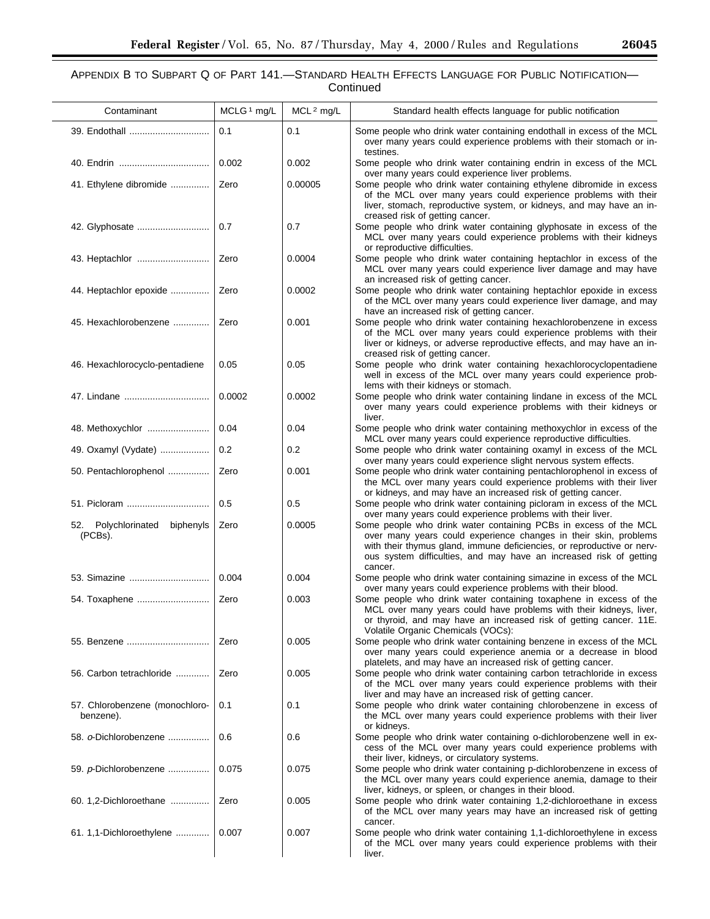APPENDIX B TO SUBPART Q OF PART 141.—STANDARD HEALTH EFFECTS LANGUAGE FOR PUBLIC NOTIFICATION—Continued

| Contaminant | MCLG [1] mg/L | MCL [2] mg/L | Standard health effects language for public notification |
|---|---|---|---|
| 39. Endothall | 0.1 | 0.1 | Some people who drink water containing endothall in excess of the MCL over many years could experience problems with their stomach or intestines. |
| 40. Endrin | 0.002 | 0.002 | Some people who drink water containing endrin in excess of the MCL over many years could experience liver problems. |
| 41. Ethylene dibromide | Zero | 0.00005 | Some people who drink water containing ethylene dibromide in excess of the MCL over many years could experience problems with their liver, stomach, reproductive system, or kidneys, and may have an increased risk of getting cancer. |
| 42. Glyphosate | 0.7 | 0.7 | Some people who drink water containing glyphosate in excess of the MCL over many years could experience problems with their kidneys or reproductive difficulties. |
| 43. Heptachlor | Zero | 0.0004 | Some people who drink water containing heptachlor in excess of the MCL over many years could experience liver damage and may have an increased risk of getting cancer. |
| 44. Heptachlor epoxide | Zero | 0.0002 | Some people who drink water containing heptachlor epoxide in excess of the MCL over many years could experience liver damage, and may have an increased risk of getting cancer. |
| 45. Hexachlorobenzene | Zero | 0.001 | Some people who drink water containing hexachlorobenzene in excess of the MCL over many years could experience problems with their liver or kidneys, or adverse reproductive effects, and may have an increased risk of getting cancer. |
| 46. Hexachlorocyclo-pentadiene | 0.05 | 0.05 | Some people who drink water containing hexachlorocyclopentadiene well in excess of the MCL over many years could experience problems with their kidneys or stomach. |
| 47. Lindane | 0.0002 | 0.0002 | Some people who drink water containing lindane in excess of the MCL over many years could experience problems with their kidneys or liver. |
| 48. Methoxychlor | 0.04 | 0.04 | Some people who drink water containing methoxychlor in excess of the MCL over many years could experience reproductive difficulties. |
| 49. Oxamyl (Vydate) | 0.2 | 0.2 | Some people who drink water containing oxamyl in excess of the MCL over many years could experience slight nervous system effects. |
| 50. Pentachlorophenol | Zero | 0.001 | Some people who drink water containing pentachlorophenol in excess of the MCL over many years could experience problems with their liver or kidneys, and may have an increased risk of getting cancer. |
| 51. Picloram | 0.5 | 0.5 | Some people who drink water containing picloram in excess of the MCL over many years could experience problems with their liver. |
| 52. Polychlorinated biphenyls (PCBs). | Zero | 0.0005 | Some people who drink water containing PCBs in excess of the MCL over many years could experience changes in their skin, problems with their thymus gland, immune deficiencies, or reproductive or nervous system difficulties, and may have an increased risk of getting cancer. |
| 53. Simazine | 0.004 | 0.004 | Some people who drink water containing simazine in excess of the MCL over many years could experience problems with their blood. |
| 54. Toxaphene | Zero | 0.003 | Some people who drink water containing toxaphene in excess of the MCL over many years could have problems with their kidneys, liver, or thyroid, and may have an increased risk of getting cancer. 11E. Volatile Organic Chemicals (VOCs): |
| 55. Benzene | Zero | 0.005 | Some people who drink water containing benzene in excess of the MCL over many years could experience anemia or a decrease in blood platelets, and may have an increased risk of getting cancer. |
| 56. Carbon tetrachloride | Zero | 0.005 | Some people who drink water containing carbon tetrachloride in excess of the MCL over many years could experience problems with their liver and may have an increased risk of getting cancer. |
| 57. Chlorobenzene (monochlorobenzene). | 0.1 | 0.1 | Some people who drink water containing chlorobenzene in excess of the MCL over many years could experience problems with their liver or kidneys. |
| 58. *o*-Dichlorobenzene | 0.6 | 0.6 | Some people who drink water containing o-dichlorobenzene well in excess of the MCL over many years could experience problems with their liver, kidneys, or circulatory systems. |
| 59. *p*-Dichlorobenzene | 0.075 | 0.075 | Some people who drink water containing p-dichlorobenzene in excess of the MCL over many years could experience anemia, damage to their liver, kidneys, or spleen, or changes in their blood. |
| 60. 1,2-Dichloroethane | Zero | 0.005 | Some people who drink water containing 1,2-dichloroethane in excess of the MCL over many years may have an increased risk of getting cancer. |
| 61. 1,1-Dichloroethylene | 0.007 | 0.007 | Some people who drink water containing 1,1-dichloroethylene in excess of the MCL over many years could experience problems with their liver. |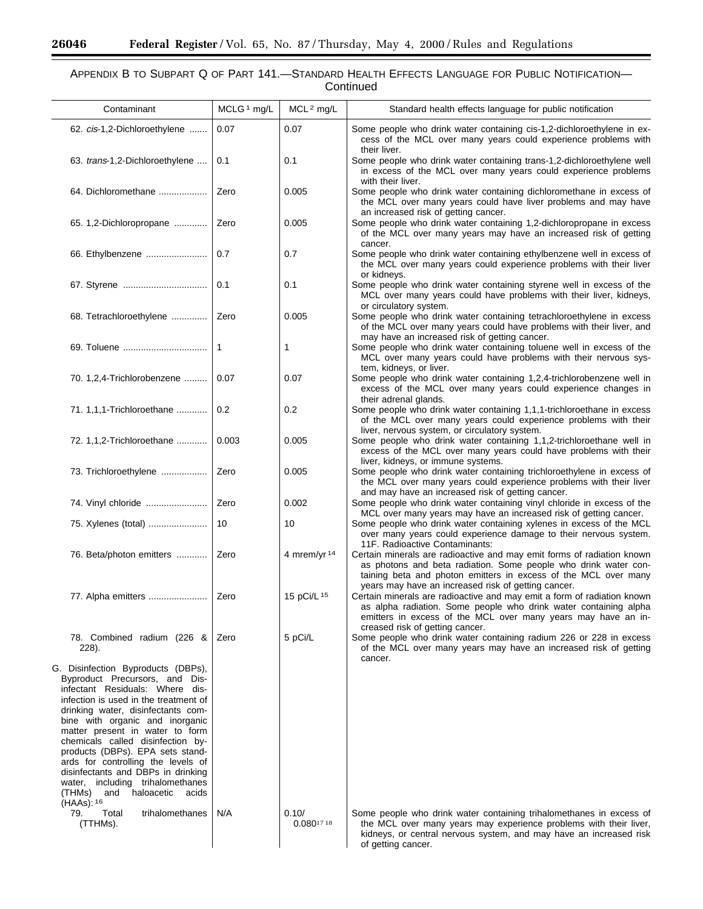## APPENDIX B TO SUBPART Q OF PART 141.—STANDARD HEALTH EFFECTS LANGUAGE FOR PUBLIC NOTIFICATION—Continued

| Contaminant | MCLG[1] mg/L | MCL[2] mg/L | Standard health effects language for public notification |
|---|---|---|---|
| 62. *cis*-1,2-Dichloroethylene | 0.07 | 0.07 | Some people who drink water containing cis-1,2-dichloroethylene in excess of the MCL over many years could experience problems with their liver. |
| 63. *trans*-1,2-Dichloroethylene | 0.1 | 0.1 | Some people who drink water containing trans-1,2-dichloroethylene well in excess of the MCL over many years could experience problems with their liver. |
| 64. Dichloromethane | Zero | 0.005 | Some people who drink water containing dichloromethane in excess of the MCL over many years could have liver problems and may have an increased risk of getting cancer. |
| 65. 1,2-Dichloropropane | Zero | 0.005 | Some people who drink water containing 1,2-dichloropropane in excess of the MCL over many years may have an increased risk of getting cancer. |
| 66. Ethylbenzene | 0.7 | 0.7 | Some people who drink water containing ethylbenzene well in excess of the MCL over many years could experience problems with their liver or kidneys. |
| 67. Styrene | 0.1 | 0.1 | Some people who drink water containing styrene well in excess of the MCL over many years could have problems with their liver, kidneys, or circulatory system. |
| 68. Tetrachloroethylene | Zero | 0.005 | Some people who drink water containing tetrachloroethylene in excess of the MCL over many years could have problems with their liver, and may have an increased risk of getting cancer. |
| 69. Toluene | 1 | 1 | Some people who drink water containing toluene well in excess of the MCL over many years could have problems with their nervous system, kidneys, or liver. |
| 70. 1,2,4-Trichlorobenzene | 0.07 | 0.07 | Some people who drink water containing 1,2,4-trichlorobenzene well in excess of the MCL over many years could experience changes in their adrenal glands. |
| 71. 1,1,1-Trichloroethane | 0.2 | 0.2 | Some people who drink water containing 1,1,1-trichloroethane in excess of the MCL over many years could experience problems with their liver, nervous system, or circulatory system. |
| 72. 1,1,2-Trichloroethane | 0.003 | 0.005 | Some people who drink water containing 1,1,2-trichloroethane well in excess of the MCL over many years could have problems with their liver, kidneys, or immune systems. |
| 73. Trichloroethylene | Zero | 0.005 | Some people who drink water containing trichloroethylene in excess of the MCL over many years could experience problems with their liver and may have an increased risk of getting cancer. |
| 74. Vinyl chloride | Zero | 0.002 | Some people who drink water containing vinyl chloride in excess of the MCL over many years may have an increased risk of getting cancer. |
| 75. Xylenes (total) | 10 | 10 | Some people who drink water containing xylenes in excess of the MCL over many years could experience damage to their nervous system. |
| | | | 11F. Radioactive Contaminants: |
| 76. Beta/photon emitters | Zero | 4 mrem/yr[14] | Certain minerals are radioactive and may emit forms of radiation known as photons and beta radiation. Some people who drink water containing beta and photon emitters in excess of the MCL over many years may have an increased risk of getting cancer. |
| 77. Alpha emitters | Zero | 15 pCi/L[15] | Certain minerals are radioactive and may emit a form of radiation known as alpha radiation. Some people who drink water containing alpha emitters in excess of the MCL over many years may have an increased risk of getting cancer. |
| 78. Combined radium (226 & 228). | Zero | 5 pCi/L | Some people who drink water containing radium 226 or 228 in excess of the MCL over many years may have an increased risk of getting cancer. |
| G. Disinfection Byproducts (DBPs), Byproduct Precursors, and Disinfectant Residuals: Where disinfection is used in the treatment of drinking water, disinfectants combine with organic and inorganic matter present in water to form chemicals called disinfection byproducts (DBPs). EPA sets standards for controlling the levels of disinfectants and DBPs in drinking water, including trihalomethanes (THMs) and haloacetic acids (HAAs):[16] | | | |
| 79. Total trihalomethanes (TTHMs). | N/A | 0.10/ 0.080[17,18] | Some people who drink water containing trihalomethanes in excess of the MCL over many years may experience problems with their liver, kidneys, or central nervous system, and may have an increased risk of getting cancer. |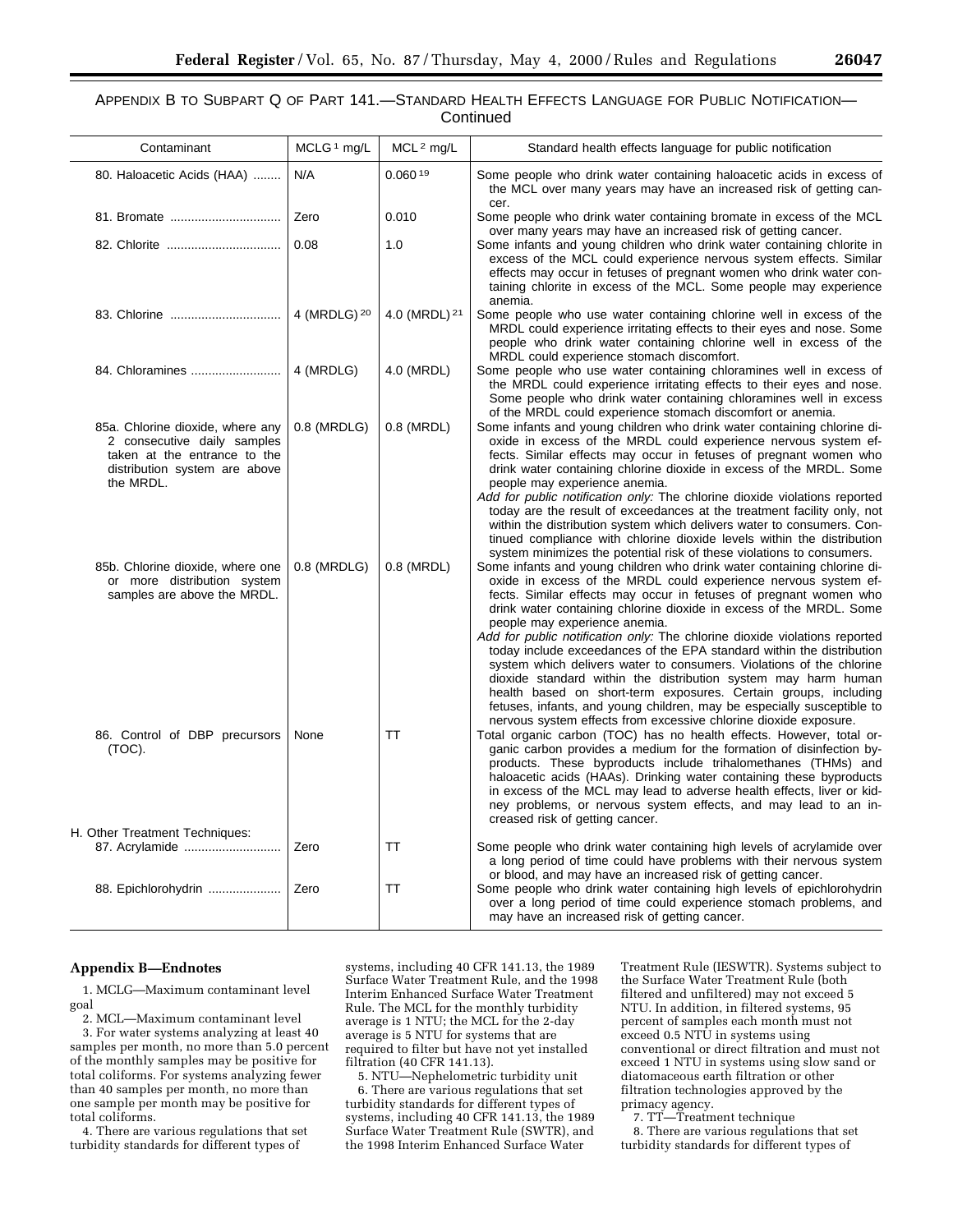APPENDIX B TO SUBPART Q OF PART 141.—STANDARD HEALTH EFFECTS LANGUAGE FOR PUBLIC NOTIFICATION—Continued

| Contaminant | MCLG [1] mg/L | MCL [2] mg/L | Standard health effects language for public notification |
|---|---|---|---|
| 80. Haloacetic Acids (HAA) | N/A | 0.060 [19] | Some people who drink water containing haloacetic acids in excess of the MCL over many years may have an increased risk of getting cancer. |
| 81. Bromate | Zero | 0.010 | Some people who drink water containing bromate in excess of the MCL over many years may have an increased risk of getting cancer. |
| 82. Chlorite | 0.08 | 1.0 | Some infants and young children who drink water containing chlorite in excess of the MCL could experience nervous system effects. Similar effects may occur in fetuses of pregnant women who drink water containing chlorite in excess of the MCL. Some people may experience anemia. |
| 83. Chlorine | 4 (MRDLG) [20] | 4.0 (MRDL) [21] | Some people who use water containing chlorine well in excess of the MRDL could experience irritating effects to their eyes and nose. Some people who drink water containing chlorine well in excess of the MRDL could experience stomach discomfort. |
| 84. Chloramines | 4 (MRDLG) | 4.0 (MRDL) | Some people who use water containing chloramines well in excess of the MRDL could experience irritating effects to their eyes and nose. Some people who drink water containing chloramines well in excess of the MRDL could experience stomach discomfort or anemia. |
| 85a. Chlorine dioxide, where any 2 consecutive daily samples taken at the entrance to the distribution system are above the MRDL. | 0.8 (MRDLG) | 0.8 (MRDL) | Some infants and young children who drink water containing chlorine dioxide in excess of the MRDL could experience nervous system effects. Similar effects may occur in fetuses of pregnant women who drink water containing chlorine dioxide in excess of the MRDL. Some people may experience anemia. *Add for public notification only:* The chlorine dioxide violations reported today are the result of exceedances at the treatment facility only, not within the distribution system which delivers water to consumers. Continued compliance with chlorine dioxide levels within the distribution system minimizes the potential risk of these violations to consumers. |
| 85b. Chlorine dioxide, where one or more distribution system samples are above the MRDL. | 0.8 (MRDLG) | 0.8 (MRDL) | Some infants and young children who drink water containing chlorine dioxide in excess of the MRDL could experience nervous system effects. Similar effects may occur in fetuses of pregnant women who drink water containing chlorine dioxide in excess of the MRDL. Some people may experience anemia. *Add for public notification only:* The chlorine dioxide violations reported today include exceedances of the EPA standard within the distribution system which delivers water to consumers. Violations of the chlorine dioxide standard within the distribution system may harm human health based on short-term exposures. Certain groups, including fetuses, infants, and young children, may be especially susceptible to nervous system effects from excessive chlorine dioxide exposure. |
| 86. Control of DBP precursors (TOC). | None | TT | Total organic carbon (TOC) has no health effects. However, total organic carbon provides a medium for the formation of disinfection byproducts. These byproducts include trihalomethanes (THMs) and haloacetic acids (HAAs). Drinking water containing these byproducts in excess of the MCL may lead to adverse health effects, liver or kidney problems, or nervous system effects, and may lead to an increased risk of getting cancer. |
| H. Other Treatment Techniques: | | | |
| 87. Acrylamide | Zero | TT | Some people who drink water containing high levels of acrylamide over a long period of time could have problems with their nervous system or blood, and may have an increased risk of getting cancer. |
| 88. Epichlorohydrin | Zero | TT | Some people who drink water containing high levels of epichlorohydrin over a long period of time could experience stomach problems, and may have an increased risk of getting cancer. |

**Appendix B—Endnotes**

1. MCLG—Maximum contaminant level goal
2. MCL—Maximum contaminant level
3. For water systems analyzing at least 40 samples per month, no more than 5.0 percent of the monthly samples may be positive for total coliforms. For systems analyzing fewer than 40 samples per month, no more than one sample per month may be positive for total coliforms.
4. There are various regulations that set turbidity standards for different types of systems, including 40 CFR 141.13, the 1989 Surface Water Treatment Rule, and the 1998 Interim Enhanced Surface Water Treatment Rule. The MCL for the monthly turbidity average is 1 NTU; the MCL for the 2-day average is 5 NTU for systems that are required to filter but have not yet installed filtration (40 CFR 141.13).
5. NTU—Nephelometric turbidity unit
6. There are various regulations that set turbidity standards for different types of systems, including 40 CFR 141.13, the 1989 Surface Water Treatment Rule (SWTR), and the 1998 Interim Enhanced Surface Water Treatment Rule (IESWTR). Systems subject to the Surface Water Treatment Rule (both filtered and unfiltered) may not exceed 5 NTU. In addition, in filtered systems, 95 percent of samples each month must not exceed 0.5 NTU in systems using conventional or direct filtration and must not exceed 1 NTU in systems using slow sand or diatomaceous earth filtration or other filtration technologies approved by the primacy agency.
7. TT—Treatment technique
8. There are various regulations that set turbidity standards for different types of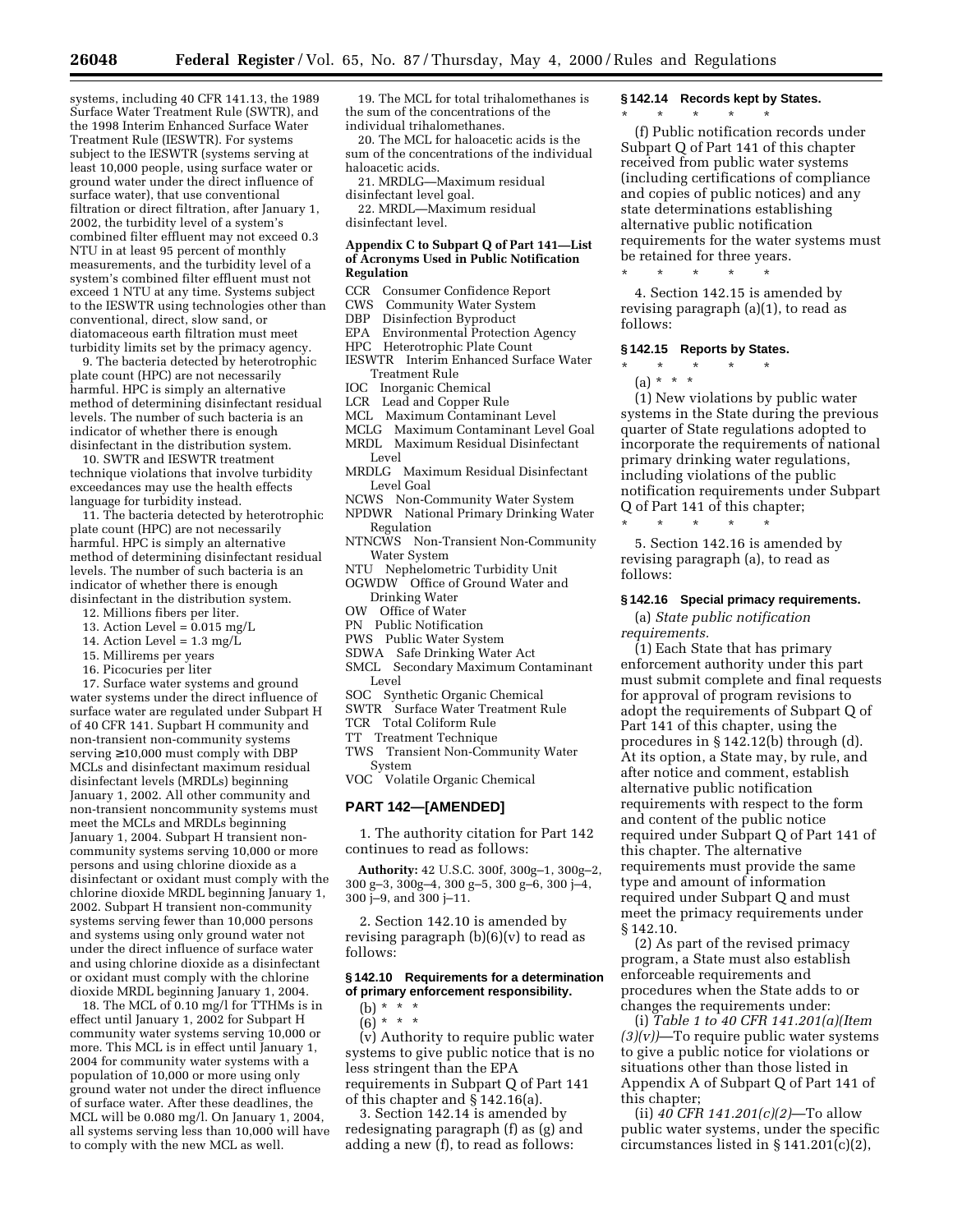systems, including 40 CFR 141.13, the 1989 Surface Water Treatment Rule (SWTR), and the 1998 Interim Enhanced Surface Water Treatment Rule (IESWTR). For systems subject to the IESWTR (systems serving at least 10,000 people, using surface water or ground water under the direct influence of surface water), that use conventional filtration or direct filtration, after January 1, 2002, the turbidity level of a system's combined filter effluent may not exceed 0.3 NTU in at least 95 percent of monthly measurements, and the turbidity level of a system's combined filter effluent must not exceed 1 NTU at any time. Systems subject to the IESWTR using technologies other than conventional, direct, slow sand, or diatomaceous earth filtration must meet turbidity limits set by the primacy agency.

9. The bacteria detected by heterotrophic plate count (HPC) are not necessarily harmful. HPC is simply an alternative method of determining disinfectant residual levels. The number of such bacteria is an indicator of whether there is enough disinfectant in the distribution system.

10. SWTR and IESWTR treatment technique violations that involve turbidity exceedances may use the health effects language for turbidity instead.

11. The bacteria detected by heterotrophic plate count (HPC) are not necessarily harmful. HPC is simply an alternative method of determining disinfectant residual levels. The number of such bacteria is an indicator of whether there is enough disinfectant in the distribution system.

12. Millions fibers per liter.

13. Action Level = 0.015 mg/L

14. Action Level = 1.3 mg/L

15. Millirems per years

16. Picocuries per liter

17. Surface water systems and ground water systems under the direct influence of surface water are regulated under Subpart H of 40 CFR 141. Supbart H community and non-transient non-community systems serving ≥10,000 must comply with DBP MCLs and disinfectant maximum residual disinfectant levels (MRDLs) beginning January 1, 2002. All other community and non-transient noncommunity systems must meet the MCLs and MRDLs beginning January 1, 2004. Subpart H transient non-community systems serving 10,000 or more persons and using chlorine dioxide as a disinfectant or oxidant must comply with the chlorine dioxide MRDL beginning January 1, 2002. Subpart H transient non-community systems serving fewer than 10,000 persons and systems using only ground water not under the direct influence of surface water and using chlorine dioxide as a disinfectant or oxidant must comply with the chlorine dioxide MRDL beginning January 1, 2004.

18. The MCL of 0.10 mg/l for TTHMs is in effect until January 1, 2002 for Subpart H community water systems serving 10,000 or more. This MCL is in effect until January 1, 2004 for community water systems with a population of 10,000 or more using only ground water not under the direct influence of surface water. After these deadlines, the MCL will be 0.080 mg/l. On January 1, 2004, all systems serving less than 10,000 will have to comply with the new MCL as well.

19. The MCL for total trihalomethanes is the sum of the concentrations of the individual trihalomethanes.

20. The MCL for haloacetic acids is the sum of the concentrations of the individual haloacetic acids.

21. MRDLG—Maximum residual disinfectant level goal.

22. MRDL—Maximum residual disinfectant level.

**Appendix C to Subpart Q of Part 141—List of Acronyms Used in Public Notification Regulation**

CCR Consumer Confidence Report
CWS Community Water System
DBP Disinfection Byproduct
EPA Environmental Protection Agency
HPC Heterotrophic Plate Count
IESWTR Interim Enhanced Surface Water Treatment Rule
IOC Inorganic Chemical
LCR Lead and Copper Rule
MCL Maximum Contaminant Level
MCLG Maximum Contaminant Level Goal
MRDL Maximum Residual Disinfectant Level
MRDLG Maximum Residual Disinfectant Level Goal
NCWS Non-Community Water System
NPDWR National Primary Drinking Water Regulation
NTNCWS Non-Transient Non-Community Water System
NTU Nephelometric Turbidity Unit
OGWDW Office of Ground Water and Drinking Water
OW Office of Water
PN Public Notification
PWS Public Water System
SDWA Safe Drinking Water Act
SMCL Secondary Maximum Contaminant Level
SOC Synthetic Organic Chemical
SWTR Surface Water Treatment Rule
TCR Total Coliform Rule
TT Treatment Technique
TWS Transient Non-Community Water System
VOC Volatile Organic Chemical

## PART 142—[AMENDED]

1. The authority citation for Part 142 continues to read as follows:

**Authority:** 42 U.S.C. 300f, 300g–1, 300g–2, 300 g–3, 300g–4, 300 g–5, 300 g–6, 300 j–4, 300 j–9, and 300 j–11.

2. Section 142.10 is amended by revising paragraph (b)(6)(v) to read as follows:

**§ 142.10 Requirements for a determination of primary enforcement responsibility.**

(b) * * *

(6) * * *

(v) Authority to require public water systems to give public notice that is no less stringent than the EPA requirements in Subpart Q of Part 141 of this chapter and § 142.16(a).

3. Section 142.14 is amended by redesignating paragraph (f) as (g) and adding a new (f), to read as follows:

**§ 142.14 Records kept by States.**

\* \* \* \* \*

(f) Public notification records under Subpart Q of Part 141 of this chapter received from public water systems (including certifications of compliance and copies of public notices) and any state determinations establishing alternative public notification requirements for the water systems must be retained for three years.

\* \* \* \* \*

4. Section 142.15 is amended by revising paragraph (a)(1), to read as follows:

**§ 142.15 Reports by States.**

\* \* \* \* \*

(a) * * *

(1) New violations by public water systems in the State during the previous quarter of State regulations adopted to incorporate the requirements of national primary drinking water regulations, including violations of the public notification requirements under Subpart Q of Part 141 of this chapter;

\* \* \* \* \*

5. Section 142.16 is amended by revising paragraph (a), to read as follows:

**§ 142.16 Special primacy requirements.**

(a) *State public notification requirements.*

(1) Each State that has primary enforcement authority under this part must submit complete and final requests for approval of program revisions to adopt the requirements of Subpart Q of Part 141 of this chapter, using the procedures in § 142.12(b) through (d). At its option, a State may, by rule, and after notice and comment, establish alternative public notification requirements with respect to the form and content of the public notice required under Subpart Q of Part 141 of this chapter. The alternative requirements must provide the same type and amount of information required under Subpart Q and must meet the primacy requirements under § 142.10.

(2) As part of the revised primacy program, a State must also establish enforceable requirements and procedures when the State adds to or changes the requirements under:

(i) *Table 1 to 40 CFR 141.201(a)(Item (3)(v))*—To require public water systems to give a public notice for violations or situations other than those listed in Appendix A of Subpart Q of Part 141 of this chapter;

(ii) *40 CFR 141.201(c)(2)*—To allow public water systems, under the specific circumstances listed in § 141.201(c)(2),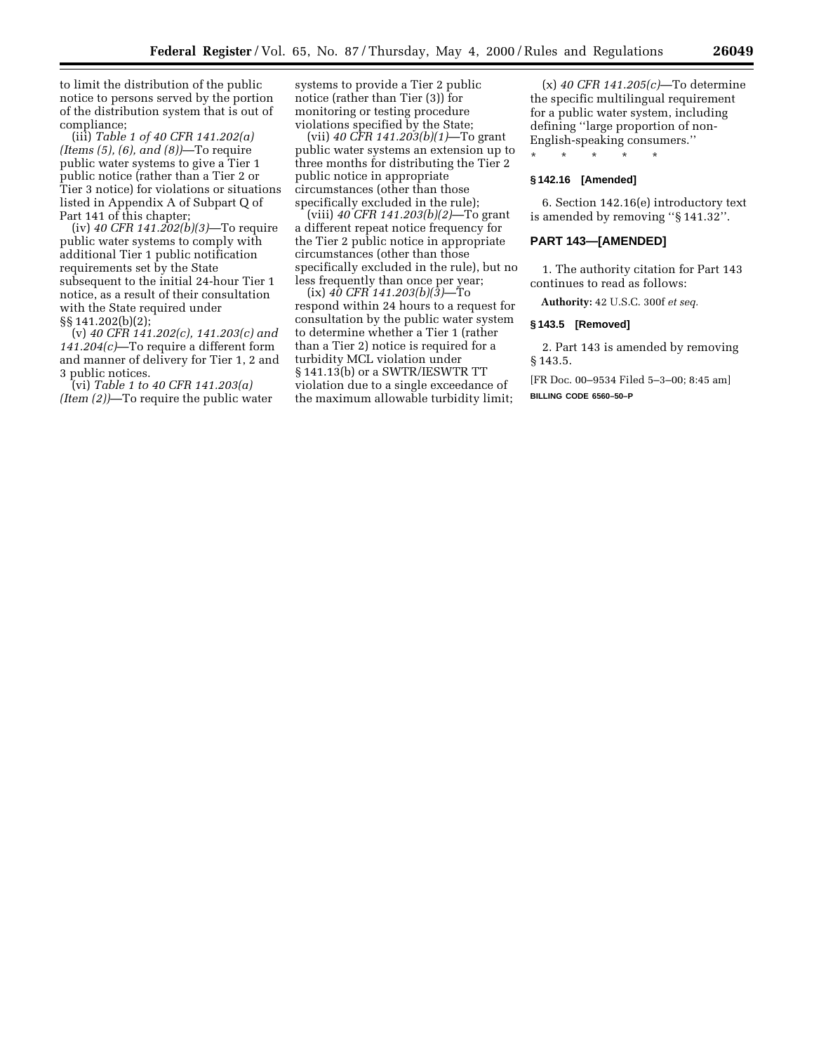to limit the distribution of the public notice to persons served by the portion of the distribution system that is out of compliance;

(iii) *Table 1 of 40 CFR 141.202(a) (Items (5), (6), and (8))*—To require public water systems to give a Tier 1 public notice (rather than a Tier 2 or Tier 3 notice) for violations or situations listed in Appendix A of Subpart Q of Part 141 of this chapter;

(iv) *40 CFR 141.202(b)(3)*—To require public water systems to comply with additional Tier 1 public notification requirements set by the State subsequent to the initial 24-hour Tier 1 notice, as a result of their consultation with the State required under §§ 141.202(b)(2);

(v) *40 CFR 141.202(c), 141.203(c) and 141.204(c)*—To require a different form and manner of delivery for Tier 1, 2 and 3 public notices.

(vi) *Table 1 to 40 CFR 141.203(a) (Item (2))*—To require the public water systems to provide a Tier 2 public notice (rather than Tier (3)) for monitoring or testing procedure violations specified by the State;

(vii) *40 CFR 141.203(b)(1)*—To grant public water systems an extension up to three months for distributing the Tier 2 public notice in appropriate circumstances (other than those specifically excluded in the rule);

(viii) *40 CFR 141.203(b)(2)*—To grant a different repeat notice frequency for the Tier 2 public notice in appropriate circumstances (other than those specifically excluded in the rule), but no less frequently than once per year;

(ix) *40 CFR 141.203(b)(3)*—To respond within 24 hours to a request for consultation by the public water system to determine whether a Tier 1 (rather than a Tier 2) notice is required for a turbidity MCL violation under § 141.13(b) or a SWTR/IESWTR TT violation due to a single exceedance of the maximum allowable turbidity limit;

(x) *40 CFR 141.205(c)*—To determine the specific multilingual requirement for a public water system, including defining ''large proportion of non-English-speaking consumers.''

\* \* \* \* \*

### § 142.16 [Amended]

6. Section 142.16(e) introductory text is amended by removing ''§ 141.32''.

## PART 143—[AMENDED]

1. The authority citation for Part 143 continues to read as follows:

**Authority:** 42 U.S.C. 300f *et seq.*

### § 143.5 [Removed]

2. Part 143 is amended by removing § 143.5.

[FR Doc. 00–9534 Filed 5–3–00; 8:45 am]

BILLING CODE 6560–50–P